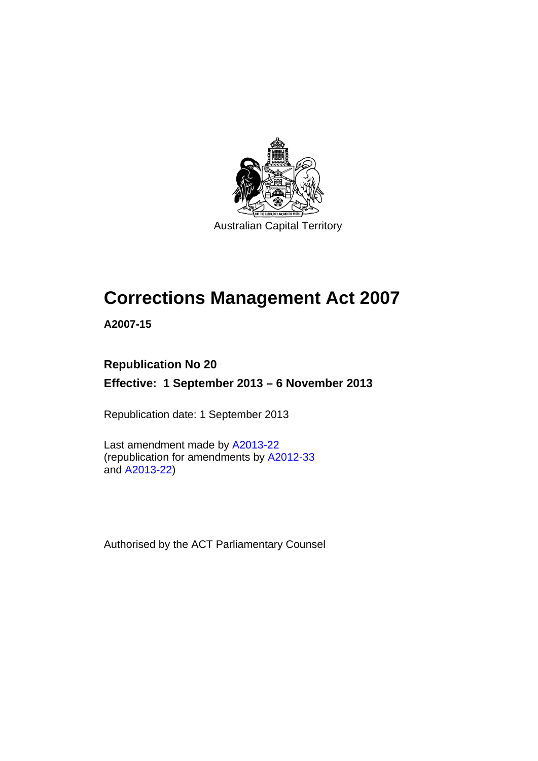Australian Capital Territory

# Corrections Management Act 2007

**A2007-15**

**Republication No 20**

**Effective: 1 September 2013 – 6 November 2013**

Republication date: 1 September 2013

Last amendment made by A2013-22
(republication for amendments by A2012-33
and A2013-22)

Authorised by the ACT Parliamentary Counsel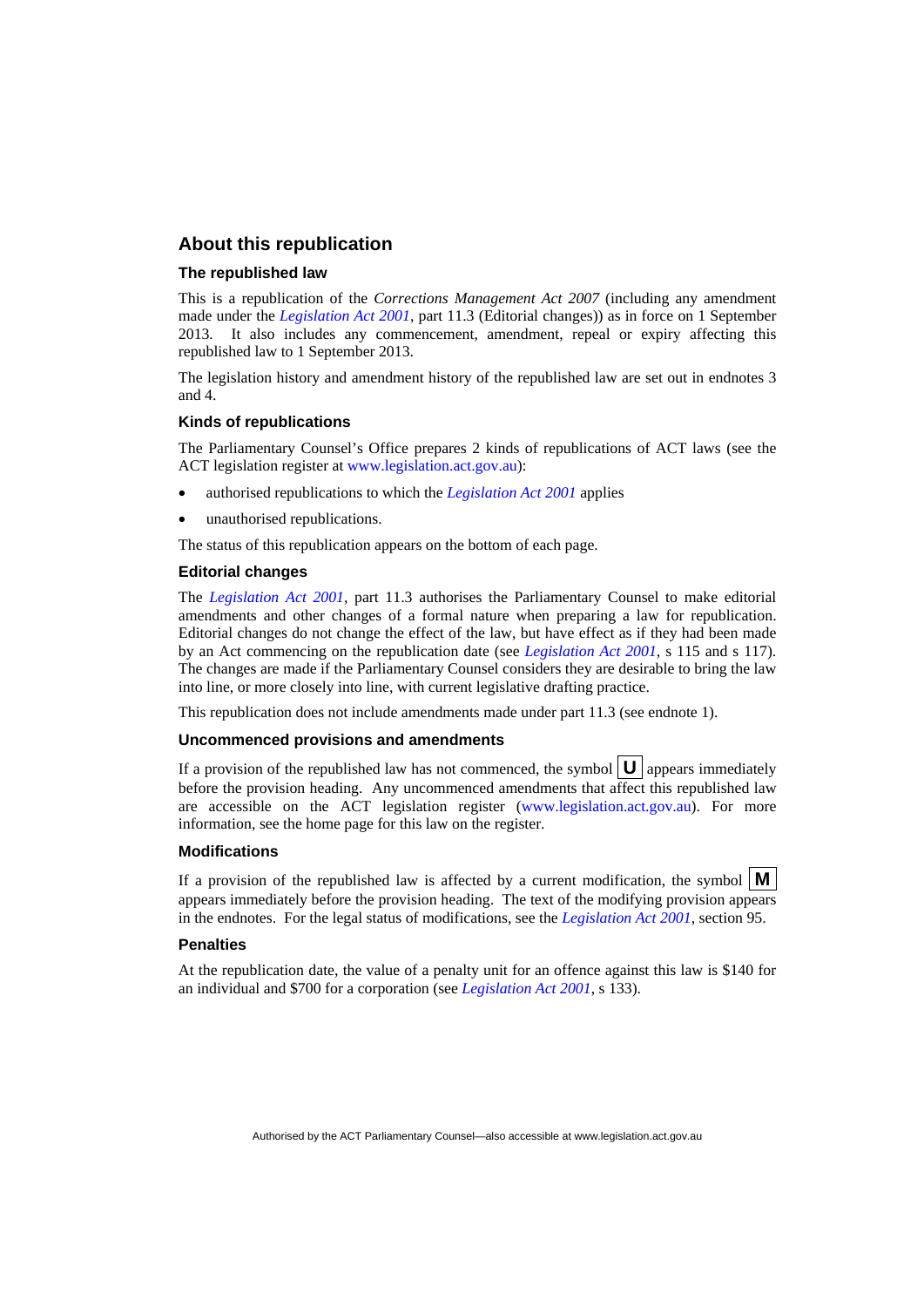## About this republication

### The republished law

This is a republication of the *Corrections Management Act 2007* (including any amendment made under the *Legislation Act 2001*, part 11.3 (Editorial changes)) as in force on 1 September 2013. It also includes any commencement, amendment, repeal or expiry affecting this republished law to 1 September 2013.

The legislation history and amendment history of the republished law are set out in endnotes 3 and 4.

### Kinds of republications

The Parliamentary Counsel's Office prepares 2 kinds of republications of ACT laws (see the ACT legislation register at www.legislation.act.gov.au):

- authorised republications to which the *Legislation Act 2001* applies
- unauthorised republications.

The status of this republication appears on the bottom of each page.

### Editorial changes

The *Legislation Act 2001*, part 11.3 authorises the Parliamentary Counsel to make editorial amendments and other changes of a formal nature when preparing a law for republication. Editorial changes do not change the effect of the law, but have effect as if they had been made by an Act commencing on the republication date (see *Legislation Act 2001*, s 115 and s 117). The changes are made if the Parliamentary Counsel considers they are desirable to bring the law into line, or more closely into line, with current legislative drafting practice.

This republication does not include amendments made under part 11.3 (see endnote 1).

### Uncommenced provisions and amendments

If a provision of the republished law has not commenced, the symbol **U** appears immediately before the provision heading. Any uncommenced amendments that affect this republished law are accessible on the ACT legislation register (www.legislation.act.gov.au). For more information, see the home page for this law on the register.

### Modifications

If a provision of the republished law is affected by a current modification, the symbol **M** appears immediately before the provision heading. The text of the modifying provision appears in the endnotes. For the legal status of modifications, see the *Legislation Act 2001*, section 95.

### Penalties

At the republication date, the value of a penalty unit for an offence against this law is $140 for an individual and $700 for a corporation (see *Legislation Act 2001*, s 133).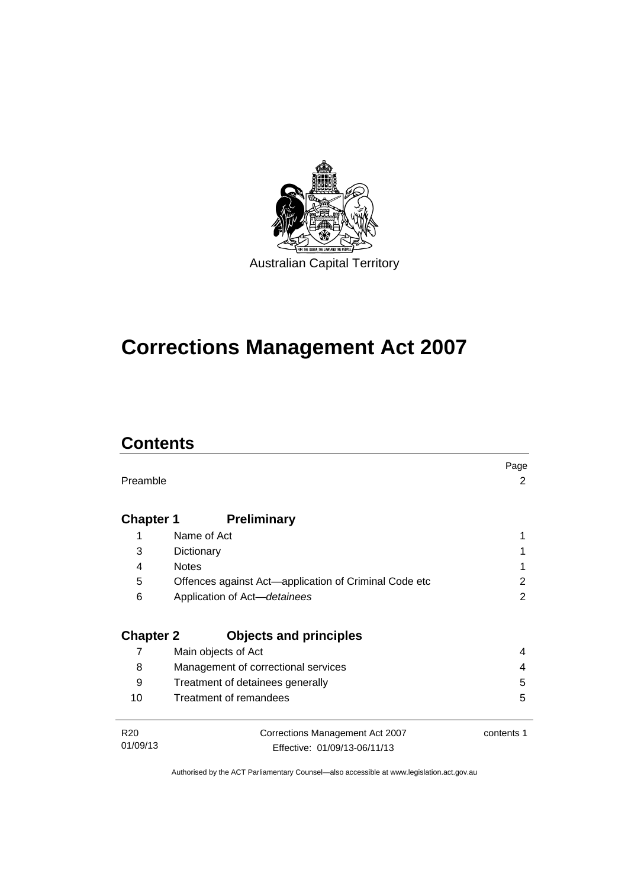Australian Capital Territory

# Corrections Management Act 2007

## Contents

| | | Page |
|---|---|---|
| Preamble | | 2 |
| **Chapter 1** | **Preliminary** | |
| 1 | Name of Act | 1 |
| 3 | Dictionary | 1 |
| 4 | Notes | 1 |
| 5 | Offences against Act—application of Criminal Code etc | 2 |
| 6 | Application of Act—*detainees* | 2 |
| **Chapter 2** | **Objects and principles** | |
| 7 | Main objects of Act | 4 |
| 8 | Management of correctional services | 4 |
| 9 | Treatment of detainees generally | 5 |
| 10 | Treatment of remandees | 5 |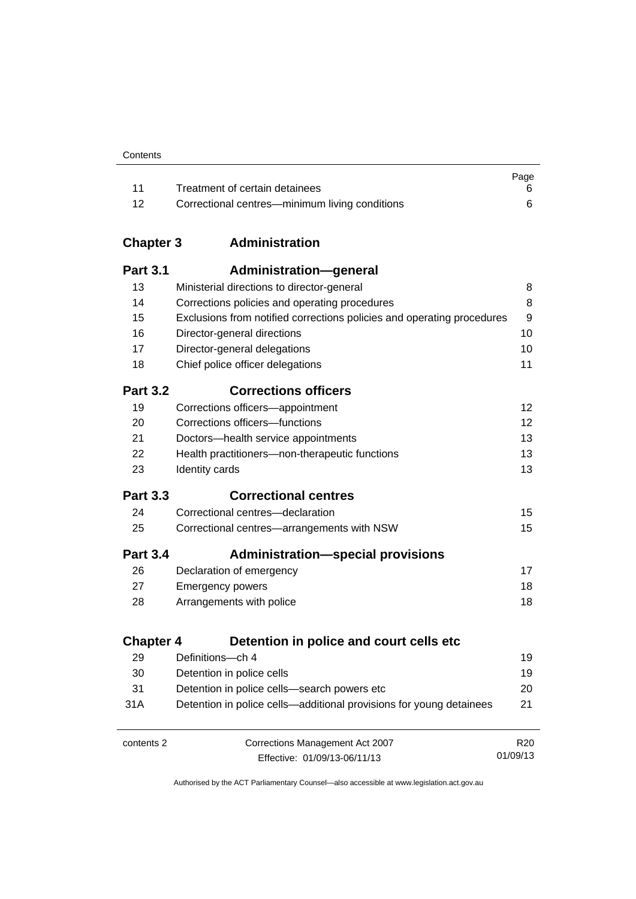| | | Page |
|---|---|---|
| 11 | Treatment of certain detainees | 6 |
| 12 | Correctional centres—minimum living conditions | 6 |

## Chapter 3 Administration

### Part 3.1 Administration—general

| | | |
|---|---|---|
| 13 | Ministerial directions to director-general | 8 |
| 14 | Corrections policies and operating procedures | 8 |
| 15 | Exclusions from notified corrections policies and operating procedures | 9 |
| 16 | Director-general directions | 10 |
| 17 | Director-general delegations | 10 |
| 18 | Chief police officer delegations | 11 |

### Part 3.2 Corrections officers

| | | |
|---|---|---|
| 19 | Corrections officers—appointment | 12 |
| 20 | Corrections officers—functions | 12 |
| 21 | Doctors—health service appointments | 13 |
| 22 | Health practitioners—non-therapeutic functions | 13 |
| 23 | Identity cards | 13 |

### Part 3.3 Correctional centres

| | | |
|---|---|---|
| 24 | Correctional centres—declaration | 15 |
| 25 | Correctional centres—arrangements with NSW | 15 |

### Part 3.4 Administration—special provisions

| | | |
|---|---|---|
| 26 | Declaration of emergency | 17 |
| 27 | Emergency powers | 18 |
| 28 | Arrangements with police | 18 |

## Chapter 4 Detention in police and court cells etc

| | | |
|---|---|---|
| 29 | Definitions—ch 4 | 19 |
| 30 | Detention in police cells | 19 |
| 31 | Detention in police cells—search powers etc | 20 |
| 31A | Detention in police cells—additional provisions for young detainees | 21 |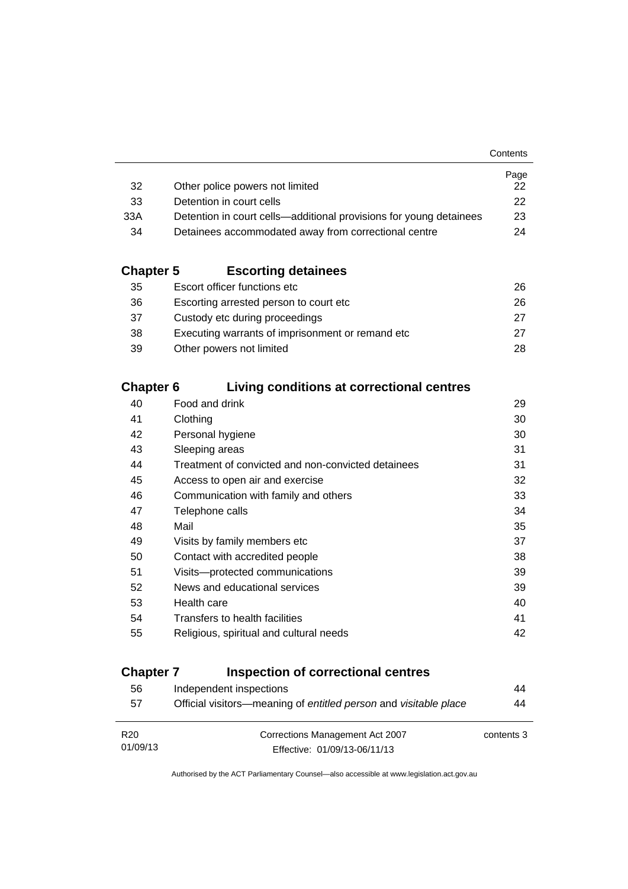| | | Page |
|---|---|---|
| 32 | Other police powers not limited | 22 |
| 33 | Detention in court cells | 22 |
| 33A | Detention in court cells—additional provisions for young detainees | 23 |
| 34 | Detainees accommodated away from correctional centre | 24 |

## Chapter 5 Escorting detainees

| | | |
|---|---|---|
| 35 | Escort officer functions etc | 26 |
| 36 | Escorting arrested person to court etc | 26 |
| 37 | Custody etc during proceedings | 27 |
| 38 | Executing warrants of imprisonment or remand etc | 27 |
| 39 | Other powers not limited | 28 |

## Chapter 6 Living conditions at correctional centres

| | | |
|---|---|---|
| 40 | Food and drink | 29 |
| 41 | Clothing | 30 |
| 42 | Personal hygiene | 30 |
| 43 | Sleeping areas | 31 |
| 44 | Treatment of convicted and non-convicted detainees | 31 |
| 45 | Access to open air and exercise | 32 |
| 46 | Communication with family and others | 33 |
| 47 | Telephone calls | 34 |
| 48 | Mail | 35 |
| 49 | Visits by family members etc | 37 |
| 50 | Contact with accredited people | 38 |
| 51 | Visits—protected communications | 39 |
| 52 | News and educational services | 39 |
| 53 | Health care | 40 |
| 54 | Transfers to health facilities | 41 |
| 55 | Religious, spiritual and cultural needs | 42 |

## Chapter 7 Inspection of correctional centres

| | | |
|---|---|---|
| 56 | Independent inspections | 44 |
| 57 | Official visitors—meaning of *entitled person* and *visitable place* | 44 |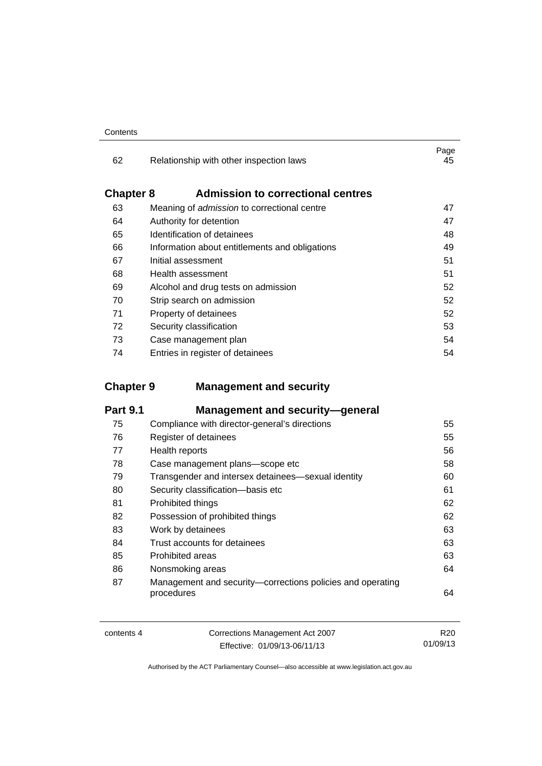| | | Page |
|---|---|---|
| 62 | Relationship with other inspection laws | 45 |

## Chapter 8 Admission to correctional centres

| | | |
|---|---|---|
| 63 | Meaning of *admission* to correctional centre | 47 |
| 64 | Authority for detention | 47 |
| 65 | Identification of detainees | 48 |
| 66 | Information about entitlements and obligations | 49 |
| 67 | Initial assessment | 51 |
| 68 | Health assessment | 51 |
| 69 | Alcohol and drug tests on admission | 52 |
| 70 | Strip search on admission | 52 |
| 71 | Property of detainees | 52 |
| 72 | Security classification | 53 |
| 73 | Case management plan | 54 |
| 74 | Entries in register of detainees | 54 |

## Chapter 9 Management and security

### Part 9.1 Management and security—general

| | | |
|---|---|---|
| 75 | Compliance with director-general's directions | 55 |
| 76 | Register of detainees | 55 |
| 77 | Health reports | 56 |
| 78 | Case management plans—scope etc | 58 |
| 79 | Transgender and intersex detainees—sexual identity | 60 |
| 80 | Security classification—basis etc | 61 |
| 81 | Prohibited things | 62 |
| 82 | Possession of prohibited things | 62 |
| 83 | Work by detainees | 63 |
| 84 | Trust accounts for detainees | 63 |
| 85 | Prohibited areas | 63 |
| 86 | Nonsmoking areas | 64 |
| 87 | Management and security—corrections policies and operating procedures | 64 |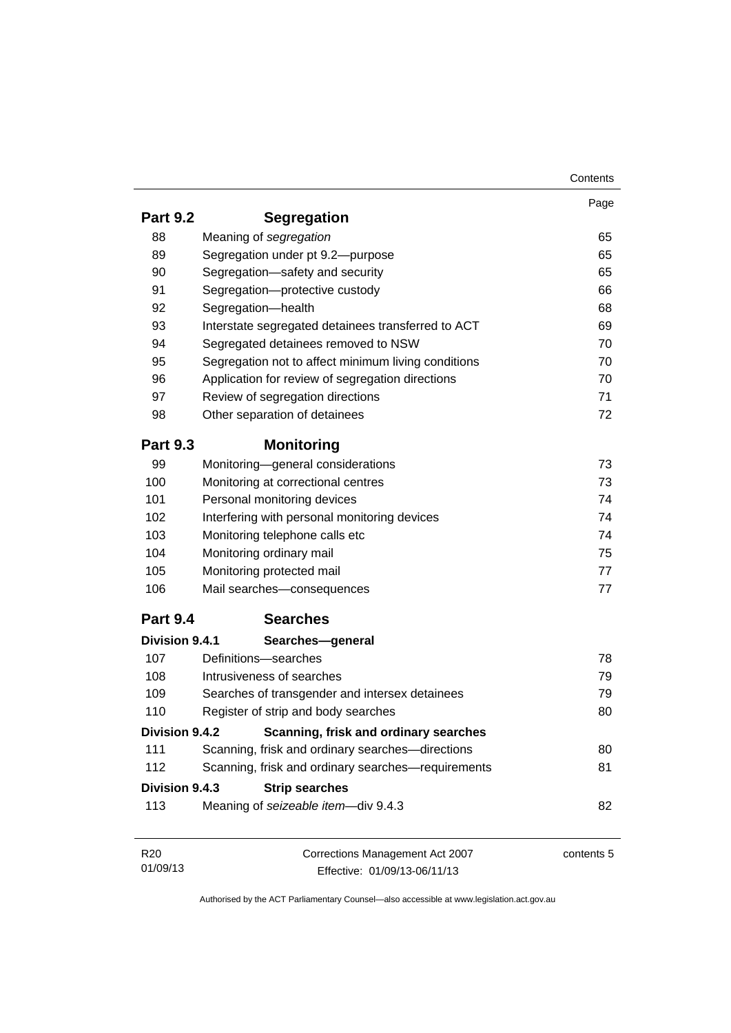| | | Page |
|---|---|---|
| **Part 9.2** | **Segregation** | |
| 88 | Meaning of *segregation* | 65 |
| 89 | Segregation under pt 9.2—purpose | 65 |
| 90 | Segregation—safety and security | 65 |
| 91 | Segregation—protective custody | 66 |
| 92 | Segregation—health | 68 |
| 93 | Interstate segregated detainees transferred to ACT | 69 |
| 94 | Segregated detainees removed to NSW | 70 |
| 95 | Segregation not to affect minimum living conditions | 70 |
| 96 | Application for review of segregation directions | 70 |
| 97 | Review of segregation directions | 71 |
| 98 | Other separation of detainees | 72 |
| **Part 9.3** | **Monitoring** | |
| 99 | Monitoring—general considerations | 73 |
| 100 | Monitoring at correctional centres | 73 |
| 101 | Personal monitoring devices | 74 |
| 102 | Interfering with personal monitoring devices | 74 |
| 103 | Monitoring telephone calls etc | 74 |
| 104 | Monitoring ordinary mail | 75 |
| 105 | Monitoring protected mail | 77 |
| 106 | Mail searches—consequences | 77 |
| **Part 9.4** | **Searches** | |
| **Division 9.4.1** | **Searches—general** | |
| 107 | Definitions—searches | 78 |
| 108 | Intrusiveness of searches | 79 |
| 109 | Searches of transgender and intersex detainees | 79 |
| 110 | Register of strip and body searches | 80 |
| **Division 9.4.2** | **Scanning, frisk and ordinary searches** | |
| 111 | Scanning, frisk and ordinary searches—directions | 80 |
| 112 | Scanning, frisk and ordinary searches—requirements | 81 |
| **Division 9.4.3** | **Strip searches** | |
| 113 | Meaning of *seizeable item*—div 9.4.3 | 82 |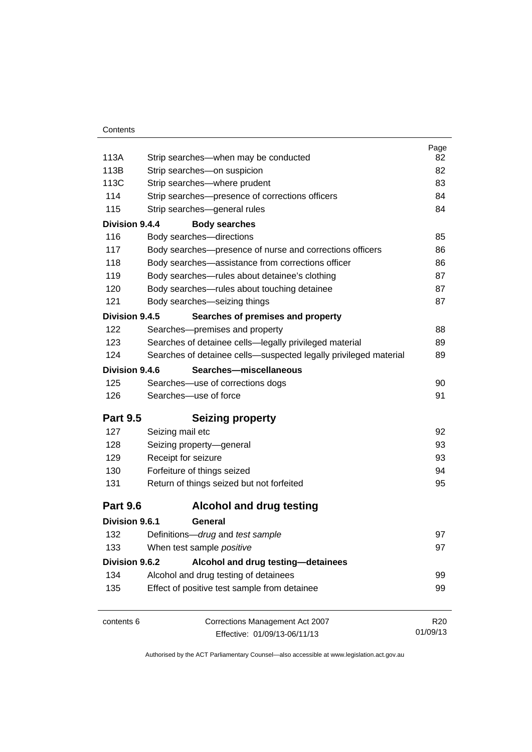| | | Page |
|---|---|---|
| 113A | Strip searches—when may be conducted | 82 |
| 113B | Strip searches—on suspicion | 82 |
| 113C | Strip searches—where prudent | 83 |
| 114 | Strip searches—presence of corrections officers | 84 |
| 115 | Strip searches—general rules | 84 |
| **Division 9.4.4** | **Body searches** | |
| 116 | Body searches—directions | 85 |
| 117 | Body searches—presence of nurse and corrections officers | 86 |
| 118 | Body searches—assistance from corrections officer | 86 |
| 119 | Body searches—rules about detainee's clothing | 87 |
| 120 | Body searches—rules about touching detainee | 87 |
| 121 | Body searches—seizing things | 87 |
| **Division 9.4.5** | **Searches of premises and property** | |
| 122 | Searches—premises and property | 88 |
| 123 | Searches of detainee cells—legally privileged material | 89 |
| 124 | Searches of detainee cells—suspected legally privileged material | 89 |
| **Division 9.4.6** | **Searches—miscellaneous** | |
| 125 | Searches—use of corrections dogs | 90 |
| 126 | Searches—use of force | 91 |
| **Part 9.5** | **Seizing property** | |
| 127 | Seizing mail etc | 92 |
| 128 | Seizing property—general | 93 |
| 129 | Receipt for seizure | 93 |
| 130 | Forfeiture of things seized | 94 |
| 131 | Return of things seized but not forfeited | 95 |
| **Part 9.6** | **Alcohol and drug testing** | |
| **Division 9.6.1** | **General** | |
| 132 | Definitions—*drug* and *test sample* | 97 |
| 133 | When test sample *positive* | 97 |
| **Division 9.6.2** | **Alcohol and drug testing—detainees** | |
| 134 | Alcohol and drug testing of detainees | 99 |
| 135 | Effect of positive test sample from detainee | 99 |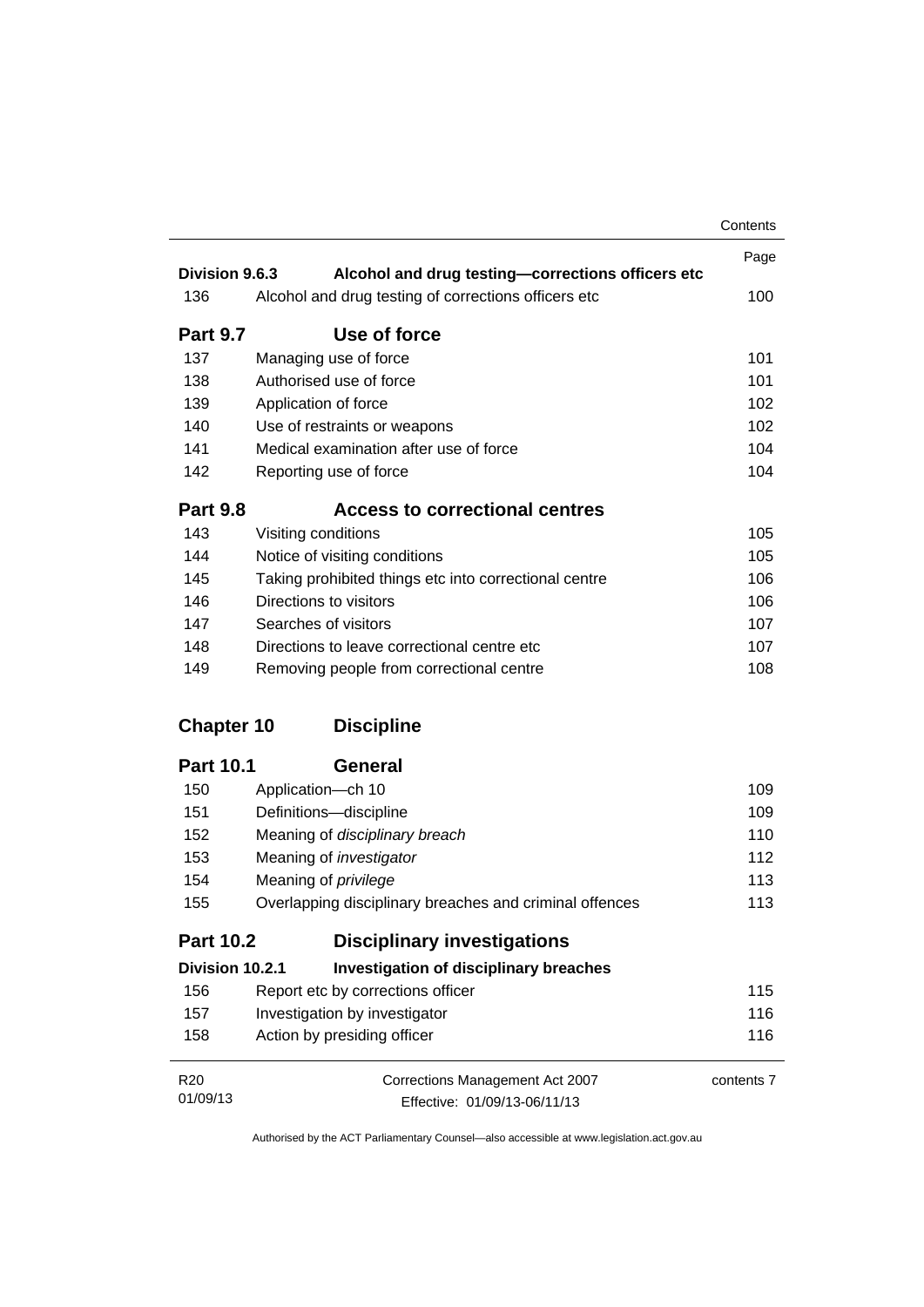| | | Page |
|---|---|---|
| **Division 9.6.3** | **Alcohol and drug testing—corrections officers etc** | |
| 136 | Alcohol and drug testing of corrections officers etc | 100 |
| **Part 9.7** | **Use of force** | |
| 137 | Managing use of force | 101 |
| 138 | Authorised use of force | 101 |
| 139 | Application of force | 102 |
| 140 | Use of restraints or weapons | 102 |
| 141 | Medical examination after use of force | 104 |
| 142 | Reporting use of force | 104 |
| **Part 9.8** | **Access to correctional centres** | |
| 143 | Visiting conditions | 105 |
| 144 | Notice of visiting conditions | 105 |
| 145 | Taking prohibited things etc into correctional centre | 106 |
| 146 | Directions to visitors | 106 |
| 147 | Searches of visitors | 107 |
| 148 | Directions to leave correctional centre etc | 107 |
| 149 | Removing people from correctional centre | 108 |
| **Chapter 10** | **Discipline** | |
| **Part 10.1** | **General** | |
| 150 | Application—ch 10 | 109 |
| 151 | Definitions—discipline | 109 |
| 152 | Meaning of *disciplinary breach* | 110 |
| 153 | Meaning of *investigator* | 112 |
| 154 | Meaning of *privilege* | 113 |
| 155 | Overlapping disciplinary breaches and criminal offences | 113 |
| **Part 10.2** | **Disciplinary investigations** | |
| **Division 10.2.1** | **Investigation of disciplinary breaches** | |
| 156 | Report etc by corrections officer | 115 |
| 157 | Investigation by investigator | 116 |
| 158 | Action by presiding officer | 116 |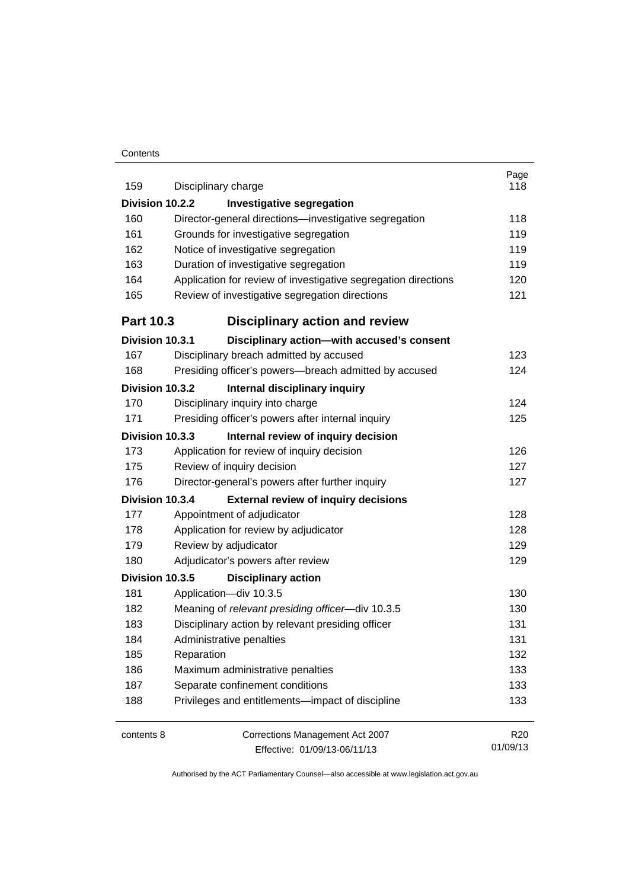| | | Page |
|---|---|---|
| 159 | Disciplinary charge | 118 |
| **Division 10.2.2** | **Investigative segregation** | |
| 160 | Director-general directions—investigative segregation | 118 |
| 161 | Grounds for investigative segregation | 119 |
| 162 | Notice of investigative segregation | 119 |
| 163 | Duration of investigative segregation | 119 |
| 164 | Application for review of investigative segregation directions | 120 |
| 165 | Review of investigative segregation directions | 121 |
| **Part 10.3** | **Disciplinary action and review** | |
| **Division 10.3.1** | **Disciplinary action—with accused's consent** | |
| 167 | Disciplinary breach admitted by accused | 123 |
| 168 | Presiding officer's powers—breach admitted by accused | 124 |
| **Division 10.3.2** | **Internal disciplinary inquiry** | |
| 170 | Disciplinary inquiry into charge | 124 |
| 171 | Presiding officer's powers after internal inquiry | 125 |
| **Division 10.3.3** | **Internal review of inquiry decision** | |
| 173 | Application for review of inquiry decision | 126 |
| 175 | Review of inquiry decision | 127 |
| 176 | Director-general's powers after further inquiry | 127 |
| **Division 10.3.4** | **External review of inquiry decisions** | |
| 177 | Appointment of adjudicator | 128 |
| 178 | Application for review by adjudicator | 128 |
| 179 | Review by adjudicator | 129 |
| 180 | Adjudicator's powers after review | 129 |
| **Division 10.3.5** | **Disciplinary action** | |
| 181 | Application—div 10.3.5 | 130 |
| 182 | Meaning of *relevant presiding officer*—div 10.3.5 | 130 |
| 183 | Disciplinary action by relevant presiding officer | 131 |
| 184 | Administrative penalties | 131 |
| 185 | Reparation | 132 |
| 186 | Maximum administrative penalties | 133 |
| 187 | Separate confinement conditions | 133 |
| 188 | Privileges and entitlements—impact of discipline | 133 |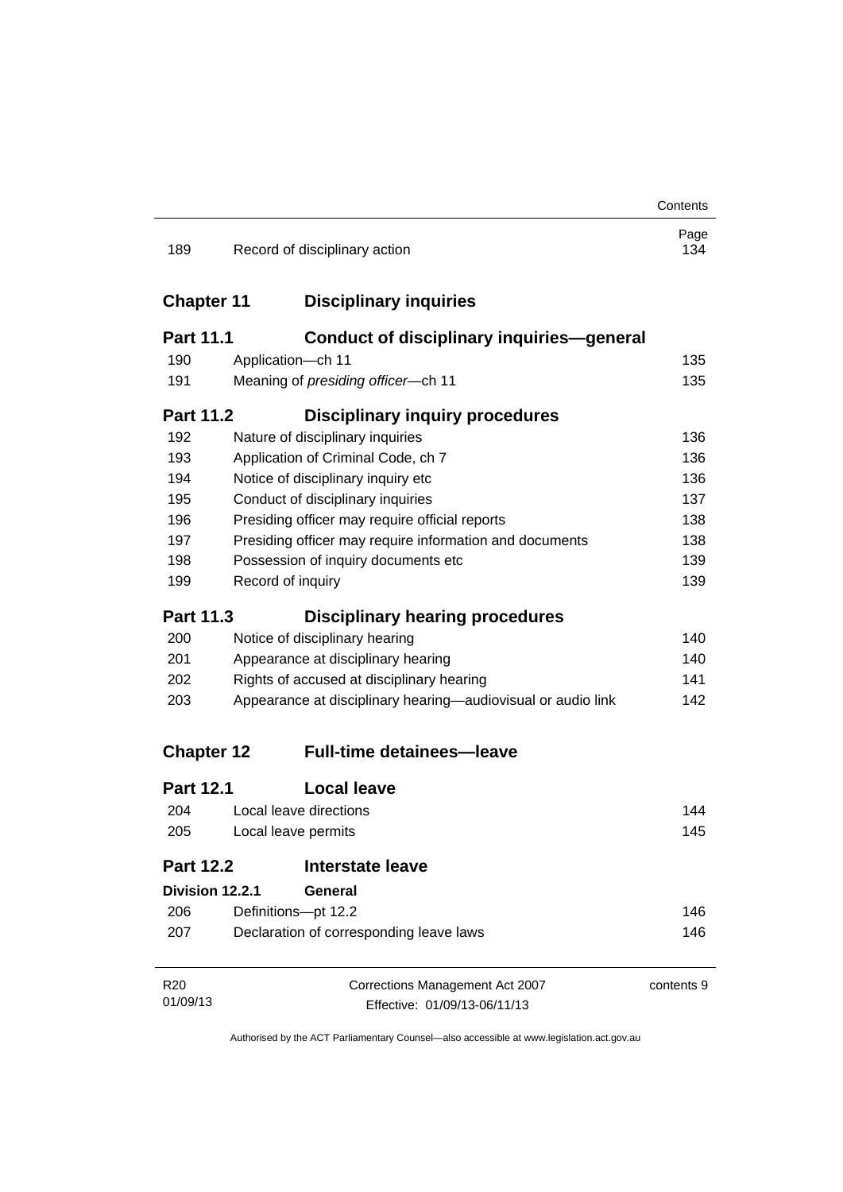| | | Page |
|---|---|---|
| 189 | Record of disciplinary action | 134 |

## Chapter 11 Disciplinary inquiries

### Part 11.1 Conduct of disciplinary inquiries—general

| | | |
|---|---|---|
| 190 | Application—ch 11 | 135 |
| 191 | Meaning of *presiding officer*—ch 11 | 135 |

### Part 11.2 Disciplinary inquiry procedures

| | | |
|---|---|---|
| 192 | Nature of disciplinary inquiries | 136 |
| 193 | Application of Criminal Code, ch 7 | 136 |
| 194 | Notice of disciplinary inquiry etc | 136 |
| 195 | Conduct of disciplinary inquiries | 137 |
| 196 | Presiding officer may require official reports | 138 |
| 197 | Presiding officer may require information and documents | 138 |
| 198 | Possession of inquiry documents etc | 139 |
| 199 | Record of inquiry | 139 |

### Part 11.3 Disciplinary hearing procedures

| | | |
|---|---|---|
| 200 | Notice of disciplinary hearing | 140 |
| 201 | Appearance at disciplinary hearing | 140 |
| 202 | Rights of accused at disciplinary hearing | 141 |
| 203 | Appearance at disciplinary hearing—audiovisual or audio link | 142 |

## Chapter 12 Full-time detainees—leave

### Part 12.1 Local leave

| | | |
|---|---|---|
| 204 | Local leave directions | 144 |
| 205 | Local leave permits | 145 |

### Part 12.2 Interstate leave

#### Division 12.2.1 General

| | | |
|---|---|---|
| 206 | Definitions—pt 12.2 | 146 |
| 207 | Declaration of corresponding leave laws | 146 |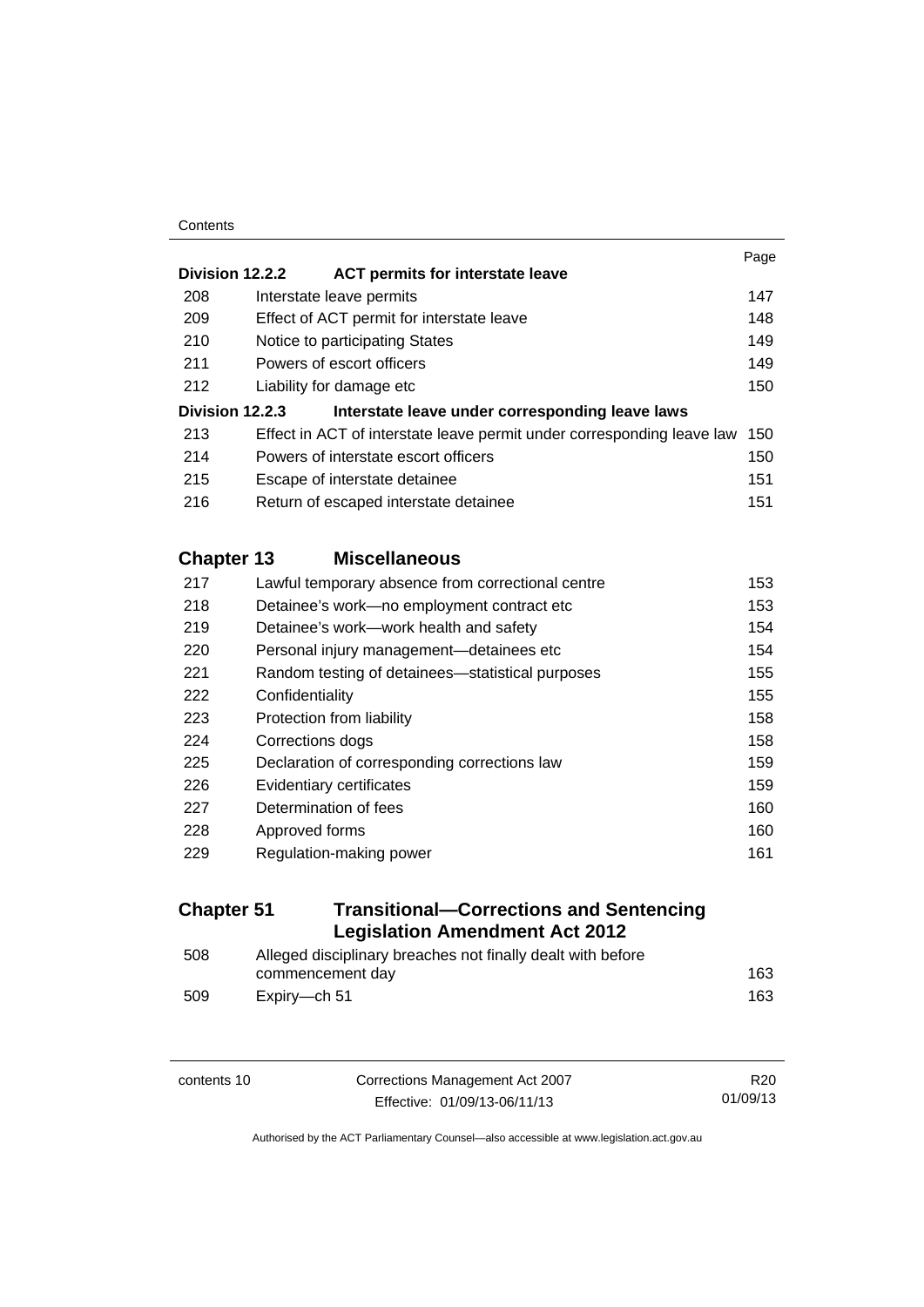| | | Page |
|---|---|---|
| **Division 12.2.2** | **ACT permits for interstate leave** | |
| 208 | Interstate leave permits | 147 |
| 209 | Effect of ACT permit for interstate leave | 148 |
| 210 | Notice to participating States | 149 |
| 211 | Powers of escort officers | 149 |
| 212 | Liability for damage etc | 150 |
| **Division 12.2.3** | **Interstate leave under corresponding leave laws** | |
| 213 | Effect in ACT of interstate leave permit under corresponding leave law | 150 |
| 214 | Powers of interstate escort officers | 150 |
| 215 | Escape of interstate detainee | 151 |
| 216 | Return of escaped interstate detainee | 151 |

## Chapter 13 Miscellaneous

| | | |
|---|---|---|
| 217 | Lawful temporary absence from correctional centre | 153 |
| 218 | Detainee's work—no employment contract etc | 153 |
| 219 | Detainee's work—work health and safety | 154 |
| 220 | Personal injury management—detainees etc | 154 |
| 221 | Random testing of detainees—statistical purposes | 155 |
| 222 | Confidentiality | 155 |
| 223 | Protection from liability | 158 |
| 224 | Corrections dogs | 158 |
| 225 | Declaration of corresponding corrections law | 159 |
| 226 | Evidentiary certificates | 159 |
| 227 | Determination of fees | 160 |
| 228 | Approved forms | 160 |
| 229 | Regulation-making power | 161 |

## Chapter 51 Transitional—Corrections and Sentencing Legislation Amendment Act 2012

| | | |
|---|---|---|
| 508 | Alleged disciplinary breaches not finally dealt with before commencement day | 163 |
| 509 | Expiry—ch 51 | 163 |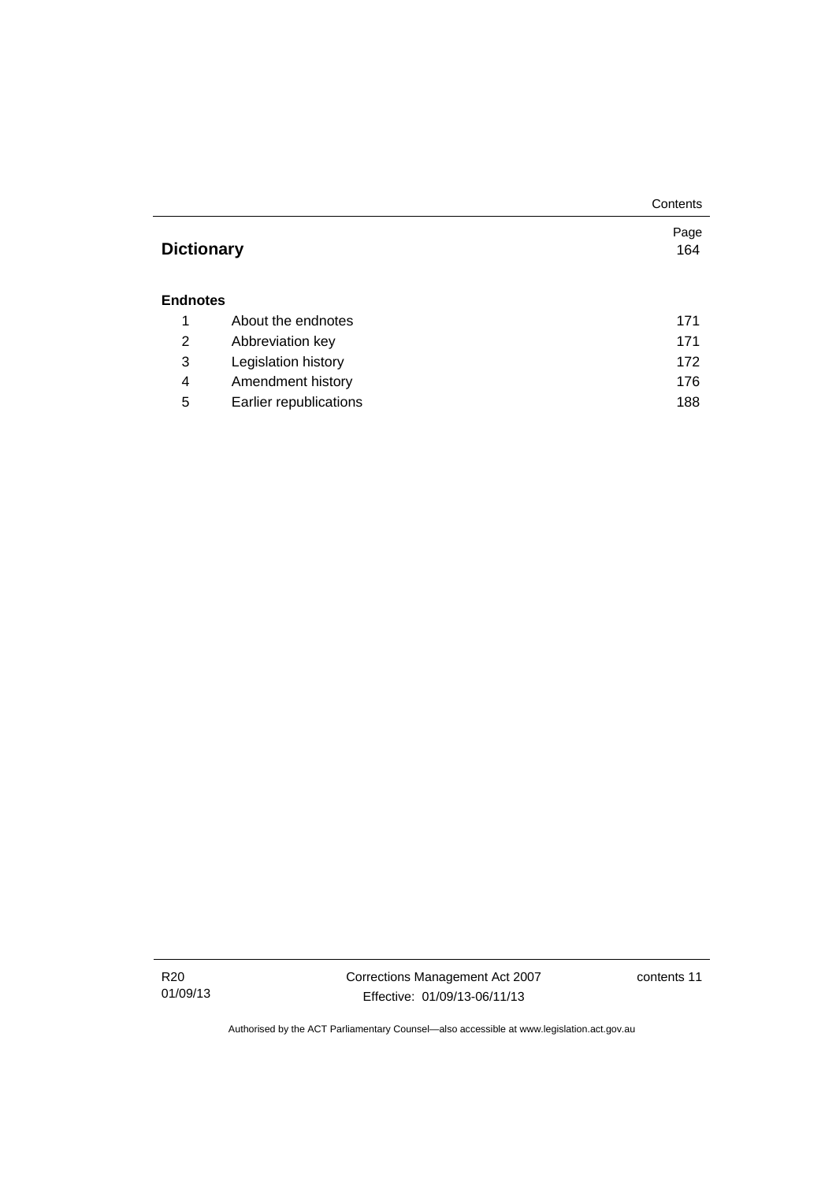| | | Page |
|---|---|---|
| **Dictionary** | | 164 |
| **Endnotes** | | |
| 1 | About the endnotes | 171 |
| 2 | Abbreviation key | 171 |
| 3 | Legislation history | 172 |
| 4 | Amendment history | 176 |
| 5 | Earlier republications | 188 |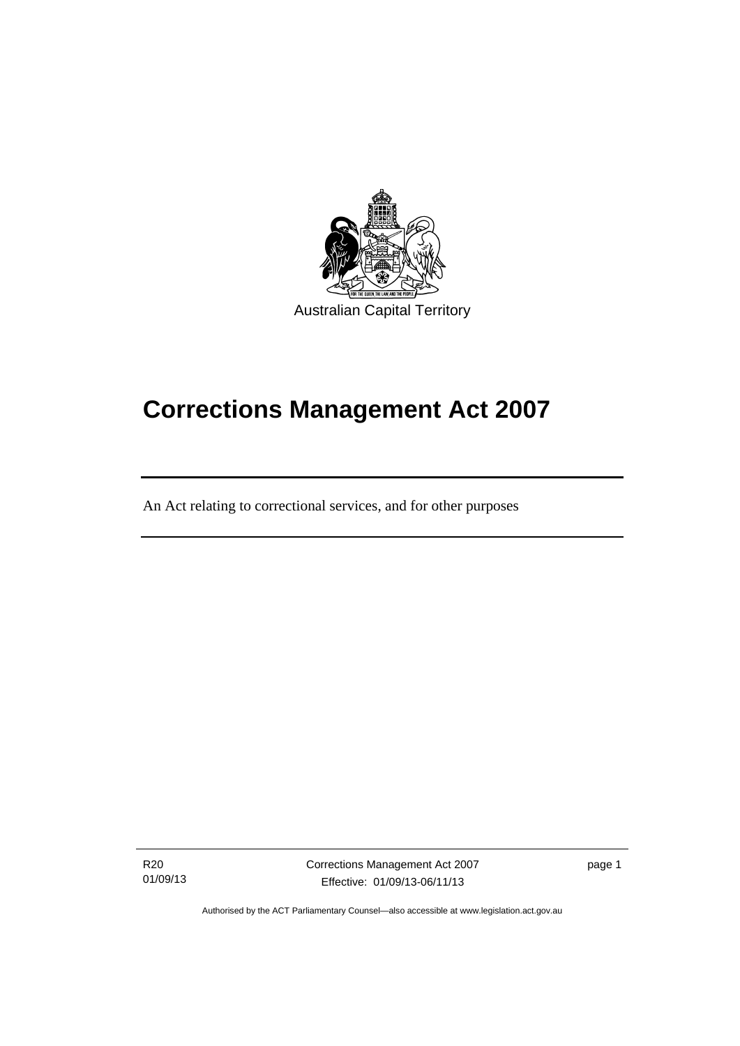Australian Capital Territory

# Corrections Management Act 2007

An Act relating to correctional services, and for other purposes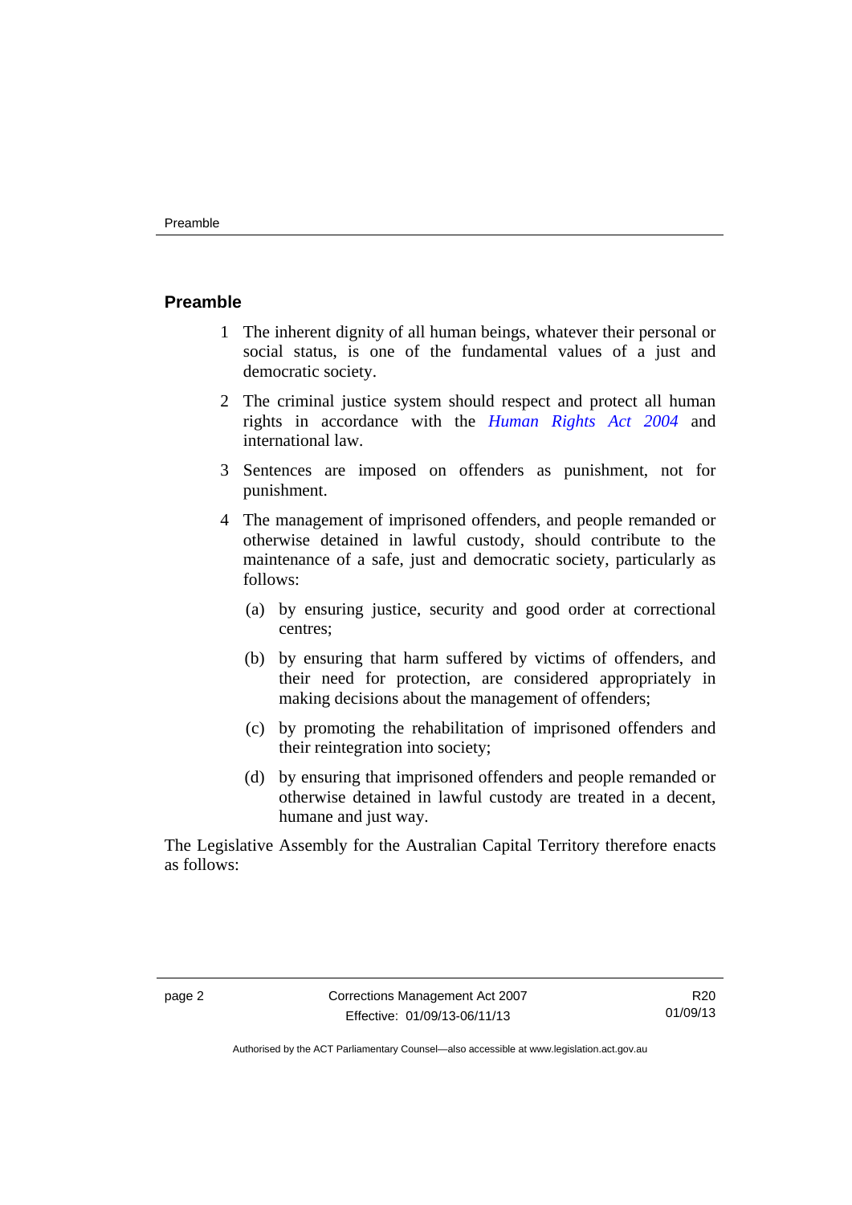## Preamble

1. The inherent dignity of all human beings, whatever their personal or social status, is one of the fundamental values of a just and democratic society.
2. The criminal justice system should respect and protect all human rights in accordance with the *Human Rights Act 2004* and international law.
3. Sentences are imposed on offenders as punishment, not for punishment.
4. The management of imprisoned offenders, and people remanded or otherwise detained in lawful custody, should contribute to the maintenance of a safe, just and democratic society, particularly as follows:
   - (a) by ensuring justice, security and good order at correctional centres;
   - (b) by ensuring that harm suffered by victims of offenders, and their need for protection, are considered appropriately in making decisions about the management of offenders;
   - (c) by promoting the rehabilitation of imprisoned offenders and their reintegration into society;
   - (d) by ensuring that imprisoned offenders and people remanded or otherwise detained in lawful custody are treated in a decent, humane and just way.

The Legislative Assembly for the Australian Capital Territory therefore enacts as follows: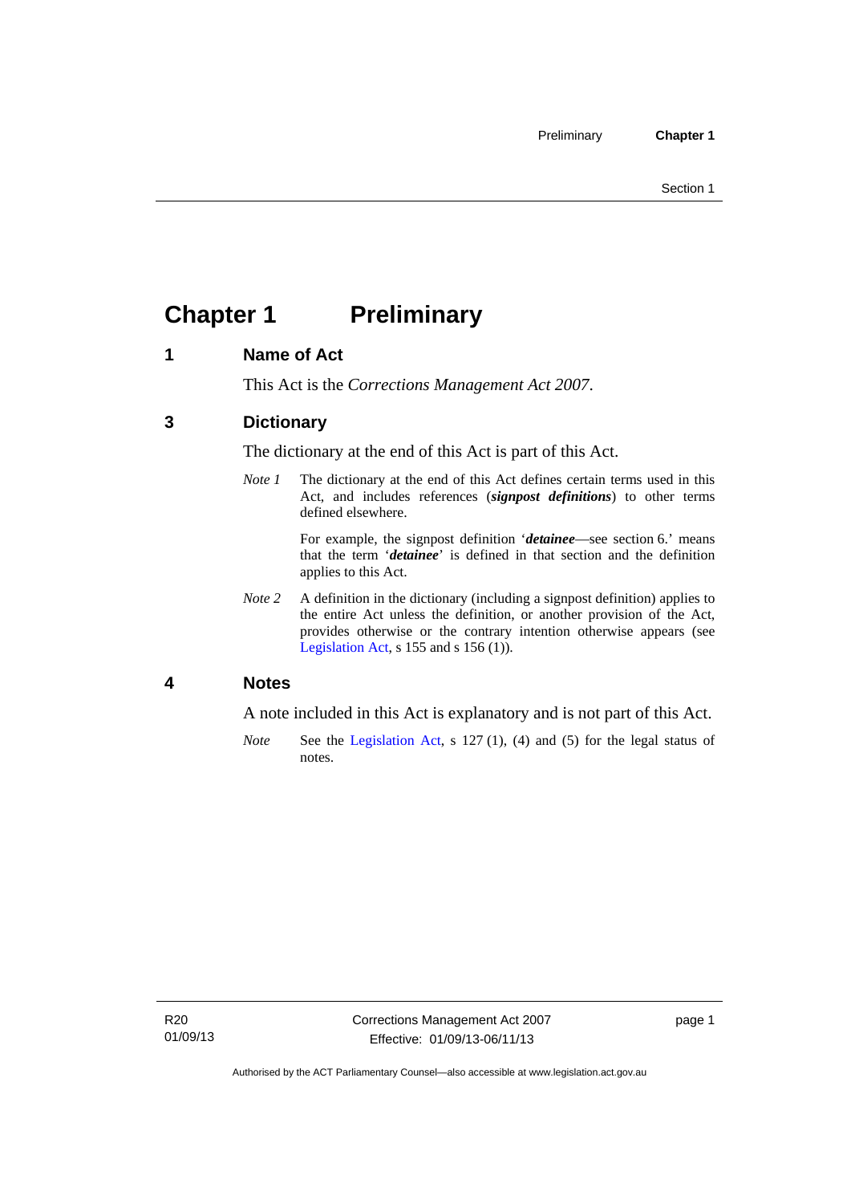# Chapter 1 Preliminary

## 1 Name of Act

This Act is the *Corrections Management Act 2007*.

## 3 Dictionary

The dictionary at the end of this Act is part of this Act.

*Note 1* The dictionary at the end of this Act defines certain terms used in this Act, and includes references (***signpost definitions***) to other terms defined elsewhere.

For example, the signpost definition '***detainee***—see section 6.' means that the term '***detainee***' is defined in that section and the definition applies to this Act.

*Note 2* A definition in the dictionary (including a signpost definition) applies to the entire Act unless the definition, or another provision of the Act, provides otherwise or the contrary intention otherwise appears (see Legislation Act, s 155 and s 156 (1)).

## 4 Notes

A note included in this Act is explanatory and is not part of this Act.

*Note* See the Legislation Act, s 127 (1), (4) and (5) for the legal status of notes.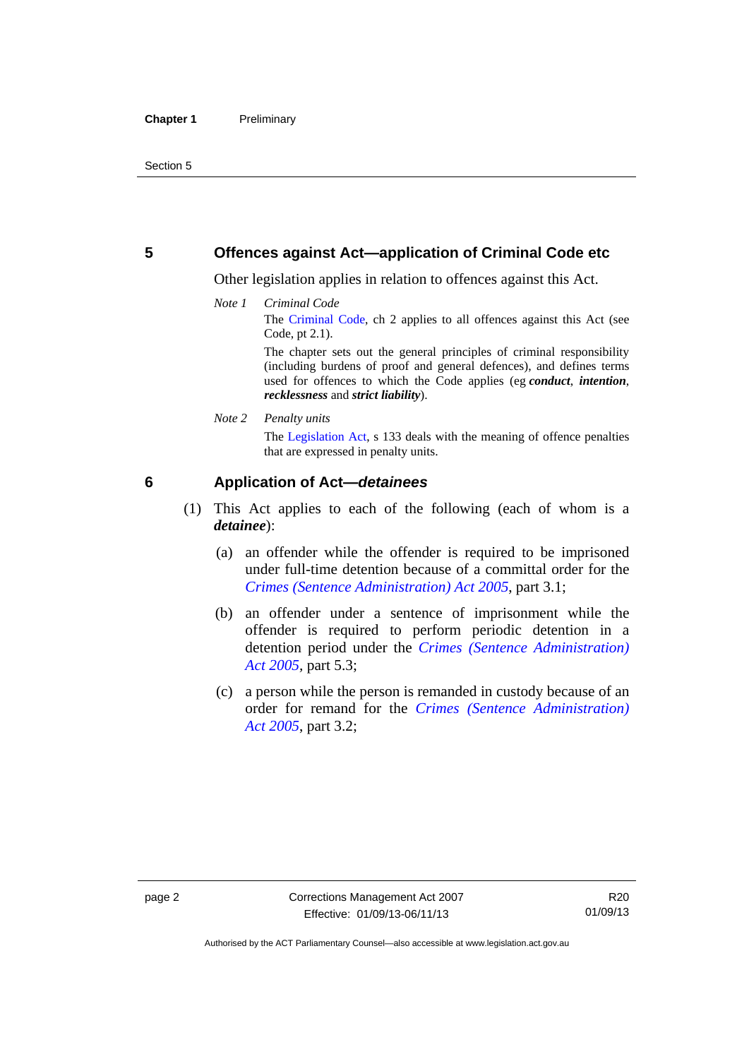## 5 Offences against Act—application of Criminal Code etc

Other legislation applies in relation to offences against this Act.

*Note 1* *Criminal Code*

The Criminal Code, ch 2 applies to all offences against this Act (see Code, pt 2.1).

The chapter sets out the general principles of criminal responsibility (including burdens of proof and general defences), and defines terms used for offences to which the Code applies (eg ***conduct***, ***intention***, ***recklessness*** and ***strict liability***).

*Note 2* *Penalty units*

The Legislation Act, s 133 deals with the meaning of offence penalties that are expressed in penalty units.

## 6 Application of Act—*detainees*

(1) This Act applies to each of the following (each of whom is a ***detainee***):

(a) an offender while the offender is required to be imprisoned under full-time detention because of a committal order for the *Crimes (Sentence Administration) Act 2005*, part 3.1;

(b) an offender under a sentence of imprisonment while the offender is required to perform periodic detention in a detention period under the *Crimes (Sentence Administration) Act 2005*, part 5.3;

(c) a person while the person is remanded in custody because of an order for remand for the *Crimes (Sentence Administration) Act 2005*, part 3.2;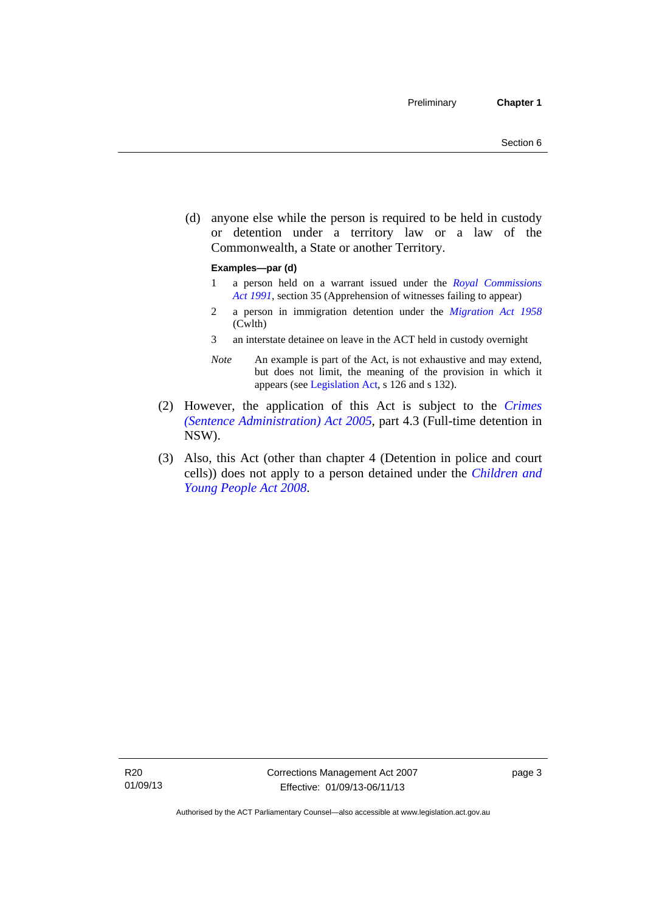(d) anyone else while the person is required to be held in custody or detention under a territory law or a law of the Commonwealth, a State or another Territory.

**Examples—par (d)**

1. a person held on a warrant issued under the *Royal Commissions Act 1991*, section 35 (Apprehension of witnesses failing to appear)
2. a person in immigration detention under the *Migration Act 1958* (Cwlth)
3. an interstate detainee on leave in the ACT held in custody overnight

*Note* An example is part of the Act, is not exhaustive and may extend, but does not limit, the meaning of the provision in which it appears (see Legislation Act, s 126 and s 132).

(2) However, the application of this Act is subject to the *Crimes (Sentence Administration) Act 2005*, part 4.3 (Full-time detention in NSW).

(3) Also, this Act (other than chapter 4 (Detention in police and court cells)) does not apply to a person detained under the *Children and Young People Act 2008*.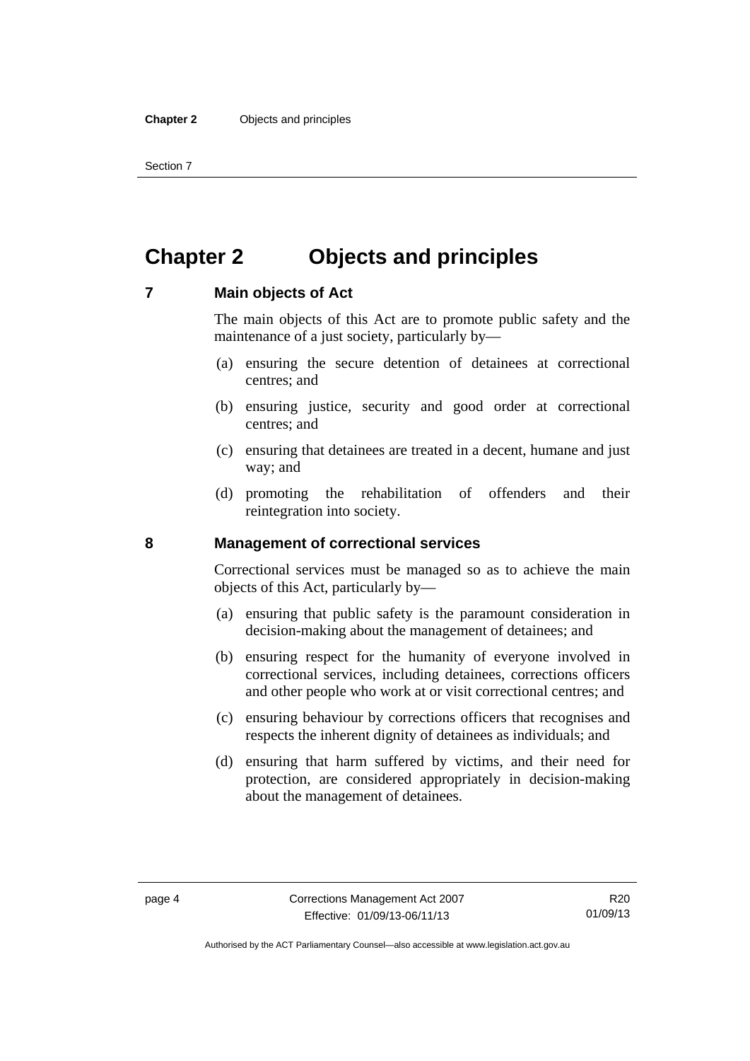# Chapter 2 Objects and principles

## 7 Main objects of Act

The main objects of this Act are to promote public safety and the maintenance of a just society, particularly by—

(a) ensuring the secure detention of detainees at correctional centres; and

(b) ensuring justice, security and good order at correctional centres; and

(c) ensuring that detainees are treated in a decent, humane and just way; and

(d) promoting the rehabilitation of offenders and their reintegration into society.

## 8 Management of correctional services

Correctional services must be managed so as to achieve the main objects of this Act, particularly by—

(a) ensuring that public safety is the paramount consideration in decision-making about the management of detainees; and

(b) ensuring respect for the humanity of everyone involved in correctional services, including detainees, corrections officers and other people who work at or visit correctional centres; and

(c) ensuring behaviour by corrections officers that recognises and respects the inherent dignity of detainees as individuals; and

(d) ensuring that harm suffered by victims, and their need for protection, are considered appropriately in decision-making about the management of detainees.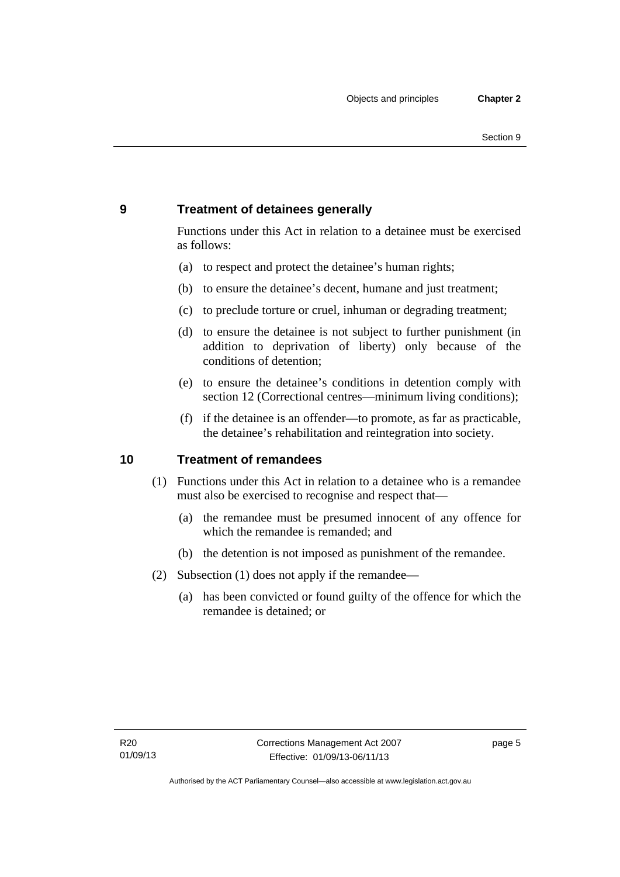## 9 Treatment of detainees generally

Functions under this Act in relation to a detainee must be exercised as follows:

(a) to respect and protect the detainee's human rights;

(b) to ensure the detainee's decent, humane and just treatment;

(c) to preclude torture or cruel, inhuman or degrading treatment;

(d) to ensure the detainee is not subject to further punishment (in addition to deprivation of liberty) only because of the conditions of detention;

(e) to ensure the detainee's conditions in detention comply with section 12 (Correctional centres—minimum living conditions);

(f) if the detainee is an offender—to promote, as far as practicable, the detainee's rehabilitation and reintegration into society.

## 10 Treatment of remandees

(1) Functions under this Act in relation to a detainee who is a remandee must also be exercised to recognise and respect that—

(a) the remandee must be presumed innocent of any offence for which the remandee is remanded; and

(b) the detention is not imposed as punishment of the remandee.

(2) Subsection (1) does not apply if the remandee—

(a) has been convicted or found guilty of the offence for which the remandee is detained; or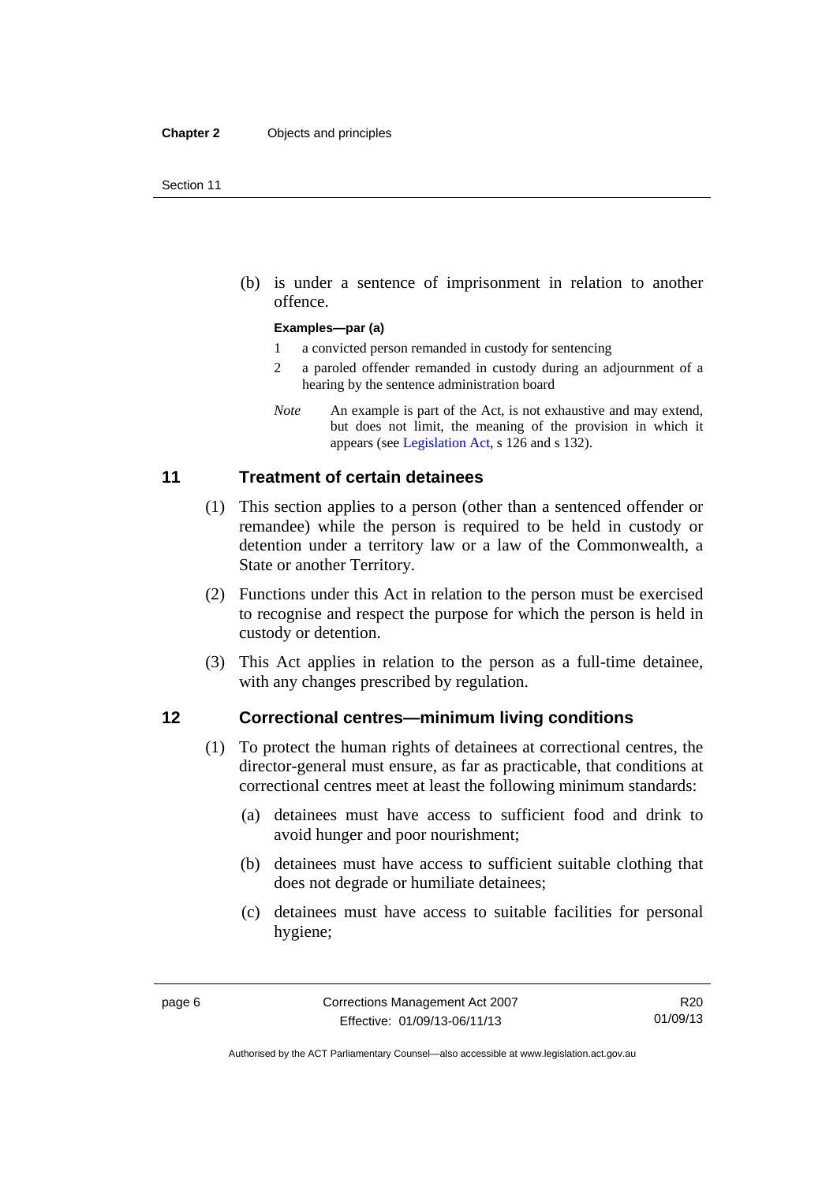(b) is under a sentence of imprisonment in relation to another offence.

**Examples—par (a)**

1 a convicted person remanded in custody for sentencing

2 a paroled offender remanded in custody during an adjournment of a hearing by the sentence administration board

*Note* An example is part of the Act, is not exhaustive and may extend, but does not limit, the meaning of the provision in which it appears (see Legislation Act, s 126 and s 132).

## 11 Treatment of certain detainees

(1) This section applies to a person (other than a sentenced offender or remandee) while the person is required to be held in custody or detention under a territory law or a law of the Commonwealth, a State or another Territory.

(2) Functions under this Act in relation to the person must be exercised to recognise and respect the purpose for which the person is held in custody or detention.

(3) This Act applies in relation to the person as a full-time detainee, with any changes prescribed by regulation.

## 12 Correctional centres—minimum living conditions

(1) To protect the human rights of detainees at correctional centres, the director-general must ensure, as far as practicable, that conditions at correctional centres meet at least the following minimum standards:

(a) detainees must have access to sufficient food and drink to avoid hunger and poor nourishment;

(b) detainees must have access to sufficient suitable clothing that does not degrade or humiliate detainees;

(c) detainees must have access to suitable facilities for personal hygiene;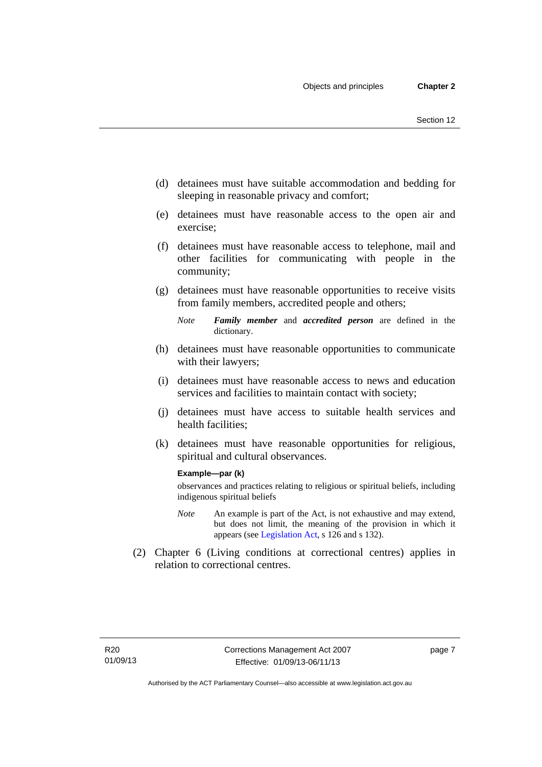(d) detainees must have suitable accommodation and bedding for sleeping in reasonable privacy and comfort;

(e) detainees must have reasonable access to the open air and exercise;

(f) detainees must have reasonable access to telephone, mail and other facilities for communicating with people in the community;

(g) detainees must have reasonable opportunities to receive visits from family members, accredited people and others;

*Note* ***Family member*** and ***accredited person*** are defined in the dictionary.

(h) detainees must have reasonable opportunities to communicate with their lawyers;

(i) detainees must have reasonable access to news and education services and facilities to maintain contact with society;

(j) detainees must have access to suitable health services and health facilities;

(k) detainees must have reasonable opportunities for religious, spiritual and cultural observances.

**Example—par (k)**

observances and practices relating to religious or spiritual beliefs, including indigenous spiritual beliefs

*Note* An example is part of the Act, is not exhaustive and may extend, but does not limit, the meaning of the provision in which it appears (see Legislation Act, s 126 and s 132).

(2) Chapter 6 (Living conditions at correctional centres) applies in relation to correctional centres.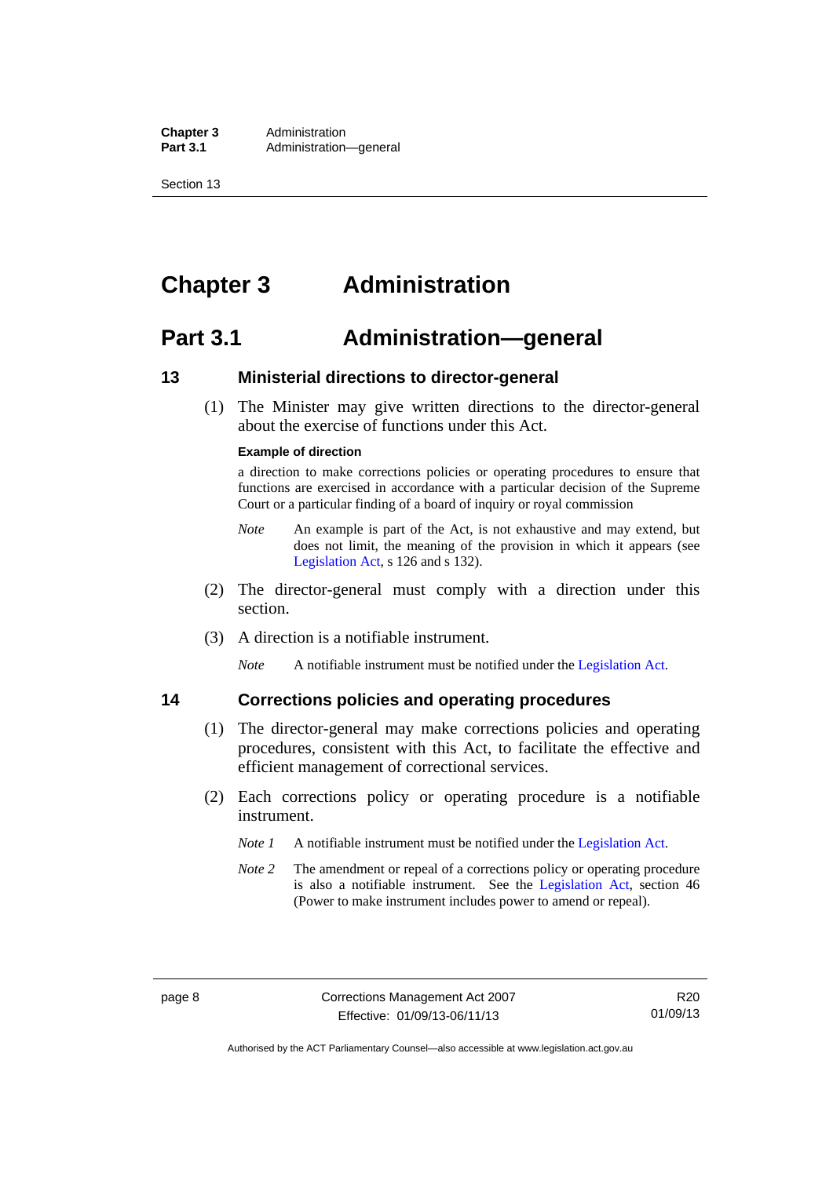# Chapter 3 Administration

## Part 3.1 Administration—general

### 13 Ministerial directions to director-general

(1) The Minister may give written directions to the director-general about the exercise of functions under this Act.

**Example of direction**

a direction to make corrections policies or operating procedures to ensure that functions are exercised in accordance with a particular decision of the Supreme Court or a particular finding of a board of inquiry or royal commission

*Note* An example is part of the Act, is not exhaustive and may extend, but does not limit, the meaning of the provision in which it appears (see Legislation Act, s 126 and s 132).

(2) The director-general must comply with a direction under this section.

(3) A direction is a notifiable instrument.

*Note* A notifiable instrument must be notified under the Legislation Act.

### 14 Corrections policies and operating procedures

(1) The director-general may make corrections policies and operating procedures, consistent with this Act, to facilitate the effective and efficient management of correctional services.

(2) Each corrections policy or operating procedure is a notifiable instrument.

*Note 1* A notifiable instrument must be notified under the Legislation Act.

*Note 2* The amendment or repeal of a corrections policy or operating procedure is also a notifiable instrument. See the Legislation Act, section 46 (Power to make instrument includes power to amend or repeal).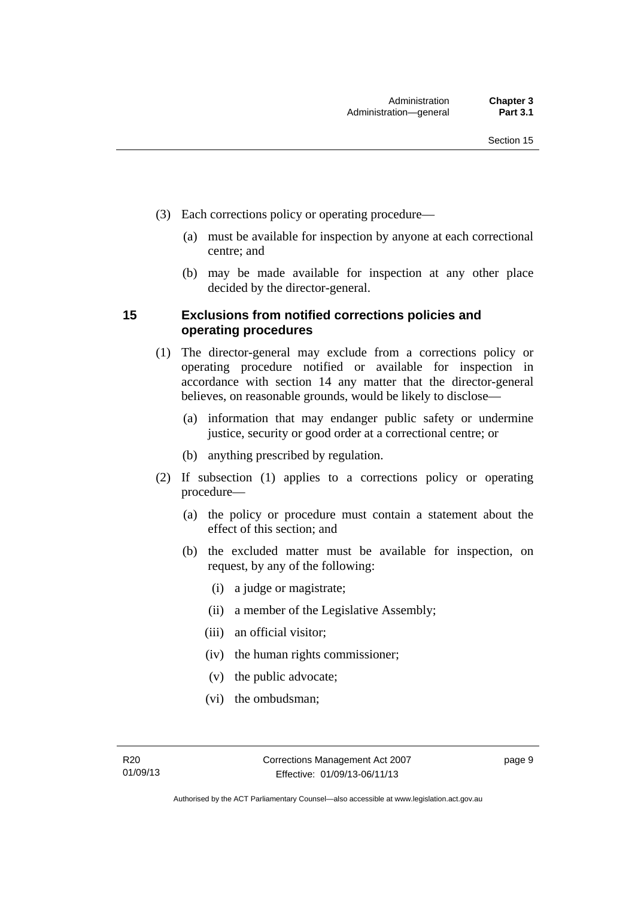(3) Each corrections policy or operating procedure—

(a) must be available for inspection by anyone at each correctional centre; and

(b) may be made available for inspection at any other place decided by the director-general.

## 15 Exclusions from notified corrections policies and operating procedures

(1) The director-general may exclude from a corrections policy or operating procedure notified or available for inspection in accordance with section 14 any matter that the director-general believes, on reasonable grounds, would be likely to disclose—

(a) information that may endanger public safety or undermine justice, security or good order at a correctional centre; or

(b) anything prescribed by regulation.

(2) If subsection (1) applies to a corrections policy or operating procedure—

(a) the policy or procedure must contain a statement about the effect of this section; and

(b) the excluded matter must be available for inspection, on request, by any of the following:

(i) a judge or magistrate;

(ii) a member of the Legislative Assembly;

(iii) an official visitor;

(iv) the human rights commissioner;

(v) the public advocate;

(vi) the ombudsman;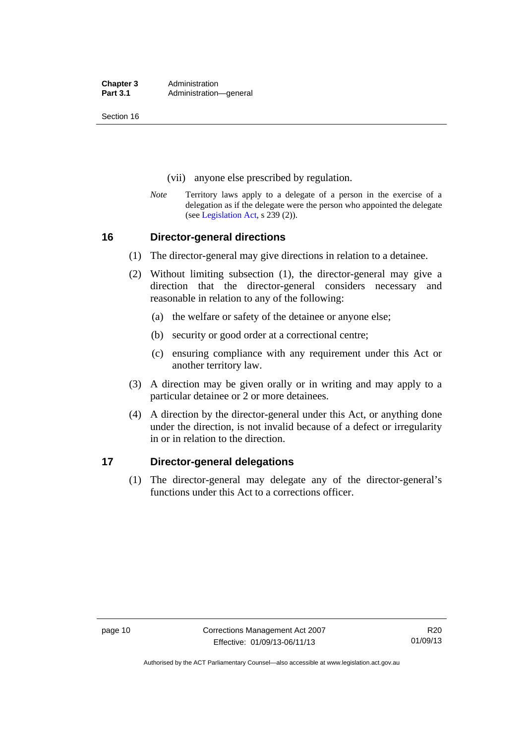(vii) anyone else prescribed by regulation.

*Note* Territory laws apply to a delegate of a person in the exercise of a delegation as if the delegate were the person who appointed the delegate (see Legislation Act, s 239 (2)).

## 16 Director-general directions

(1) The director-general may give directions in relation to a detainee.

(2) Without limiting subsection (1), the director-general may give a direction that the director-general considers necessary and reasonable in relation to any of the following:

(a) the welfare or safety of the detainee or anyone else;

(b) security or good order at a correctional centre;

(c) ensuring compliance with any requirement under this Act or another territory law.

(3) A direction may be given orally or in writing and may apply to a particular detainee or 2 or more detainees.

(4) A direction by the director-general under this Act, or anything done under the direction, is not invalid because of a defect or irregularity in or in relation to the direction.

## 17 Director-general delegations

(1) The director-general may delegate any of the director-general's functions under this Act to a corrections officer.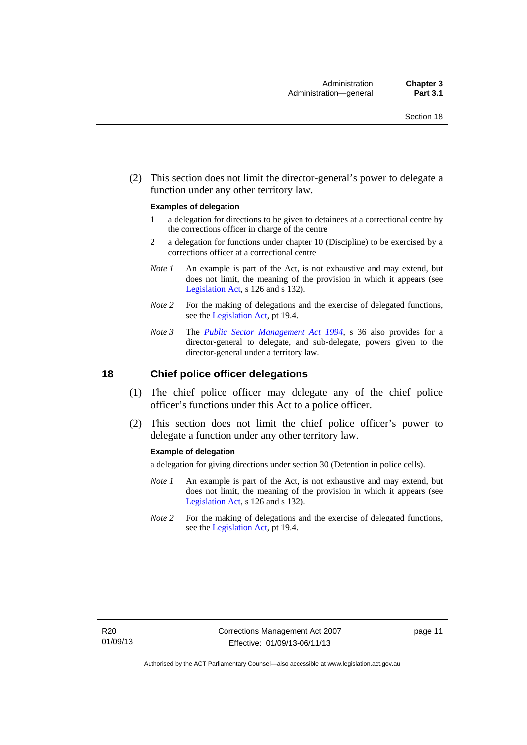(2) This section does not limit the director-general's power to delegate a function under any other territory law.

**Examples of delegation**

1 a delegation for directions to be given to detainees at a correctional centre by the corrections officer in charge of the centre

2 a delegation for functions under chapter 10 (Discipline) to be exercised by a corrections officer at a correctional centre

*Note 1* An example is part of the Act, is not exhaustive and may extend, but does not limit, the meaning of the provision in which it appears (see Legislation Act, s 126 and s 132).

*Note 2* For the making of delegations and the exercise of delegated functions, see the Legislation Act, pt 19.4.

*Note 3* The *Public Sector Management Act 1994*, s 36 also provides for a director-general to delegate, and sub-delegate, powers given to the director-general under a territory law.

## 18 Chief police officer delegations

(1) The chief police officer may delegate any of the chief police officer's functions under this Act to a police officer.

(2) This section does not limit the chief police officer's power to delegate a function under any other territory law.

**Example of delegation**

a delegation for giving directions under section 30 (Detention in police cells).

*Note 1* An example is part of the Act, is not exhaustive and may extend, but does not limit, the meaning of the provision in which it appears (see Legislation Act, s 126 and s 132).

*Note 2* For the making of delegations and the exercise of delegated functions, see the Legislation Act, pt 19.4.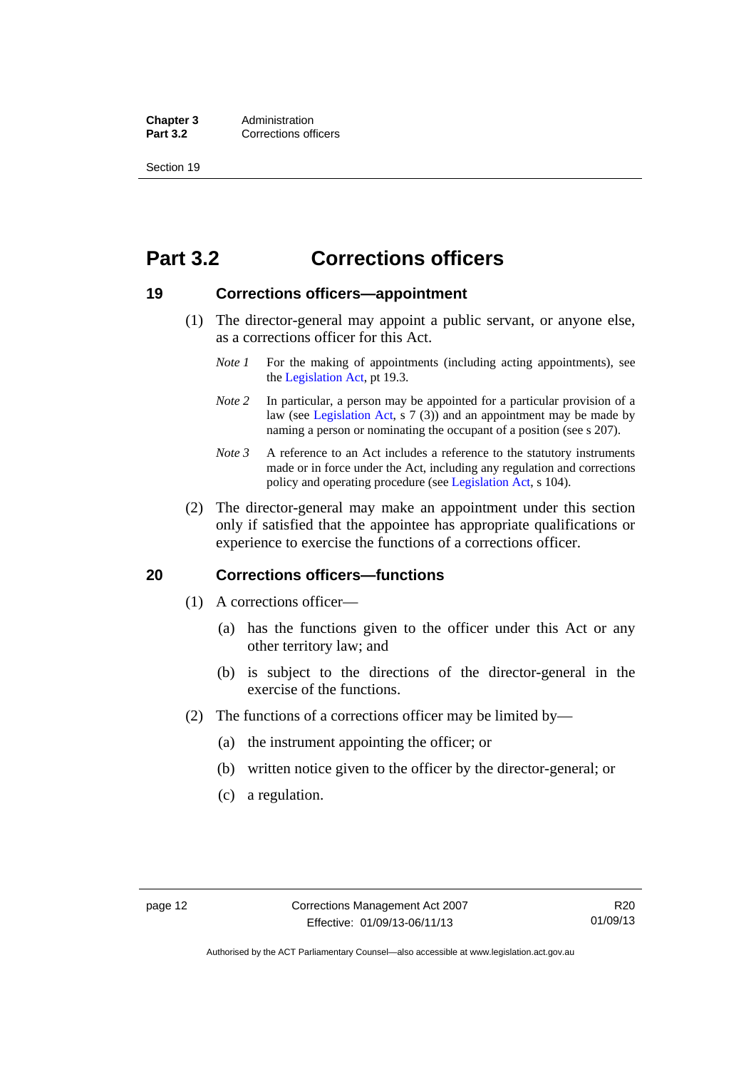# Part 3.2 Corrections officers

## 19 Corrections officers—appointment

(1) The director-general may appoint a public servant, or anyone else, as a corrections officer for this Act.

*Note 1* For the making of appointments (including acting appointments), see the Legislation Act, pt 19.3.

*Note 2* In particular, a person may be appointed for a particular provision of a law (see Legislation Act, s 7 (3)) and an appointment may be made by naming a person or nominating the occupant of a position (see s 207).

*Note 3* A reference to an Act includes a reference to the statutory instruments made or in force under the Act, including any regulation and corrections policy and operating procedure (see Legislation Act, s 104).

(2) The director-general may make an appointment under this section only if satisfied that the appointee has appropriate qualifications or experience to exercise the functions of a corrections officer.

## 20 Corrections officers—functions

(1) A corrections officer—

(a) has the functions given to the officer under this Act or any other territory law; and

(b) is subject to the directions of the director-general in the exercise of the functions.

(2) The functions of a corrections officer may be limited by—

(a) the instrument appointing the officer; or

(b) written notice given to the officer by the director-general; or

(c) a regulation.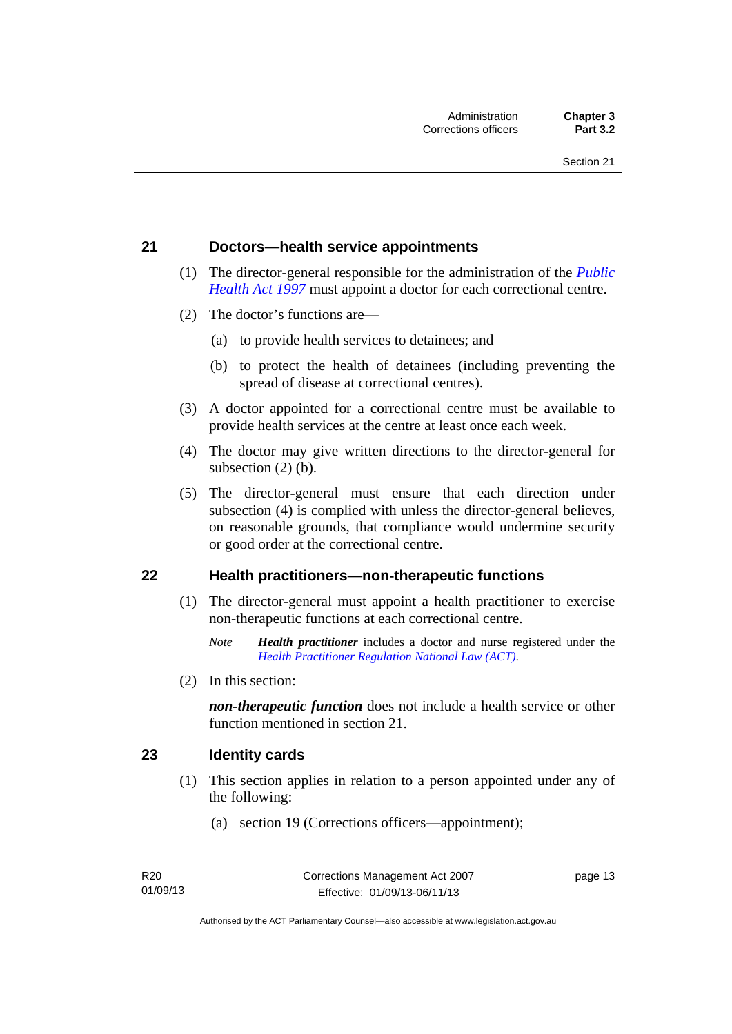### 21 Doctors—health service appointments

(1) The director-general responsible for the administration of the *Public Health Act 1997* must appoint a doctor for each correctional centre.

(2) The doctor's functions are—

(a) to provide health services to detainees; and

(b) to protect the health of detainees (including preventing the spread of disease at correctional centres).

(3) A doctor appointed for a correctional centre must be available to provide health services at the centre at least once each week.

(4) The doctor may give written directions to the director-general for subsection (2) (b).

(5) The director-general must ensure that each direction under subsection (4) is complied with unless the director-general believes, on reasonable grounds, that compliance would undermine security or good order at the correctional centre.

### 22 Health practitioners—non-therapeutic functions

(1) The director-general must appoint a health practitioner to exercise non-therapeutic functions at each correctional centre.

*Note* ***Health practitioner*** includes a doctor and nurse registered under the *Health Practitioner Regulation National Law (ACT)*.

(2) In this section:

***non-therapeutic function*** does not include a health service or other function mentioned in section 21.

### 23 Identity cards

(1) This section applies in relation to a person appointed under any of the following:

(a) section 19 (Corrections officers—appointment);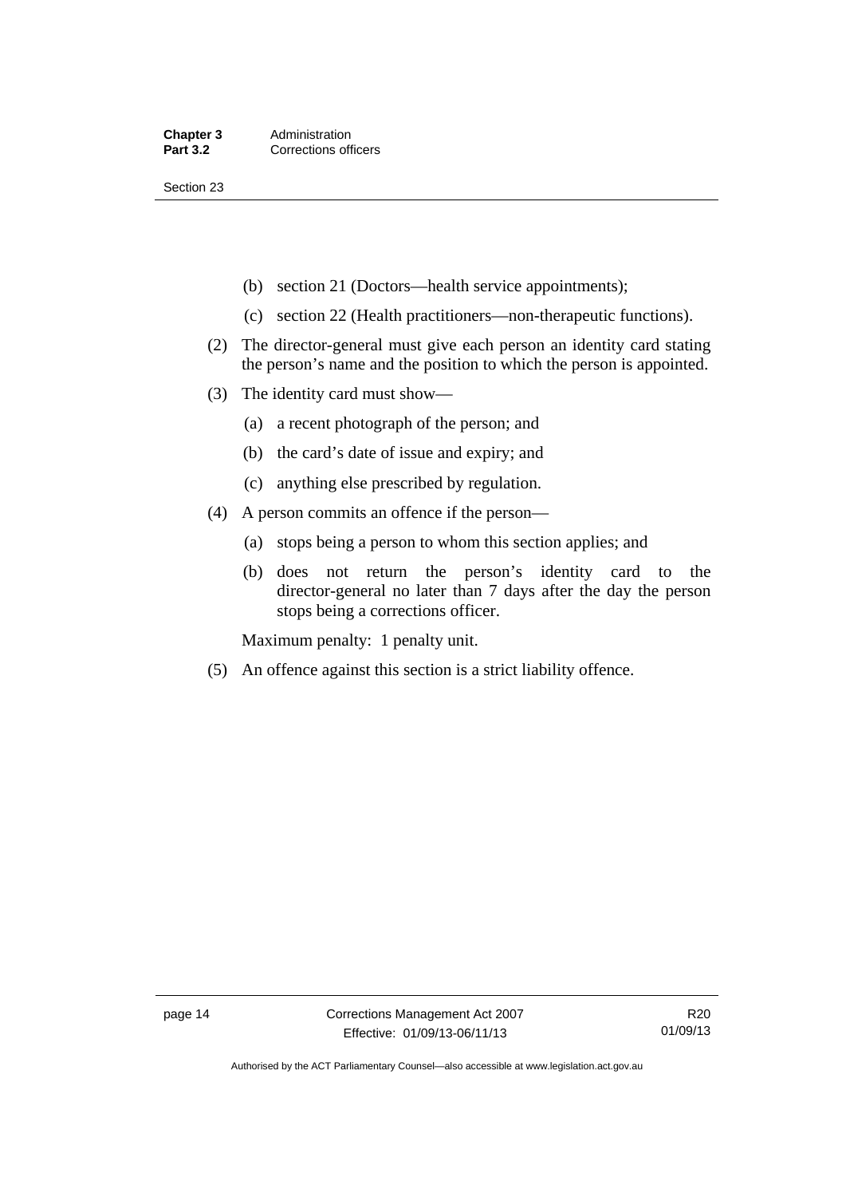(b) section 21 (Doctors—health service appointments);

(c) section 22 (Health practitioners—non-therapeutic functions).

(2) The director-general must give each person an identity card stating the person's name and the position to which the person is appointed.

(3) The identity card must show—

(a) a recent photograph of the person; and

(b) the card's date of issue and expiry; and

(c) anything else prescribed by regulation.

(4) A person commits an offence if the person—

(a) stops being a person to whom this section applies; and

(b) does not return the person's identity card to the director-general no later than 7 days after the day the person stops being a corrections officer.

Maximum penalty: 1 penalty unit.

(5) An offence against this section is a strict liability offence.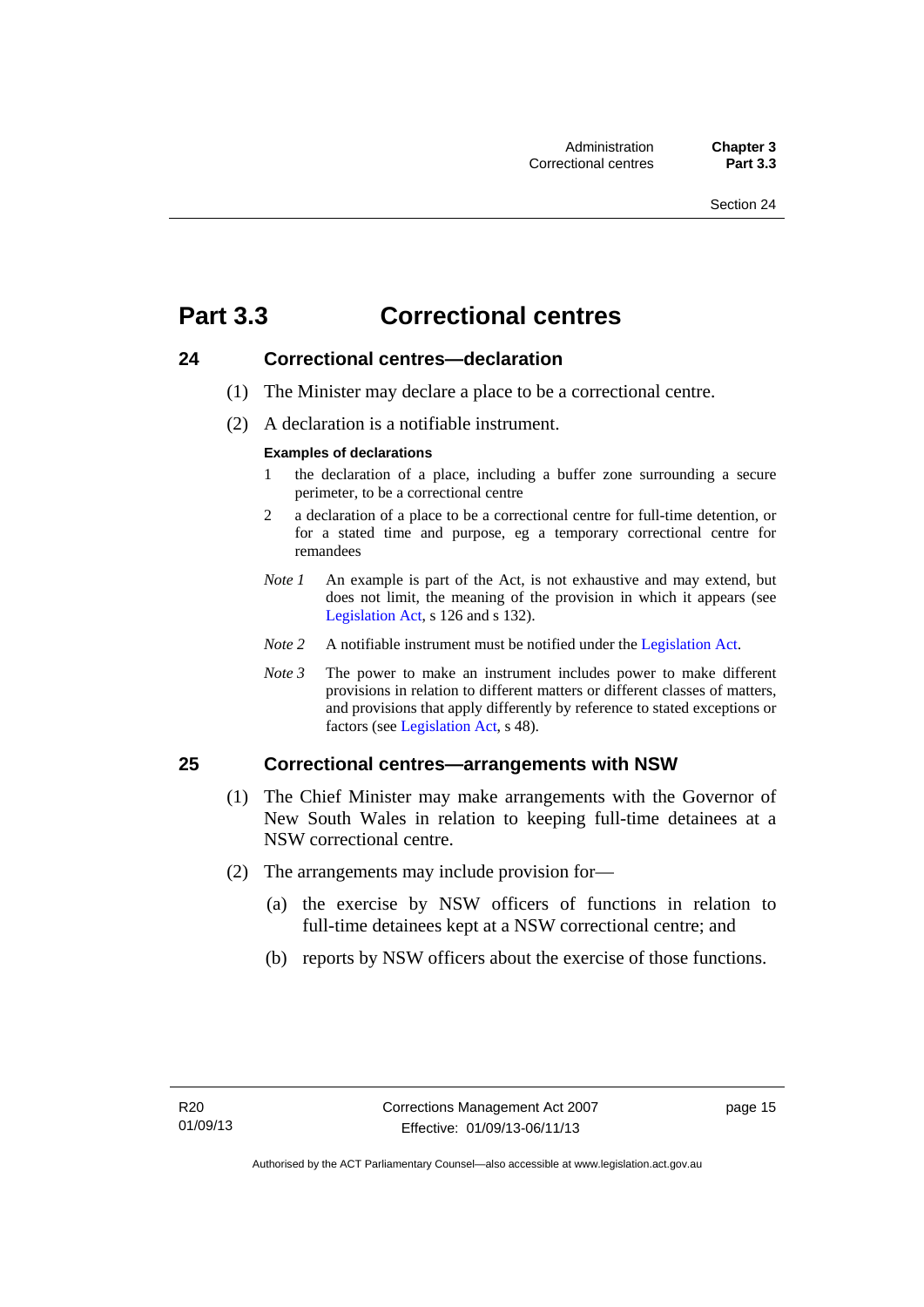# Part 3.3 Correctional centres

## 24 Correctional centres—declaration

(1) The Minister may declare a place to be a correctional centre.

(2) A declaration is a notifiable instrument.

**Examples of declarations**

1 the declaration of a place, including a buffer zone surrounding a secure perimeter, to be a correctional centre

2 a declaration of a place to be a correctional centre for full-time detention, or for a stated time and purpose, eg a temporary correctional centre for remandees

*Note 1* An example is part of the Act, is not exhaustive and may extend, but does not limit, the meaning of the provision in which it appears (see Legislation Act, s 126 and s 132).

*Note 2* A notifiable instrument must be notified under the Legislation Act.

*Note 3* The power to make an instrument includes power to make different provisions in relation to different matters or different classes of matters, and provisions that apply differently by reference to stated exceptions or factors (see Legislation Act, s 48).

## 25 Correctional centres—arrangements with NSW

(1) The Chief Minister may make arrangements with the Governor of New South Wales in relation to keeping full-time detainees at a NSW correctional centre.

(2) The arrangements may include provision for—

(a) the exercise by NSW officers of functions in relation to full-time detainees kept at a NSW correctional centre; and

(b) reports by NSW officers about the exercise of those functions.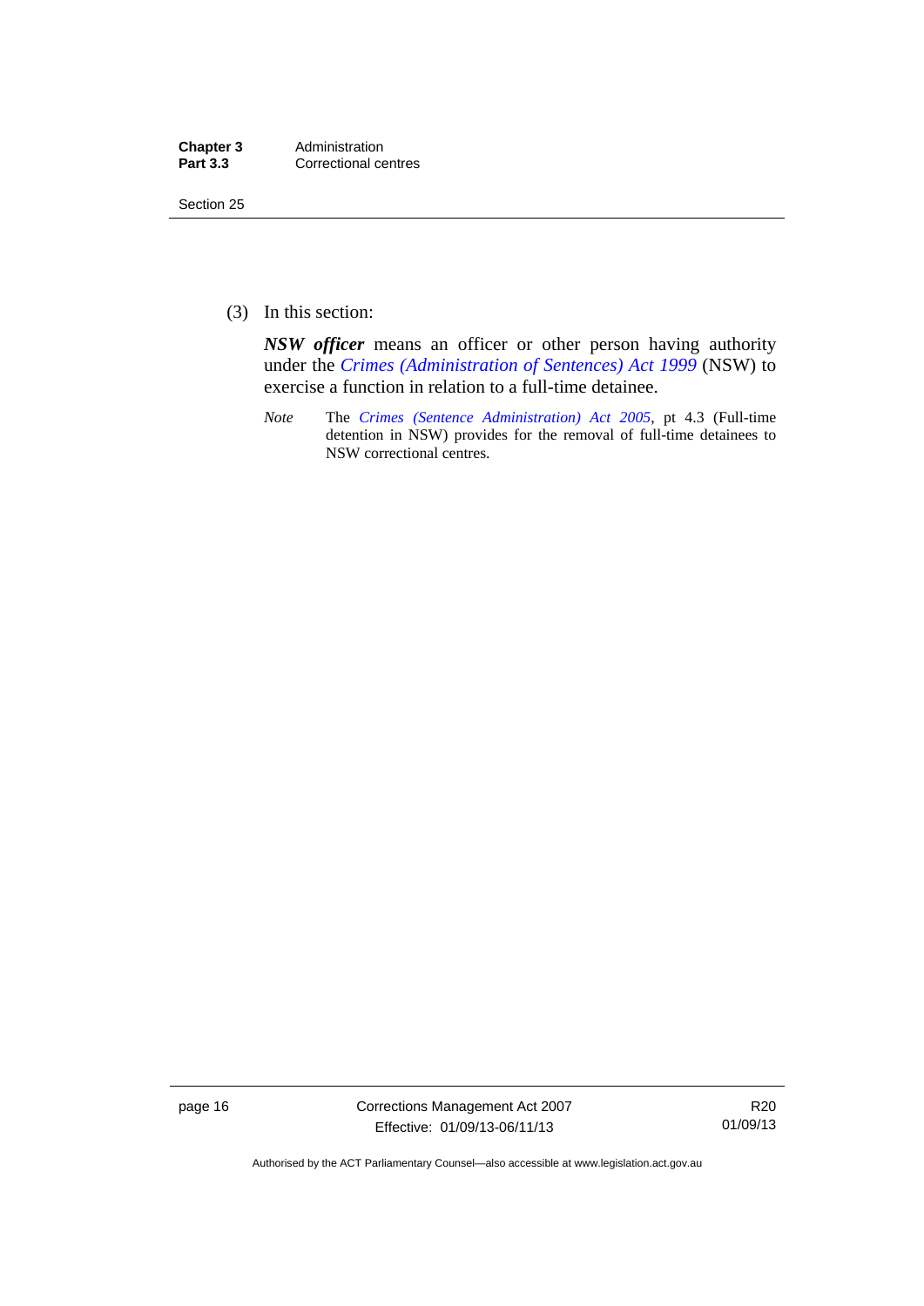(3) In this section:

***NSW officer*** means an officer or other person having authority under the *Crimes (Administration of Sentences) Act 1999* (NSW) to exercise a function in relation to a full-time detainee.

*Note* The *Crimes (Sentence Administration) Act 2005*, pt 4.3 (Full-time detention in NSW) provides for the removal of full-time detainees to NSW correctional centres.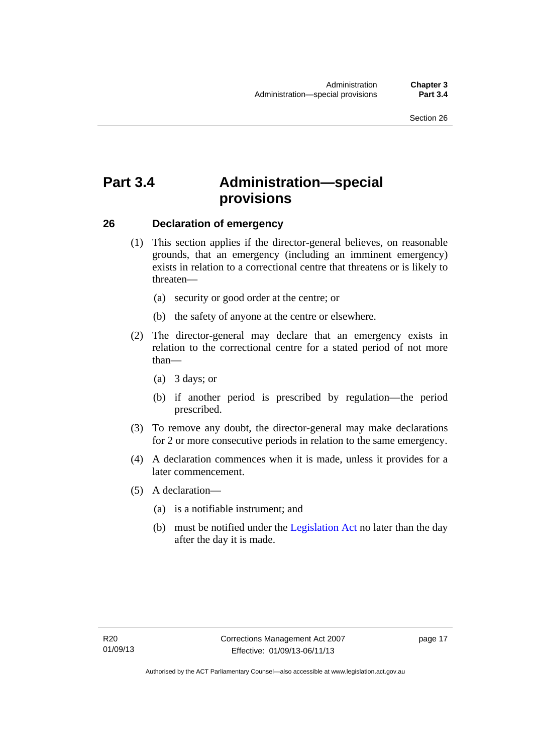# Part 3.4 Administration—special provisions

## 26 Declaration of emergency

(1) This section applies if the director-general believes, on reasonable grounds, that an emergency (including an imminent emergency) exists in relation to a correctional centre that threatens or is likely to threaten—

(a) security or good order at the centre; or

(b) the safety of anyone at the centre or elsewhere.

(2) The director-general may declare that an emergency exists in relation to the correctional centre for a stated period of not more than—

(a) 3 days; or

(b) if another period is prescribed by regulation—the period prescribed.

(3) To remove any doubt, the director-general may make declarations for 2 or more consecutive periods in relation to the same emergency.

(4) A declaration commences when it is made, unless it provides for a later commencement.

(5) A declaration—

(a) is a notifiable instrument; and

(b) must be notified under the Legislation Act no later than the day after the day it is made.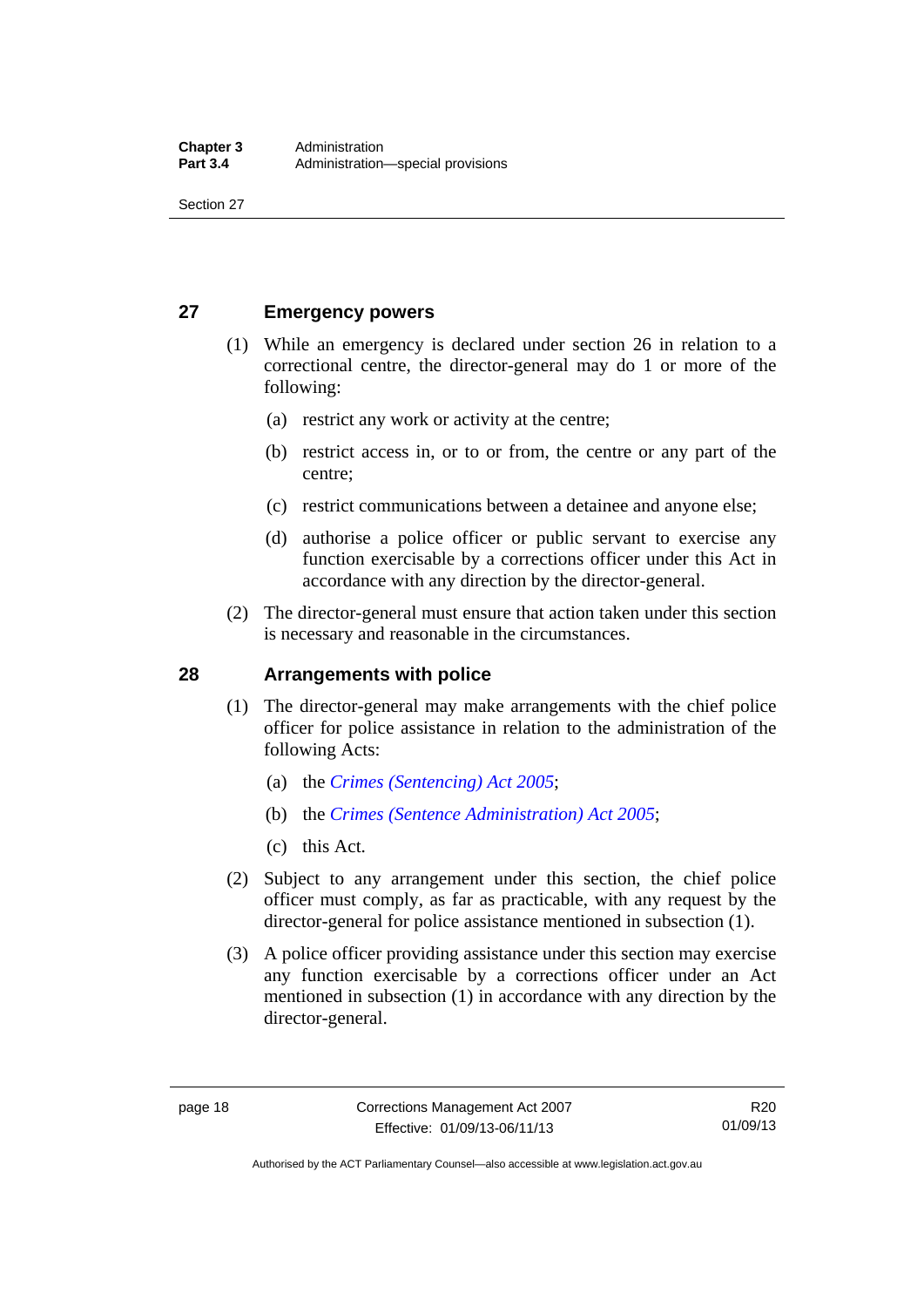## 27 Emergency powers

(1) While an emergency is declared under section 26 in relation to a correctional centre, the director-general may do 1 or more of the following:

(a) restrict any work or activity at the centre;

(b) restrict access in, or to or from, the centre or any part of the centre;

(c) restrict communications between a detainee and anyone else;

(d) authorise a police officer or public servant to exercise any function exercisable by a corrections officer under this Act in accordance with any direction by the director-general.

(2) The director-general must ensure that action taken under this section is necessary and reasonable in the circumstances.

## 28 Arrangements with police

(1) The director-general may make arrangements with the chief police officer for police assistance in relation to the administration of the following Acts:

(a) the *Crimes (Sentencing) Act 2005*;

(b) the *Crimes (Sentence Administration) Act 2005*;

(c) this Act.

(2) Subject to any arrangement under this section, the chief police officer must comply, as far as practicable, with any request by the director-general for police assistance mentioned in subsection (1).

(3) A police officer providing assistance under this section may exercise any function exercisable by a corrections officer under an Act mentioned in subsection (1) in accordance with any direction by the director-general.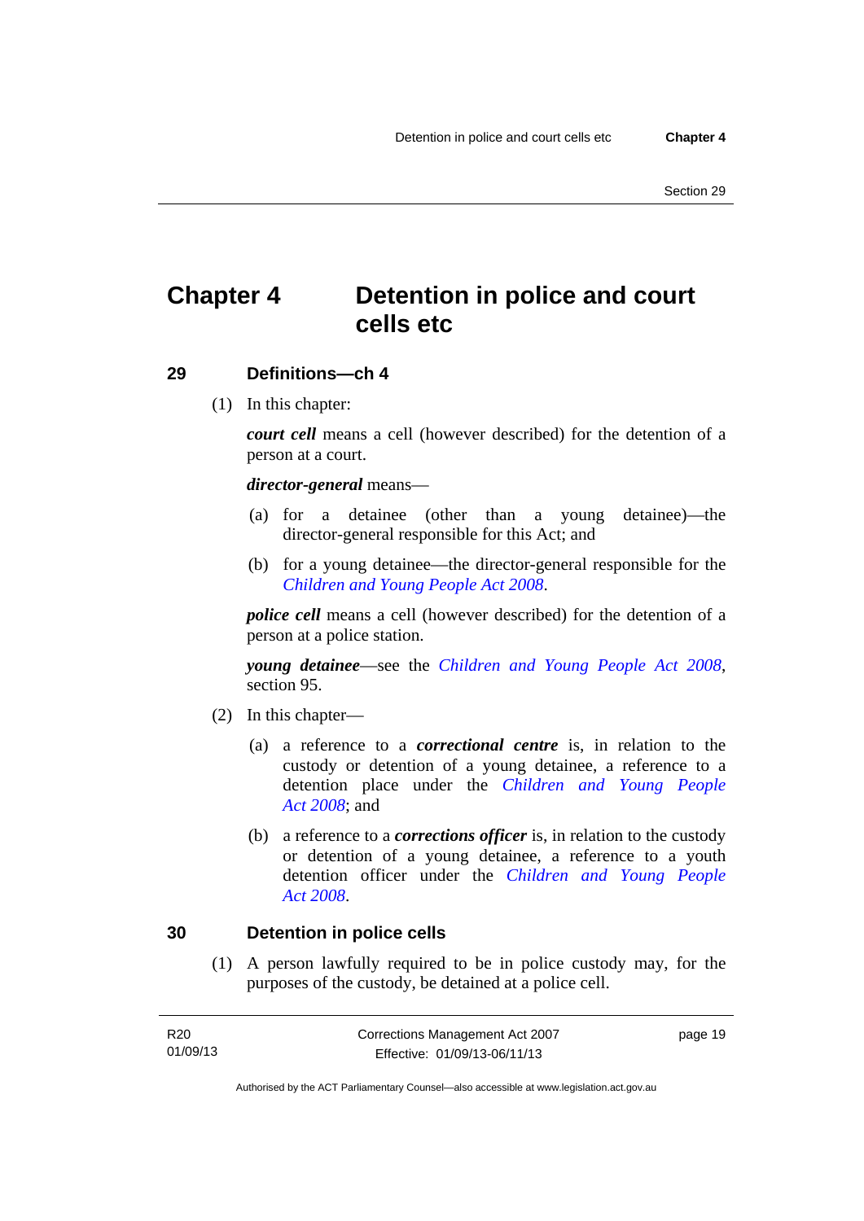# Chapter 4 Detention in police and court cells etc

## 29 Definitions—ch 4

(1) In this chapter:

***court cell*** means a cell (however described) for the detention of a person at a court.

***director-general*** means—

(a) for a detainee (other than a young detainee)—the director-general responsible for this Act; and

(b) for a young detainee—the director-general responsible for the *Children and Young People Act 2008*.

***police cell*** means a cell (however described) for the detention of a person at a police station.

***young detainee***—see the *Children and Young People Act 2008*, section 95.

(2) In this chapter—

(a) a reference to a ***correctional centre*** is, in relation to the custody or detention of a young detainee, a reference to a detention place under the *Children and Young People Act 2008*; and

(b) a reference to a ***corrections officer*** is, in relation to the custody or detention of a young detainee, a reference to a youth detention officer under the *Children and Young People Act 2008*.

## 30 Detention in police cells

(1) A person lawfully required to be in police custody may, for the purposes of the custody, be detained at a police cell.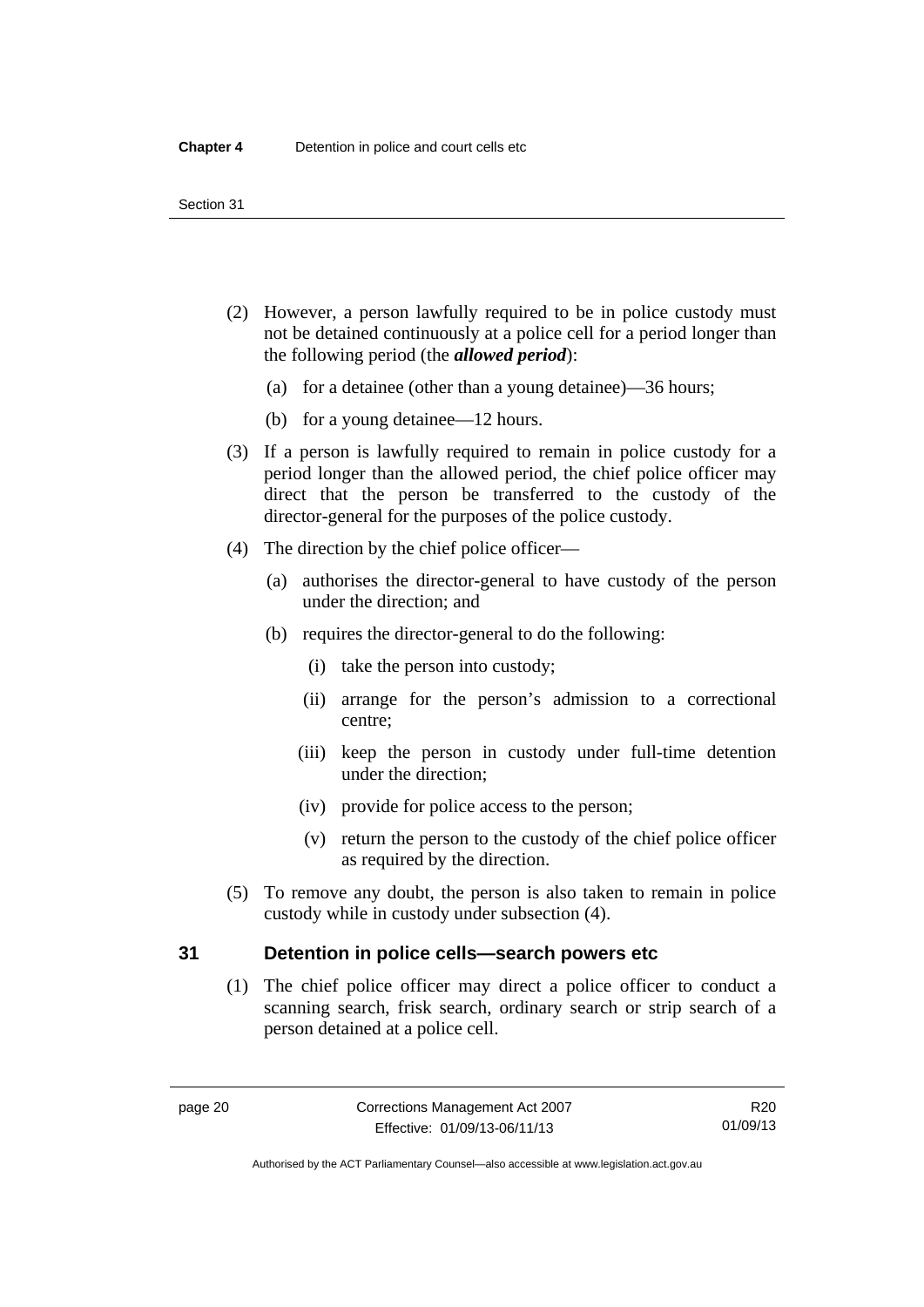(2) However, a person lawfully required to be in police custody must not be detained continuously at a police cell for a period longer than the following period (the ***allowed period***):

   (a) for a detainee (other than a young detainee)—36 hours;

   (b) for a young detainee—12 hours.

(3) If a person is lawfully required to remain in police custody for a period longer than the allowed period, the chief police officer may direct that the person be transferred to the custody of the director-general for the purposes of the police custody.

(4) The direction by the chief police officer—

   (a) authorises the director-general to have custody of the person under the direction; and

   (b) requires the director-general to do the following:

      (i) take the person into custody;

      (ii) arrange for the person's admission to a correctional centre;

      (iii) keep the person in custody under full-time detention under the direction;

      (iv) provide for police access to the person;

      (v) return the person to the custody of the chief police officer as required by the direction.

(5) To remove any doubt, the person is also taken to remain in police custody while in custody under subsection (4).

## 31 Detention in police cells—search powers etc

(1) The chief police officer may direct a police officer to conduct a scanning search, frisk search, ordinary search or strip search of a person detained at a police cell.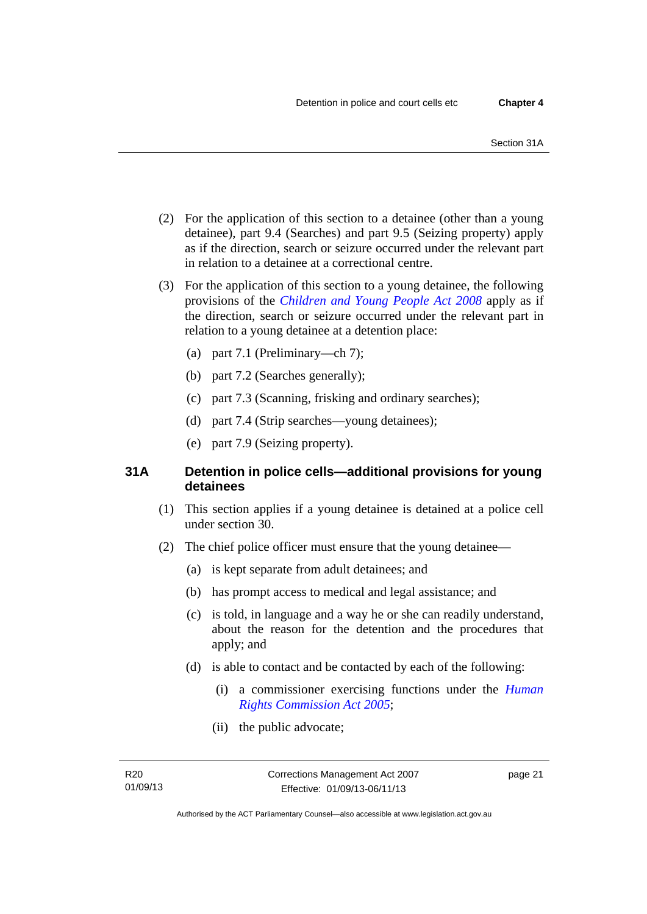(2) For the application of this section to a detainee (other than a young detainee), part 9.4 (Searches) and part 9.5 (Seizing property) apply as if the direction, search or seizure occurred under the relevant part in relation to a detainee at a correctional centre.

(3) For the application of this section to a young detainee, the following provisions of the *Children and Young People Act 2008* apply as if the direction, search or seizure occurred under the relevant part in relation to a young detainee at a detention place:

(a) part 7.1 (Preliminary—ch 7);

(b) part 7.2 (Searches generally);

(c) part 7.3 (Scanning, frisking and ordinary searches);

(d) part 7.4 (Strip searches—young detainees);

(e) part 7.9 (Seizing property).

## 31A Detention in police cells—additional provisions for young detainees

(1) This section applies if a young detainee is detained at a police cell under section 30.

(2) The chief police officer must ensure that the young detainee—

(a) is kept separate from adult detainees; and

(b) has prompt access to medical and legal assistance; and

(c) is told, in language and a way he or she can readily understand, about the reason for the detention and the procedures that apply; and

(d) is able to contact and be contacted by each of the following:

(i) a commissioner exercising functions under the *Human Rights Commission Act 2005*;

(ii) the public advocate;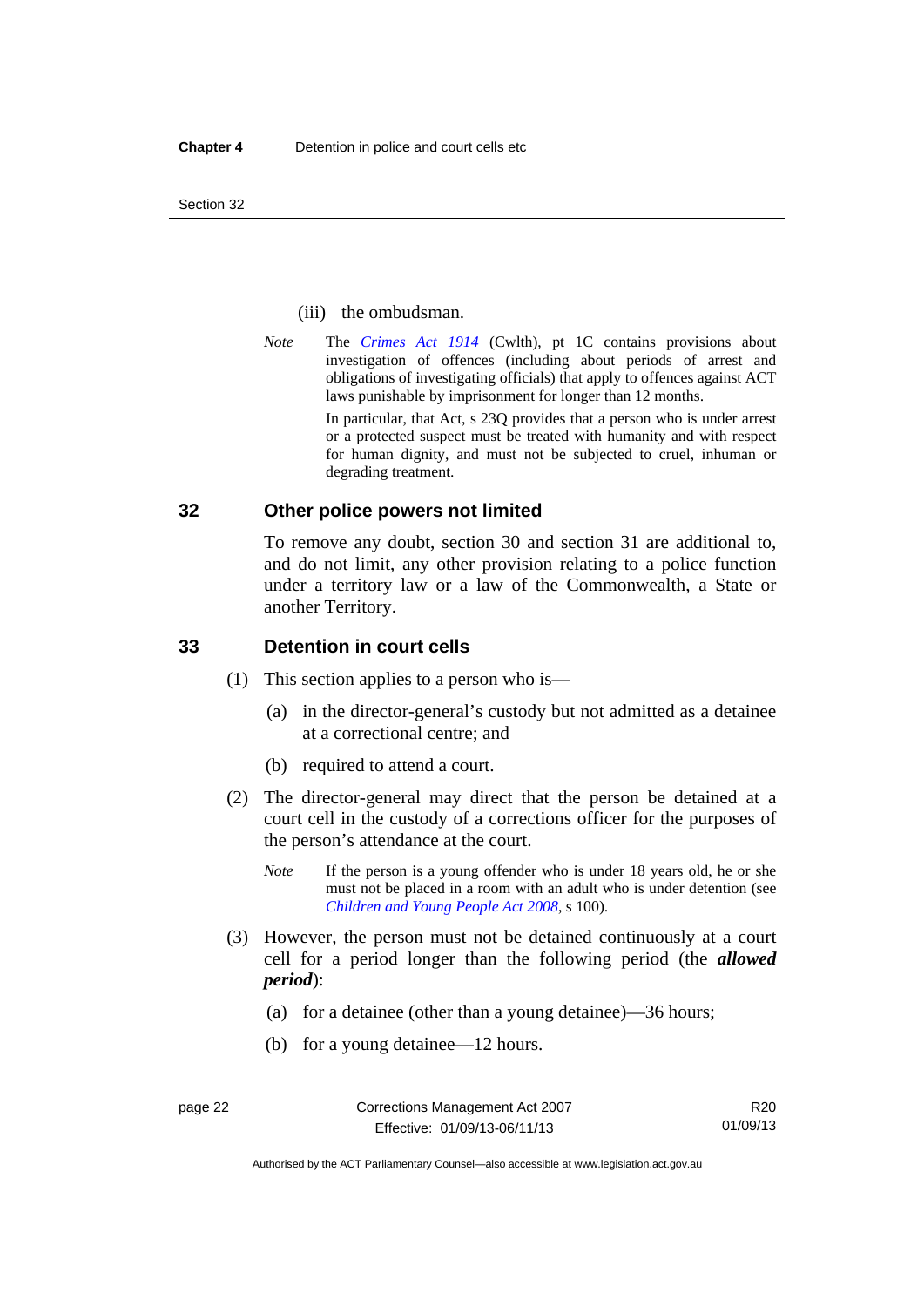(iii) the ombudsman.

*Note* The *Crimes Act 1914* (Cwlth), pt 1C contains provisions about investigation of offences (including about periods of arrest and obligations of investigating officials) that apply to offences against ACT laws punishable by imprisonment for longer than 12 months.

In particular, that Act, s 23Q provides that a person who is under arrest or a protected suspect must be treated with humanity and with respect for human dignity, and must not be subjected to cruel, inhuman or degrading treatment.

## 32 Other police powers not limited

To remove any doubt, section 30 and section 31 are additional to, and do not limit, any other provision relating to a police function under a territory law or a law of the Commonwealth, a State or another Territory.

## 33 Detention in court cells

(1) This section applies to a person who is—

(a) in the director-general's custody but not admitted as a detainee at a correctional centre; and

(b) required to attend a court.

(2) The director-general may direct that the person be detained at a court cell in the custody of a corrections officer for the purposes of the person's attendance at the court.

*Note* If the person is a young offender who is under 18 years old, he or she must not be placed in a room with an adult who is under detention (see *Children and Young People Act 2008*, s 100).

(3) However, the person must not be detained continuously at a court cell for a period longer than the following period (the ***allowed period***):

(a) for a detainee (other than a young detainee)—36 hours;

(b) for a young detainee—12 hours.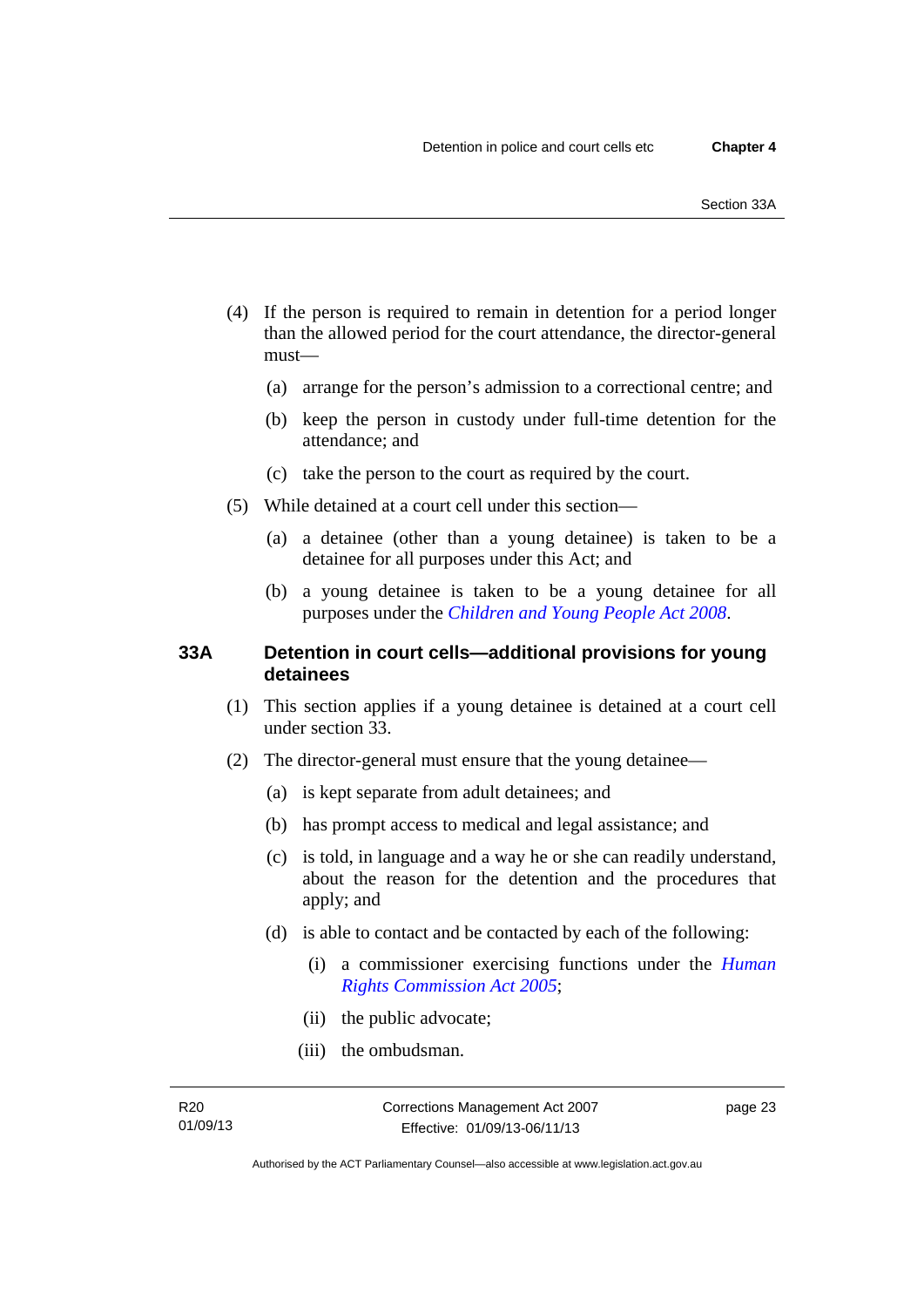(4) If the person is required to remain in detention for a period longer than the allowed period for the court attendance, the director-general must—

(a) arrange for the person's admission to a correctional centre; and

(b) keep the person in custody under full-time detention for the attendance; and

(c) take the person to the court as required by the court.

(5) While detained at a court cell under this section—

(a) a detainee (other than a young detainee) is taken to be a detainee for all purposes under this Act; and

(b) a young detainee is taken to be a young detainee for all purposes under the *Children and Young People Act 2008*.

## 33A Detention in court cells—additional provisions for young detainees

(1) This section applies if a young detainee is detained at a court cell under section 33.

(2) The director-general must ensure that the young detainee—

(a) is kept separate from adult detainees; and

(b) has prompt access to medical and legal assistance; and

(c) is told, in language and a way he or she can readily understand, about the reason for the detention and the procedures that apply; and

(d) is able to contact and be contacted by each of the following:

(i) a commissioner exercising functions under the *Human Rights Commission Act 2005*;

(ii) the public advocate;

(iii) the ombudsman.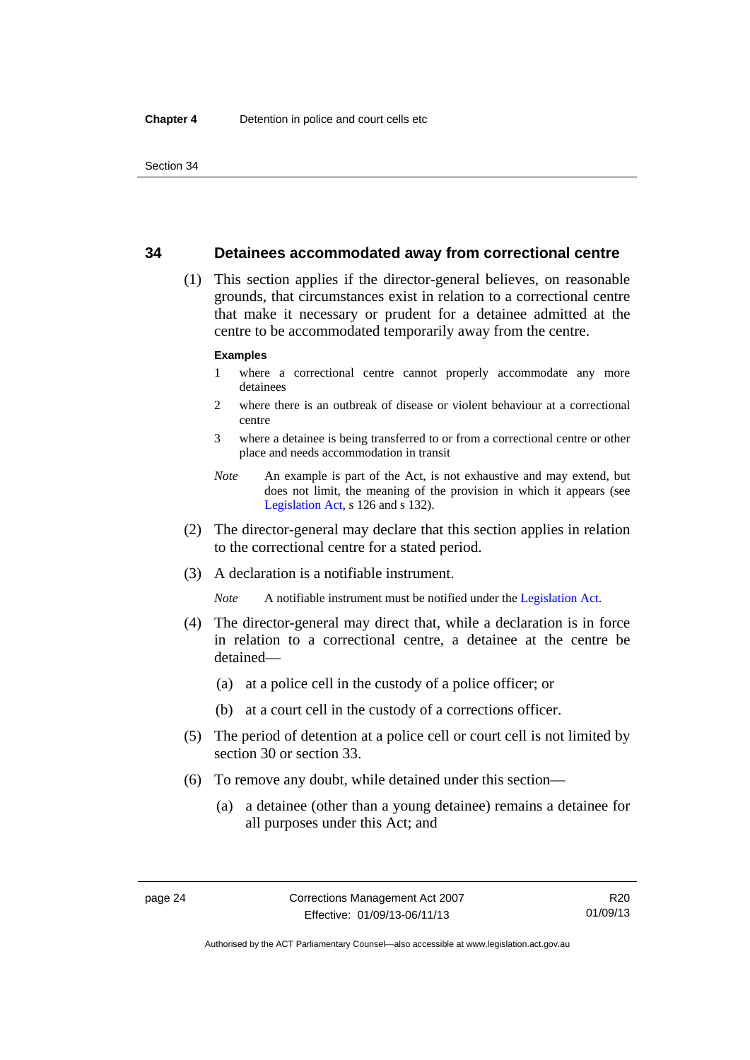## 34 Detainees accommodated away from correctional centre

(1) This section applies if the director-general believes, on reasonable grounds, that circumstances exist in relation to a correctional centre that make it necessary or prudent for a detainee admitted at the centre to be accommodated temporarily away from the centre.

**Examples**

1 where a correctional centre cannot properly accommodate any more detainees

2 where there is an outbreak of disease or violent behaviour at a correctional centre

3 where a detainee is being transferred to or from a correctional centre or other place and needs accommodation in transit

*Note* An example is part of the Act, is not exhaustive and may extend, but does not limit, the meaning of the provision in which it appears (see Legislation Act, s 126 and s 132).

(2) The director-general may declare that this section applies in relation to the correctional centre for a stated period.

(3) A declaration is a notifiable instrument.

*Note* A notifiable instrument must be notified under the Legislation Act.

(4) The director-general may direct that, while a declaration is in force in relation to a correctional centre, a detainee at the centre be detained—

(a) at a police cell in the custody of a police officer; or

(b) at a court cell in the custody of a corrections officer.

(5) The period of detention at a police cell or court cell is not limited by section 30 or section 33.

(6) To remove any doubt, while detained under this section—

(a) a detainee (other than a young detainee) remains a detainee for all purposes under this Act; and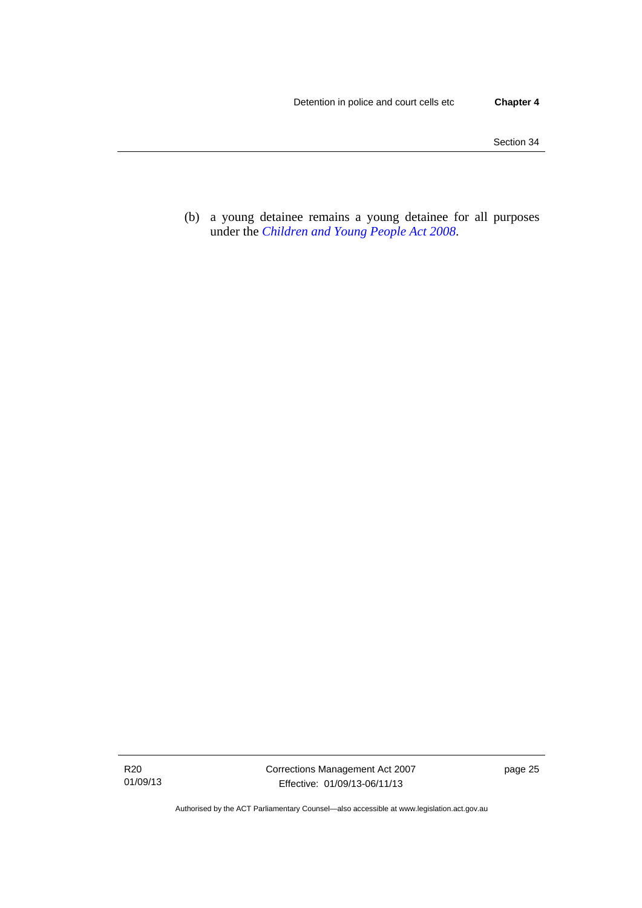(b) a young detainee remains a young detainee for all purposes under the *Children and Young People Act 2008*.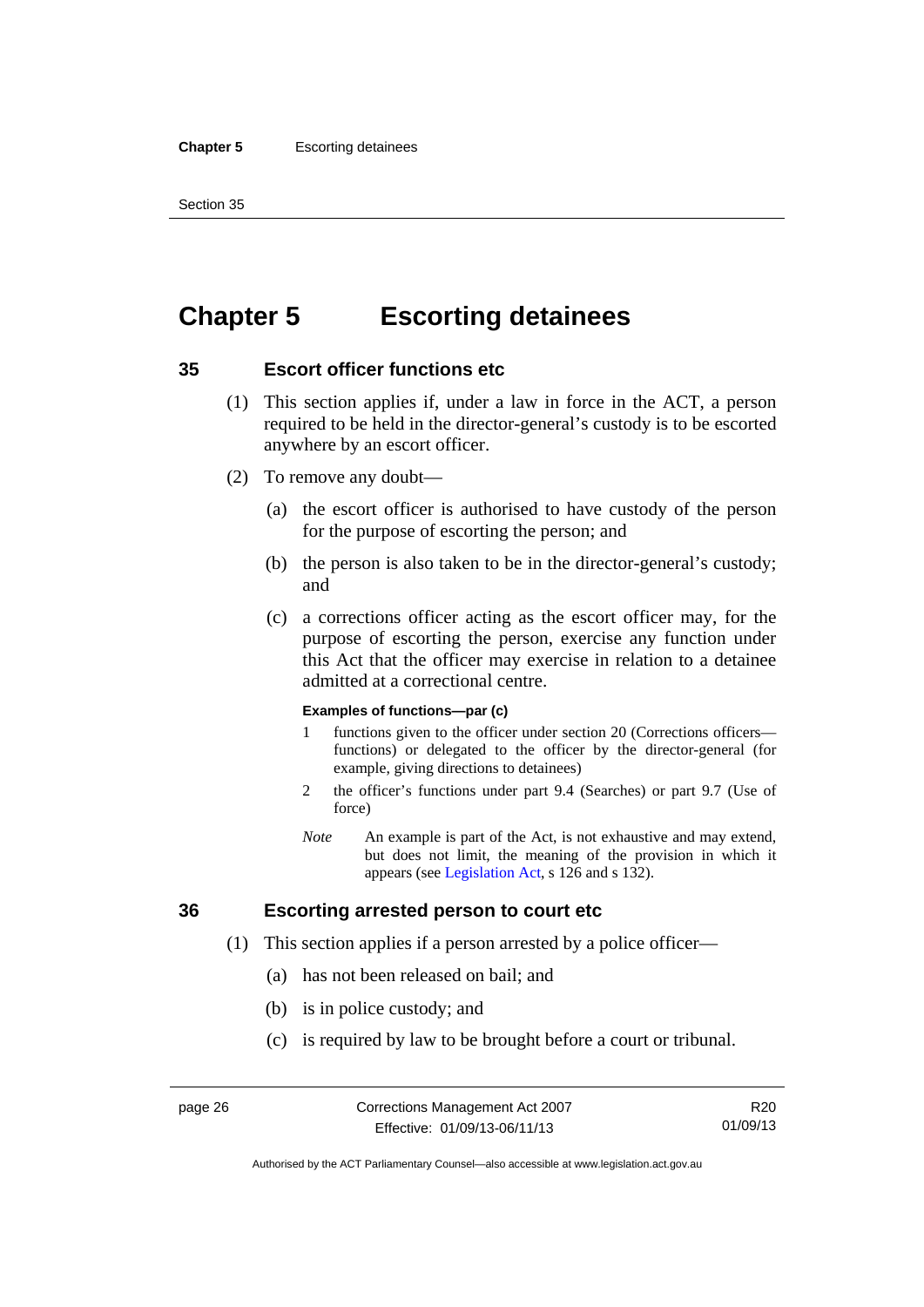# Chapter 5 Escorting detainees

## 35 Escort officer functions etc

(1) This section applies if, under a law in force in the ACT, a person required to be held in the director-general's custody is to be escorted anywhere by an escort officer.

(2) To remove any doubt—

(a) the escort officer is authorised to have custody of the person for the purpose of escorting the person; and

(b) the person is also taken to be in the director-general's custody; and

(c) a corrections officer acting as the escort officer may, for the purpose of escorting the person, exercise any function under this Act that the officer may exercise in relation to a detainee admitted at a correctional centre.

**Examples of functions—par (c)**

1 functions given to the officer under section 20 (Corrections officers—functions) or delegated to the officer by the director-general (for example, giving directions to detainees)

2 the officer's functions under part 9.4 (Searches) or part 9.7 (Use of force)

*Note* An example is part of the Act, is not exhaustive and may extend, but does not limit, the meaning of the provision in which it appears (see Legislation Act, s 126 and s 132).

## 36 Escorting arrested person to court etc

(1) This section applies if a person arrested by a police officer—

(a) has not been released on bail; and

(b) is in police custody; and

(c) is required by law to be brought before a court or tribunal.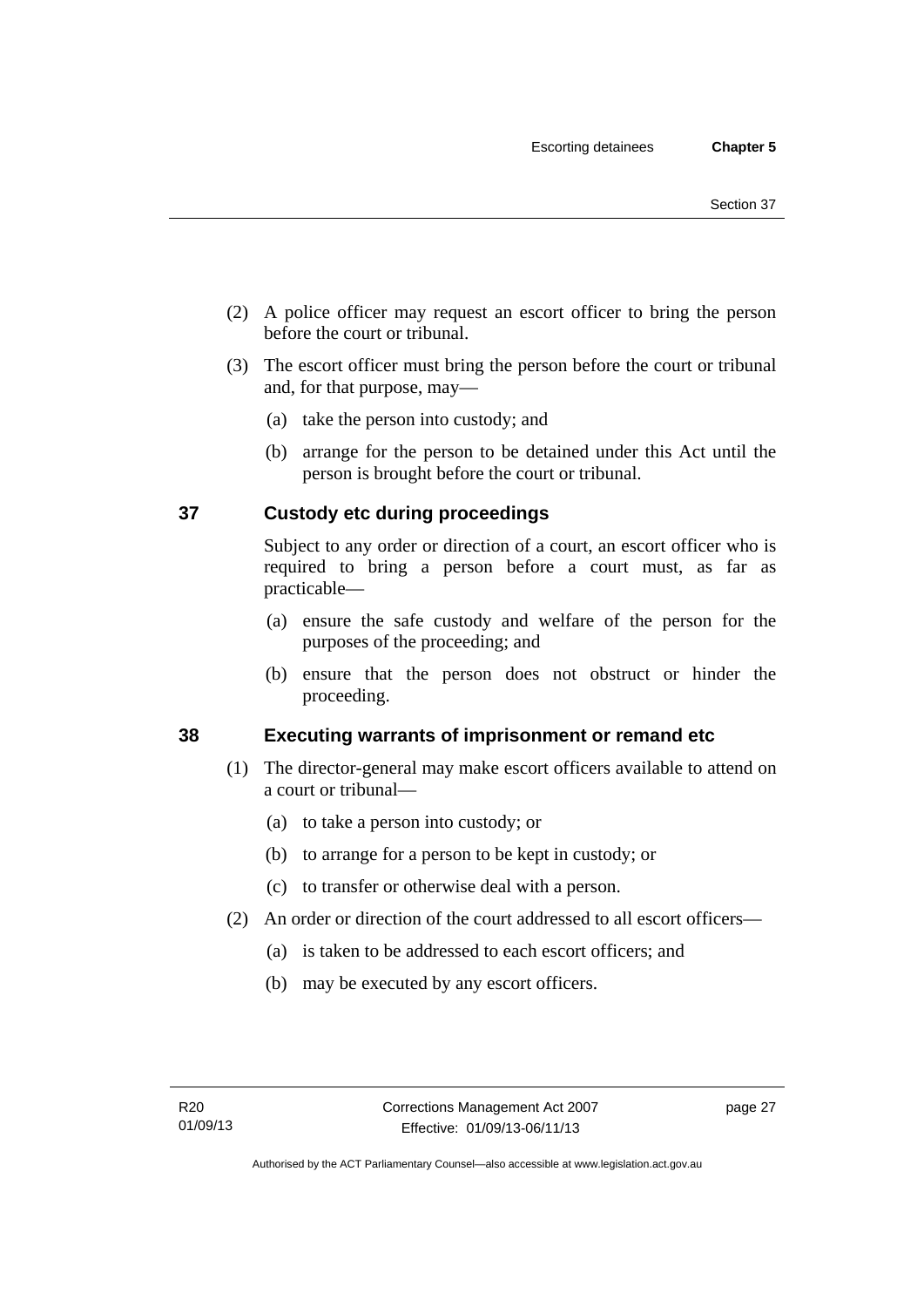(2) A police officer may request an escort officer to bring the person before the court or tribunal.

(3) The escort officer must bring the person before the court or tribunal and, for that purpose, may—

(a) take the person into custody; and

(b) arrange for the person to be detained under this Act until the person is brought before the court or tribunal.

## 37 Custody etc during proceedings

Subject to any order or direction of a court, an escort officer who is required to bring a person before a court must, as far as practicable—

(a) ensure the safe custody and welfare of the person for the purposes of the proceeding; and

(b) ensure that the person does not obstruct or hinder the proceeding.

## 38 Executing warrants of imprisonment or remand etc

(1) The director-general may make escort officers available to attend on a court or tribunal—

(a) to take a person into custody; or

(b) to arrange for a person to be kept in custody; or

(c) to transfer or otherwise deal with a person.

(2) An order or direction of the court addressed to all escort officers—

(a) is taken to be addressed to each escort officers; and

(b) may be executed by any escort officers.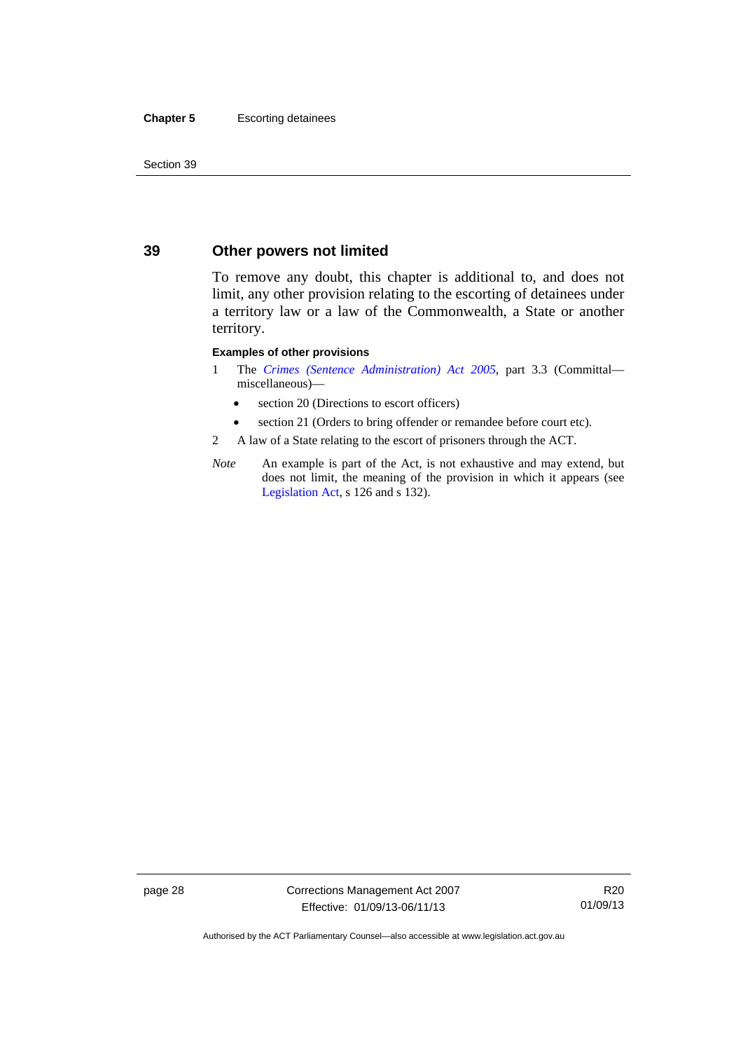## 39 Other powers not limited

To remove any doubt, this chapter is additional to, and does not limit, any other provision relating to the escorting of detainees under a territory law or a law of the Commonwealth, a State or another territory.

**Examples of other provisions**

1 The *Crimes (Sentence Administration) Act 2005*, part 3.3 (Committal—miscellaneous)—

- section 20 (Directions to escort officers)
- section 21 (Orders to bring offender or remandee before court etc).

2 A law of a State relating to the escort of prisoners through the ACT.

*Note* An example is part of the Act, is not exhaustive and may extend, but does not limit, the meaning of the provision in which it appears (see Legislation Act, s 126 and s 132).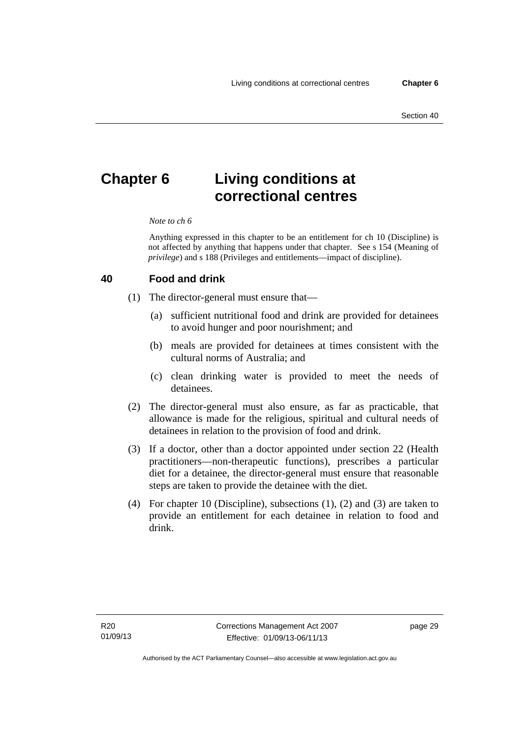# Chapter 6 Living conditions at correctional centres

*Note to ch 6*

Anything expressed in this chapter to be an entitlement for ch 10 (Discipline) is not affected by anything that happens under that chapter. See s 154 (Meaning of *privilege*) and s 188 (Privileges and entitlements—impact of discipline).

## 40 Food and drink

(1) The director-general must ensure that—

(a) sufficient nutritional food and drink are provided for detainees to avoid hunger and poor nourishment; and

(b) meals are provided for detainees at times consistent with the cultural norms of Australia; and

(c) clean drinking water is provided to meet the needs of detainees.

(2) The director-general must also ensure, as far as practicable, that allowance is made for the religious, spiritual and cultural needs of detainees in relation to the provision of food and drink.

(3) If a doctor, other than a doctor appointed under section 22 (Health practitioners—non-therapeutic functions), prescribes a particular diet for a detainee, the director-general must ensure that reasonable steps are taken to provide the detainee with the diet.

(4) For chapter 10 (Discipline), subsections (1), (2) and (3) are taken to provide an entitlement for each detainee in relation to food and drink.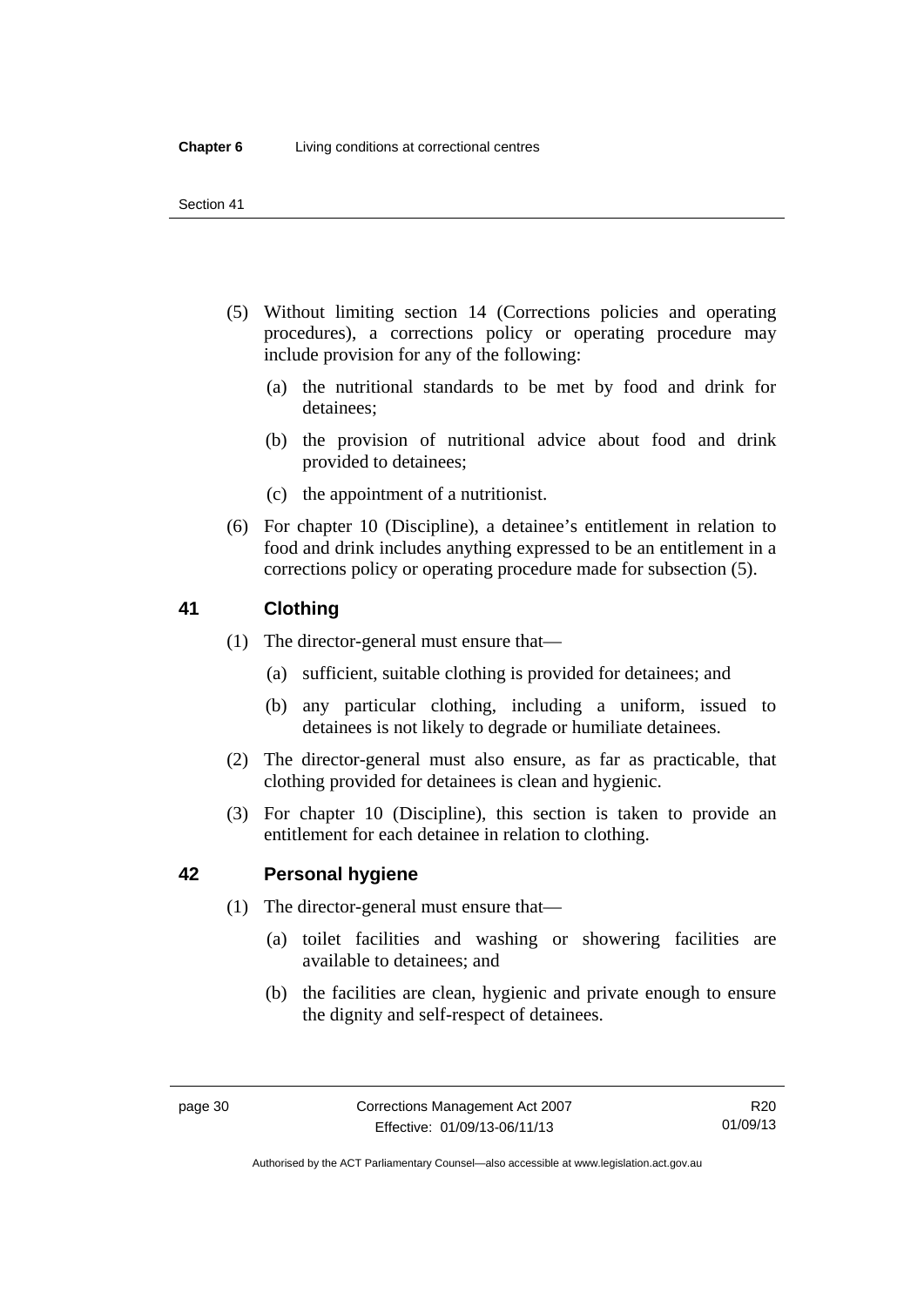(5) Without limiting section 14 (Corrections policies and operating procedures), a corrections policy or operating procedure may include provision for any of the following:

(a) the nutritional standards to be met by food and drink for detainees;

(b) the provision of nutritional advice about food and drink provided to detainees;

(c) the appointment of a nutritionist.

(6) For chapter 10 (Discipline), a detainee's entitlement in relation to food and drink includes anything expressed to be an entitlement in a corrections policy or operating procedure made for subsection (5).

## 41 Clothing

(1) The director-general must ensure that—

(a) sufficient, suitable clothing is provided for detainees; and

(b) any particular clothing, including a uniform, issued to detainees is not likely to degrade or humiliate detainees.

(2) The director-general must also ensure, as far as practicable, that clothing provided for detainees is clean and hygienic.

(3) For chapter 10 (Discipline), this section is taken to provide an entitlement for each detainee in relation to clothing.

## 42 Personal hygiene

(1) The director-general must ensure that—

(a) toilet facilities and washing or showering facilities are available to detainees; and

(b) the facilities are clean, hygienic and private enough to ensure the dignity and self-respect of detainees.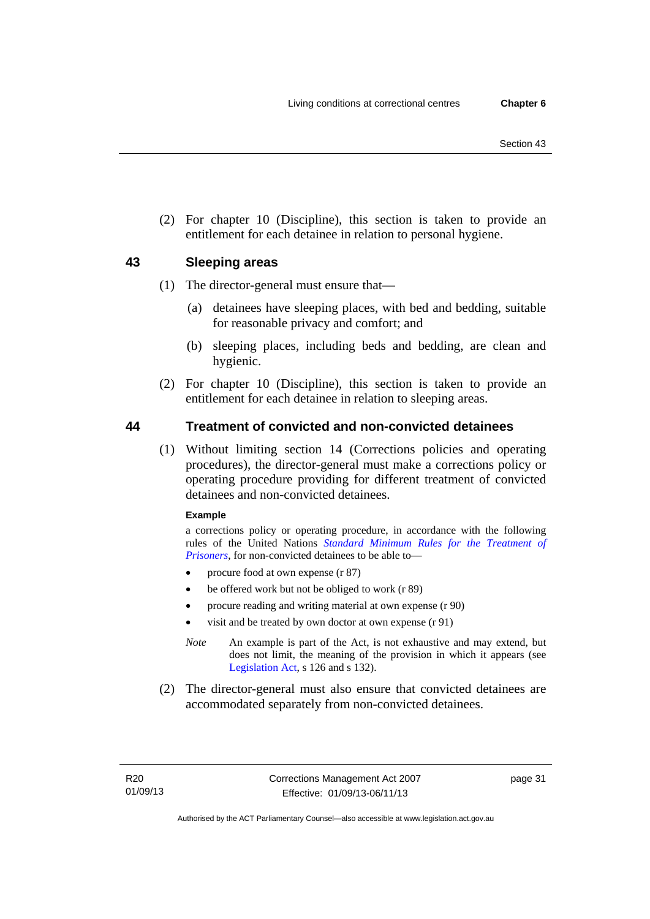(2) For chapter 10 (Discipline), this section is taken to provide an entitlement for each detainee in relation to personal hygiene.

## 43 Sleeping areas

(1) The director-general must ensure that—

(a) detainees have sleeping places, with bed and bedding, suitable for reasonable privacy and comfort; and

(b) sleeping places, including beds and bedding, are clean and hygienic.

(2) For chapter 10 (Discipline), this section is taken to provide an entitlement for each detainee in relation to sleeping areas.

## 44 Treatment of convicted and non-convicted detainees

(1) Without limiting section 14 (Corrections policies and operating procedures), the director-general must make a corrections policy or operating procedure providing for different treatment of convicted detainees and non-convicted detainees.

**Example**

a corrections policy or operating procedure, in accordance with the following rules of the United Nations *Standard Minimum Rules for the Treatment of Prisoners*, for non-convicted detainees to be able to—

- procure food at own expense (r 87)
- be offered work but not be obliged to work (r 89)
- procure reading and writing material at own expense (r 90)
- visit and be treated by own doctor at own expense (r 91)

*Note* An example is part of the Act, is not exhaustive and may extend, but does not limit, the meaning of the provision in which it appears (see Legislation Act, s 126 and s 132).

(2) The director-general must also ensure that convicted detainees are accommodated separately from non-convicted detainees.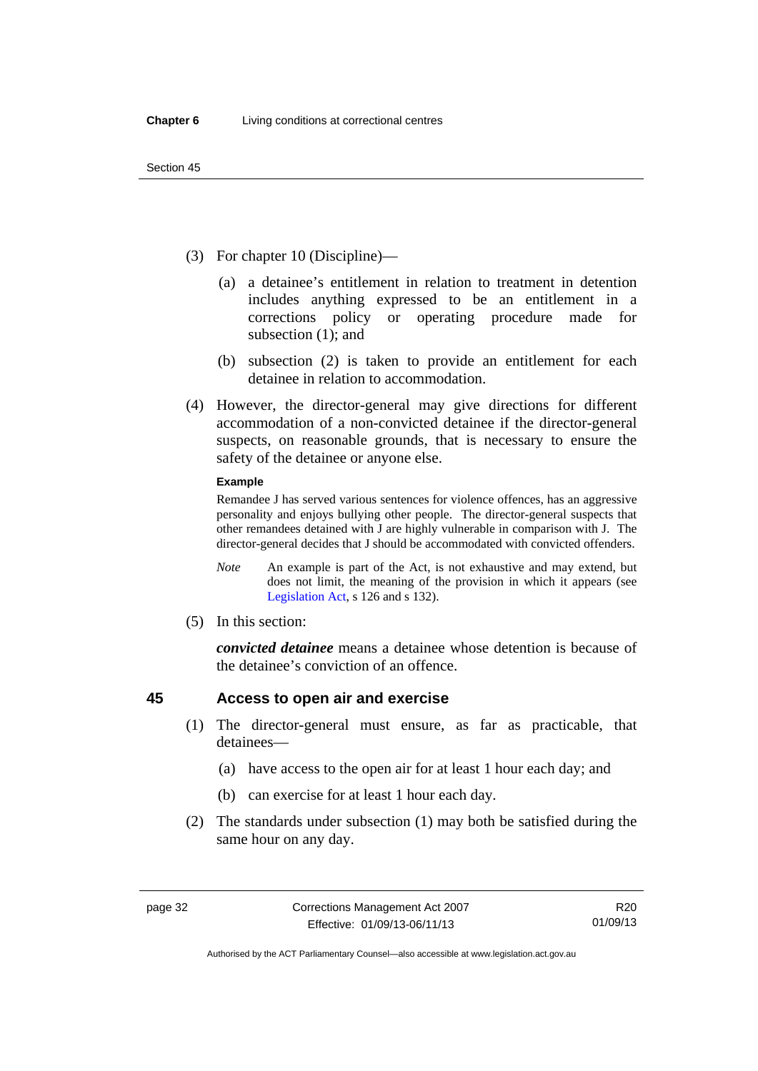(3) For chapter 10 (Discipline)—

(a) a detainee's entitlement in relation to treatment in detention includes anything expressed to be an entitlement in a corrections policy or operating procedure made for subsection (1); and

(b) subsection (2) is taken to provide an entitlement for each detainee in relation to accommodation.

(4) However, the director-general may give directions for different accommodation of a non-convicted detainee if the director-general suspects, on reasonable grounds, that is necessary to ensure the safety of the detainee or anyone else.

**Example**

Remandee J has served various sentences for violence offences, has an aggressive personality and enjoys bullying other people. The director-general suspects that other remandees detained with J are highly vulnerable in comparison with J. The director-general decides that J should be accommodated with convicted offenders.

*Note* An example is part of the Act, is not exhaustive and may extend, but does not limit, the meaning of the provision in which it appears (see Legislation Act, s 126 and s 132).

(5) In this section:

***convicted detainee*** means a detainee whose detention is because of the detainee's conviction of an offence.

## 45 Access to open air and exercise

(1) The director-general must ensure, as far as practicable, that detainees—

(a) have access to the open air for at least 1 hour each day; and

(b) can exercise for at least 1 hour each day.

(2) The standards under subsection (1) may both be satisfied during the same hour on any day.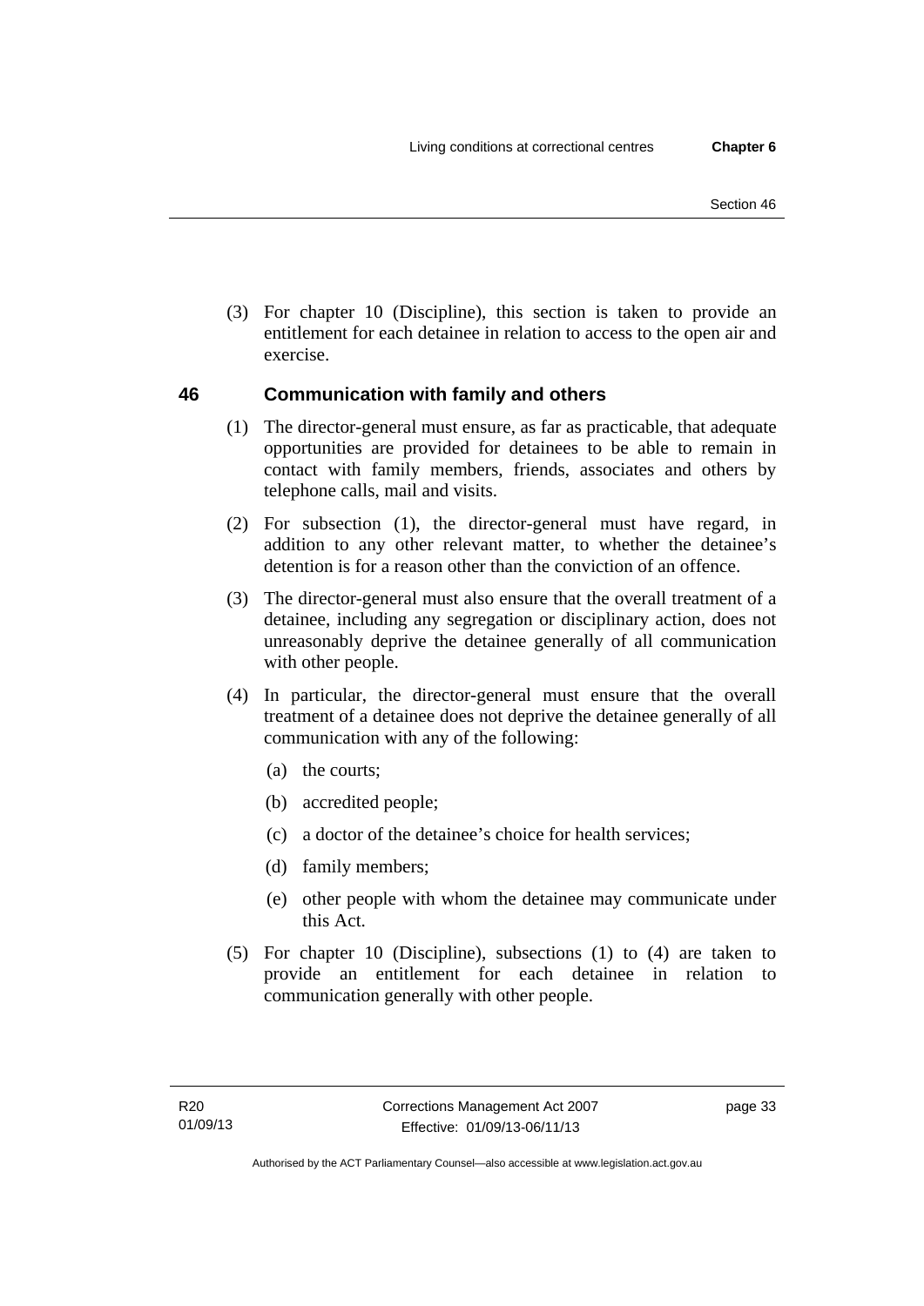(3) For chapter 10 (Discipline), this section is taken to provide an entitlement for each detainee in relation to access to the open air and exercise.

## 46 Communication with family and others

(1) The director-general must ensure, as far as practicable, that adequate opportunities are provided for detainees to be able to remain in contact with family members, friends, associates and others by telephone calls, mail and visits.

(2) For subsection (1), the director-general must have regard, in addition to any other relevant matter, to whether the detainee's detention is for a reason other than the conviction of an offence.

(3) The director-general must also ensure that the overall treatment of a detainee, including any segregation or disciplinary action, does not unreasonably deprive the detainee generally of all communication with other people.

(4) In particular, the director-general must ensure that the overall treatment of a detainee does not deprive the detainee generally of all communication with any of the following:

- (a) the courts;
- (b) accredited people;
- (c) a doctor of the detainee's choice for health services;
- (d) family members;
- (e) other people with whom the detainee may communicate under this Act.

(5) For chapter 10 (Discipline), subsections (1) to (4) are taken to provide an entitlement for each detainee in relation to communication generally with other people.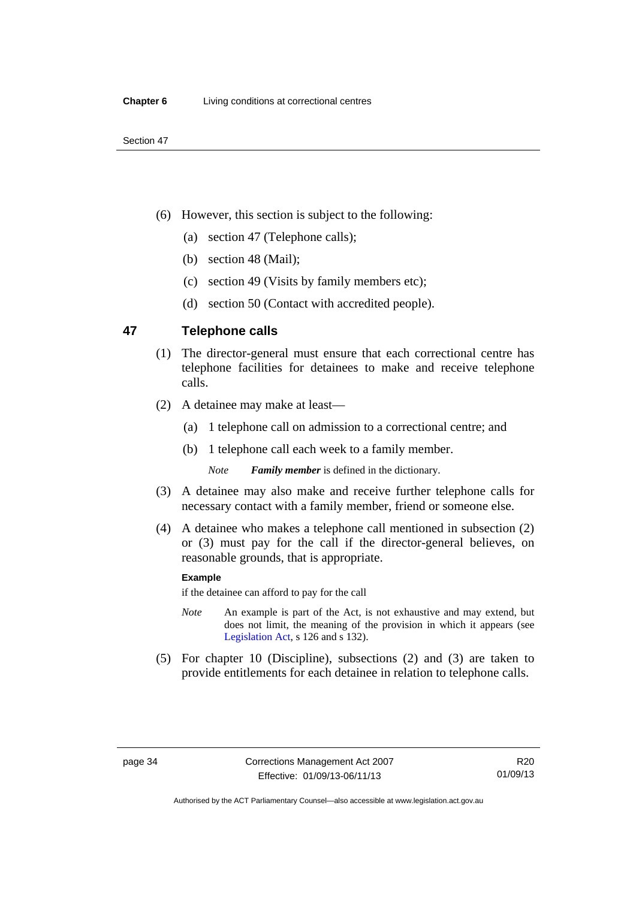(6) However, this section is subject to the following:

(a) section 47 (Telephone calls);

(b) section 48 (Mail);

(c) section 49 (Visits by family members etc);

(d) section 50 (Contact with accredited people).

## 47 Telephone calls

(1) The director-general must ensure that each correctional centre has telephone facilities for detainees to make and receive telephone calls.

(2) A detainee may make at least—

(a) 1 telephone call on admission to a correctional centre; and

(b) 1 telephone call each week to a family member.

*Note* ***Family member*** is defined in the dictionary.

(3) A detainee may also make and receive further telephone calls for necessary contact with a family member, friend or someone else.

(4) A detainee who makes a telephone call mentioned in subsection (2) or (3) must pay for the call if the director-general believes, on reasonable grounds, that is appropriate.

**Example**

if the detainee can afford to pay for the call

*Note* An example is part of the Act, is not exhaustive and may extend, but does not limit, the meaning of the provision in which it appears (see Legislation Act, s 126 and s 132).

(5) For chapter 10 (Discipline), subsections (2) and (3) are taken to provide entitlements for each detainee in relation to telephone calls.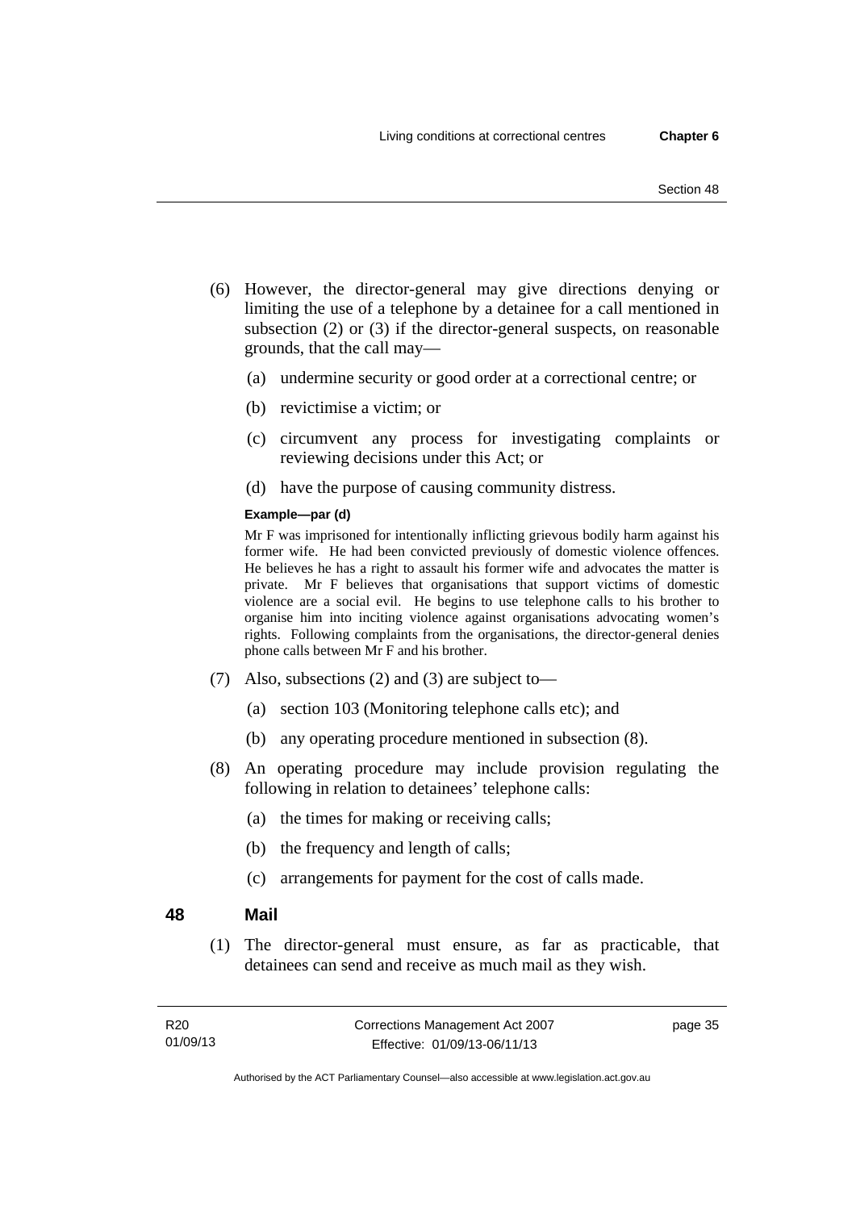(6) However, the director-general may give directions denying or limiting the use of a telephone by a detainee for a call mentioned in subsection (2) or (3) if the director-general suspects, on reasonable grounds, that the call may—

   (a) undermine security or good order at a correctional centre; or

   (b) revictimise a victim; or

   (c) circumvent any process for investigating complaints or reviewing decisions under this Act; or

   (d) have the purpose of causing community distress.

**Example—par (d)**

Mr F was imprisoned for intentionally inflicting grievous bodily harm against his former wife. He had been convicted previously of domestic violence offences. He believes he has a right to assault his former wife and advocates the matter is private. Mr F believes that organisations that support victims of domestic violence are a social evil. He begins to use telephone calls to his brother to organise him into inciting violence against organisations advocating women's rights. Following complaints from the organisations, the director-general denies phone calls between Mr F and his brother.

(7) Also, subsections (2) and (3) are subject to—

   (a) section 103 (Monitoring telephone calls etc); and

   (b) any operating procedure mentioned in subsection (8).

(8) An operating procedure may include provision regulating the following in relation to detainees' telephone calls:

   (a) the times for making or receiving calls;

   (b) the frequency and length of calls;

   (c) arrangements for payment for the cost of calls made.

## 48 Mail

(1) The director-general must ensure, as far as practicable, that detainees can send and receive as much mail as they wish.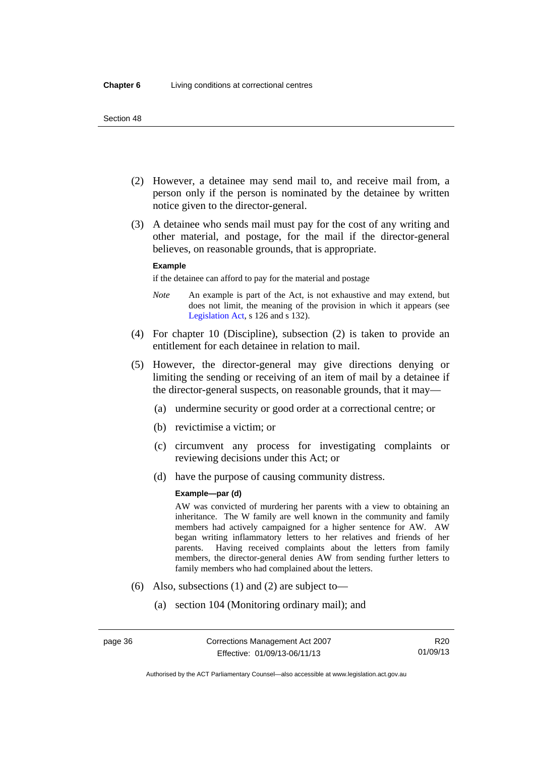(2) However, a detainee may send mail to, and receive mail from, a person only if the person is nominated by the detainee by written notice given to the director-general.

(3) A detainee who sends mail must pay for the cost of any writing and other material, and postage, for the mail if the director-general believes, on reasonable grounds, that is appropriate.

**Example**

if the detainee can afford to pay for the material and postage

*Note* An example is part of the Act, is not exhaustive and may extend, but does not limit, the meaning of the provision in which it appears (see Legislation Act, s 126 and s 132).

(4) For chapter 10 (Discipline), subsection (2) is taken to provide an entitlement for each detainee in relation to mail.

(5) However, the director-general may give directions denying or limiting the sending or receiving of an item of mail by a detainee if the director-general suspects, on reasonable grounds, that it may—

(a) undermine security or good order at a correctional centre; or

(b) revictimise a victim; or

(c) circumvent any process for investigating complaints or reviewing decisions under this Act; or

(d) have the purpose of causing community distress.

**Example—par (d)**

AW was convicted of murdering her parents with a view to obtaining an inheritance. The W family are well known in the community and family members had actively campaigned for a higher sentence for AW. AW began writing inflammatory letters to her relatives and friends of her parents. Having received complaints about the letters from family members, the director-general denies AW from sending further letters to family members who had complained about the letters.

(6) Also, subsections (1) and (2) are subject to—

(a) section 104 (Monitoring ordinary mail); and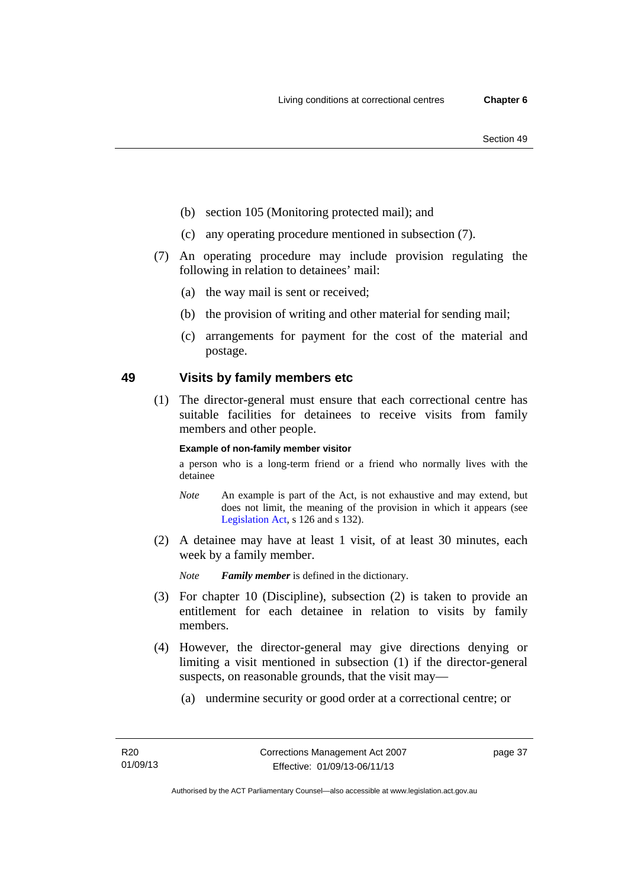(b) section 105 (Monitoring protected mail); and

(c) any operating procedure mentioned in subsection (7).

(7) An operating procedure may include provision regulating the following in relation to detainees' mail:

(a) the way mail is sent or received;

(b) the provision of writing and other material for sending mail;

(c) arrangements for payment for the cost of the material and postage.

## 49 Visits by family members etc

(1) The director-general must ensure that each correctional centre has suitable facilities for detainees to receive visits from family members and other people.

**Example of non-family member visitor**

a person who is a long-term friend or a friend who normally lives with the detainee

*Note* An example is part of the Act, is not exhaustive and may extend, but does not limit, the meaning of the provision in which it appears (see Legislation Act, s 126 and s 132).

(2) A detainee may have at least 1 visit, of at least 30 minutes, each week by a family member.

*Note* ***Family member*** is defined in the dictionary.

(3) For chapter 10 (Discipline), subsection (2) is taken to provide an entitlement for each detainee in relation to visits by family members.

(4) However, the director-general may give directions denying or limiting a visit mentioned in subsection (1) if the director-general suspects, on reasonable grounds, that the visit may—

(a) undermine security or good order at a correctional centre; or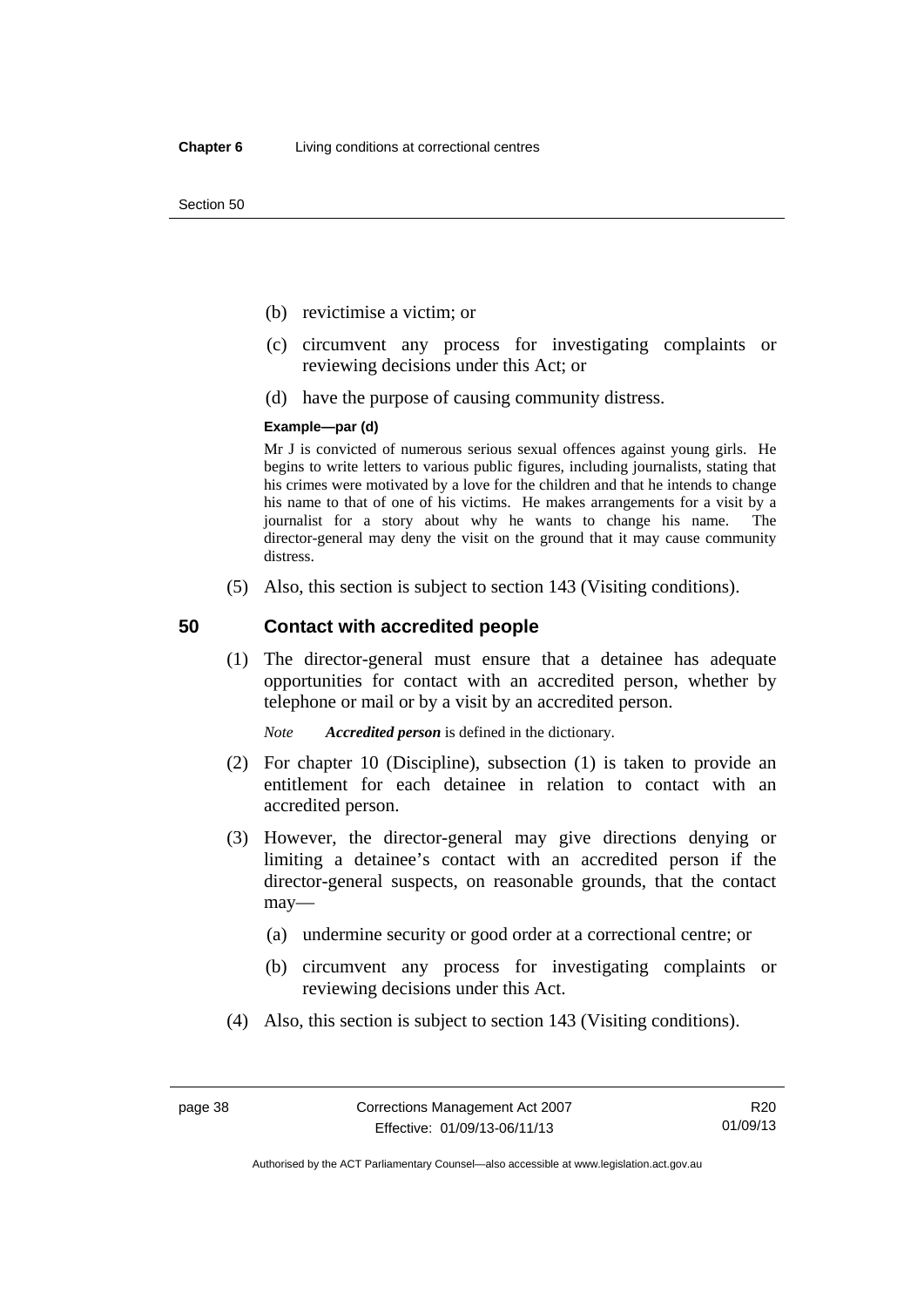(b) revictimise a victim; or

(c) circumvent any process for investigating complaints or reviewing decisions under this Act; or

(d) have the purpose of causing community distress.

**Example—par (d)**

Mr J is convicted of numerous serious sexual offences against young girls. He begins to write letters to various public figures, including journalists, stating that his crimes were motivated by a love for the children and that he intends to change his name to that of one of his victims. He makes arrangements for a visit by a journalist for a story about why he wants to change his name. The director-general may deny the visit on the ground that it may cause community distress.

(5) Also, this section is subject to section 143 (Visiting conditions).

## 50 Contact with accredited people

(1) The director-general must ensure that a detainee has adequate opportunities for contact with an accredited person, whether by telephone or mail or by a visit by an accredited person.

*Note* ***Accredited person*** is defined in the dictionary.

(2) For chapter 10 (Discipline), subsection (1) is taken to provide an entitlement for each detainee in relation to contact with an accredited person.

(3) However, the director-general may give directions denying or limiting a detainee's contact with an accredited person if the director-general suspects, on reasonable grounds, that the contact may—

(a) undermine security or good order at a correctional centre; or

(b) circumvent any process for investigating complaints or reviewing decisions under this Act.

(4) Also, this section is subject to section 143 (Visiting conditions).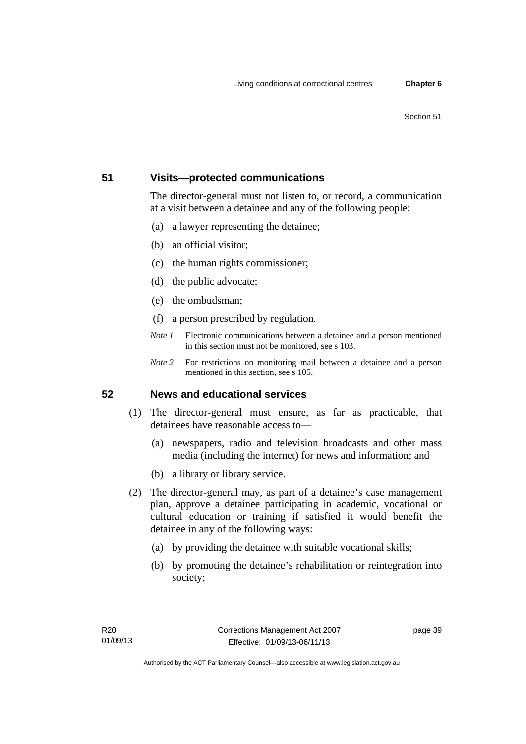## 51 Visits—protected communications

The director-general must not listen to, or record, a communication at a visit between a detainee and any of the following people:

(a) a lawyer representing the detainee;

(b) an official visitor;

(c) the human rights commissioner;

(d) the public advocate;

(e) the ombudsman;

(f) a person prescribed by regulation.

*Note 1* Electronic communications between a detainee and a person mentioned in this section must not be monitored, see s 103.

*Note 2* For restrictions on monitoring mail between a detainee and a person mentioned in this section, see s 105.

## 52 News and educational services

(1) The director-general must ensure, as far as practicable, that detainees have reasonable access to—

(a) newspapers, radio and television broadcasts and other mass media (including the internet) for news and information; and

(b) a library or library service.

(2) The director-general may, as part of a detainee's case management plan, approve a detainee participating in academic, vocational or cultural education or training if satisfied it would benefit the detainee in any of the following ways:

(a) by providing the detainee with suitable vocational skills;

(b) by promoting the detainee's rehabilitation or reintegration into society;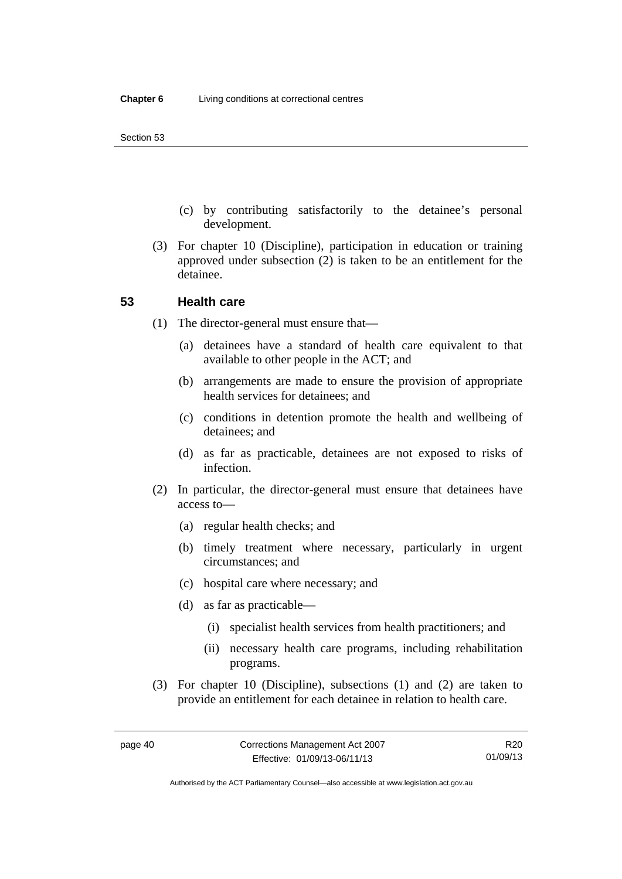(c) by contributing satisfactorily to the detainee's personal development.

(3) For chapter 10 (Discipline), participation in education or training approved under subsection (2) is taken to be an entitlement for the detainee.

### 53 Health care

(1) The director-general must ensure that—

(a) detainees have a standard of health care equivalent to that available to other people in the ACT; and

(b) arrangements are made to ensure the provision of appropriate health services for detainees; and

(c) conditions in detention promote the health and wellbeing of detainees; and

(d) as far as practicable, detainees are not exposed to risks of infection.

(2) In particular, the director-general must ensure that detainees have access to—

(a) regular health checks; and

(b) timely treatment where necessary, particularly in urgent circumstances; and

(c) hospital care where necessary; and

(d) as far as practicable—

(i) specialist health services from health practitioners; and

(ii) necessary health care programs, including rehabilitation programs.

(3) For chapter 10 (Discipline), subsections (1) and (2) are taken to provide an entitlement for each detainee in relation to health care.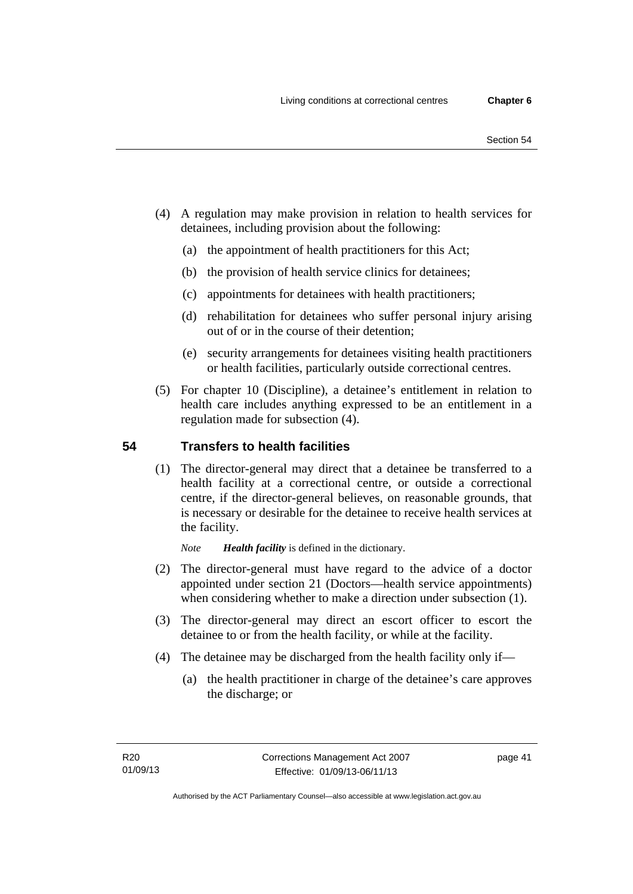(4) A regulation may make provision in relation to health services for detainees, including provision about the following:

(a) the appointment of health practitioners for this Act;

(b) the provision of health service clinics for detainees;

(c) appointments for detainees with health practitioners;

(d) rehabilitation for detainees who suffer personal injury arising out of or in the course of their detention;

(e) security arrangements for detainees visiting health practitioners or health facilities, particularly outside correctional centres.

(5) For chapter 10 (Discipline), a detainee's entitlement in relation to health care includes anything expressed to be an entitlement in a regulation made for subsection (4).

## 54 Transfers to health facilities

(1) The director-general may direct that a detainee be transferred to a health facility at a correctional centre, or outside a correctional centre, if the director-general believes, on reasonable grounds, that is necessary or desirable for the detainee to receive health services at the facility.

*Note* ***Health facility*** is defined in the dictionary.

(2) The director-general must have regard to the advice of a doctor appointed under section 21 (Doctors—health service appointments) when considering whether to make a direction under subsection (1).

(3) The director-general may direct an escort officer to escort the detainee to or from the health facility, or while at the facility.

(4) The detainee may be discharged from the health facility only if—

(a) the health practitioner in charge of the detainee's care approves the discharge; or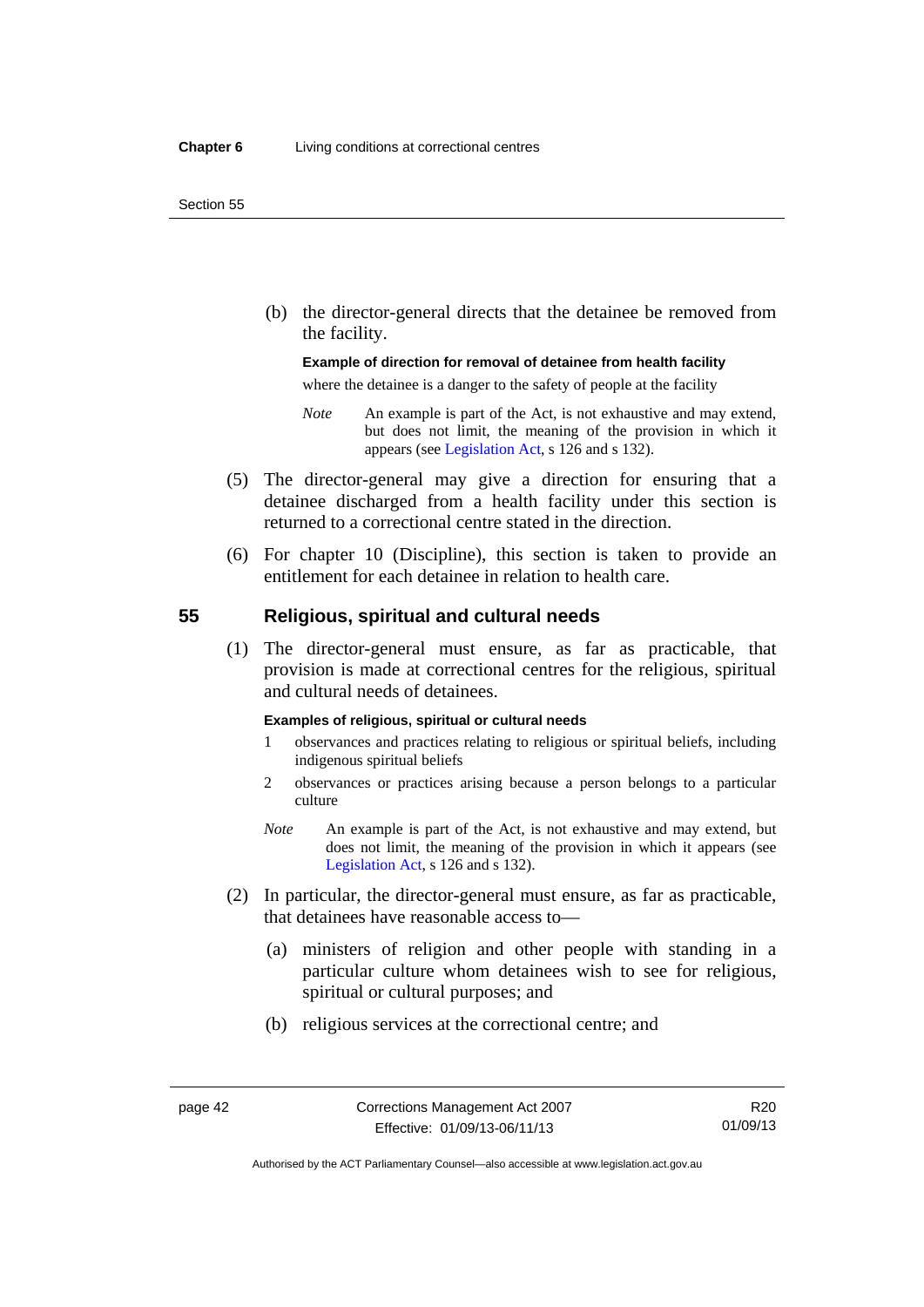(b) the director-general directs that the detainee be removed from the facility.

**Example of direction for removal of detainee from health facility**

where the detainee is a danger to the safety of people at the facility

*Note* An example is part of the Act, is not exhaustive and may extend, but does not limit, the meaning of the provision in which it appears (see Legislation Act, s 126 and s 132).

(5) The director-general may give a direction for ensuring that a detainee discharged from a health facility under this section is returned to a correctional centre stated in the direction.

(6) For chapter 10 (Discipline), this section is taken to provide an entitlement for each detainee in relation to health care.

## 55 Religious, spiritual and cultural needs

(1) The director-general must ensure, as far as practicable, that provision is made at correctional centres for the religious, spiritual and cultural needs of detainees.

**Examples of religious, spiritual or cultural needs**

1 observances and practices relating to religious or spiritual beliefs, including indigenous spiritual beliefs

2 observances or practices arising because a person belongs to a particular culture

*Note* An example is part of the Act, is not exhaustive and may extend, but does not limit, the meaning of the provision in which it appears (see Legislation Act, s 126 and s 132).

(2) In particular, the director-general must ensure, as far as practicable, that detainees have reasonable access to—

(a) ministers of religion and other people with standing in a particular culture whom detainees wish to see for religious, spiritual or cultural purposes; and

(b) religious services at the correctional centre; and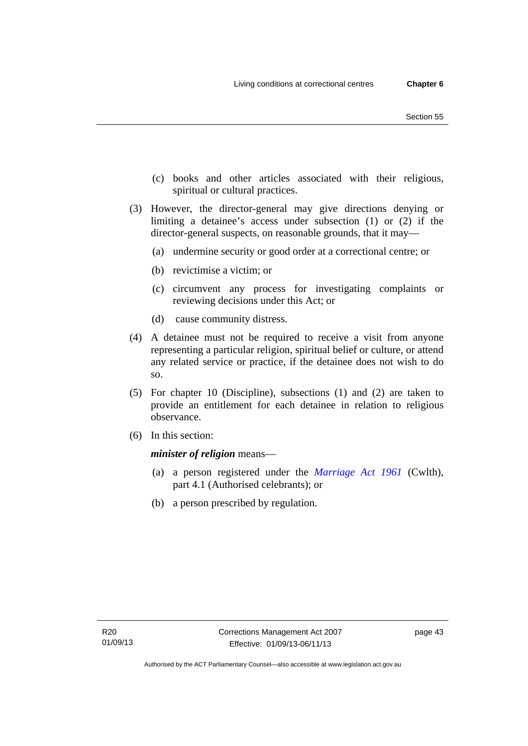(c) books and other articles associated with their religious, spiritual or cultural practices.

(3) However, the director-general may give directions denying or limiting a detainee's access under subsection (1) or (2) if the director-general suspects, on reasonable grounds, that it may—

(a) undermine security or good order at a correctional centre; or

(b) revictimise a victim; or

(c) circumvent any process for investigating complaints or reviewing decisions under this Act; or

(d) cause community distress.

(4) A detainee must not be required to receive a visit from anyone representing a particular religion, spiritual belief or culture, or attend any related service or practice, if the detainee does not wish to do so.

(5) For chapter 10 (Discipline), subsections (1) and (2) are taken to provide an entitlement for each detainee in relation to religious observance.

(6) In this section:

***minister of religion*** means—

(a) a person registered under the *Marriage Act 1961* (Cwlth), part 4.1 (Authorised celebrants); or

(b) a person prescribed by regulation.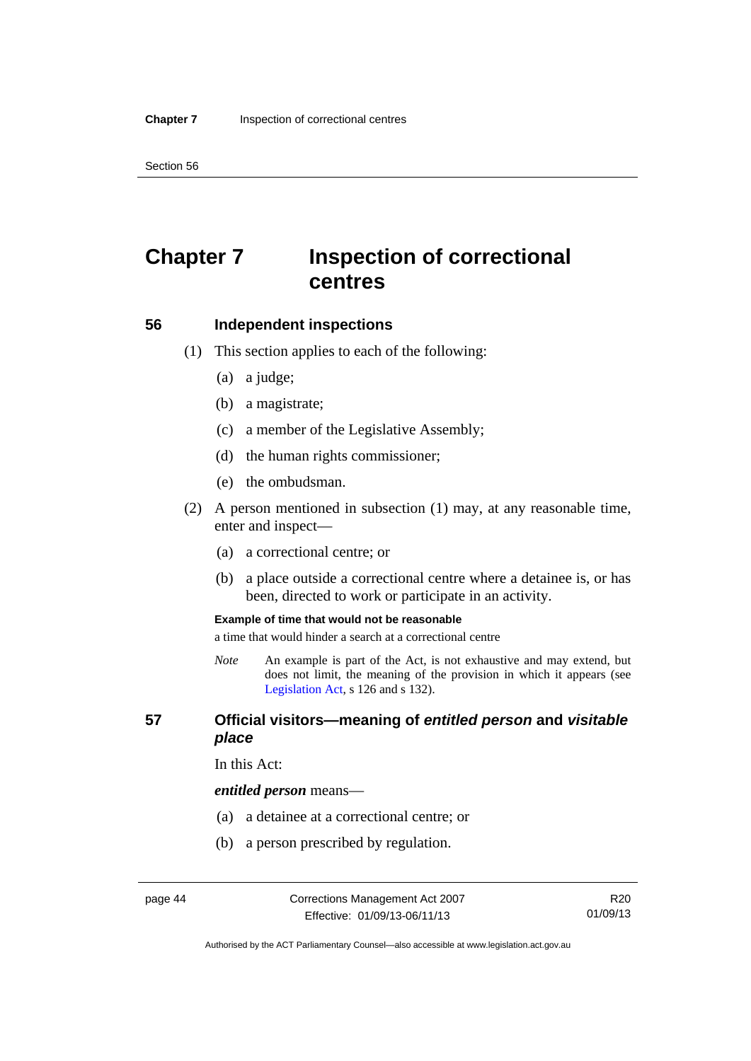# Chapter 7 Inspection of correctional centres

## 56 Independent inspections

(1) This section applies to each of the following:

(a) a judge;

(b) a magistrate;

(c) a member of the Legislative Assembly;

(d) the human rights commissioner;

(e) the ombudsman.

(2) A person mentioned in subsection (1) may, at any reasonable time, enter and inspect—

(a) a correctional centre; or

(b) a place outside a correctional centre where a detainee is, or has been, directed to work or participate in an activity.

**Example of time that would not be reasonable**

a time that would hinder a search at a correctional centre

*Note* An example is part of the Act, is not exhaustive and may extend, but does not limit, the meaning of the provision in which it appears (see Legislation Act, s 126 and s 132).

## 57 Official visitors—meaning of *entitled person* and *visitable place*

In this Act:

***entitled person*** means—

(a) a detainee at a correctional centre; or

(b) a person prescribed by regulation.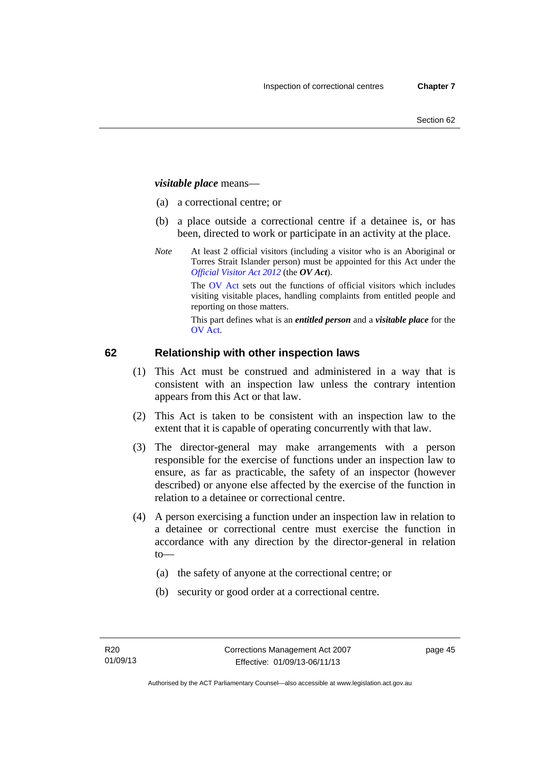***visitable place*** means—

(a) a correctional centre; or

(b) a place outside a correctional centre if a detainee is, or has been, directed to work or participate in an activity at the place.

*Note* At least 2 official visitors (including a visitor who is an Aboriginal or Torres Strait Islander person) must be appointed for this Act under the *Official Visitor Act 2012* (the ***OV Act***).

The OV Act sets out the functions of official visitors which includes visiting visitable places, handling complaints from entitled people and reporting on those matters.

This part defines what is an ***entitled person*** and a ***visitable place*** for the OV Act.

## 62 Relationship with other inspection laws

(1) This Act must be construed and administered in a way that is consistent with an inspection law unless the contrary intention appears from this Act or that law.

(2) This Act is taken to be consistent with an inspection law to the extent that it is capable of operating concurrently with that law.

(3) The director-general may make arrangements with a person responsible for the exercise of functions under an inspection law to ensure, as far as practicable, the safety of an inspector (however described) or anyone else affected by the exercise of the function in relation to a detainee or correctional centre.

(4) A person exercising a function under an inspection law in relation to a detainee or correctional centre must exercise the function in accordance with any direction by the director-general in relation to—

(a) the safety of anyone at the correctional centre; or

(b) security or good order at a correctional centre.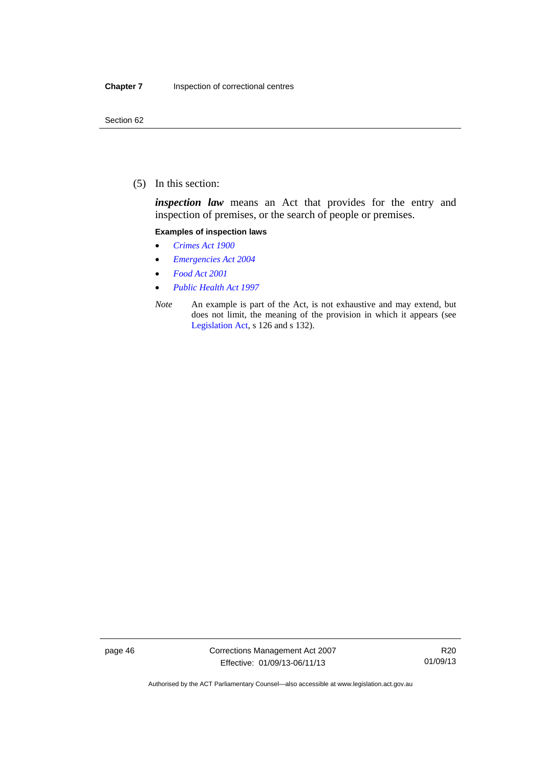(5) In this section:

***inspection law*** means an Act that provides for the entry and inspection of premises, or the search of people or premises.

**Examples of inspection laws**

- *Crimes Act 1900*
- *Emergencies Act 2004*
- *Food Act 2001*
- *Public Health Act 1997*

*Note* An example is part of the Act, is not exhaustive and may extend, but does not limit, the meaning of the provision in which it appears (see Legislation Act, s 126 and s 132).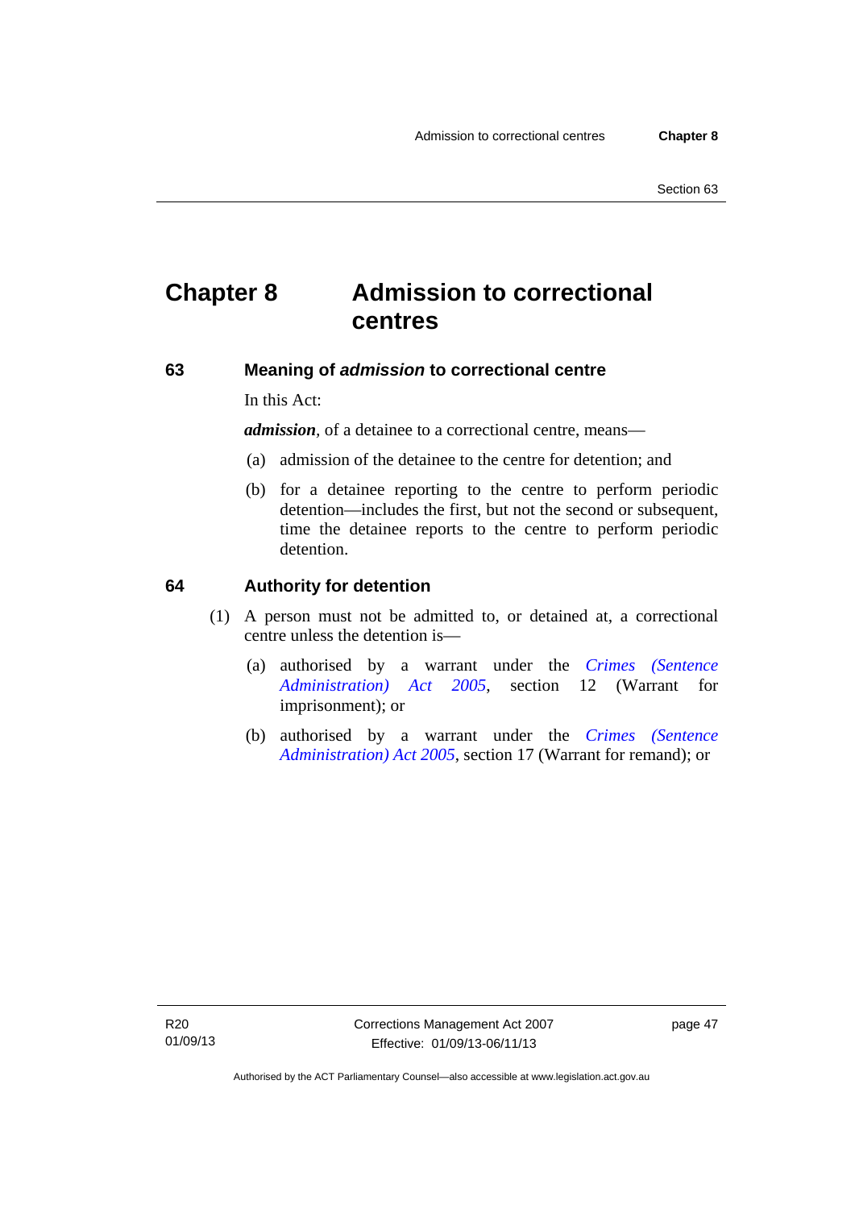# Chapter 8 Admission to correctional centres

## 63 Meaning of *admission* to correctional centre

In this Act:

***admission***, of a detainee to a correctional centre, means—

(a) admission of the detainee to the centre for detention; and

(b) for a detainee reporting to the centre to perform periodic detention—includes the first, but not the second or subsequent, time the detainee reports to the centre to perform periodic detention.

## 64 Authority for detention

(1) A person must not be admitted to, or detained at, a correctional centre unless the detention is—

(a) authorised by a warrant under the *Crimes (Sentence Administration) Act 2005*, section 12 (Warrant for imprisonment); or

(b) authorised by a warrant under the *Crimes (Sentence Administration) Act 2005*, section 17 (Warrant for remand); or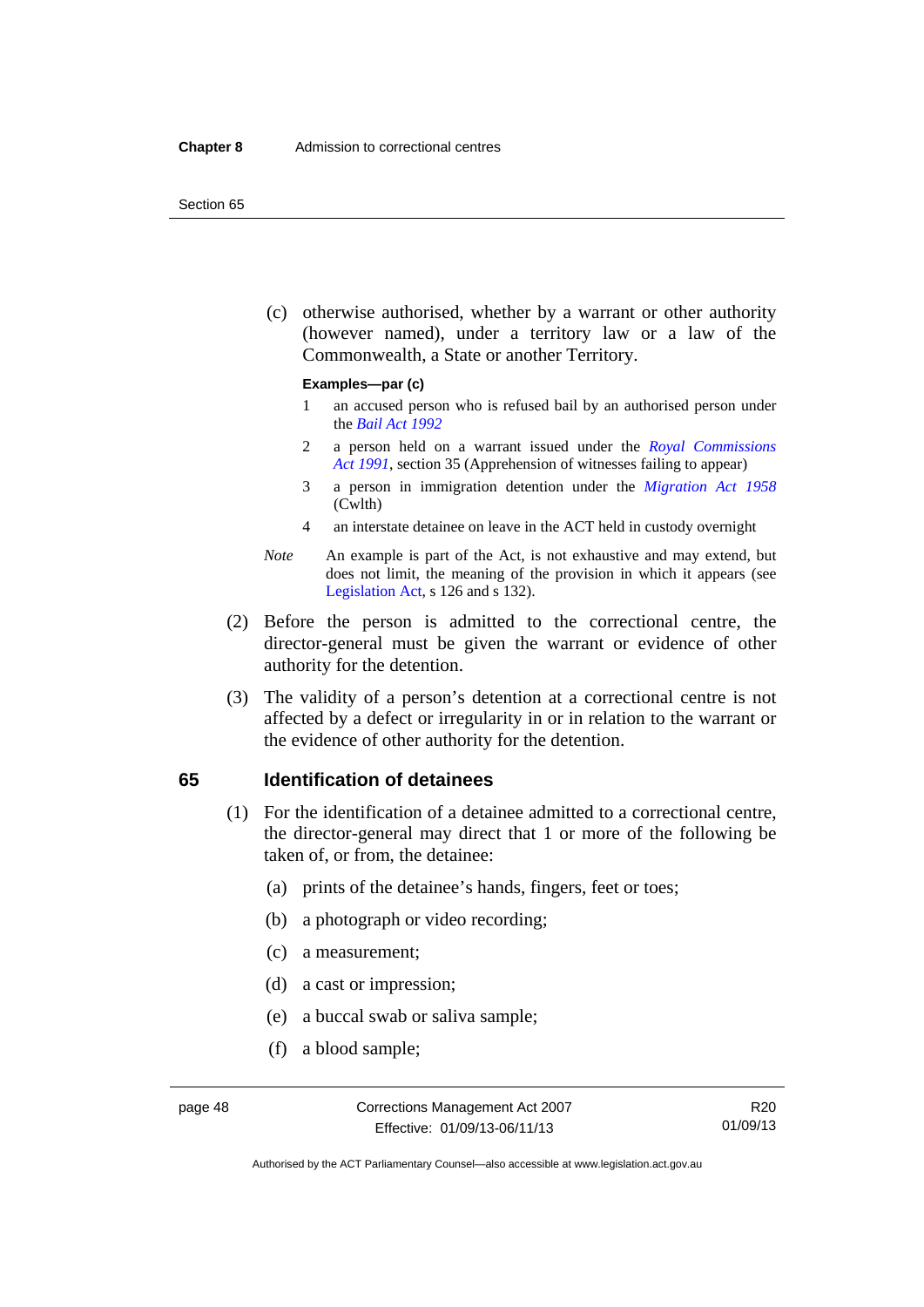(c) otherwise authorised, whether by a warrant or other authority (however named), under a territory law or a law of the Commonwealth, a State or another Territory.

**Examples—par (c)**

1 an accused person who is refused bail by an authorised person under the *Bail Act 1992*

2 a person held on a warrant issued under the *Royal Commissions Act 1991*, section 35 (Apprehension of witnesses failing to appear)

3 a person in immigration detention under the *Migration Act 1958* (Cwlth)

4 an interstate detainee on leave in the ACT held in custody overnight

*Note* An example is part of the Act, is not exhaustive and may extend, but does not limit, the meaning of the provision in which it appears (see Legislation Act, s 126 and s 132).

(2) Before the person is admitted to the correctional centre, the director-general must be given the warrant or evidence of other authority for the detention.

(3) The validity of a person's detention at a correctional centre is not affected by a defect or irregularity in or in relation to the warrant or the evidence of other authority for the detention.

## 65 Identification of detainees

(1) For the identification of a detainee admitted to a correctional centre, the director-general may direct that 1 or more of the following be taken of, or from, the detainee:

(a) prints of the detainee's hands, fingers, feet or toes;

(b) a photograph or video recording;

(c) a measurement;

(d) a cast or impression;

(e) a buccal swab or saliva sample;

(f) a blood sample;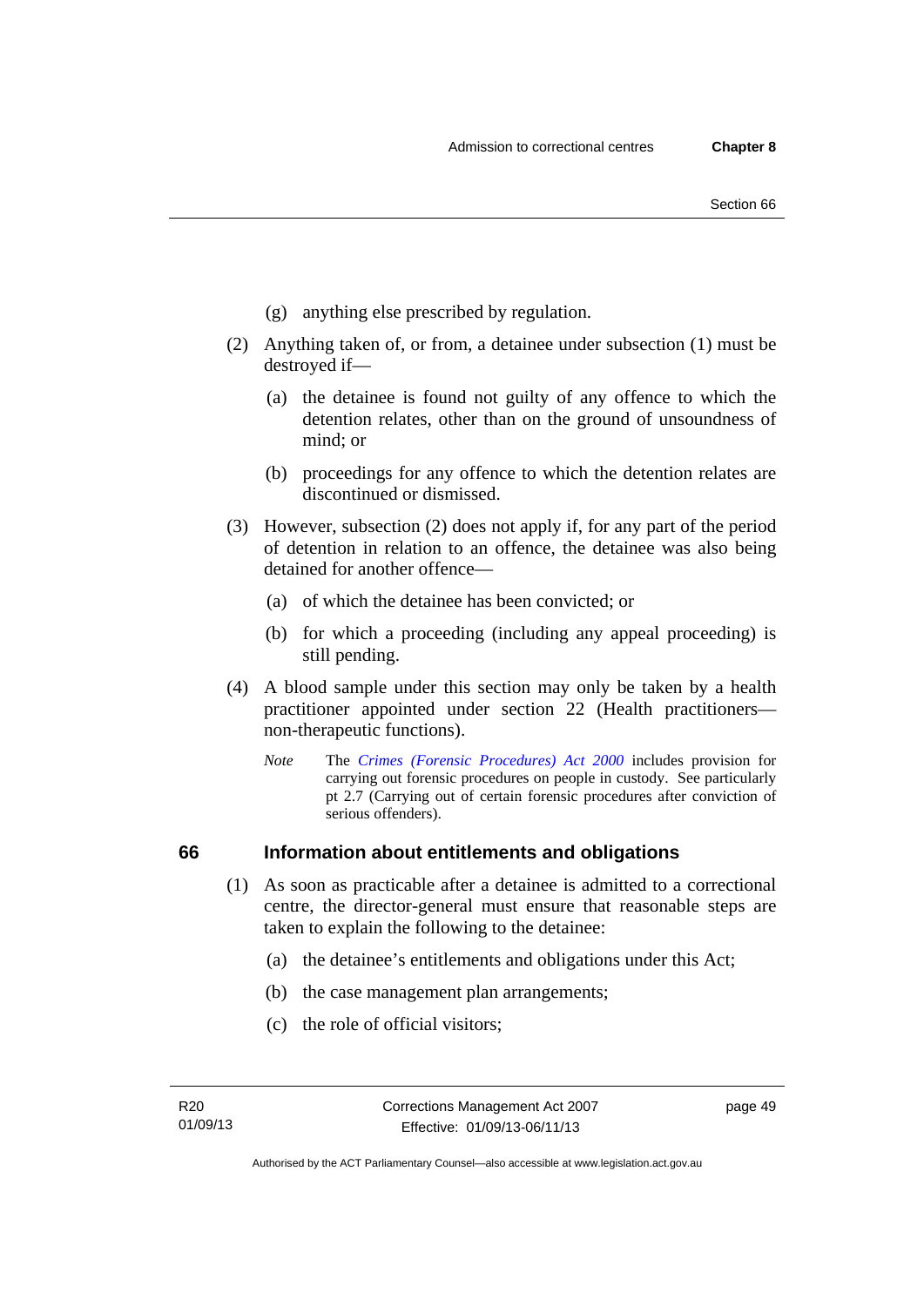(g) anything else prescribed by regulation.

(2) Anything taken of, or from, a detainee under subsection (1) must be destroyed if—

(a) the detainee is found not guilty of any offence to which the detention relates, other than on the ground of unsoundness of mind; or

(b) proceedings for any offence to which the detention relates are discontinued or dismissed.

(3) However, subsection (2) does not apply if, for any part of the period of detention in relation to an offence, the detainee was also being detained for another offence—

(a) of which the detainee has been convicted; or

(b) for which a proceeding (including any appeal proceeding) is still pending.

(4) A blood sample under this section may only be taken by a health practitioner appointed under section 22 (Health practitioners—non-therapeutic functions).

*Note* The *Crimes (Forensic Procedures) Act 2000* includes provision for carrying out forensic procedures on people in custody. See particularly pt 2.7 (Carrying out of certain forensic procedures after conviction of serious offenders).

## 66 Information about entitlements and obligations

(1) As soon as practicable after a detainee is admitted to a correctional centre, the director-general must ensure that reasonable steps are taken to explain the following to the detainee:

(a) the detainee's entitlements and obligations under this Act;

(b) the case management plan arrangements;

(c) the role of official visitors;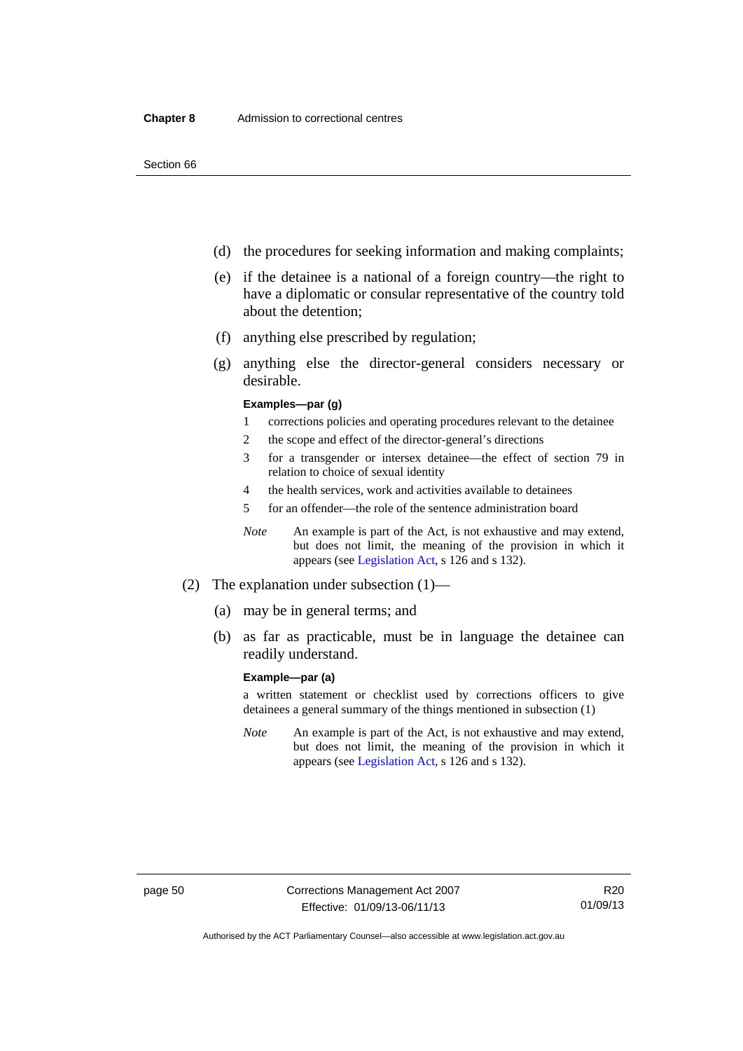(d) the procedures for seeking information and making complaints;

(e) if the detainee is a national of a foreign country—the right to have a diplomatic or consular representative of the country told about the detention;

(f) anything else prescribed by regulation;

(g) anything else the director-general considers necessary or desirable.

**Examples—par (g)**

1 corrections policies and operating procedures relevant to the detainee

2 the scope and effect of the director-general's directions

3 for a transgender or intersex detainee—the effect of section 79 in relation to choice of sexual identity

4 the health services, work and activities available to detainees

5 for an offender—the role of the sentence administration board

*Note* An example is part of the Act, is not exhaustive and may extend, but does not limit, the meaning of the provision in which it appears (see Legislation Act, s 126 and s 132).

(2) The explanation under subsection (1)—

(a) may be in general terms; and

(b) as far as practicable, must be in language the detainee can readily understand.

**Example—par (a)**

a written statement or checklist used by corrections officers to give detainees a general summary of the things mentioned in subsection (1)

*Note* An example is part of the Act, is not exhaustive and may extend, but does not limit, the meaning of the provision in which it appears (see Legislation Act, s 126 and s 132).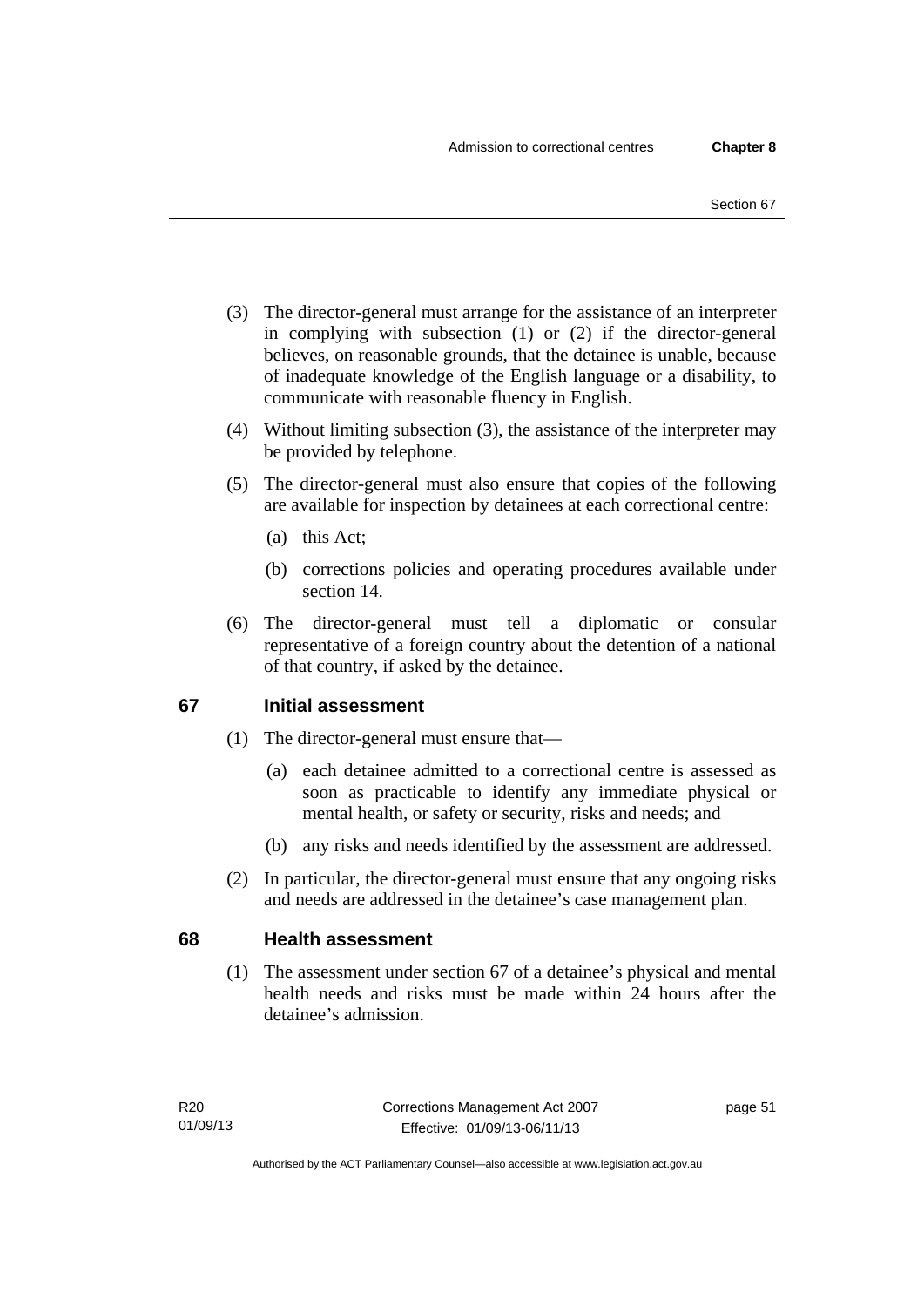(3) The director-general must arrange for the assistance of an interpreter in complying with subsection (1) or (2) if the director-general believes, on reasonable grounds, that the detainee is unable, because of inadequate knowledge of the English language or a disability, to communicate with reasonable fluency in English.

(4) Without limiting subsection (3), the assistance of the interpreter may be provided by telephone.

(5) The director-general must also ensure that copies of the following are available for inspection by detainees at each correctional centre:

(a) this Act;

(b) corrections policies and operating procedures available under section 14.

(6) The director-general must tell a diplomatic or consular representative of a foreign country about the detention of a national of that country, if asked by the detainee.

## 67 Initial assessment

(1) The director-general must ensure that—

(a) each detainee admitted to a correctional centre is assessed as soon as practicable to identify any immediate physical or mental health, or safety or security, risks and needs; and

(b) any risks and needs identified by the assessment are addressed.

(2) In particular, the director-general must ensure that any ongoing risks and needs are addressed in the detainee's case management plan.

## 68 Health assessment

(1) The assessment under section 67 of a detainee's physical and mental health needs and risks must be made within 24 hours after the detainee's admission.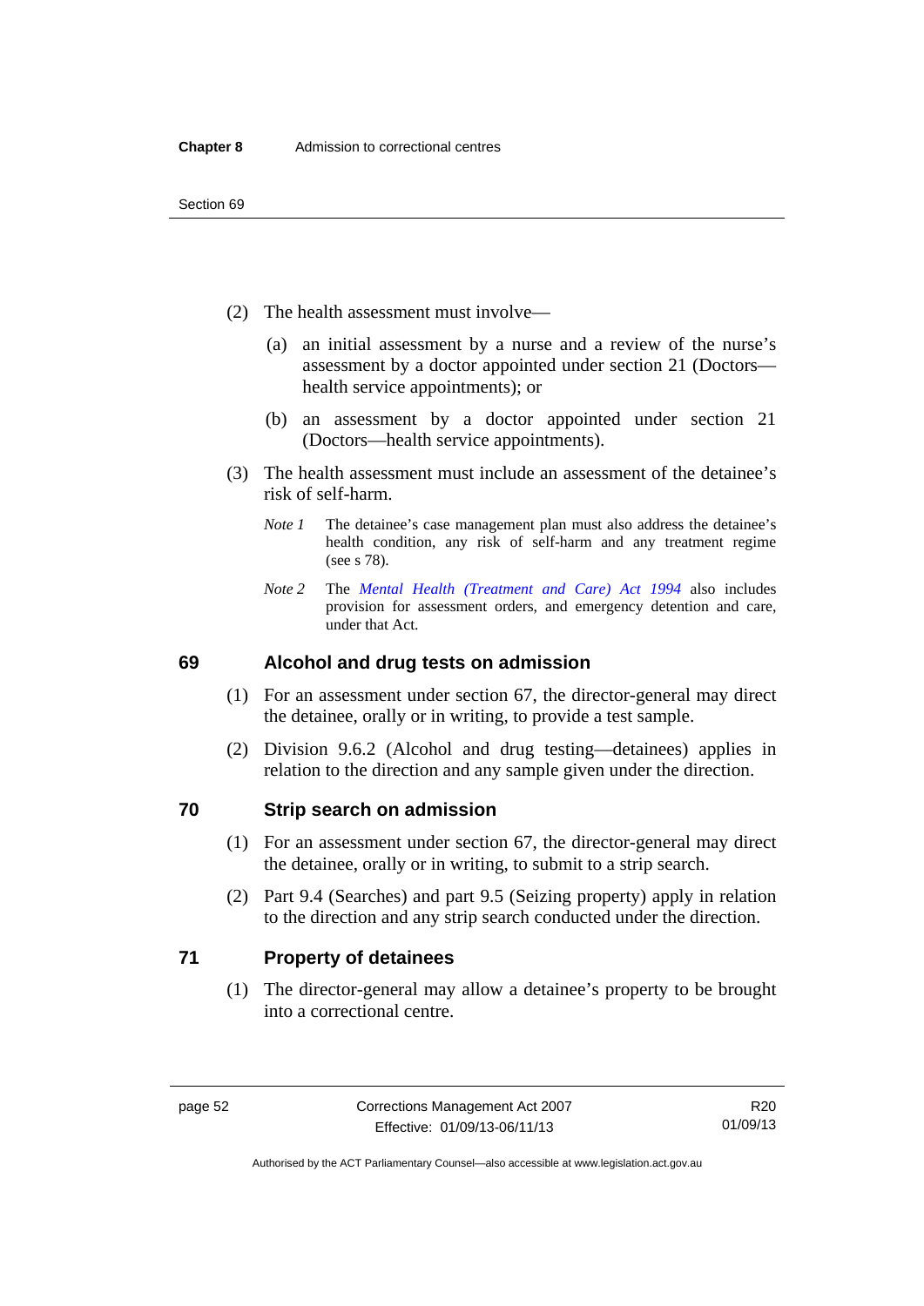(2) The health assessment must involve—

(a) an initial assessment by a nurse and a review of the nurse's assessment by a doctor appointed under section 21 (Doctors—health service appointments); or

(b) an assessment by a doctor appointed under section 21 (Doctors—health service appointments).

(3) The health assessment must include an assessment of the detainee's risk of self-harm.

*Note 1* The detainee's case management plan must also address the detainee's health condition, any risk of self-harm and any treatment regime (see s 78).

*Note 2* The *Mental Health (Treatment and Care) Act 1994* also includes provision for assessment orders, and emergency detention and care, under that Act.

## 69 Alcohol and drug tests on admission

(1) For an assessment under section 67, the director-general may direct the detainee, orally or in writing, to provide a test sample.

(2) Division 9.6.2 (Alcohol and drug testing—detainees) applies in relation to the direction and any sample given under the direction.

## 70 Strip search on admission

(1) For an assessment under section 67, the director-general may direct the detainee, orally or in writing, to submit to a strip search.

(2) Part 9.4 (Searches) and part 9.5 (Seizing property) apply in relation to the direction and any strip search conducted under the direction.

## 71 Property of detainees

(1) The director-general may allow a detainee's property to be brought into a correctional centre.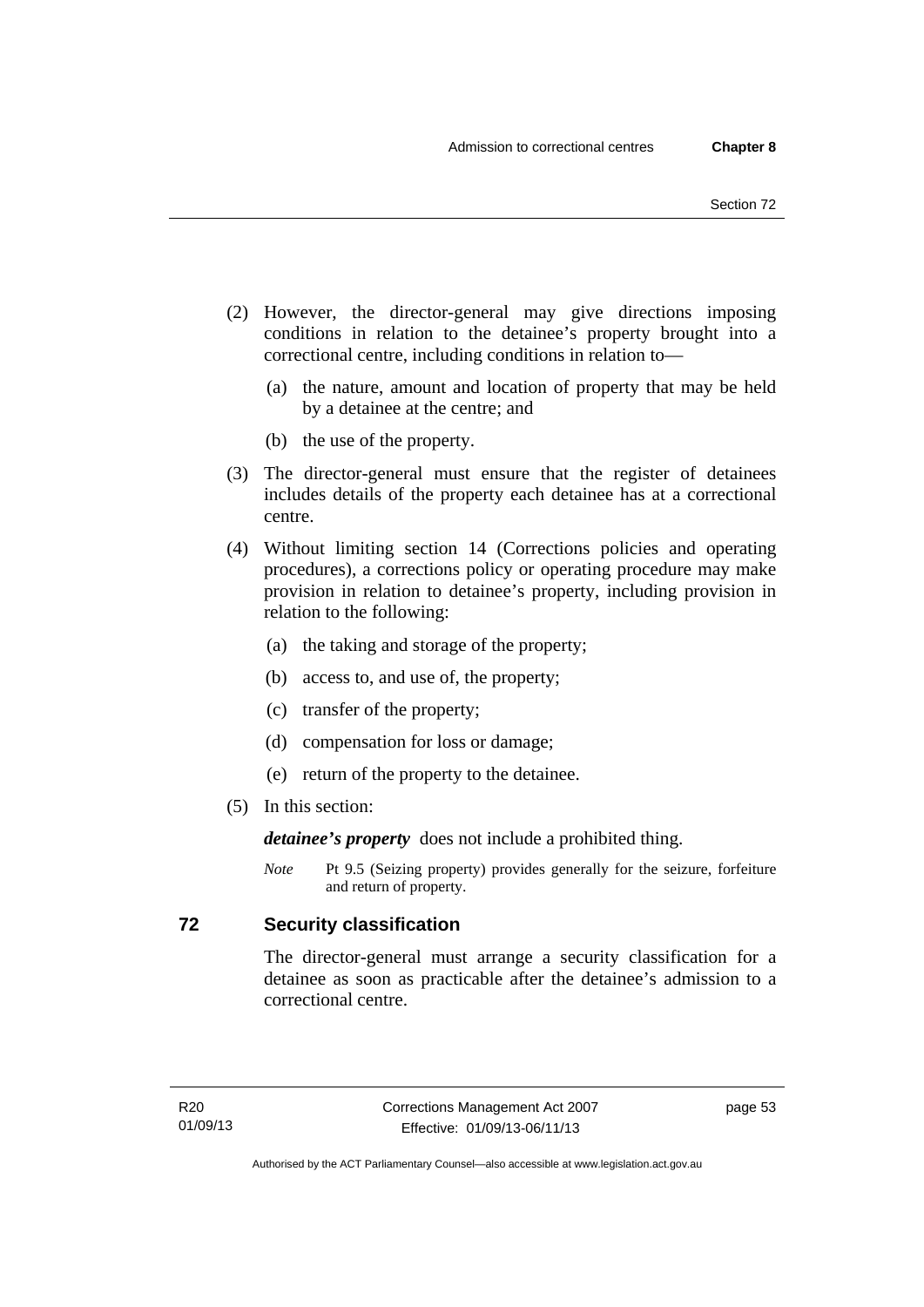(2) However, the director-general may give directions imposing conditions in relation to the detainee's property brought into a correctional centre, including conditions in relation to—

 (a) the nature, amount and location of property that may be held by a detainee at the centre; and

 (b) the use of the property.

(3) The director-general must ensure that the register of detainees includes details of the property each detainee has at a correctional centre.

(4) Without limiting section 14 (Corrections policies and operating procedures), a corrections policy or operating procedure may make provision in relation to detainee's property, including provision in relation to the following:

 (a) the taking and storage of the property;

 (b) access to, and use of, the property;

 (c) transfer of the property;

 (d) compensation for loss or damage;

 (e) return of the property to the detainee.

(5) In this section:

***detainee's property*** does not include a prohibited thing.

*Note* Pt 9.5 (Seizing property) provides generally for the seizure, forfeiture and return of property.

## 72 Security classification

The director-general must arrange a security classification for a detainee as soon as practicable after the detainee's admission to a correctional centre.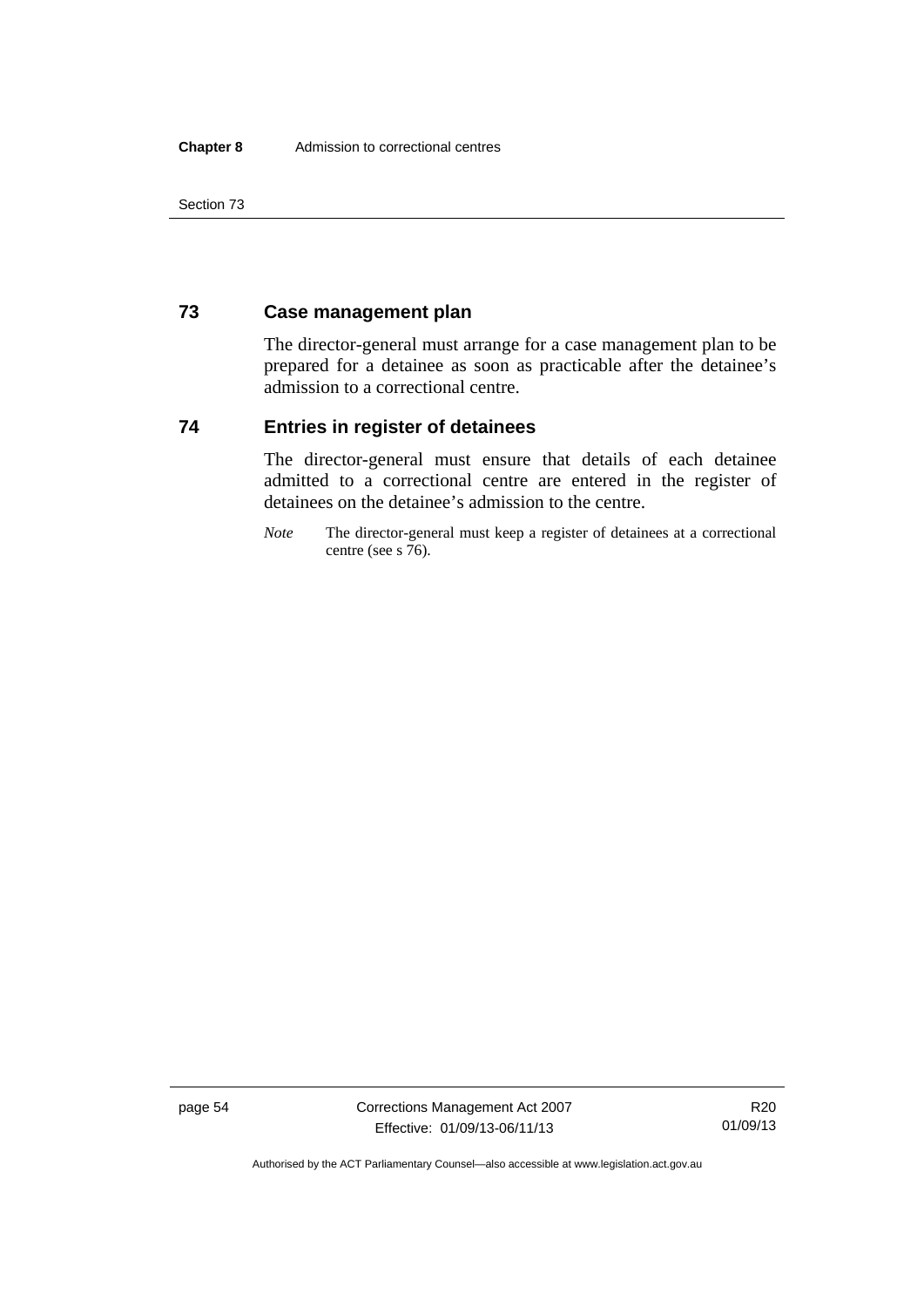## 73 Case management plan

The director-general must arrange for a case management plan to be prepared for a detainee as soon as practicable after the detainee's admission to a correctional centre.

## 74 Entries in register of detainees

The director-general must ensure that details of each detainee admitted to a correctional centre are entered in the register of detainees on the detainee's admission to the centre.

*Note* The director-general must keep a register of detainees at a correctional centre (see s 76).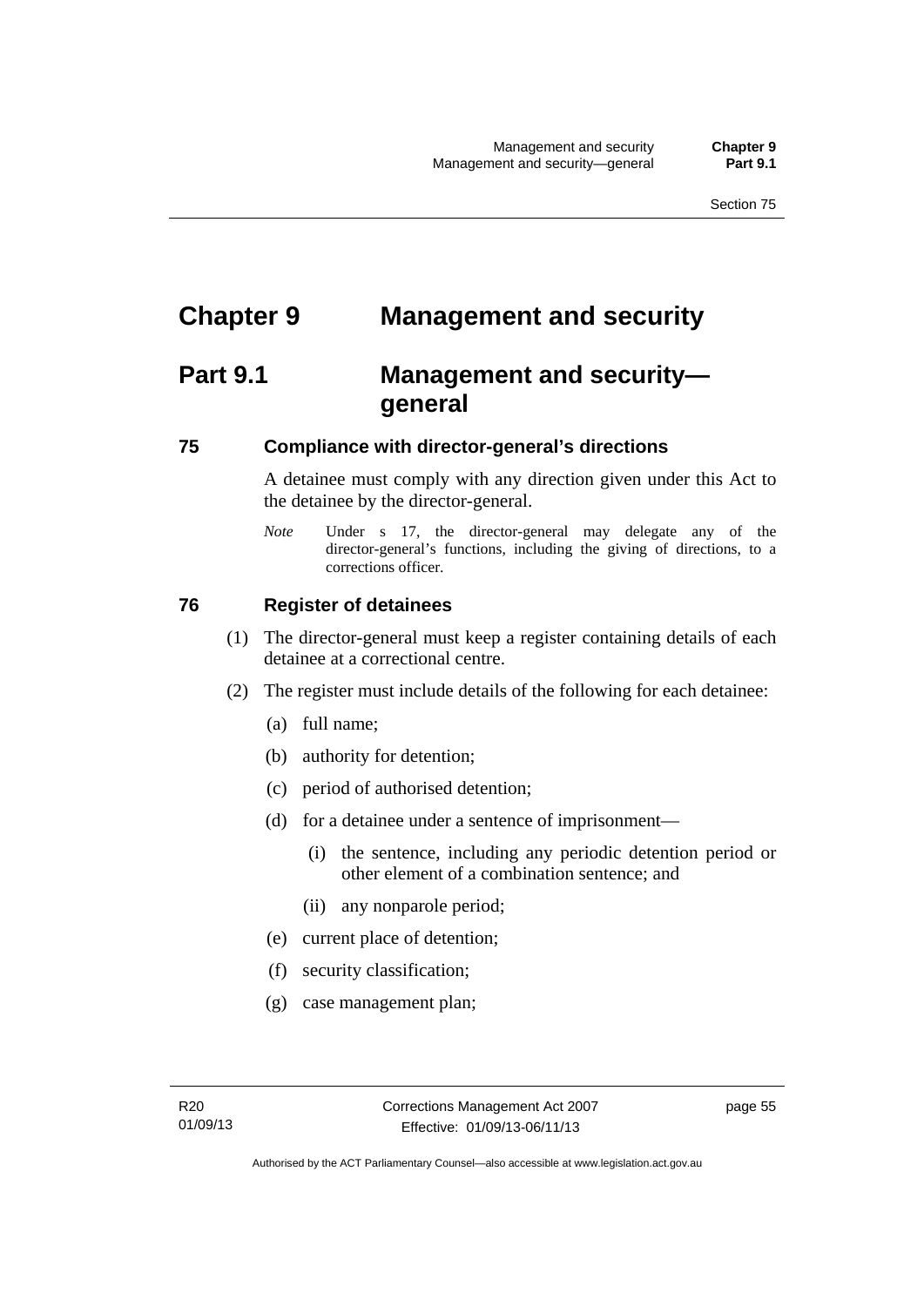# Chapter 9 Management and security

## Part 9.1 Management and security—general

### 75 Compliance with director-general's directions

A detainee must comply with any direction given under this Act to the detainee by the director-general.

*Note* Under s 17, the director-general may delegate any of the director-general's functions, including the giving of directions, to a corrections officer.

### 76 Register of detainees

(1) The director-general must keep a register containing details of each detainee at a correctional centre.

(2) The register must include details of the following for each detainee:

(a) full name;

(b) authority for detention;

(c) period of authorised detention;

(d) for a detainee under a sentence of imprisonment—

(i) the sentence, including any periodic detention period or other element of a combination sentence; and

(ii) any nonparole period;

(e) current place of detention;

(f) security classification;

(g) case management plan;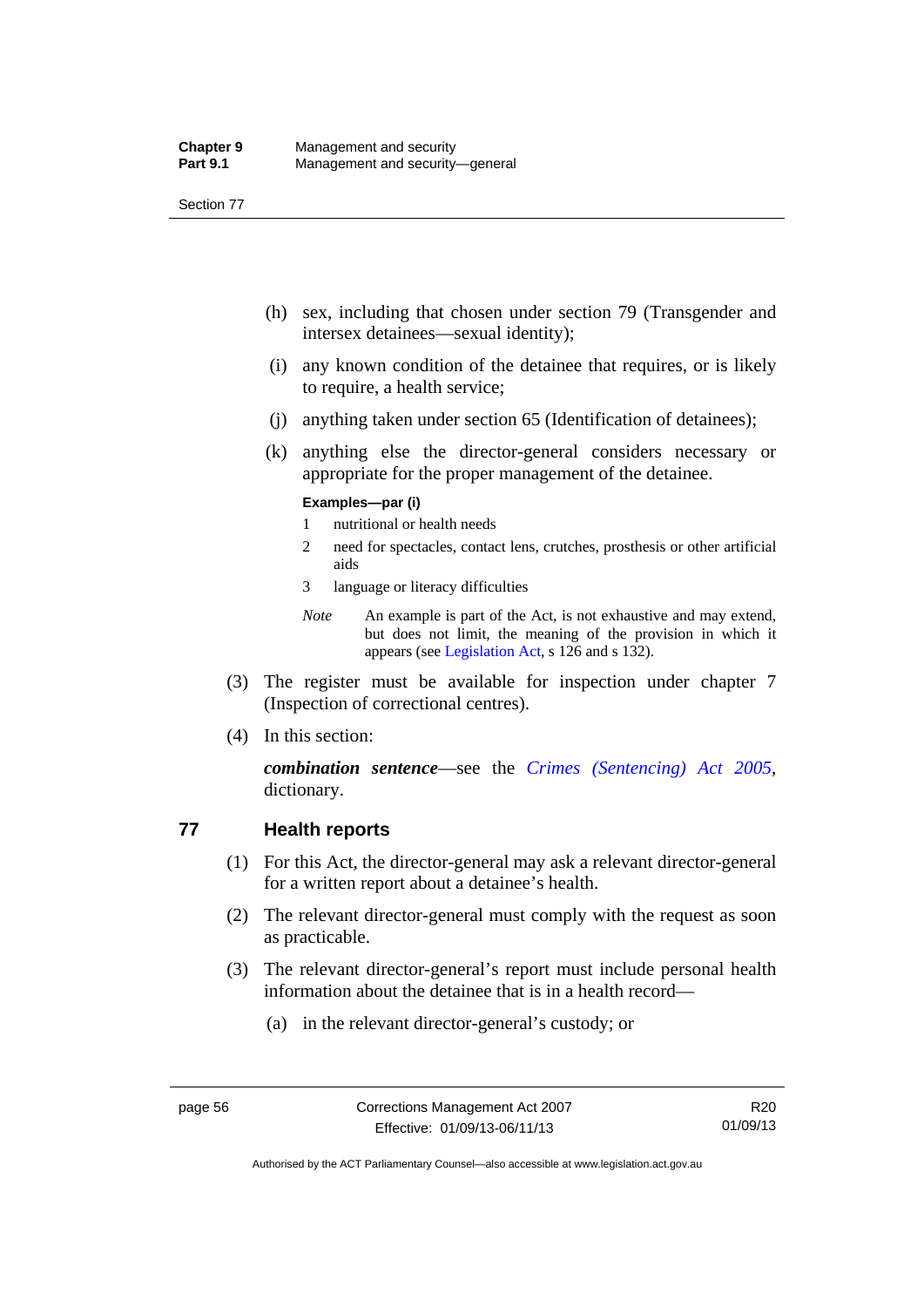(h) sex, including that chosen under section 79 (Transgender and intersex detainees—sexual identity);

(i) any known condition of the detainee that requires, or is likely to require, a health service;

(j) anything taken under section 65 (Identification of detainees);

(k) anything else the director-general considers necessary or appropriate for the proper management of the detainee.

**Examples—par (i)**

1 nutritional or health needs

2 need for spectacles, contact lens, crutches, prosthesis or other artificial aids

3 language or literacy difficulties

*Note* An example is part of the Act, is not exhaustive and may extend, but does not limit, the meaning of the provision in which it appears (see Legislation Act, s 126 and s 132).

(3) The register must be available for inspection under chapter 7 (Inspection of correctional centres).

(4) In this section:

***combination sentence***—see the *Crimes (Sentencing) Act 2005*, dictionary.

## 77 Health reports

(1) For this Act, the director-general may ask a relevant director-general for a written report about a detainee's health.

(2) The relevant director-general must comply with the request as soon as practicable.

(3) The relevant director-general's report must include personal health information about the detainee that is in a health record—

(a) in the relevant director-general's custody; or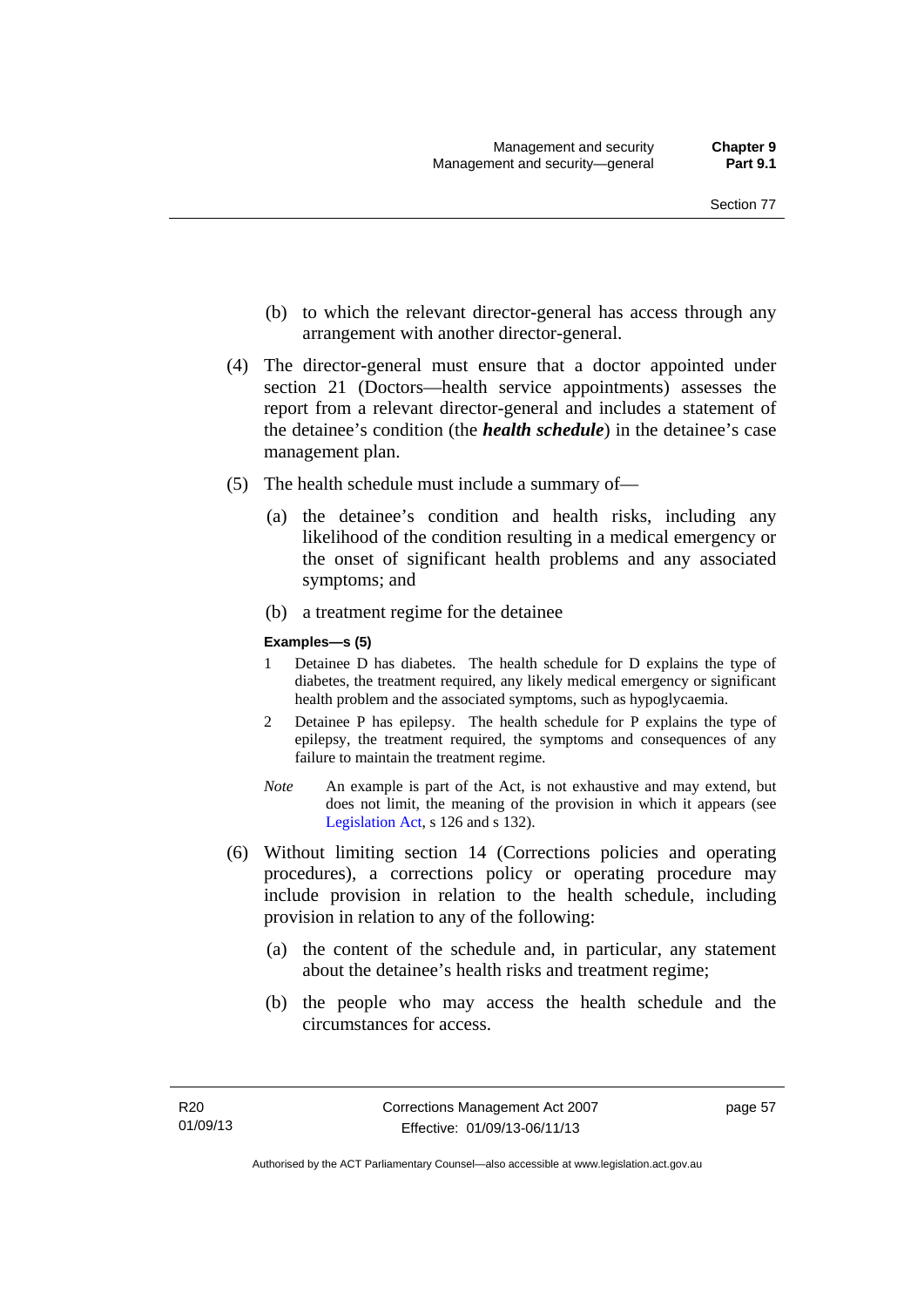(b) to which the relevant director-general has access through any arrangement with another director-general.

(4) The director-general must ensure that a doctor appointed under section 21 (Doctors—health service appointments) assesses the report from a relevant director-general and includes a statement of the detainee's condition (the ***health schedule***) in the detainee's case management plan.

(5) The health schedule must include a summary of—

(a) the detainee's condition and health risks, including any likelihood of the condition resulting in a medical emergency or the onset of significant health problems and any associated symptoms; and

(b) a treatment regime for the detainee

**Examples—s (5)**

1 Detainee D has diabetes. The health schedule for D explains the type of diabetes, the treatment required, any likely medical emergency or significant health problem and the associated symptoms, such as hypoglycaemia.

2 Detainee P has epilepsy. The health schedule for P explains the type of epilepsy, the treatment required, the symptoms and consequences of any failure to maintain the treatment regime.

*Note* An example is part of the Act, is not exhaustive and may extend, but does not limit, the meaning of the provision in which it appears (see Legislation Act, s 126 and s 132).

(6) Without limiting section 14 (Corrections policies and operating procedures), a corrections policy or operating procedure may include provision in relation to the health schedule, including provision in relation to any of the following:

(a) the content of the schedule and, in particular, any statement about the detainee's health risks and treatment regime;

(b) the people who may access the health schedule and the circumstances for access.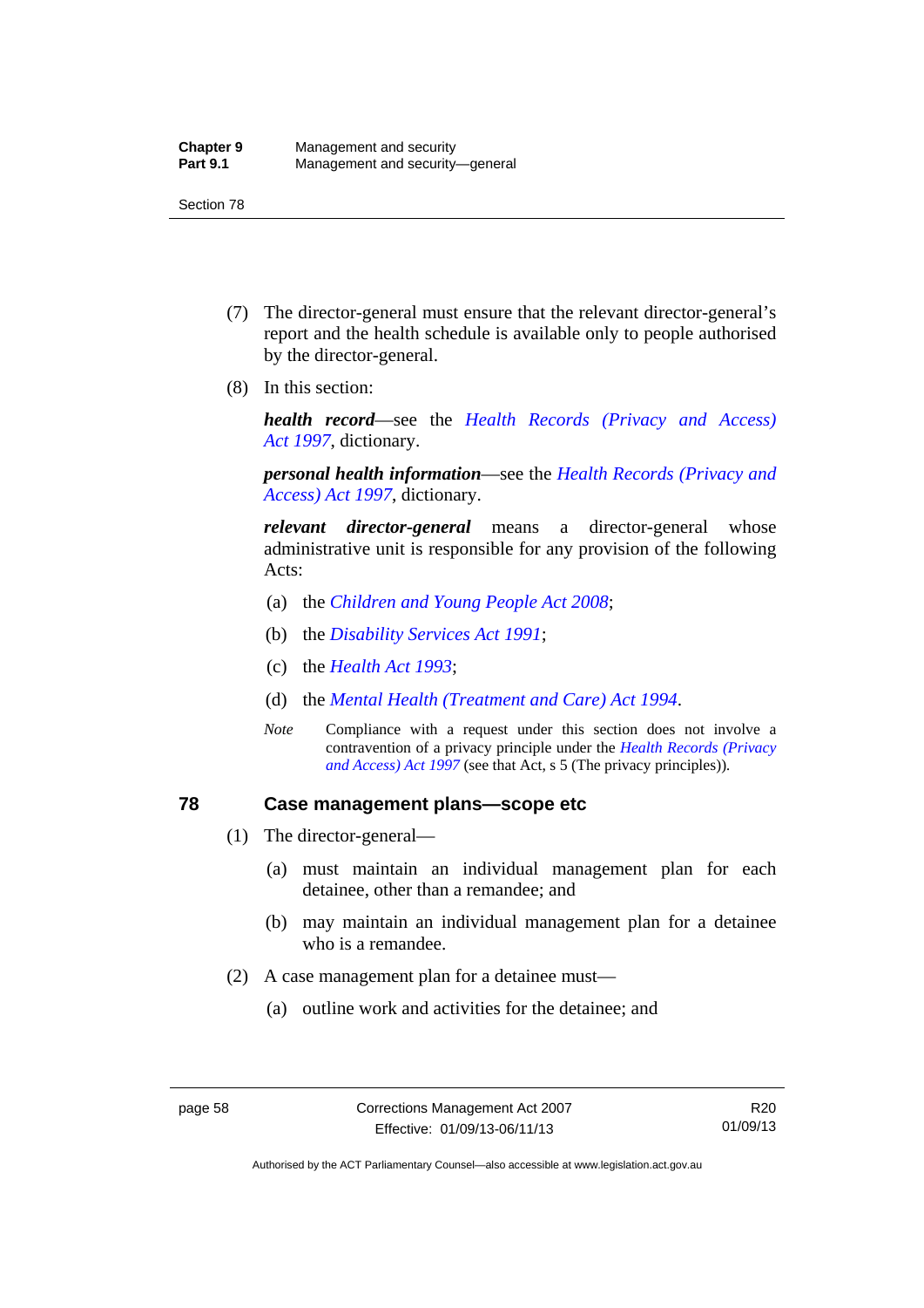(7) The director-general must ensure that the relevant director-general's report and the health schedule is available only to people authorised by the director-general.

(8) In this section:

***health record***—see the *Health Records (Privacy and Access) Act 1997*, dictionary.

***personal health information***—see the *Health Records (Privacy and Access) Act 1997*, dictionary.

***relevant director-general*** means a director-general whose administrative unit is responsible for any provision of the following Acts:

(a) the *Children and Young People Act 2008*;

(b) the *Disability Services Act 1991*;

(c) the *Health Act 1993*;

(d) the *Mental Health (Treatment and Care) Act 1994*.

*Note* Compliance with a request under this section does not involve a contravention of a privacy principle under the *Health Records (Privacy and Access) Act 1997* (see that Act, s 5 (The privacy principles)).

## 78 Case management plans—scope etc

(1) The director-general—

(a) must maintain an individual management plan for each detainee, other than a remandee; and

(b) may maintain an individual management plan for a detainee who is a remandee.

(2) A case management plan for a detainee must—

(a) outline work and activities for the detainee; and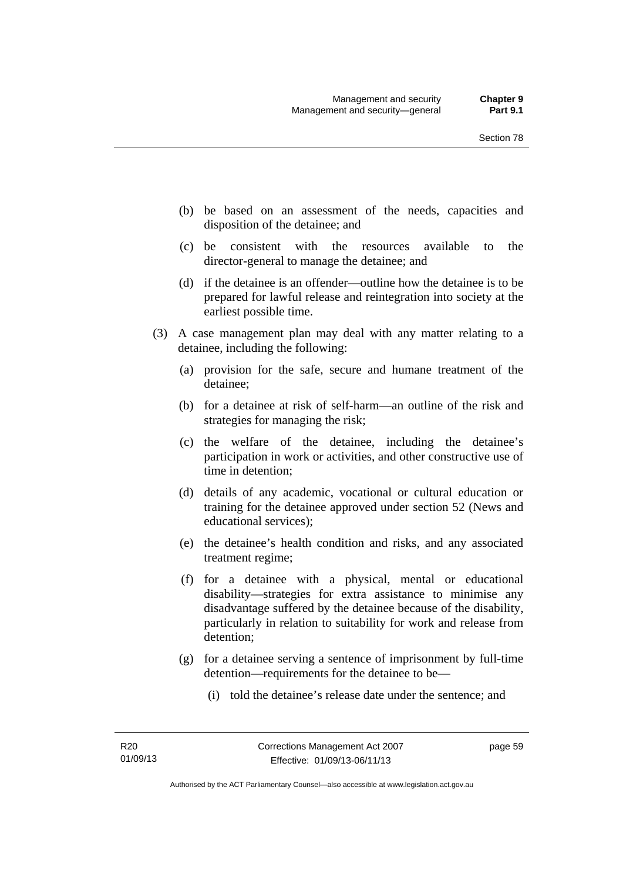(b) be based on an assessment of the needs, capacities and disposition of the detainee; and

(c) be consistent with the resources available to the director-general to manage the detainee; and

(d) if the detainee is an offender—outline how the detainee is to be prepared for lawful release and reintegration into society at the earliest possible time.

(3) A case management plan may deal with any matter relating to a detainee, including the following:

(a) provision for the safe, secure and humane treatment of the detainee;

(b) for a detainee at risk of self-harm—an outline of the risk and strategies for managing the risk;

(c) the welfare of the detainee, including the detainee's participation in work or activities, and other constructive use of time in detention;

(d) details of any academic, vocational or cultural education or training for the detainee approved under section 52 (News and educational services);

(e) the detainee's health condition and risks, and any associated treatment regime;

(f) for a detainee with a physical, mental or educational disability—strategies for extra assistance to minimise any disadvantage suffered by the detainee because of the disability, particularly in relation to suitability for work and release from detention;

(g) for a detainee serving a sentence of imprisonment by full-time detention—requirements for the detainee to be—

(i) told the detainee's release date under the sentence; and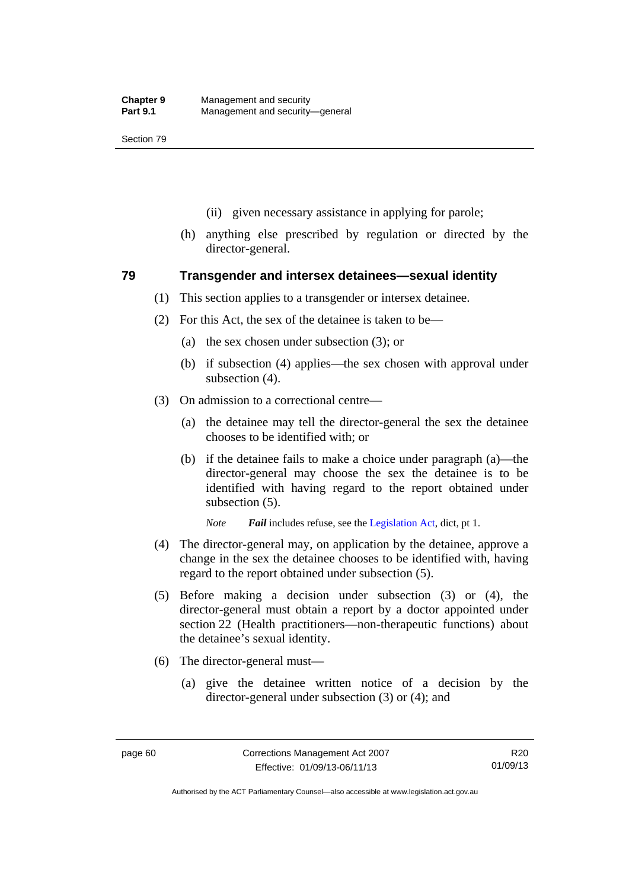(ii) given necessary assistance in applying for parole;

(h) anything else prescribed by regulation or directed by the director-general.

## 79 Transgender and intersex detainees—sexual identity

(1) This section applies to a transgender or intersex detainee.

(2) For this Act, the sex of the detainee is taken to be—

(a) the sex chosen under subsection (3); or

(b) if subsection (4) applies—the sex chosen with approval under subsection (4).

(3) On admission to a correctional centre—

(a) the detainee may tell the director-general the sex the detainee chooses to be identified with; or

(b) if the detainee fails to make a choice under paragraph (a)—the director-general may choose the sex the detainee is to be identified with having regard to the report obtained under subsection (5).

*Note* ***Fail*** includes refuse, see the Legislation Act, dict, pt 1.

(4) The director-general may, on application by the detainee, approve a change in the sex the detainee chooses to be identified with, having regard to the report obtained under subsection (5).

(5) Before making a decision under subsection (3) or (4), the director-general must obtain a report by a doctor appointed under section 22 (Health practitioners—non-therapeutic functions) about the detainee's sexual identity.

(6) The director-general must—

(a) give the detainee written notice of a decision by the director-general under subsection (3) or (4); and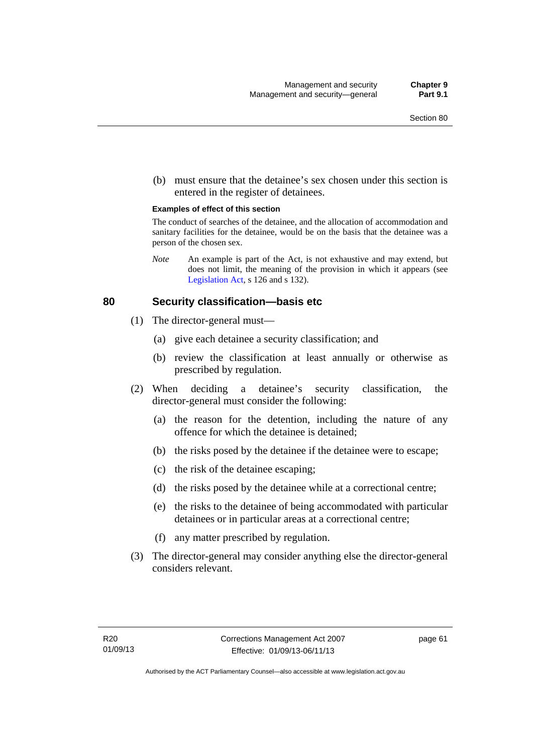(b) must ensure that the detainee's sex chosen under this section is entered in the register of detainees.

**Examples of effect of this section**

The conduct of searches of the detainee, and the allocation of accommodation and sanitary facilities for the detainee, would be on the basis that the detainee was a person of the chosen sex.

*Note* An example is part of the Act, is not exhaustive and may extend, but does not limit, the meaning of the provision in which it appears (see Legislation Act, s 126 and s 132).

## 80 Security classification—basis etc

(1) The director-general must—

(a) give each detainee a security classification; and

(b) review the classification at least annually or otherwise as prescribed by regulation.

(2) When deciding a detainee's security classification, the director-general must consider the following:

(a) the reason for the detention, including the nature of any offence for which the detainee is detained;

(b) the risks posed by the detainee if the detainee were to escape;

(c) the risk of the detainee escaping;

(d) the risks posed by the detainee while at a correctional centre;

(e) the risks to the detainee of being accommodated with particular detainees or in particular areas at a correctional centre;

(f) any matter prescribed by regulation.

(3) The director-general may consider anything else the director-general considers relevant.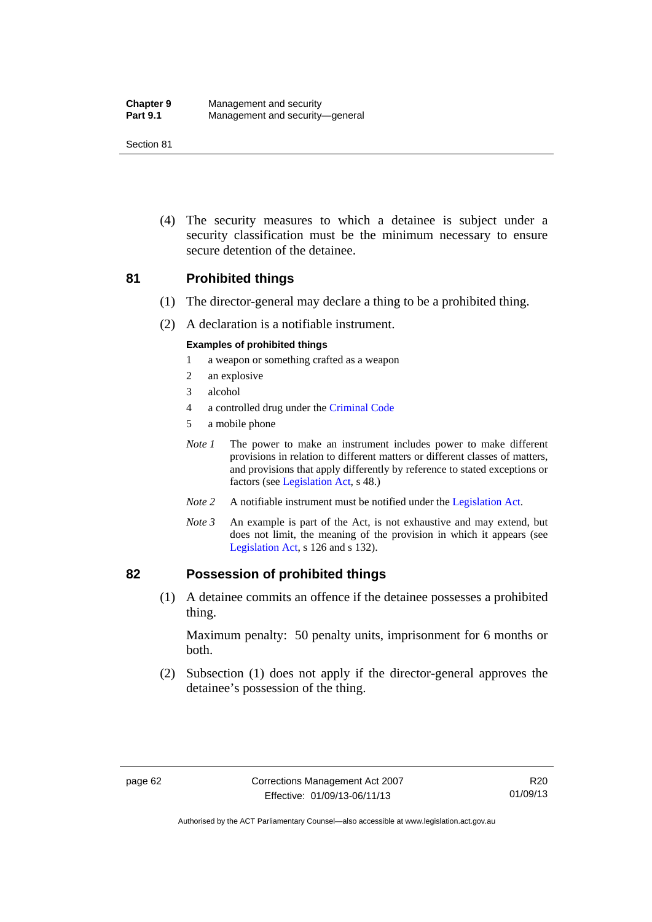(4) The security measures to which a detainee is subject under a security classification must be the minimum necessary to ensure secure detention of the detainee.

## 81 Prohibited things

(1) The director-general may declare a thing to be a prohibited thing.

(2) A declaration is a notifiable instrument.

**Examples of prohibited things**

1 a weapon or something crafted as a weapon

2 an explosive

3 alcohol

4 a controlled drug under the Criminal Code

5 a mobile phone

*Note 1* The power to make an instrument includes power to make different provisions in relation to different matters or different classes of matters, and provisions that apply differently by reference to stated exceptions or factors (see Legislation Act, s 48.)

*Note 2* A notifiable instrument must be notified under the Legislation Act.

*Note 3* An example is part of the Act, is not exhaustive and may extend, but does not limit, the meaning of the provision in which it appears (see Legislation Act, s 126 and s 132).

## 82 Possession of prohibited things

(1) A detainee commits an offence if the detainee possesses a prohibited thing.

Maximum penalty: 50 penalty units, imprisonment for 6 months or both.

(2) Subsection (1) does not apply if the director-general approves the detainee's possession of the thing.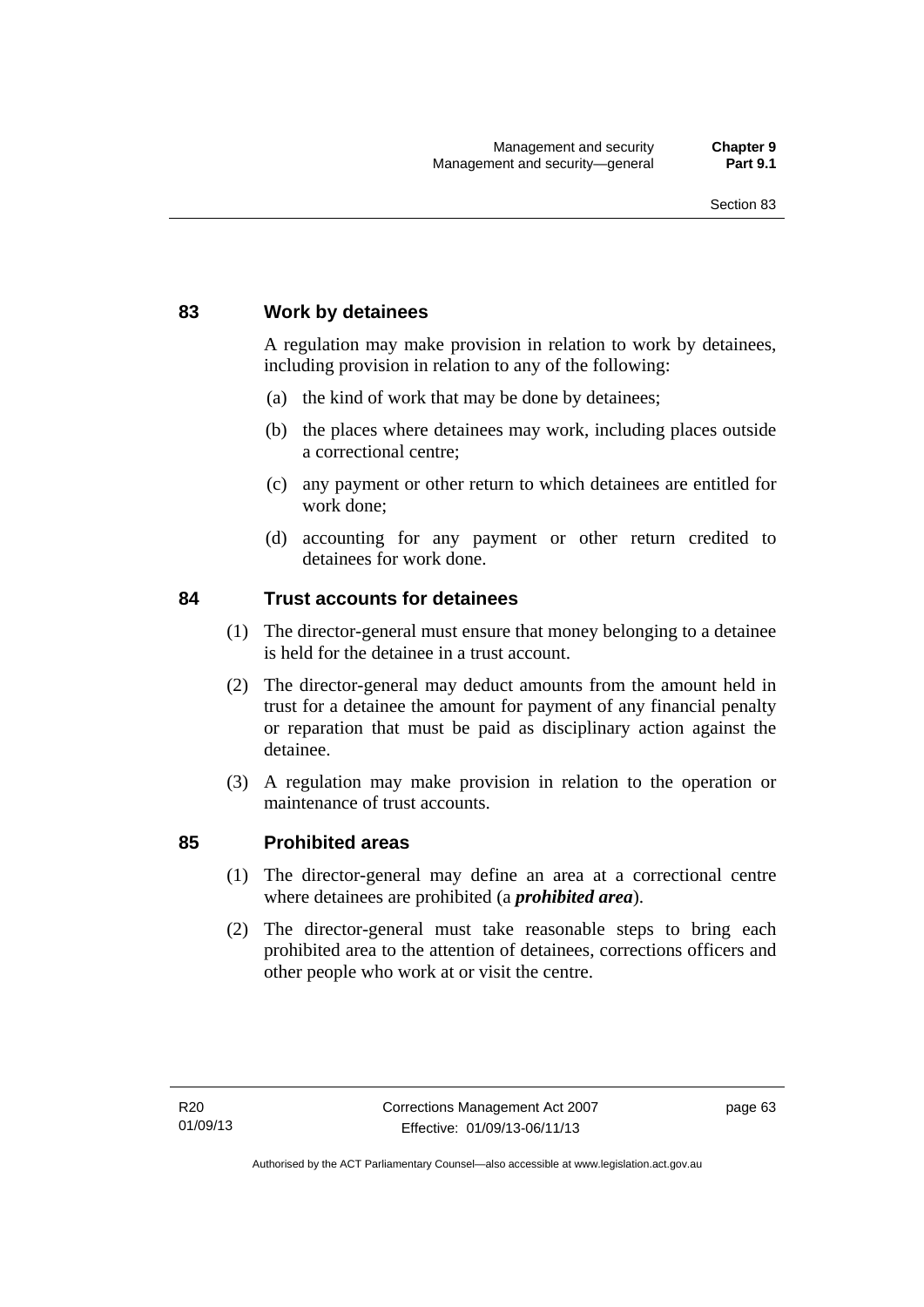## 83 Work by detainees

A regulation may make provision in relation to work by detainees, including provision in relation to any of the following:

(a) the kind of work that may be done by detainees;

(b) the places where detainees may work, including places outside a correctional centre;

(c) any payment or other return to which detainees are entitled for work done;

(d) accounting for any payment or other return credited to detainees for work done.

## 84 Trust accounts for detainees

(1) The director-general must ensure that money belonging to a detainee is held for the detainee in a trust account.

(2) The director-general may deduct amounts from the amount held in trust for a detainee the amount for payment of any financial penalty or reparation that must be paid as disciplinary action against the detainee.

(3) A regulation may make provision in relation to the operation or maintenance of trust accounts.

## 85 Prohibited areas

(1) The director-general may define an area at a correctional centre where detainees are prohibited (a ***prohibited area***).

(2) The director-general must take reasonable steps to bring each prohibited area to the attention of detainees, corrections officers and other people who work at or visit the centre.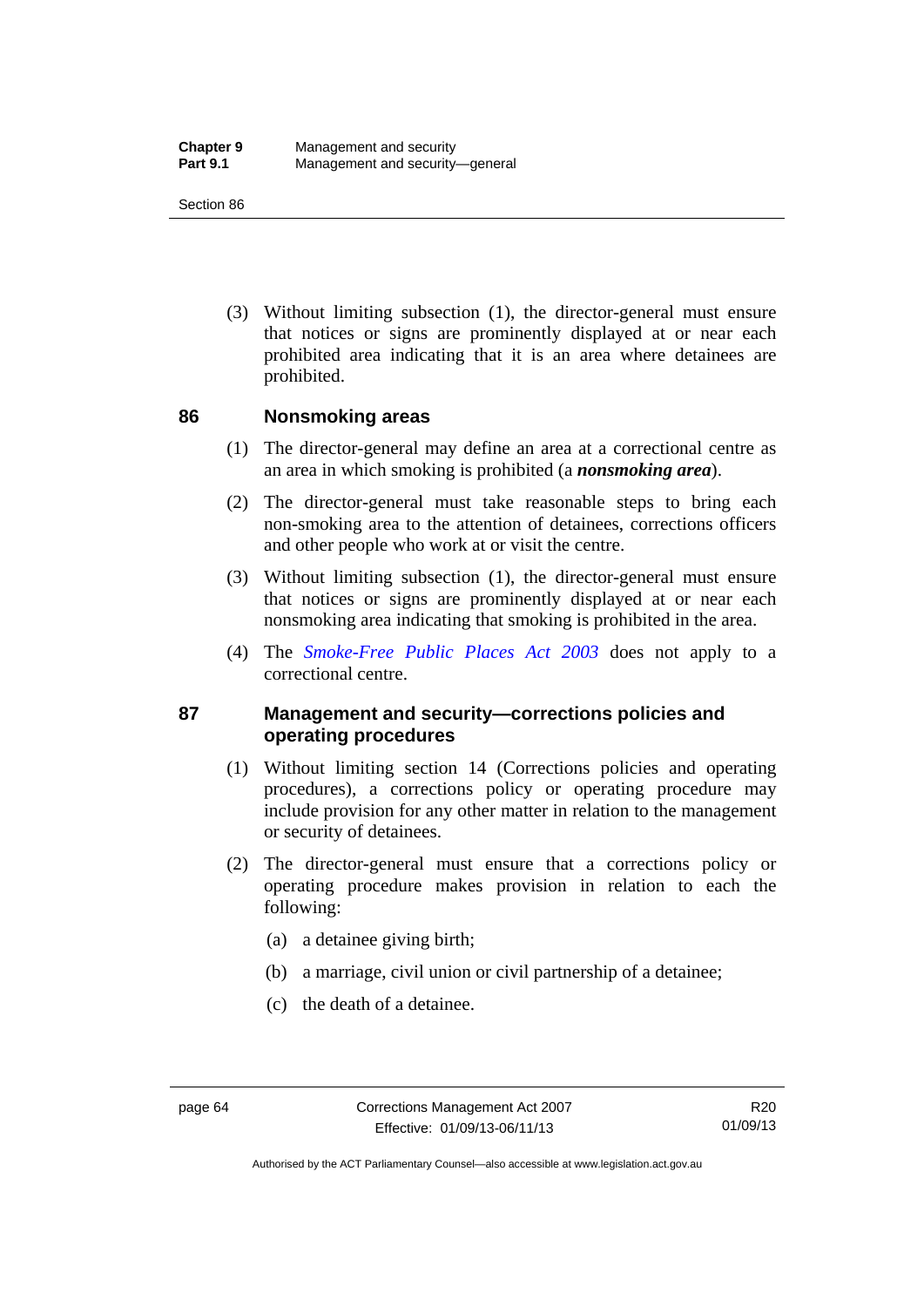(3) Without limiting subsection (1), the director-general must ensure that notices or signs are prominently displayed at or near each prohibited area indicating that it is an area where detainees are prohibited.

## 86 Nonsmoking areas

(1) The director-general may define an area at a correctional centre as an area in which smoking is prohibited (a ***nonsmoking area***).

(2) The director-general must take reasonable steps to bring each non-smoking area to the attention of detainees, corrections officers and other people who work at or visit the centre.

(3) Without limiting subsection (1), the director-general must ensure that notices or signs are prominently displayed at or near each nonsmoking area indicating that smoking is prohibited in the area.

(4) The *Smoke-Free Public Places Act 2003* does not apply to a correctional centre.

## 87 Management and security—corrections policies and operating procedures

(1) Without limiting section 14 (Corrections policies and operating procedures), a corrections policy or operating procedure may include provision for any other matter in relation to the management or security of detainees.

(2) The director-general must ensure that a corrections policy or operating procedure makes provision in relation to each the following:

(a) a detainee giving birth;

(b) a marriage, civil union or civil partnership of a detainee;

(c) the death of a detainee.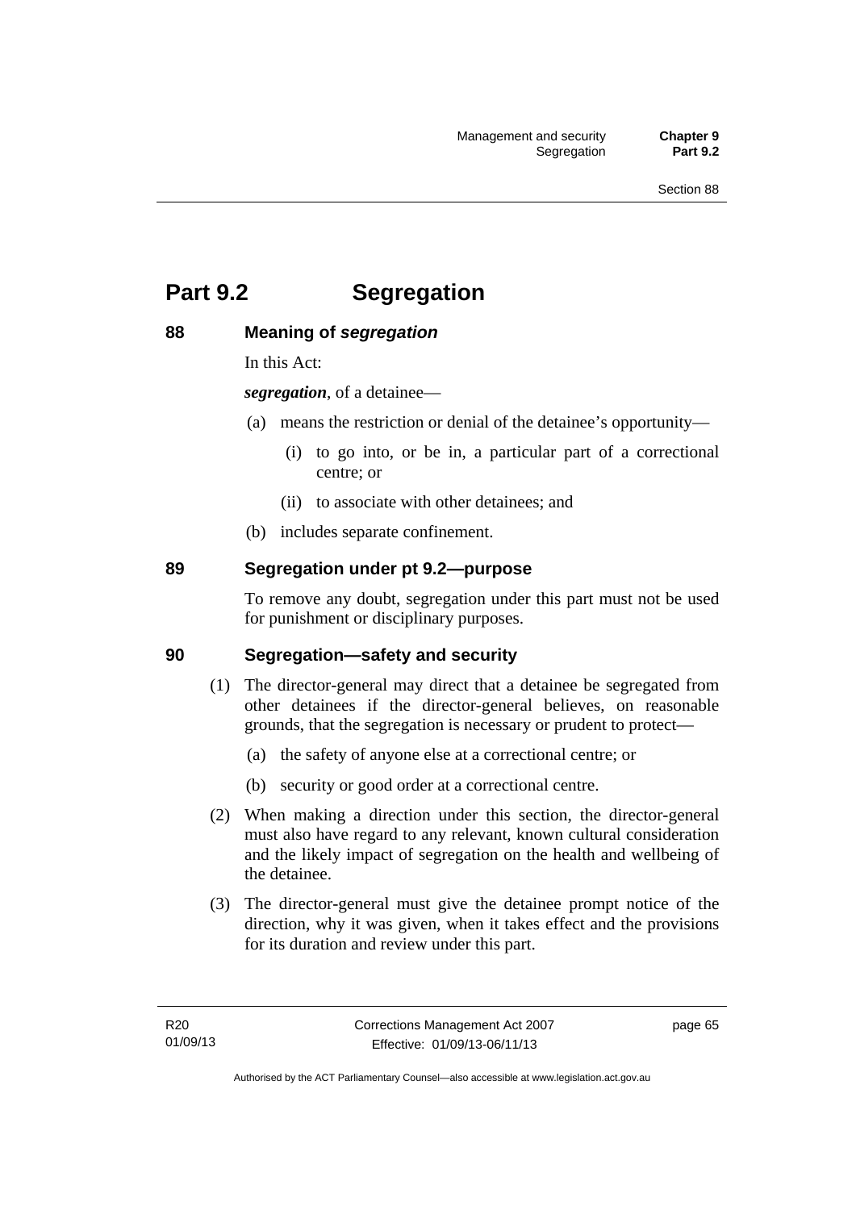# Part 9.2 Segregation

## 88 Meaning of *segregation*

In this Act:

***segregation***, of a detainee—

(a) means the restriction or denial of the detainee's opportunity—

 (i) to go into, or be in, a particular part of a correctional centre; or

 (ii) to associate with other detainees; and

(b) includes separate confinement.

## 89 Segregation under pt 9.2—purpose

To remove any doubt, segregation under this part must not be used for punishment or disciplinary purposes.

## 90 Segregation—safety and security

(1) The director-general may direct that a detainee be segregated from other detainees if the director-general believes, on reasonable grounds, that the segregation is necessary or prudent to protect—

 (a) the safety of anyone else at a correctional centre; or

 (b) security or good order at a correctional centre.

(2) When making a direction under this section, the director-general must also have regard to any relevant, known cultural consideration and the likely impact of segregation on the health and wellbeing of the detainee.

(3) The director-general must give the detainee prompt notice of the direction, why it was given, when it takes effect and the provisions for its duration and review under this part.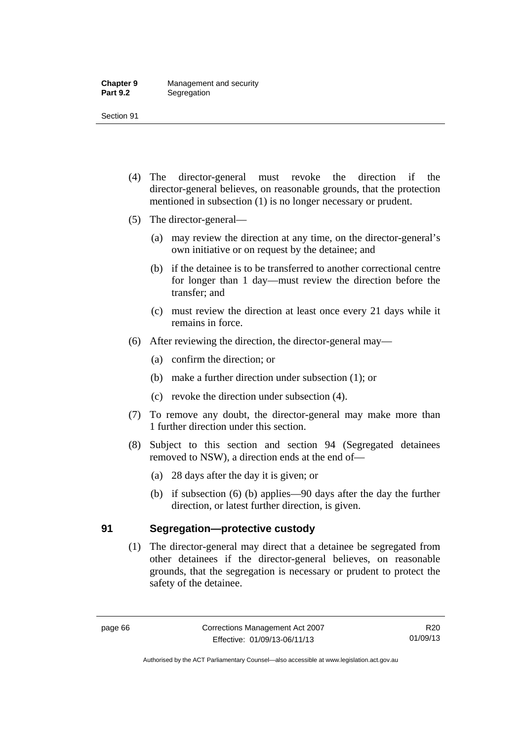(4) The director-general must revoke the direction if the director-general believes, on reasonable grounds, that the protection mentioned in subsection (1) is no longer necessary or prudent.

(5) The director-general—

(a) may review the direction at any time, on the director-general's own initiative or on request by the detainee; and

(b) if the detainee is to be transferred to another correctional centre for longer than 1 day—must review the direction before the transfer; and

(c) must review the direction at least once every 21 days while it remains in force.

(6) After reviewing the direction, the director-general may—

(a) confirm the direction; or

(b) make a further direction under subsection (1); or

(c) revoke the direction under subsection (4).

(7) To remove any doubt, the director-general may make more than 1 further direction under this section.

(8) Subject to this section and section 94 (Segregated detainees removed to NSW), a direction ends at the end of—

(a) 28 days after the day it is given; or

(b) if subsection (6) (b) applies—90 days after the day the further direction, or latest further direction, is given.

## 91 Segregation—protective custody

(1) The director-general may direct that a detainee be segregated from other detainees if the director-general believes, on reasonable grounds, that the segregation is necessary or prudent to protect the safety of the detainee.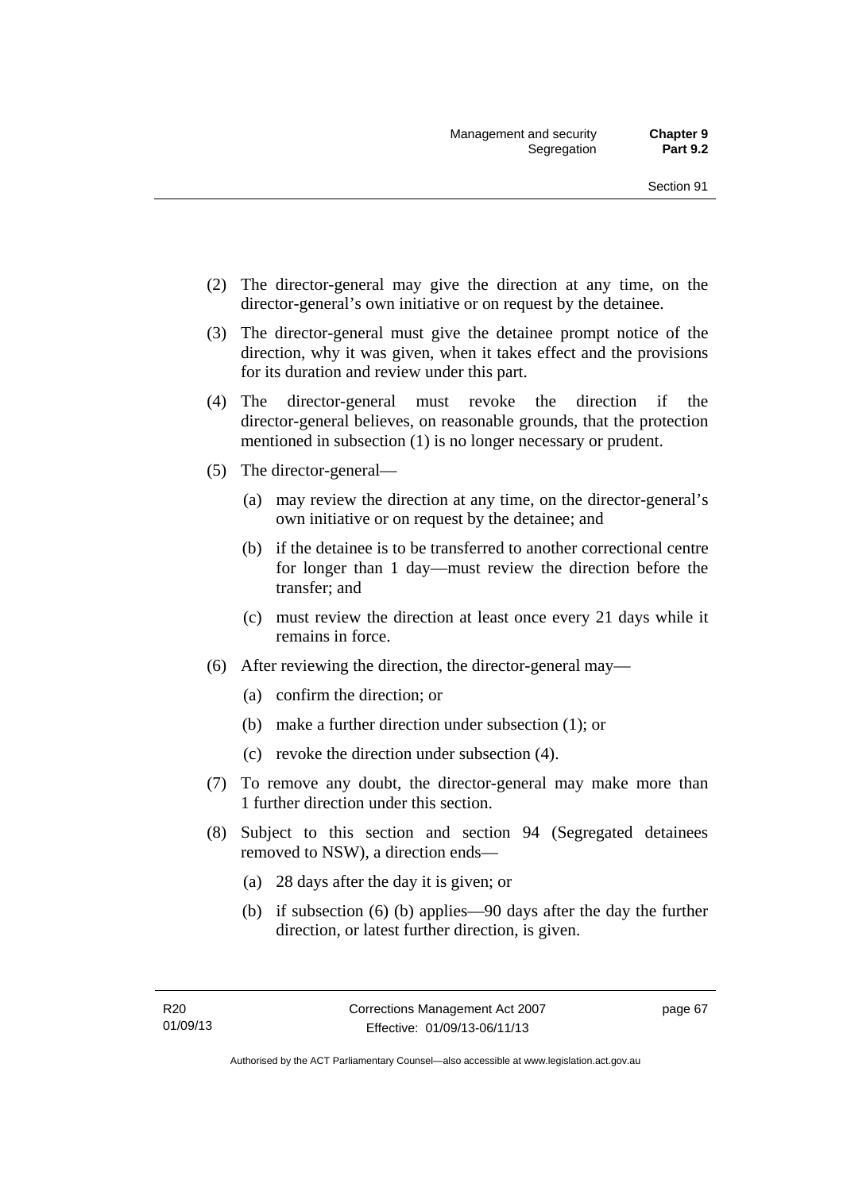(2) The director-general may give the direction at any time, on the director-general's own initiative or on request by the detainee.

(3) The director-general must give the detainee prompt notice of the direction, why it was given, when it takes effect and the provisions for its duration and review under this part.

(4) The director-general must revoke the direction if the director-general believes, on reasonable grounds, that the protection mentioned in subsection (1) is no longer necessary or prudent.

(5) The director-general—

(a) may review the direction at any time, on the director-general's own initiative or on request by the detainee; and

(b) if the detainee is to be transferred to another correctional centre for longer than 1 day—must review the direction before the transfer; and

(c) must review the direction at least once every 21 days while it remains in force.

(6) After reviewing the direction, the director-general may—

(a) confirm the direction; or

(b) make a further direction under subsection (1); or

(c) revoke the direction under subsection (4).

(7) To remove any doubt, the director-general may make more than 1 further direction under this section.

(8) Subject to this section and section 94 (Segregated detainees removed to NSW), a direction ends—

(a) 28 days after the day it is given; or

(b) if subsection (6) (b) applies—90 days after the day the further direction, or latest further direction, is given.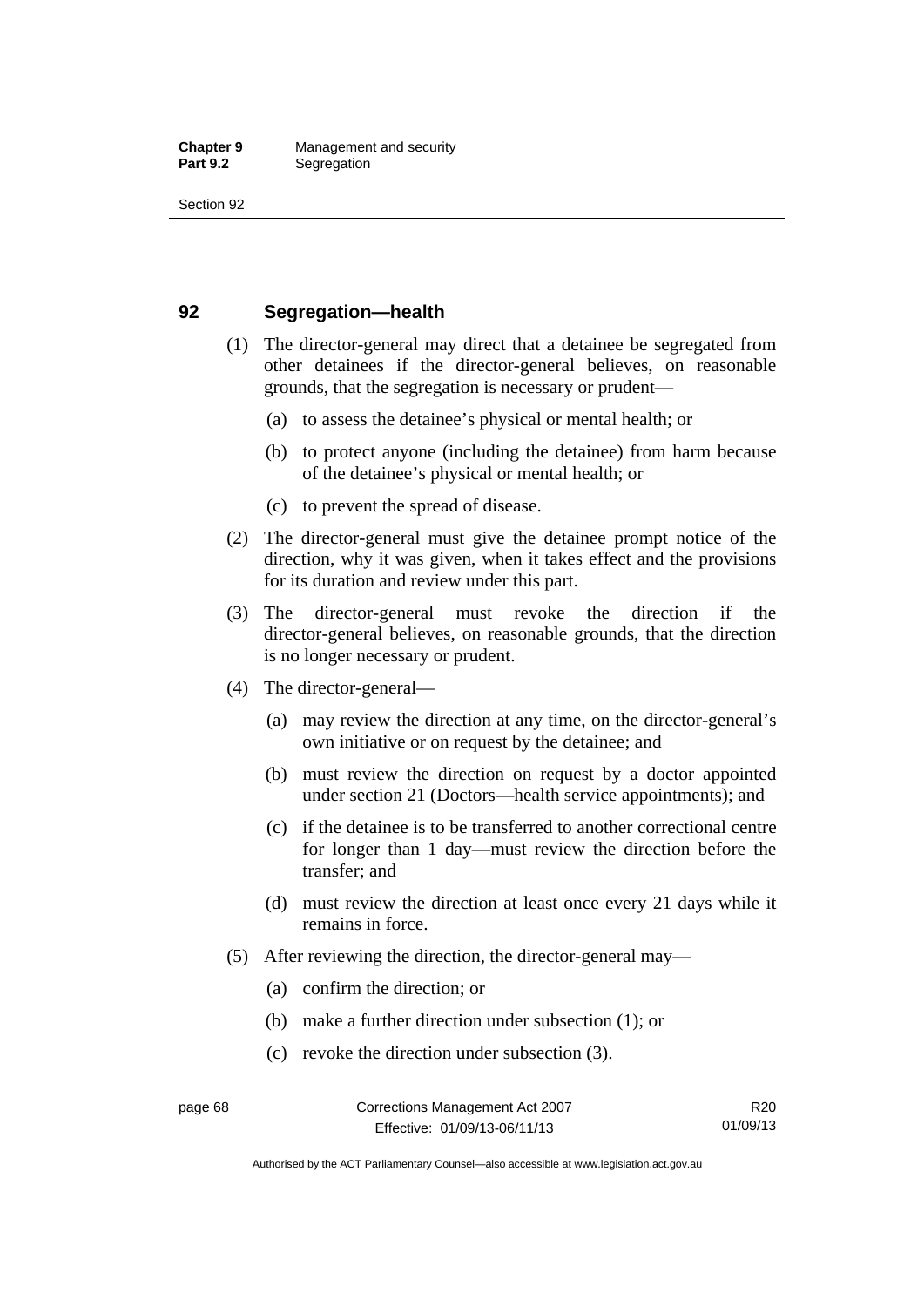## 92 Segregation—health

(1) The director-general may direct that a detainee be segregated from other detainees if the director-general believes, on reasonable grounds, that the segregation is necessary or prudent—

  (a) to assess the detainee's physical or mental health; or

  (b) to protect anyone (including the detainee) from harm because of the detainee's physical or mental health; or

  (c) to prevent the spread of disease.

(2) The director-general must give the detainee prompt notice of the direction, why it was given, when it takes effect and the provisions for its duration and review under this part.

(3) The director-general must revoke the direction if the director-general believes, on reasonable grounds, that the direction is no longer necessary or prudent.

(4) The director-general—

  (a) may review the direction at any time, on the director-general's own initiative or on request by the detainee; and

  (b) must review the direction on request by a doctor appointed under section 21 (Doctors—health service appointments); and

  (c) if the detainee is to be transferred to another correctional centre for longer than 1 day—must review the direction before the transfer; and

  (d) must review the direction at least once every 21 days while it remains in force.

(5) After reviewing the direction, the director-general may—

  (a) confirm the direction; or

  (b) make a further direction under subsection (1); or

  (c) revoke the direction under subsection (3).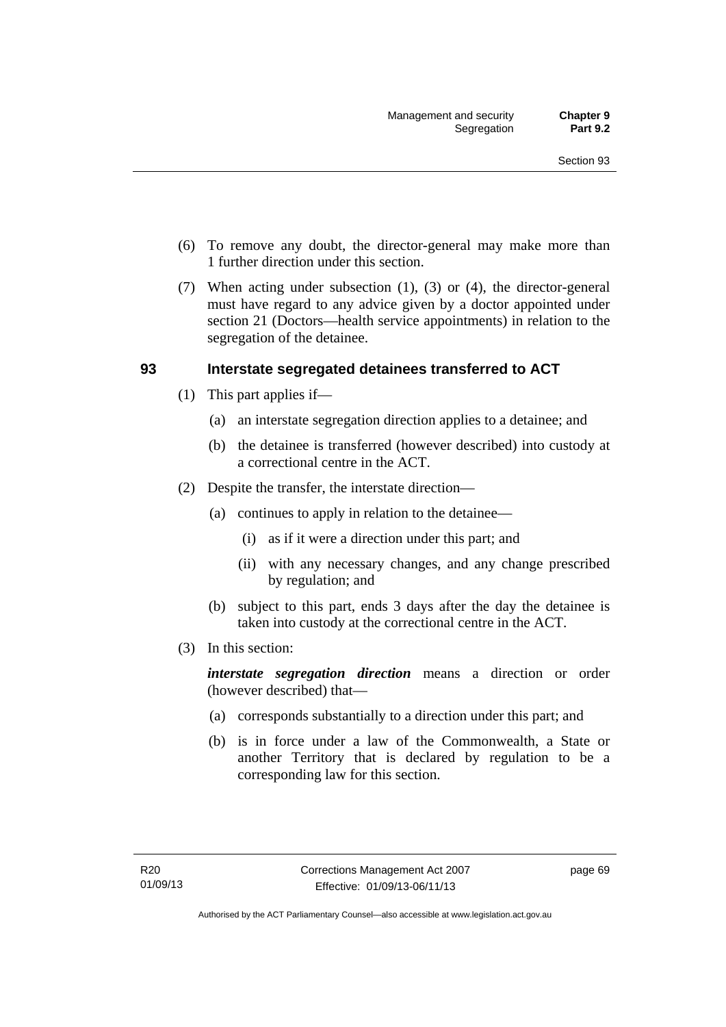(6) To remove any doubt, the director-general may make more than 1 further direction under this section.

(7) When acting under subsection (1), (3) or (4), the director-general must have regard to any advice given by a doctor appointed under section 21 (Doctors—health service appointments) in relation to the segregation of the detainee.

### 93 Interstate segregated detainees transferred to ACT

(1) This part applies if—

(a) an interstate segregation direction applies to a detainee; and

(b) the detainee is transferred (however described) into custody at a correctional centre in the ACT.

(2) Despite the transfer, the interstate direction—

(a) continues to apply in relation to the detainee—

(i) as if it were a direction under this part; and

(ii) with any necessary changes, and any change prescribed by regulation; and

(b) subject to this part, ends 3 days after the day the detainee is taken into custody at the correctional centre in the ACT.

(3) In this section:

***interstate segregation direction*** means a direction or order (however described) that—

(a) corresponds substantially to a direction under this part; and

(b) is in force under a law of the Commonwealth, a State or another Territory that is declared by regulation to be a corresponding law for this section.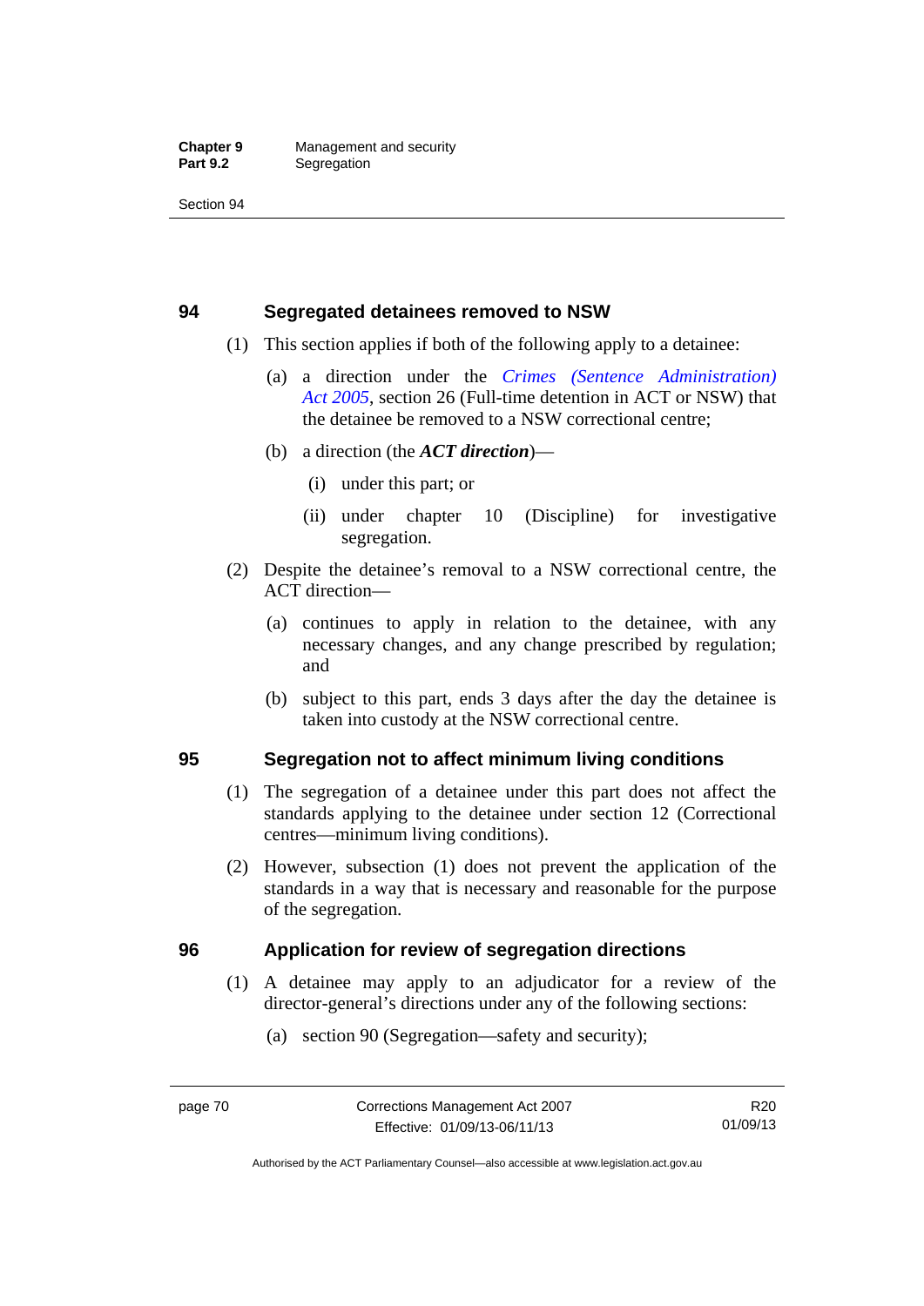## 94 Segregated detainees removed to NSW

(1) This section applies if both of the following apply to a detainee:

(a) a direction under the *Crimes (Sentence Administration) Act 2005*, section 26 (Full-time detention in ACT or NSW) that the detainee be removed to a NSW correctional centre;

(b) a direction (the ***ACT direction***)—

(i) under this part; or

(ii) under chapter 10 (Discipline) for investigative segregation.

(2) Despite the detainee's removal to a NSW correctional centre, the ACT direction—

(a) continues to apply in relation to the detainee, with any necessary changes, and any change prescribed by regulation; and

(b) subject to this part, ends 3 days after the day the detainee is taken into custody at the NSW correctional centre.

## 95 Segregation not to affect minimum living conditions

(1) The segregation of a detainee under this part does not affect the standards applying to the detainee under section 12 (Correctional centres—minimum living conditions).

(2) However, subsection (1) does not prevent the application of the standards in a way that is necessary and reasonable for the purpose of the segregation.

## 96 Application for review of segregation directions

(1) A detainee may apply to an adjudicator for a review of the director-general's directions under any of the following sections:

(a) section 90 (Segregation—safety and security);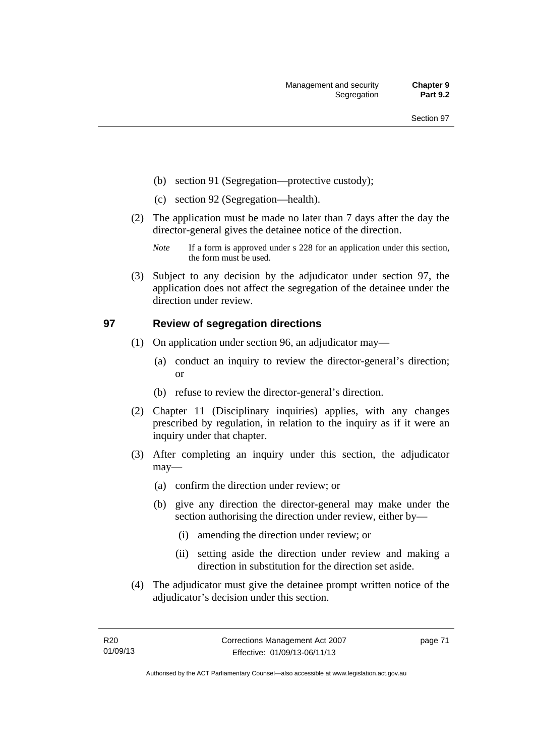(b) section 91 (Segregation—protective custody);

(c) section 92 (Segregation—health).

(2) The application must be made no later than 7 days after the day the director-general gives the detainee notice of the direction.

*Note* If a form is approved under s 228 for an application under this section, the form must be used.

(3) Subject to any decision by the adjudicator under section 97, the application does not affect the segregation of the detainee under the direction under review.

## 97 Review of segregation directions

(1) On application under section 96, an adjudicator may—

(a) conduct an inquiry to review the director-general's direction; or

(b) refuse to review the director-general's direction.

(2) Chapter 11 (Disciplinary inquiries) applies, with any changes prescribed by regulation, in relation to the inquiry as if it were an inquiry under that chapter.

(3) After completing an inquiry under this section, the adjudicator may—

(a) confirm the direction under review; or

(b) give any direction the director-general may make under the section authorising the direction under review, either by—

(i) amending the direction under review; or

(ii) setting aside the direction under review and making a direction in substitution for the direction set aside.

(4) The adjudicator must give the detainee prompt written notice of the adjudicator's decision under this section.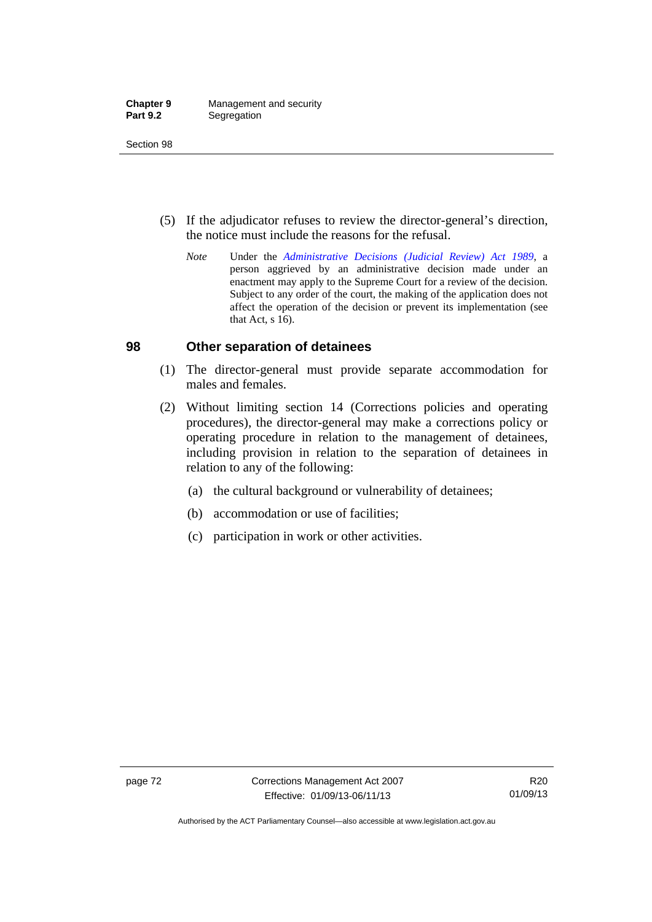(5) If the adjudicator refuses to review the director-general's direction, the notice must include the reasons for the refusal.

*Note* Under the *Administrative Decisions (Judicial Review) Act 1989*, a person aggrieved by an administrative decision made under an enactment may apply to the Supreme Court for a review of the decision. Subject to any order of the court, the making of the application does not affect the operation of the decision or prevent its implementation (see that Act, s 16).

## 98 Other separation of detainees

(1) The director-general must provide separate accommodation for males and females.

(2) Without limiting section 14 (Corrections policies and operating procedures), the director-general may make a corrections policy or operating procedure in relation to the management of detainees, including provision in relation to the separation of detainees in relation to any of the following:

(a) the cultural background or vulnerability of detainees;

(b) accommodation or use of facilities;

(c) participation in work or other activities.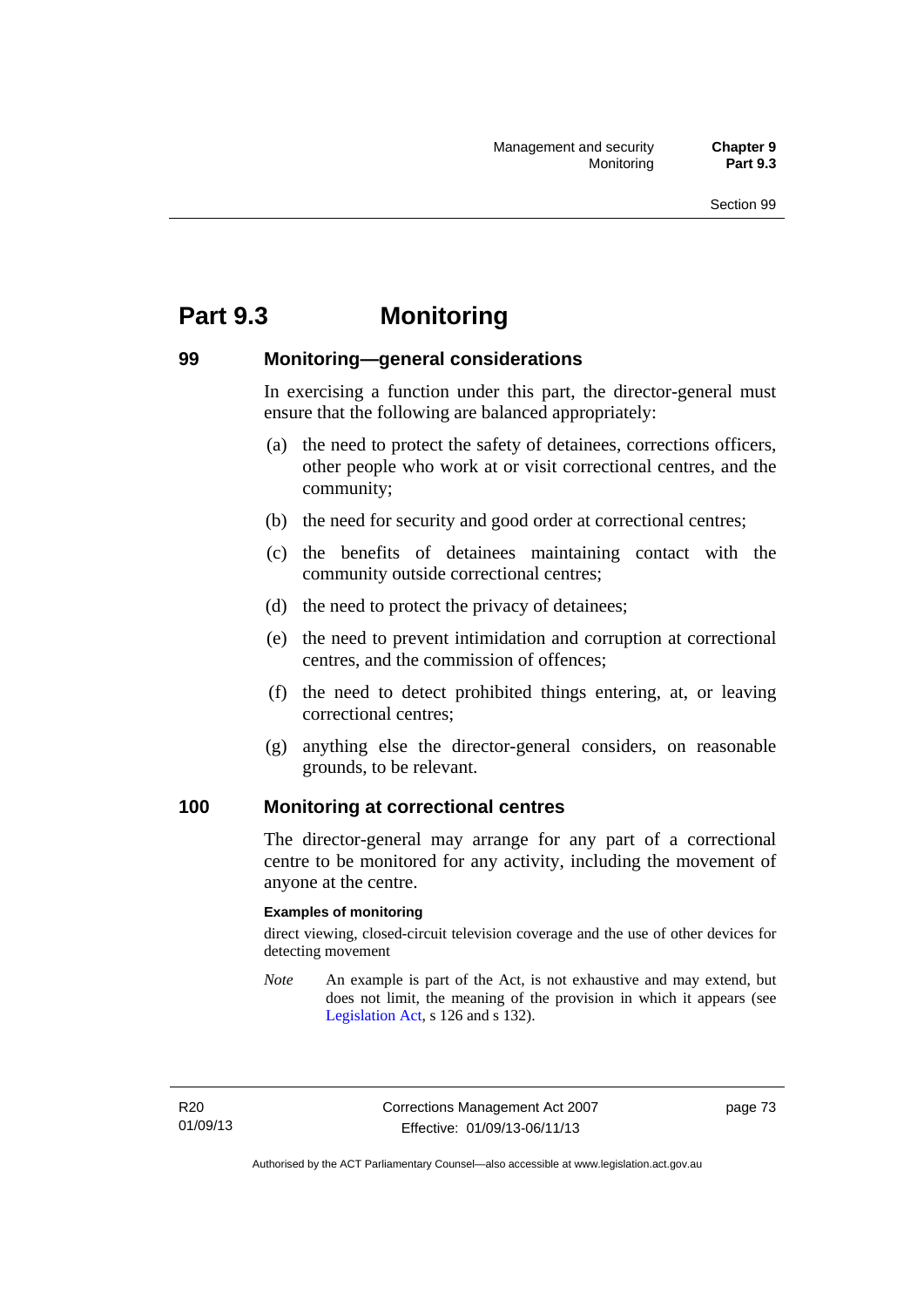# Part 9.3 Monitoring

## 99 Monitoring—general considerations

In exercising a function under this part, the director-general must ensure that the following are balanced appropriately:

(a) the need to protect the safety of detainees, corrections officers, other people who work at or visit correctional centres, and the community;

(b) the need for security and good order at correctional centres;

(c) the benefits of detainees maintaining contact with the community outside correctional centres;

(d) the need to protect the privacy of detainees;

(e) the need to prevent intimidation and corruption at correctional centres, and the commission of offences;

(f) the need to detect prohibited things entering, at, or leaving correctional centres;

(g) anything else the director-general considers, on reasonable grounds, to be relevant.

## 100 Monitoring at correctional centres

The director-general may arrange for any part of a correctional centre to be monitored for any activity, including the movement of anyone at the centre.

**Examples of monitoring**

direct viewing, closed-circuit television coverage and the use of other devices for detecting movement

*Note* An example is part of the Act, is not exhaustive and may extend, but does not limit, the meaning of the provision in which it appears (see Legislation Act, s 126 and s 132).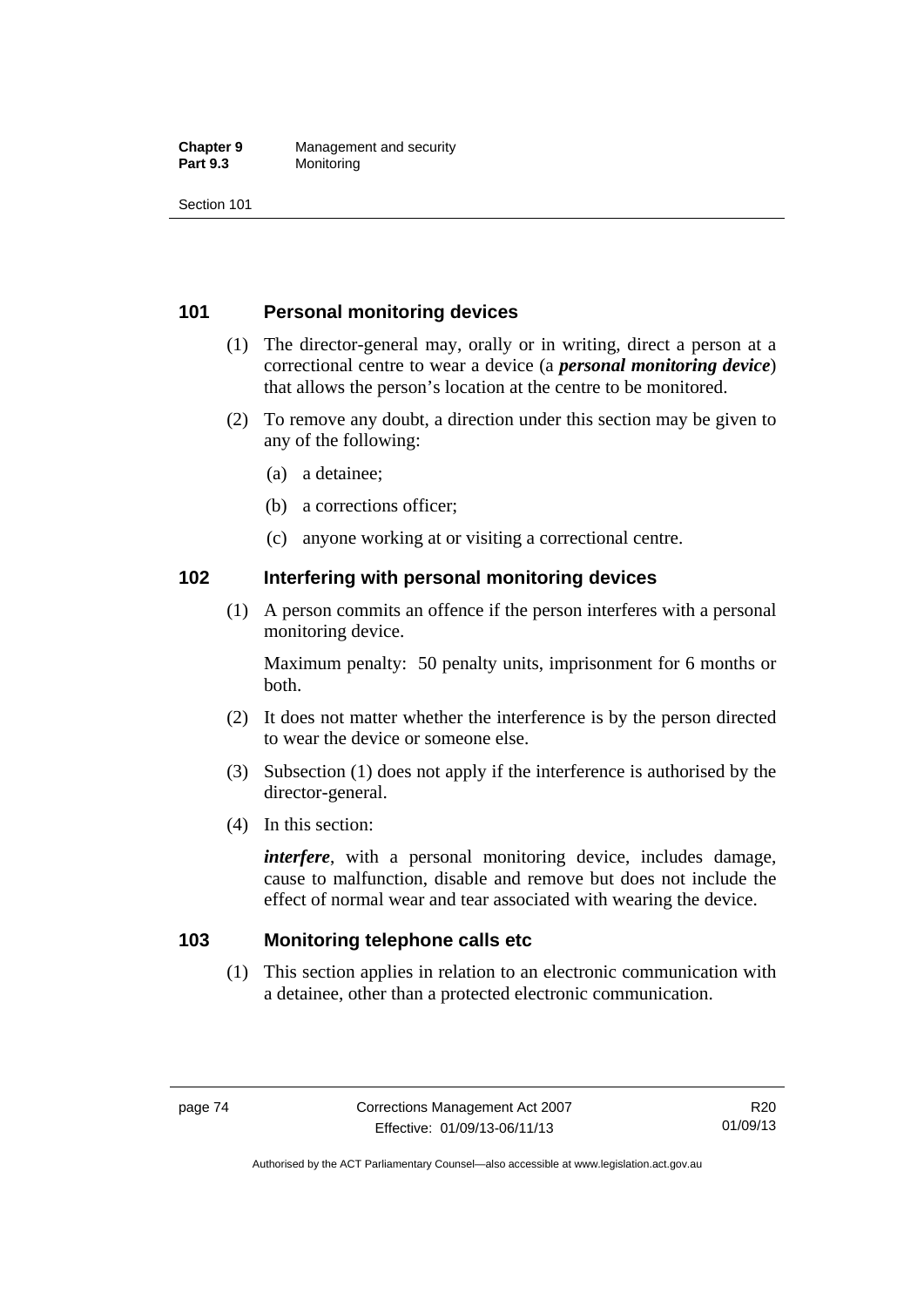## 101 Personal monitoring devices

(1) The director-general may, orally or in writing, direct a person at a correctional centre to wear a device (a ***personal monitoring device***) that allows the person's location at the centre to be monitored.

(2) To remove any doubt, a direction under this section may be given to any of the following:

(a) a detainee;

(b) a corrections officer;

(c) anyone working at or visiting a correctional centre.

## 102 Interfering with personal monitoring devices

(1) A person commits an offence if the person interferes with a personal monitoring device.

Maximum penalty: 50 penalty units, imprisonment for 6 months or both.

(2) It does not matter whether the interference is by the person directed to wear the device or someone else.

(3) Subsection (1) does not apply if the interference is authorised by the director-general.

(4) In this section:

***interfere***, with a personal monitoring device, includes damage, cause to malfunction, disable and remove but does not include the effect of normal wear and tear associated with wearing the device.

## 103 Monitoring telephone calls etc

(1) This section applies in relation to an electronic communication with a detainee, other than a protected electronic communication.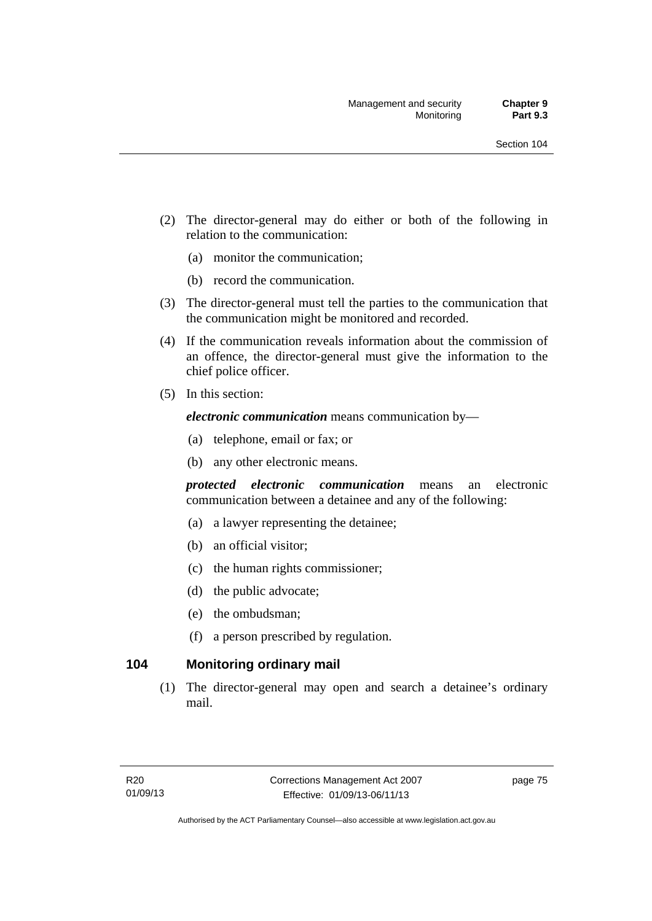(2) The director-general may do either or both of the following in relation to the communication:

(a) monitor the communication;

(b) record the communication.

(3) The director-general must tell the parties to the communication that the communication might be monitored and recorded.

(4) If the communication reveals information about the commission of an offence, the director-general must give the information to the chief police officer.

(5) In this section:

***electronic communication*** means communication by—

(a) telephone, email or fax; or

(b) any other electronic means.

***protected electronic communication*** means an electronic communication between a detainee and any of the following:

(a) a lawyer representing the detainee;

(b) an official visitor;

(c) the human rights commissioner;

(d) the public advocate;

(e) the ombudsman;

(f) a person prescribed by regulation.

### 104 Monitoring ordinary mail

(1) The director-general may open and search a detainee's ordinary mail.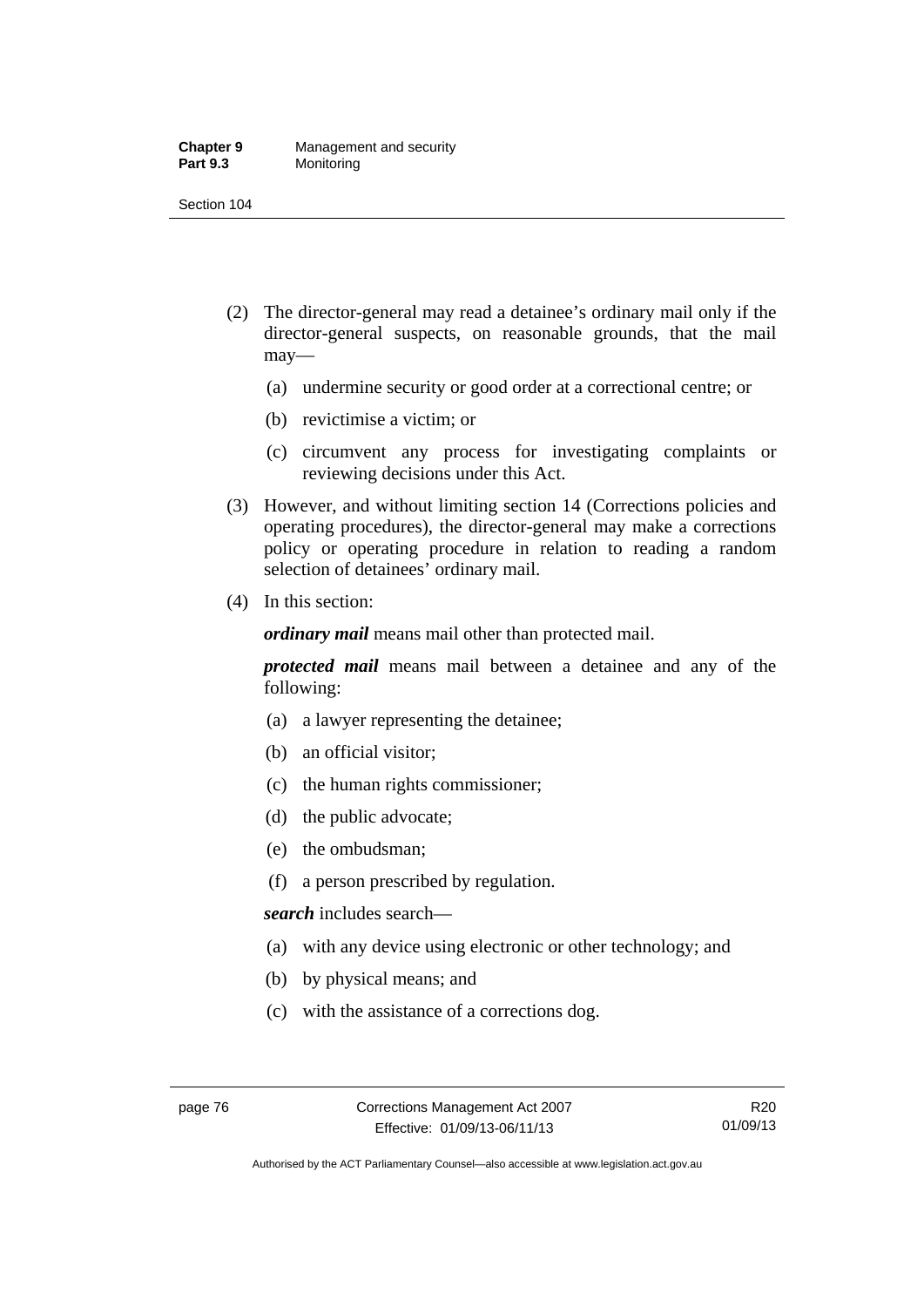(2) The director-general may read a detainee's ordinary mail only if the director-general suspects, on reasonable grounds, that the mail may—

   (a) undermine security or good order at a correctional centre; or

   (b) revictimise a victim; or

   (c) circumvent any process for investigating complaints or reviewing decisions under this Act.

(3) However, and without limiting section 14 (Corrections policies and operating procedures), the director-general may make a corrections policy or operating procedure in relation to reading a random selection of detainees' ordinary mail.

(4) In this section:

***ordinary mail*** means mail other than protected mail.

***protected mail*** means mail between a detainee and any of the following:

   (a) a lawyer representing the detainee;

   (b) an official visitor;

   (c) the human rights commissioner;

   (d) the public advocate;

   (e) the ombudsman;

   (f) a person prescribed by regulation.

***search*** includes search—

   (a) with any device using electronic or other technology; and

   (b) by physical means; and

   (c) with the assistance of a corrections dog.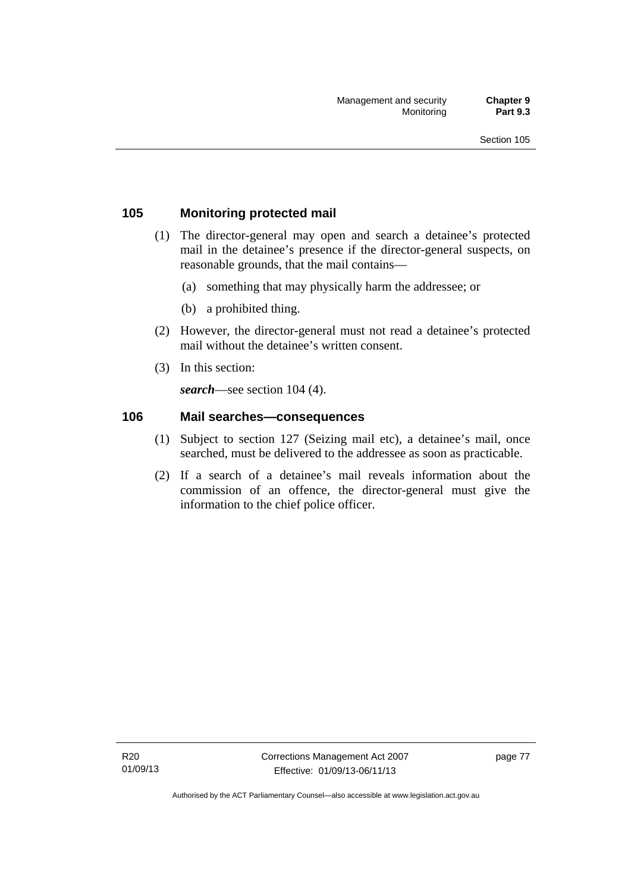## 105 Monitoring protected mail

(1) The director-general may open and search a detainee's protected mail in the detainee's presence if the director-general suspects, on reasonable grounds, that the mail contains—

(a) something that may physically harm the addressee; or

(b) a prohibited thing.

(2) However, the director-general must not read a detainee's protected mail without the detainee's written consent.

(3) In this section:

***search***—see section 104 (4).

## 106 Mail searches—consequences

(1) Subject to section 127 (Seizing mail etc), a detainee's mail, once searched, must be delivered to the addressee as soon as practicable.

(2) If a search of a detainee's mail reveals information about the commission of an offence, the director-general must give the information to the chief police officer.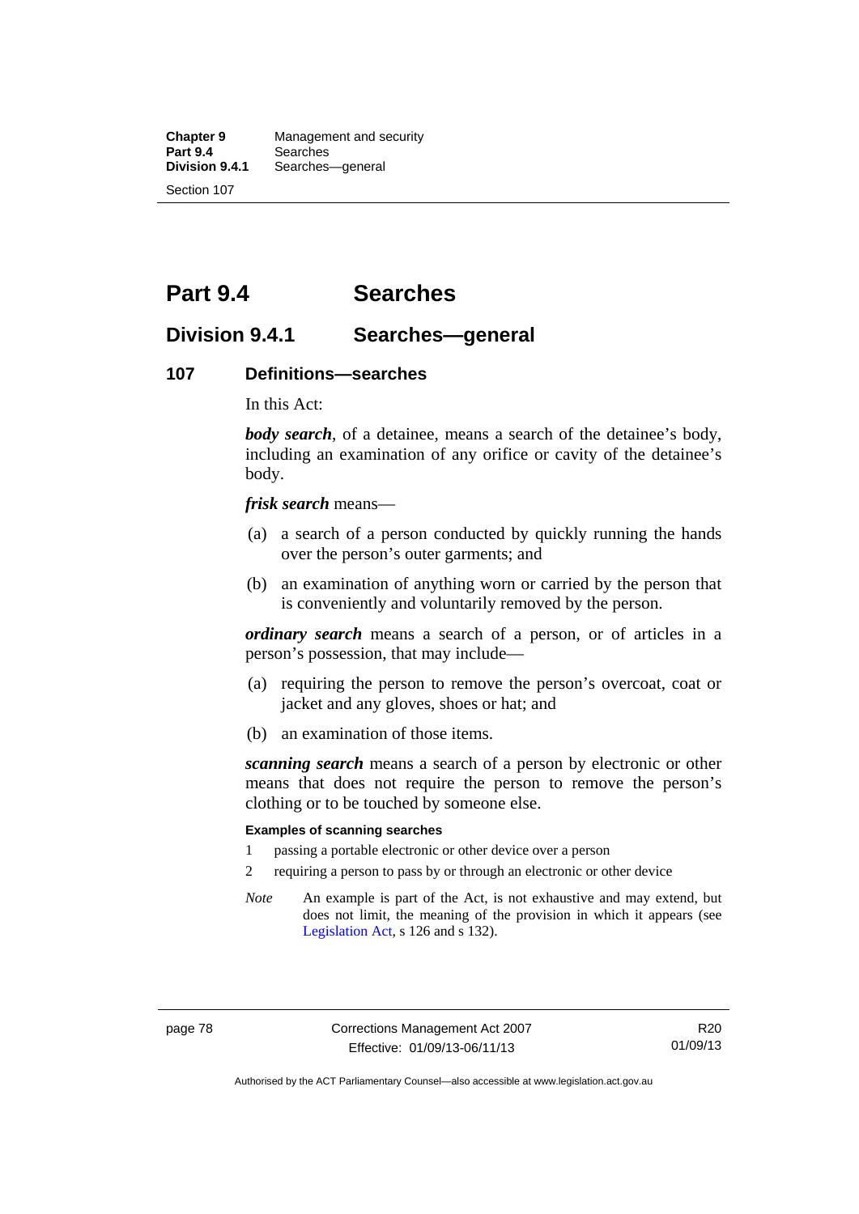# Part 9.4 Searches

## Division 9.4.1 Searches—general

### 107 Definitions—searches

In this Act:

***body search***, of a detainee, means a search of the detainee's body, including an examination of any orifice or cavity of the detainee's body.

***frisk search*** means—

(a) a search of a person conducted by quickly running the hands over the person's outer garments; and

(b) an examination of anything worn or carried by the person that is conveniently and voluntarily removed by the person.

***ordinary search*** means a search of a person, or of articles in a person's possession, that may include—

(a) requiring the person to remove the person's overcoat, coat or jacket and any gloves, shoes or hat; and

(b) an examination of those items.

***scanning search*** means a search of a person by electronic or other means that does not require the person to remove the person's clothing or to be touched by someone else.

**Examples of scanning searches**

1 passing a portable electronic or other device over a person

2 requiring a person to pass by or through an electronic or other device

*Note* An example is part of the Act, is not exhaustive and may extend, but does not limit, the meaning of the provision in which it appears (see Legislation Act, s 126 and s 132).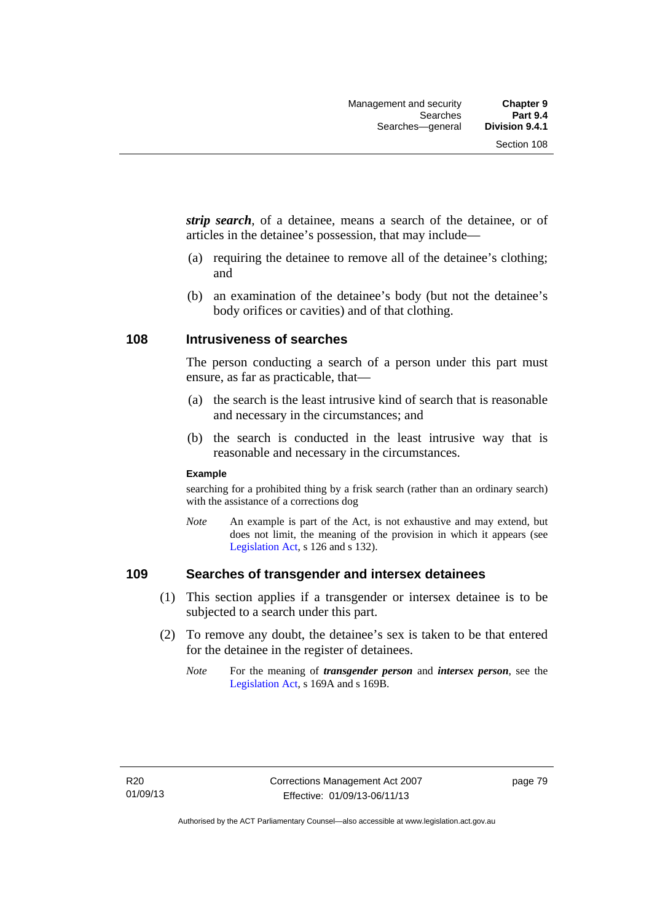***strip search***, of a detainee, means a search of the detainee, or of articles in the detainee's possession, that may include—

(a) requiring the detainee to remove all of the detainee's clothing; and

(b) an examination of the detainee's body (but not the detainee's body orifices or cavities) and of that clothing.

## 108 Intrusiveness of searches

The person conducting a search of a person under this part must ensure, as far as practicable, that—

(a) the search is the least intrusive kind of search that is reasonable and necessary in the circumstances; and

(b) the search is conducted in the least intrusive way that is reasonable and necessary in the circumstances.

**Example**

searching for a prohibited thing by a frisk search (rather than an ordinary search) with the assistance of a corrections dog

*Note* An example is part of the Act, is not exhaustive and may extend, but does not limit, the meaning of the provision in which it appears (see Legislation Act, s 126 and s 132).

## 109 Searches of transgender and intersex detainees

(1) This section applies if a transgender or intersex detainee is to be subjected to a search under this part.

(2) To remove any doubt, the detainee's sex is taken to be that entered for the detainee in the register of detainees.

*Note* For the meaning of ***transgender person*** and ***intersex person***, see the Legislation Act, s 169A and s 169B.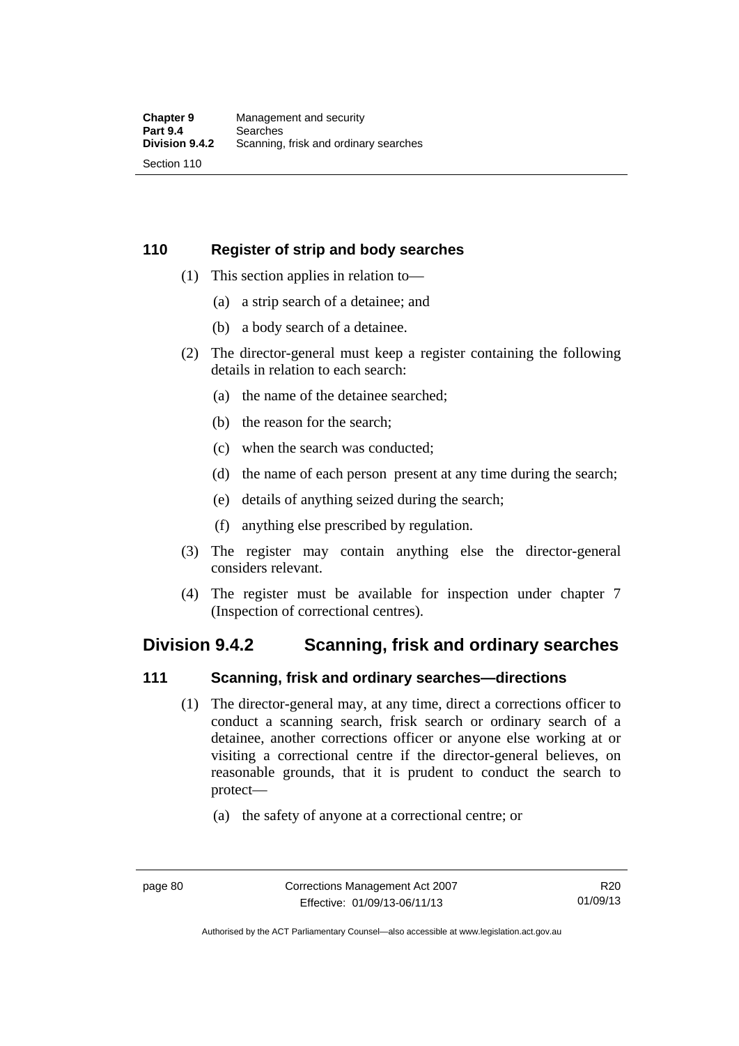### 110 Register of strip and body searches

(1) This section applies in relation to—

(a) a strip search of a detainee; and

(b) a body search of a detainee.

(2) The director-general must keep a register containing the following details in relation to each search:

(a) the name of the detainee searched;

(b) the reason for the search;

(c) when the search was conducted;

(d) the name of each person present at any time during the search;

(e) details of anything seized during the search;

(f) anything else prescribed by regulation.

(3) The register may contain anything else the director-general considers relevant.

(4) The register must be available for inspection under chapter 7 (Inspection of correctional centres).

## Division 9.4.2 Scanning, frisk and ordinary searches

### 111 Scanning, frisk and ordinary searches—directions

(1) The director-general may, at any time, direct a corrections officer to conduct a scanning search, frisk search or ordinary search of a detainee, another corrections officer or anyone else working at or visiting a correctional centre if the director-general believes, on reasonable grounds, that it is prudent to conduct the search to protect—

(a) the safety of anyone at a correctional centre; or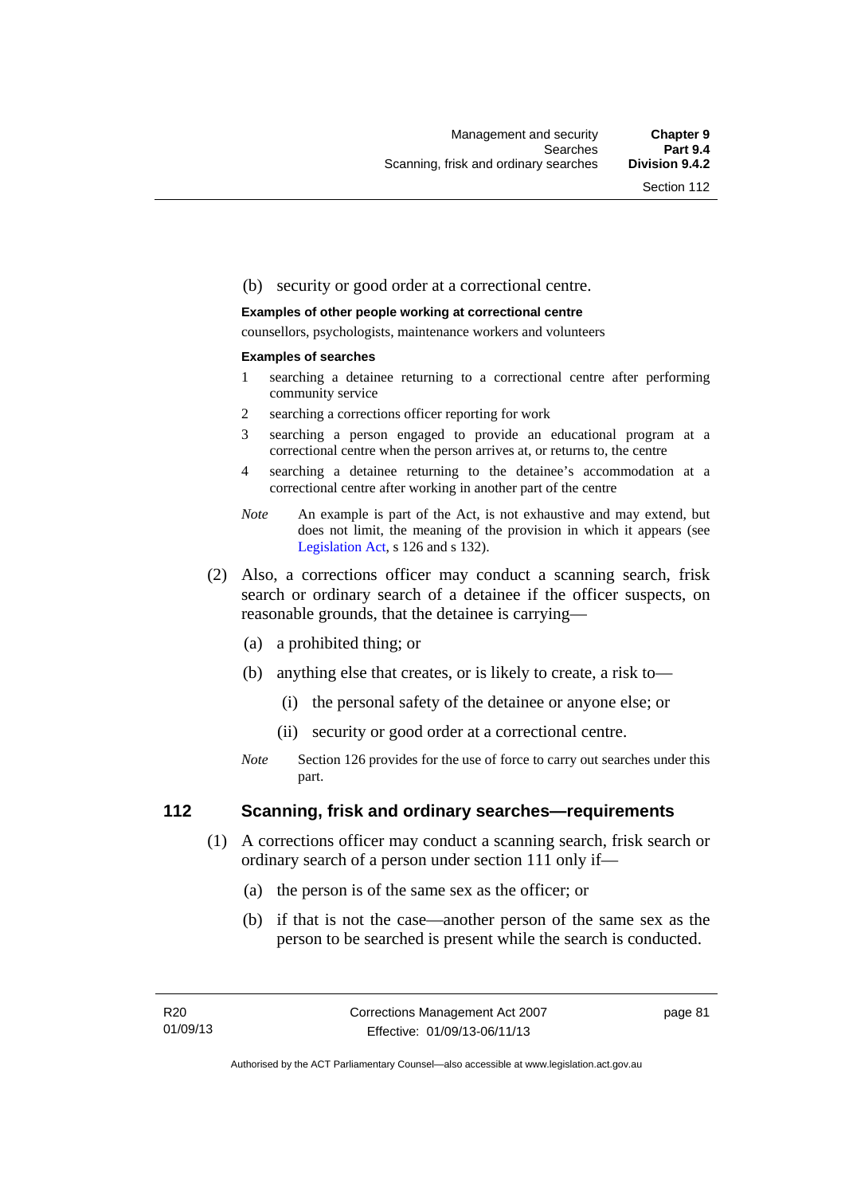(b) security or good order at a correctional centre.

**Examples of other people working at correctional centre**

counsellors, psychologists, maintenance workers and volunteers

**Examples of searches**

1. searching a detainee returning to a correctional centre after performing community service
2. searching a corrections officer reporting for work
3. searching a person engaged to provide an educational program at a correctional centre when the person arrives at, or returns to, the centre
4. searching a detainee returning to the detainee's accommodation at a correctional centre after working in another part of the centre

*Note* An example is part of the Act, is not exhaustive and may extend, but does not limit, the meaning of the provision in which it appears (see Legislation Act, s 126 and s 132).

(2) Also, a corrections officer may conduct a scanning search, frisk search or ordinary search of a detainee if the officer suspects, on reasonable grounds, that the detainee is carrying—

(a) a prohibited thing; or

(b) anything else that creates, or is likely to create, a risk to—

(i) the personal safety of the detainee or anyone else; or

(ii) security or good order at a correctional centre.

*Note* Section 126 provides for the use of force to carry out searches under this part.

## 112 Scanning, frisk and ordinary searches—requirements

(1) A corrections officer may conduct a scanning search, frisk search or ordinary search of a person under section 111 only if—

(a) the person is of the same sex as the officer; or

(b) if that is not the case—another person of the same sex as the person to be searched is present while the search is conducted.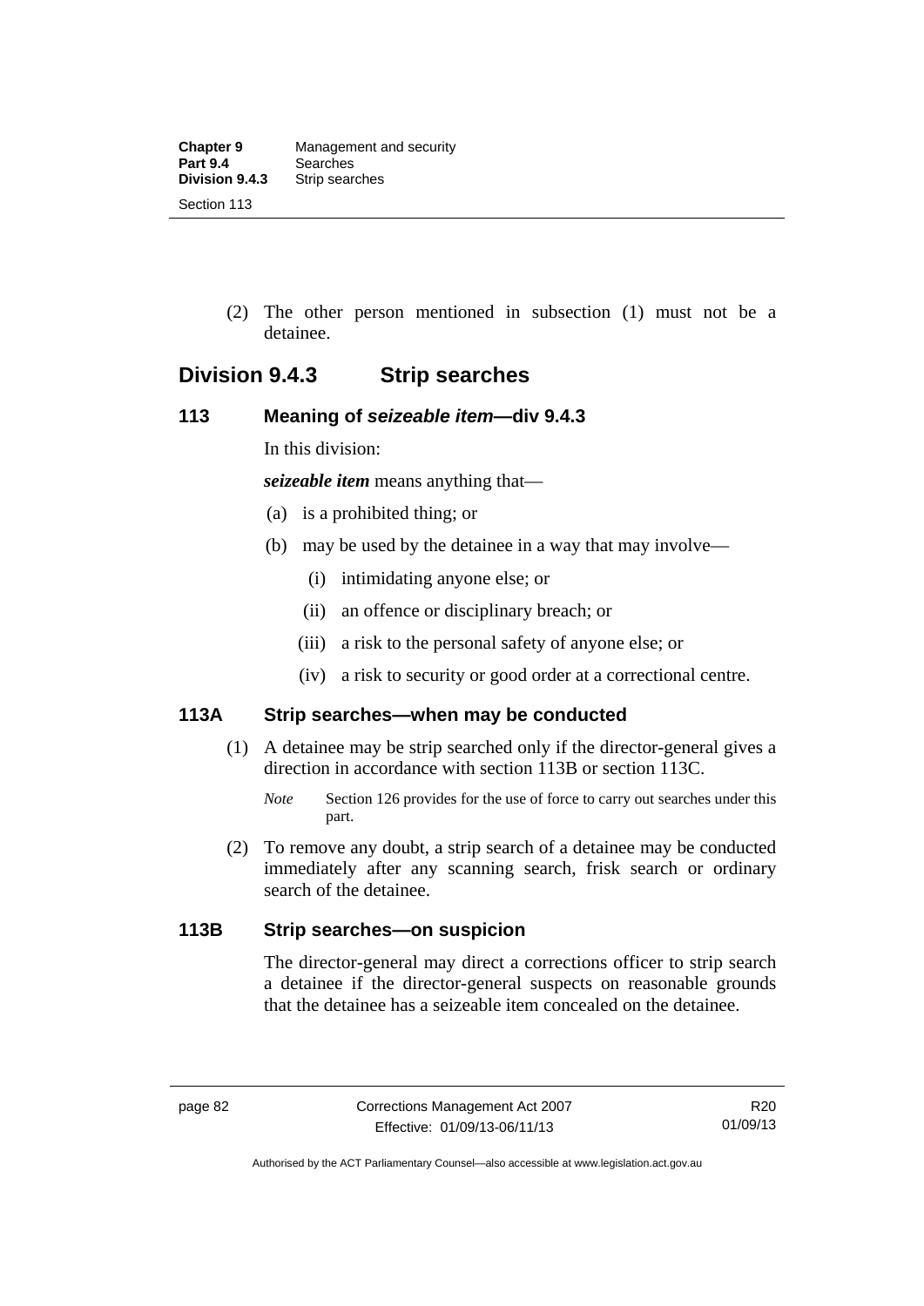(2) The other person mentioned in subsection (1) must not be a detainee.

## Division 9.4.3 Strip searches

### 113 Meaning of *seizeable item*—div 9.4.3

In this division:

***seizeable item*** means anything that—

(a) is a prohibited thing; or

(b) may be used by the detainee in a way that may involve—

(i) intimidating anyone else; or

(ii) an offence or disciplinary breach; or

(iii) a risk to the personal safety of anyone else; or

(iv) a risk to security or good order at a correctional centre.

### 113A Strip searches—when may be conducted

(1) A detainee may be strip searched only if the director-general gives a direction in accordance with section 113B or section 113C.

*Note* Section 126 provides for the use of force to carry out searches under this part.

(2) To remove any doubt, a strip search of a detainee may be conducted immediately after any scanning search, frisk search or ordinary search of the detainee.

### 113B Strip searches—on suspicion

The director-general may direct a corrections officer to strip search a detainee if the director-general suspects on reasonable grounds that the detainee has a seizeable item concealed on the detainee.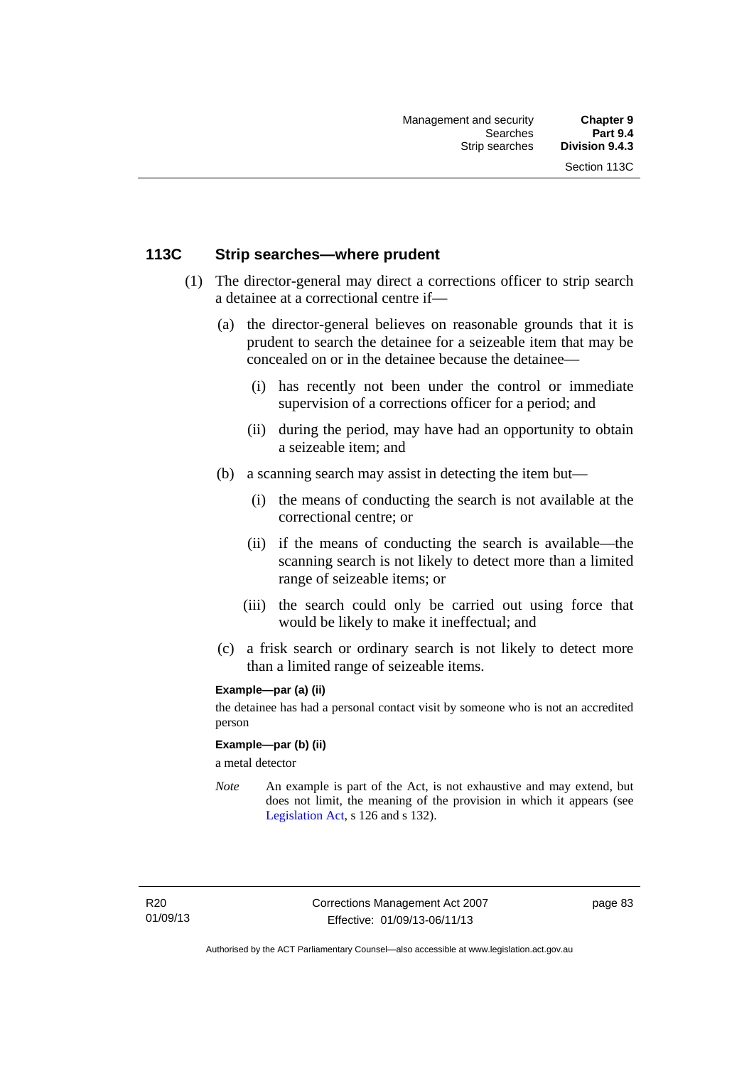### 113C Strip searches—where prudent

(1) The director-general may direct a corrections officer to strip search a detainee at a correctional centre if—

(a) the director-general believes on reasonable grounds that it is prudent to search the detainee for a seizeable item that may be concealed on or in the detainee because the detainee—

(i) has recently not been under the control or immediate supervision of a corrections officer for a period; and

(ii) during the period, may have had an opportunity to obtain a seizeable item; and

(b) a scanning search may assist in detecting the item but—

(i) the means of conducting the search is not available at the correctional centre; or

(ii) if the means of conducting the search is available—the scanning search is not likely to detect more than a limited range of seizeable items; or

(iii) the search could only be carried out using force that would be likely to make it ineffectual; and

(c) a frisk search or ordinary search is not likely to detect more than a limited range of seizeable items.

**Example—par (a) (ii)**

the detainee has had a personal contact visit by someone who is not an accredited person

**Example—par (b) (ii)**

a metal detector

*Note* An example is part of the Act, is not exhaustive and may extend, but does not limit, the meaning of the provision in which it appears (see Legislation Act, s 126 and s 132).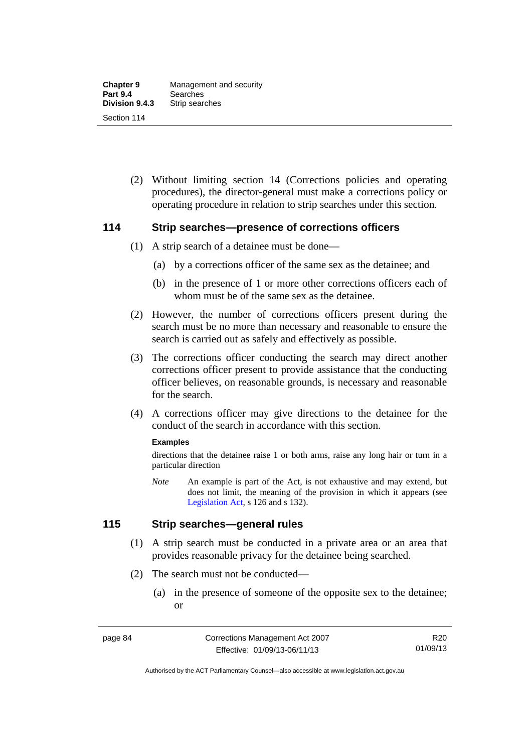(2) Without limiting section 14 (Corrections policies and operating procedures), the director-general must make a corrections policy or operating procedure in relation to strip searches under this section.

## 114 Strip searches—presence of corrections officers

(1) A strip search of a detainee must be done—

(a) by a corrections officer of the same sex as the detainee; and

(b) in the presence of 1 or more other corrections officers each of whom must be of the same sex as the detainee.

(2) However, the number of corrections officers present during the search must be no more than necessary and reasonable to ensure the search is carried out as safely and effectively as possible.

(3) The corrections officer conducting the search may direct another corrections officer present to provide assistance that the conducting officer believes, on reasonable grounds, is necessary and reasonable for the search.

(4) A corrections officer may give directions to the detainee for the conduct of the search in accordance with this section.

**Examples**

directions that the detainee raise 1 or both arms, raise any long hair or turn in a particular direction

*Note* An example is part of the Act, is not exhaustive and may extend, but does not limit, the meaning of the provision in which it appears (see Legislation Act, s 126 and s 132).

## 115 Strip searches—general rules

(1) A strip search must be conducted in a private area or an area that provides reasonable privacy for the detainee being searched.

(2) The search must not be conducted—

(a) in the presence of someone of the opposite sex to the detainee; or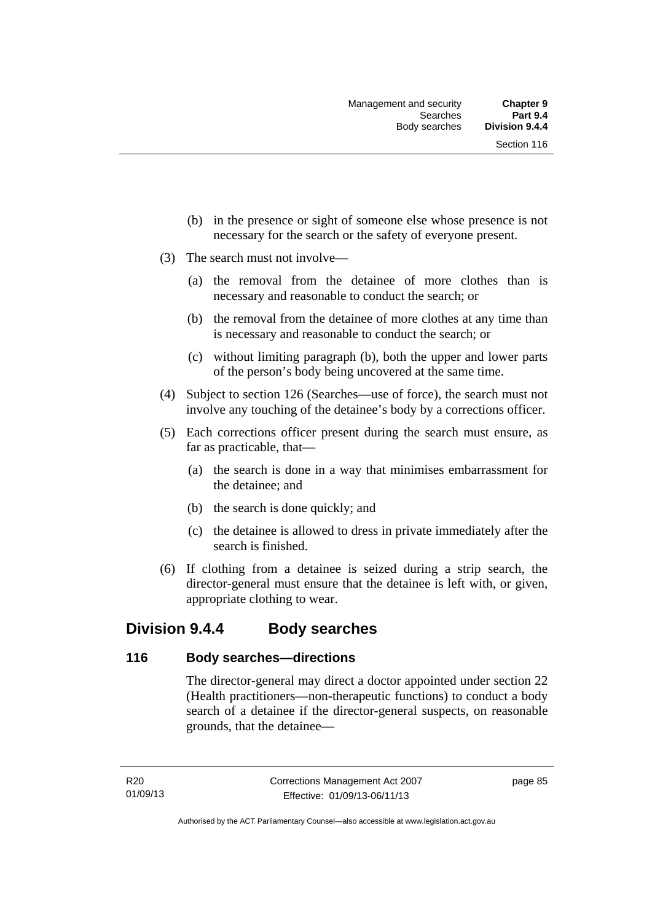(b) in the presence or sight of someone else whose presence is not necessary for the search or the safety of everyone present.

(3) The search must not involve—

(a) the removal from the detainee of more clothes than is necessary and reasonable to conduct the search; or

(b) the removal from the detainee of more clothes at any time than is necessary and reasonable to conduct the search; or

(c) without limiting paragraph (b), both the upper and lower parts of the person's body being uncovered at the same time.

(4) Subject to section 126 (Searches—use of force), the search must not involve any touching of the detainee's body by a corrections officer.

(5) Each corrections officer present during the search must ensure, as far as practicable, that—

(a) the search is done in a way that minimises embarrassment for the detainee; and

(b) the search is done quickly; and

(c) the detainee is allowed to dress in private immediately after the search is finished.

(6) If clothing from a detainee is seized during a strip search, the director-general must ensure that the detainee is left with, or given, appropriate clothing to wear.

## Division 9.4.4 Body searches

### 116 Body searches—directions

The director-general may direct a doctor appointed under section 22 (Health practitioners—non-therapeutic functions) to conduct a body search of a detainee if the director-general suspects, on reasonable grounds, that the detainee—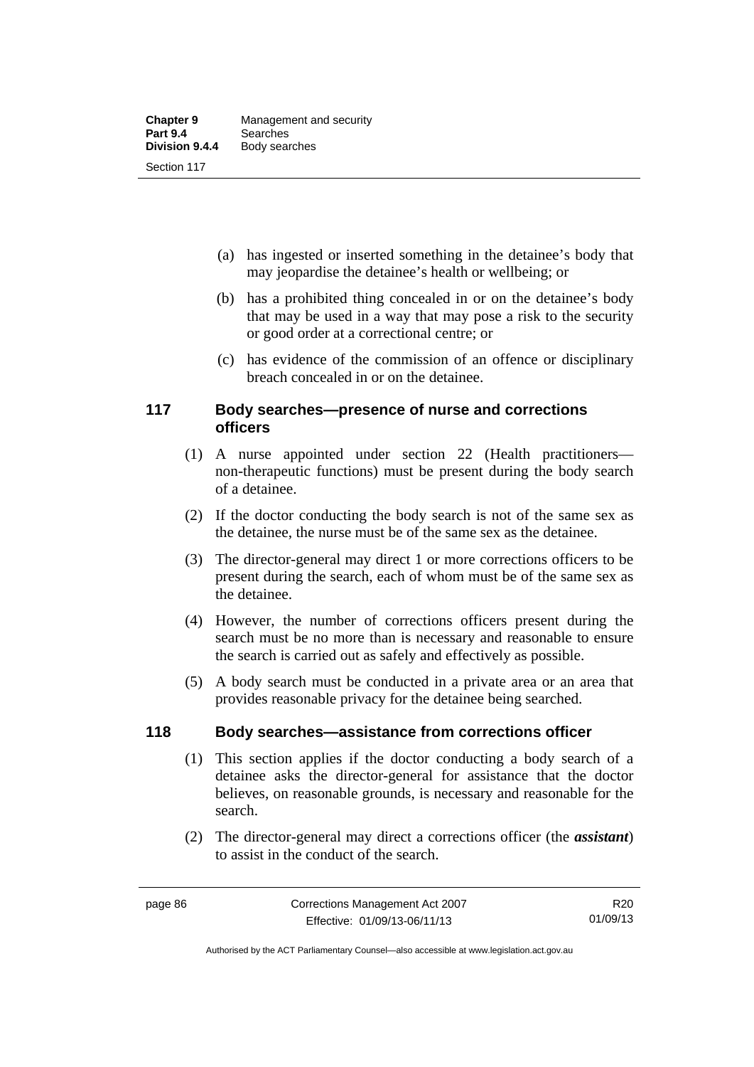(a) has ingested or inserted something in the detainee's body that may jeopardise the detainee's health or wellbeing; or

(b) has a prohibited thing concealed in or on the detainee's body that may be used in a way that may pose a risk to the security or good order at a correctional centre; or

(c) has evidence of the commission of an offence or disciplinary breach concealed in or on the detainee.

### 117 Body searches—presence of nurse and corrections officers

(1) A nurse appointed under section 22 (Health practitioners—non-therapeutic functions) must be present during the body search of a detainee.

(2) If the doctor conducting the body search is not of the same sex as the detainee, the nurse must be of the same sex as the detainee.

(3) The director-general may direct 1 or more corrections officers to be present during the search, each of whom must be of the same sex as the detainee.

(4) However, the number of corrections officers present during the search must be no more than is necessary and reasonable to ensure the search is carried out as safely and effectively as possible.

(5) A body search must be conducted in a private area or an area that provides reasonable privacy for the detainee being searched.

### 118 Body searches—assistance from corrections officer

(1) This section applies if the doctor conducting a body search of a detainee asks the director-general for assistance that the doctor believes, on reasonable grounds, is necessary and reasonable for the search.

(2) The director-general may direct a corrections officer (the ***assistant***) to assist in the conduct of the search.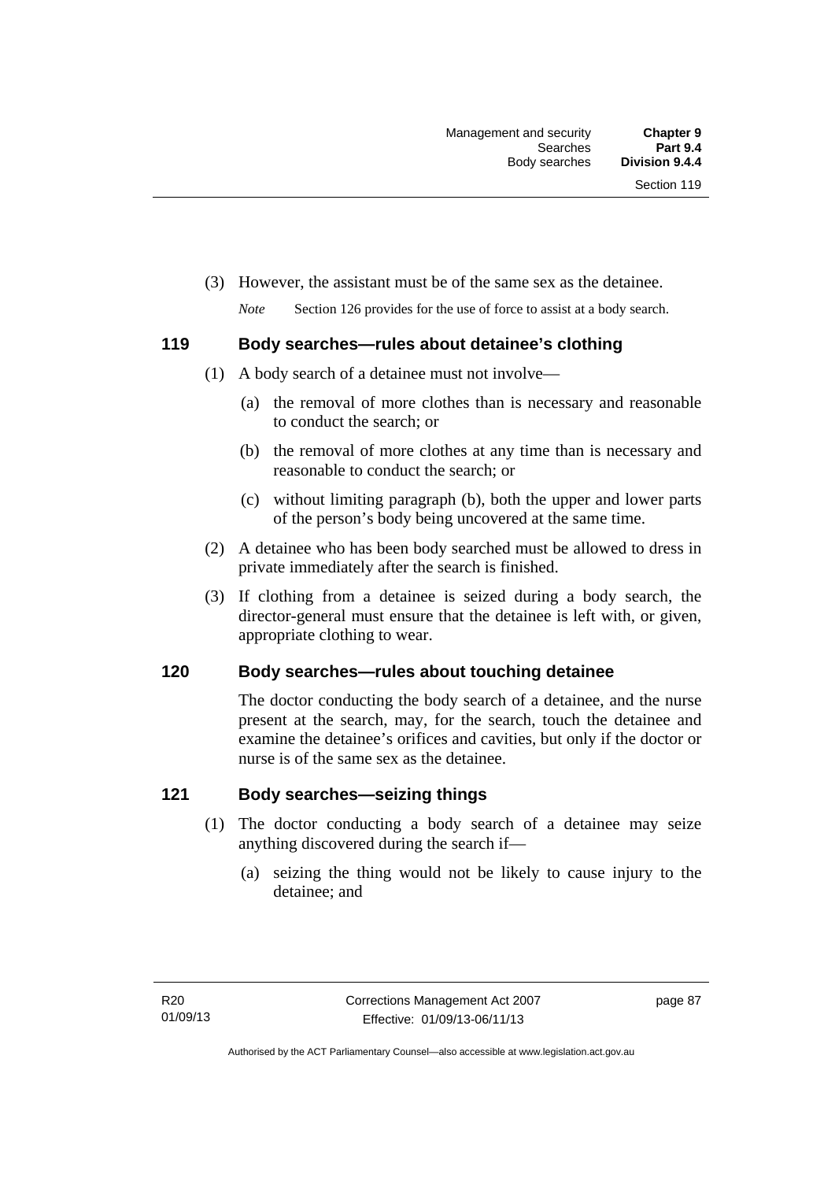(3) However, the assistant must be of the same sex as the detainee.

*Note* Section 126 provides for the use of force to assist at a body search.

### 119 Body searches—rules about detainee's clothing

(1) A body search of a detainee must not involve—

(a) the removal of more clothes than is necessary and reasonable to conduct the search; or

(b) the removal of more clothes at any time than is necessary and reasonable to conduct the search; or

(c) without limiting paragraph (b), both the upper and lower parts of the person's body being uncovered at the same time.

(2) A detainee who has been body searched must be allowed to dress in private immediately after the search is finished.

(3) If clothing from a detainee is seized during a body search, the director-general must ensure that the detainee is left with, or given, appropriate clothing to wear.

### 120 Body searches—rules about touching detainee

The doctor conducting the body search of a detainee, and the nurse present at the search, may, for the search, touch the detainee and examine the detainee's orifices and cavities, but only if the doctor or nurse is of the same sex as the detainee.

### 121 Body searches—seizing things

(1) The doctor conducting a body search of a detainee may seize anything discovered during the search if—

(a) seizing the thing would not be likely to cause injury to the detainee; and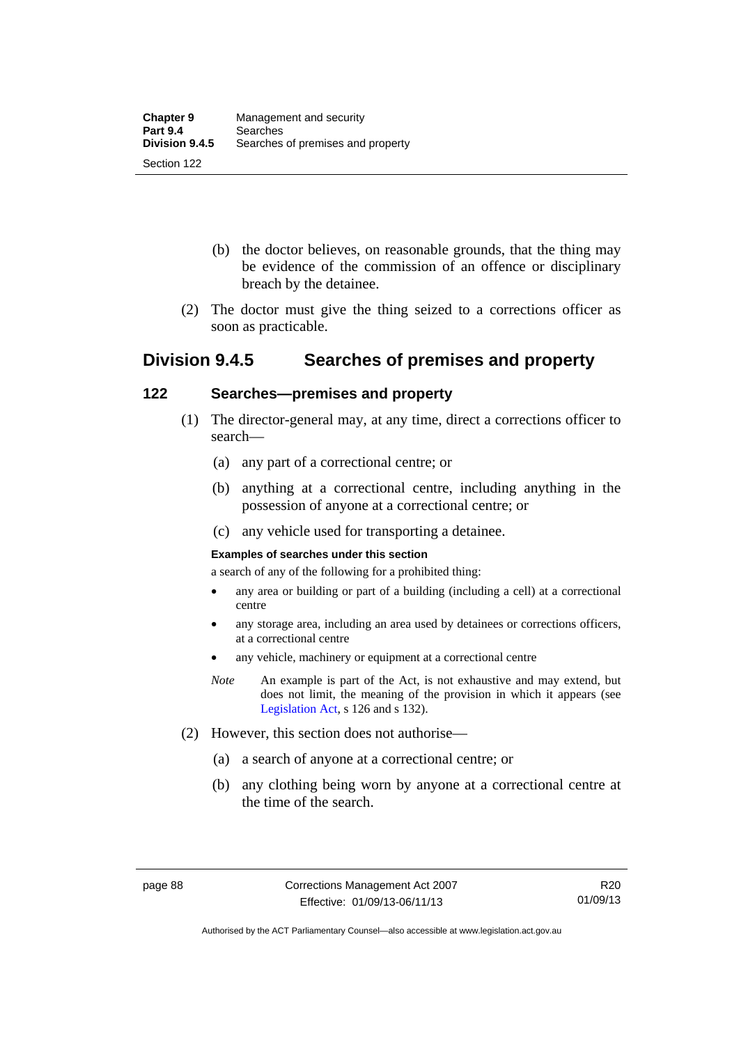(b) the doctor believes, on reasonable grounds, that the thing may be evidence of the commission of an offence or disciplinary breach by the detainee.

(2) The doctor must give the thing seized to a corrections officer as soon as practicable.

## Division 9.4.5 Searches of premises and property

### 122 Searches—premises and property

(1) The director-general may, at any time, direct a corrections officer to search—

(a) any part of a correctional centre; or

(b) anything at a correctional centre, including anything in the possession of anyone at a correctional centre; or

(c) any vehicle used for transporting a detainee.

**Examples of searches under this section**

a search of any of the following for a prohibited thing:

- any area or building or part of a building (including a cell) at a correctional centre
- any storage area, including an area used by detainees or corrections officers, at a correctional centre
- any vehicle, machinery or equipment at a correctional centre

*Note* An example is part of the Act, is not exhaustive and may extend, but does not limit, the meaning of the provision in which it appears (see Legislation Act, s 126 and s 132).

(2) However, this section does not authorise—

(a) a search of anyone at a correctional centre; or

(b) any clothing being worn by anyone at a correctional centre at the time of the search.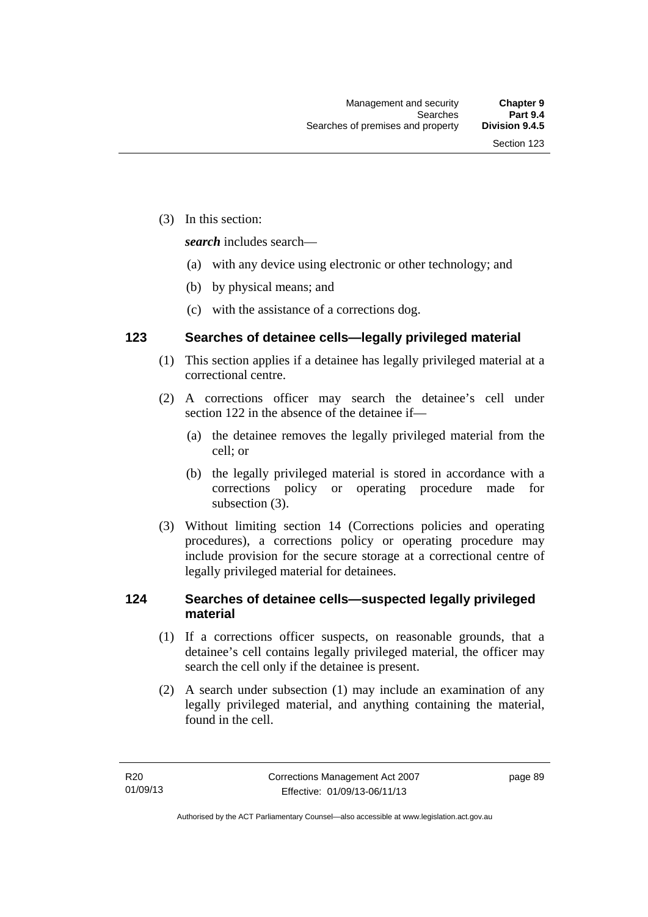(3) In this section:

***search*** includes search—

(a) with any device using electronic or other technology; and

(b) by physical means; and

(c) with the assistance of a corrections dog.

### 123 Searches of detainee cells—legally privileged material

(1) This section applies if a detainee has legally privileged material at a correctional centre.

(2) A corrections officer may search the detainee's cell under section 122 in the absence of the detainee if—

(a) the detainee removes the legally privileged material from the cell; or

(b) the legally privileged material is stored in accordance with a corrections policy or operating procedure made for subsection (3).

(3) Without limiting section 14 (Corrections policies and operating procedures), a corrections policy or operating procedure may include provision for the secure storage at a correctional centre of legally privileged material for detainees.

### 124 Searches of detainee cells—suspected legally privileged material

(1) If a corrections officer suspects, on reasonable grounds, that a detainee's cell contains legally privileged material, the officer may search the cell only if the detainee is present.

(2) A search under subsection (1) may include an examination of any legally privileged material, and anything containing the material, found in the cell.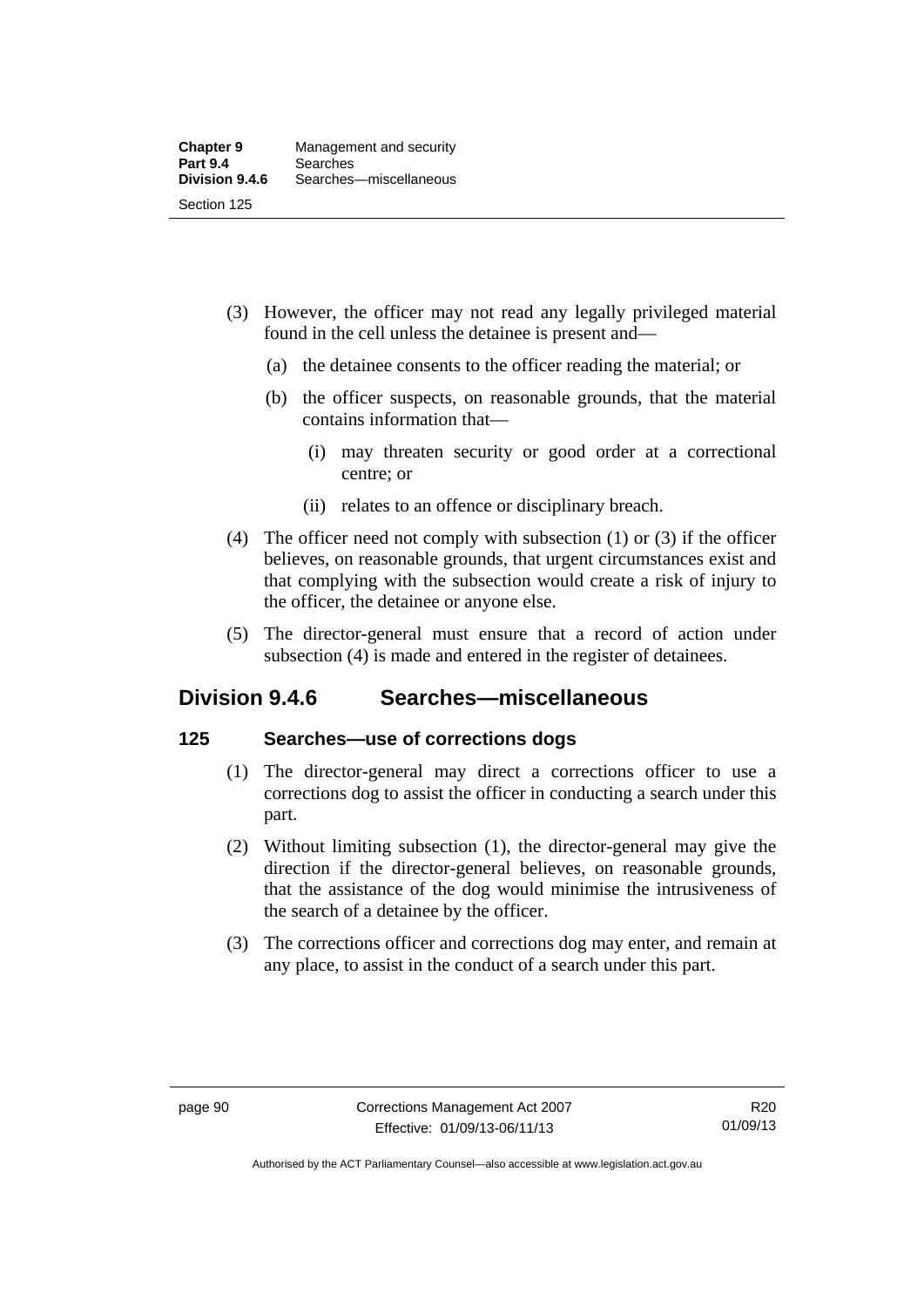(3) However, the officer may not read any legally privileged material found in the cell unless the detainee is present and—

(a) the detainee consents to the officer reading the material; or

(b) the officer suspects, on reasonable grounds, that the material contains information that—

(i) may threaten security or good order at a correctional centre; or

(ii) relates to an offence or disciplinary breach.

(4) The officer need not comply with subsection (1) or (3) if the officer believes, on reasonable grounds, that urgent circumstances exist and that complying with the subsection would create a risk of injury to the officer, the detainee or anyone else.

(5) The director-general must ensure that a record of action under subsection (4) is made and entered in the register of detainees.

## Division 9.4.6 Searches—miscellaneous

### 125 Searches—use of corrections dogs

(1) The director-general may direct a corrections officer to use a corrections dog to assist the officer in conducting a search under this part.

(2) Without limiting subsection (1), the director-general may give the direction if the director-general believes, on reasonable grounds, that the assistance of the dog would minimise the intrusiveness of the search of a detainee by the officer.

(3) The corrections officer and corrections dog may enter, and remain at any place, to assist in the conduct of a search under this part.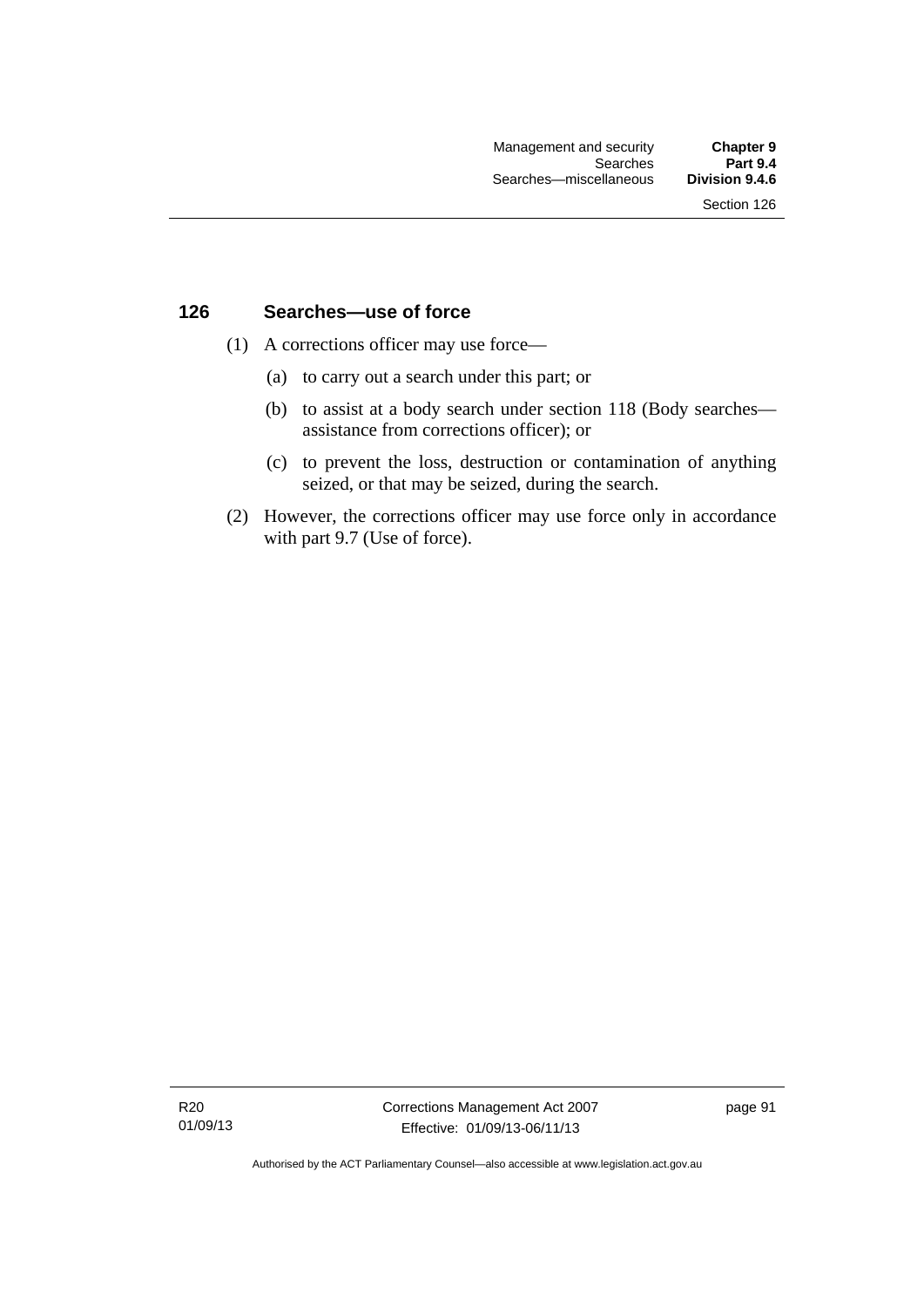## 126 Searches—use of force

(1) A corrections officer may use force—

(a) to carry out a search under this part; or

(b) to assist at a body search under section 118 (Body searches—assistance from corrections officer); or

(c) to prevent the loss, destruction or contamination of anything seized, or that may be seized, during the search.

(2) However, the corrections officer may use force only in accordance with part 9.7 (Use of force).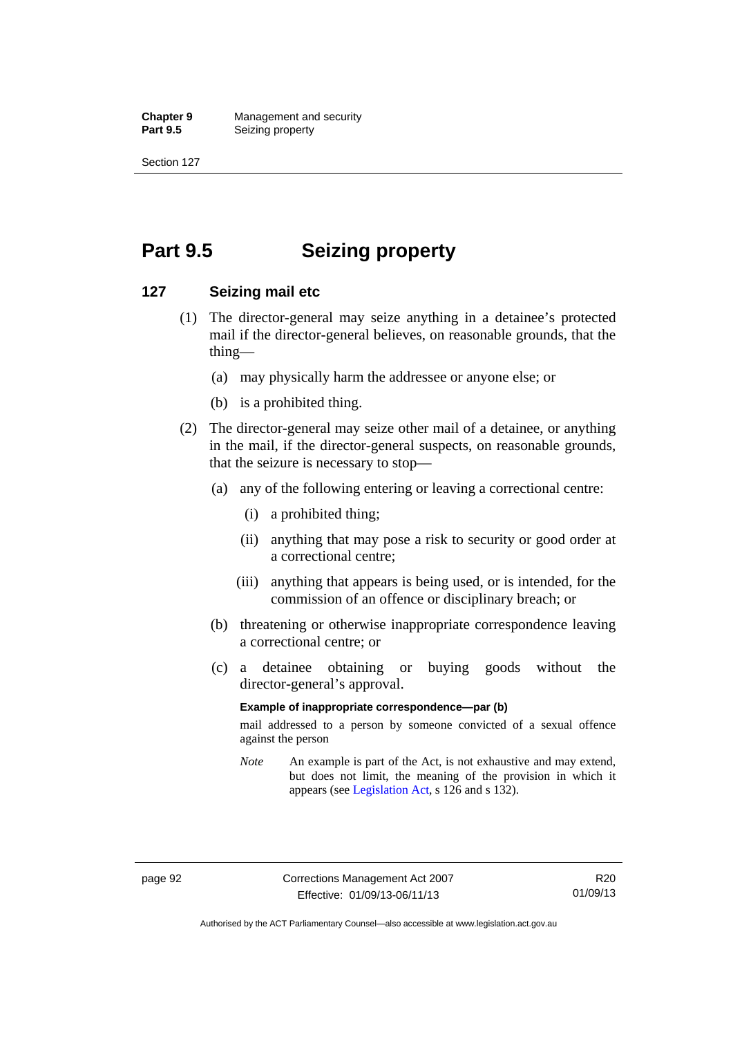# Part 9.5 Seizing property

## 127 Seizing mail etc

(1) The director-general may seize anything in a detainee's protected mail if the director-general believes, on reasonable grounds, that the thing—

(a) may physically harm the addressee or anyone else; or

(b) is a prohibited thing.

(2) The director-general may seize other mail of a detainee, or anything in the mail, if the director-general suspects, on reasonable grounds, that the seizure is necessary to stop—

(a) any of the following entering or leaving a correctional centre:

(i) a prohibited thing;

(ii) anything that may pose a risk to security or good order at a correctional centre;

(iii) anything that appears is being used, or is intended, for the commission of an offence or disciplinary breach; or

(b) threatening or otherwise inappropriate correspondence leaving a correctional centre; or

(c) a detainee obtaining or buying goods without the director-general's approval.

**Example of inappropriate correspondence—par (b)**

mail addressed to a person by someone convicted of a sexual offence against the person

*Note* An example is part of the Act, is not exhaustive and may extend, but does not limit, the meaning of the provision in which it appears (see Legislation Act, s 126 and s 132).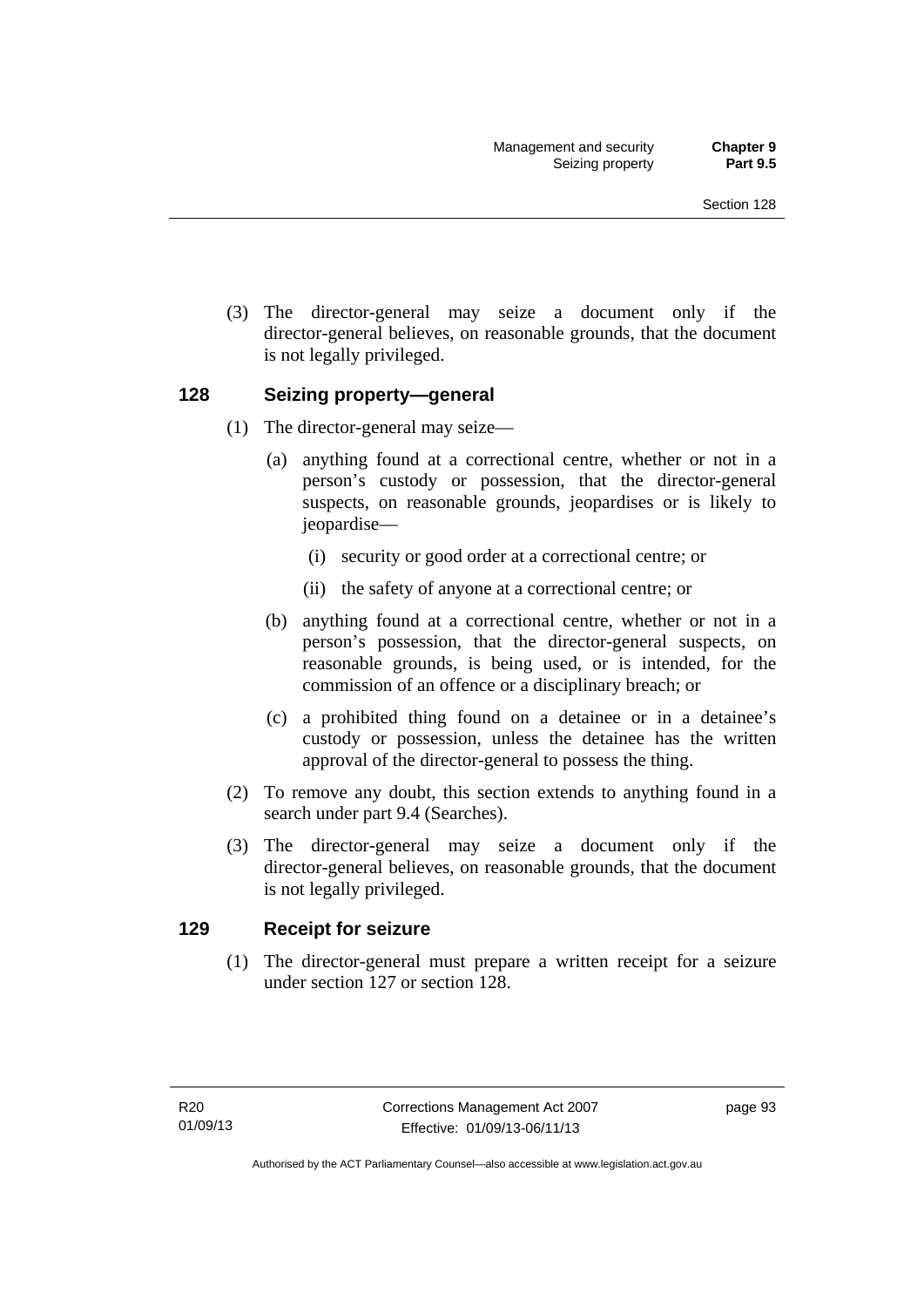(3) The director-general may seize a document only if the director-general believes, on reasonable grounds, that the document is not legally privileged.

### 128 Seizing property—general

(1) The director-general may seize—

(a) anything found at a correctional centre, whether or not in a person's custody or possession, that the director-general suspects, on reasonable grounds, jeopardises or is likely to jeopardise—

(i) security or good order at a correctional centre; or

(ii) the safety of anyone at a correctional centre; or

(b) anything found at a correctional centre, whether or not in a person's possession, that the director-general suspects, on reasonable grounds, is being used, or is intended, for the commission of an offence or a disciplinary breach; or

(c) a prohibited thing found on a detainee or in a detainee's custody or possession, unless the detainee has the written approval of the director-general to possess the thing.

(2) To remove any doubt, this section extends to anything found in a search under part 9.4 (Searches).

(3) The director-general may seize a document only if the director-general believes, on reasonable grounds, that the document is not legally privileged.

### 129 Receipt for seizure

(1) The director-general must prepare a written receipt for a seizure under section 127 or section 128.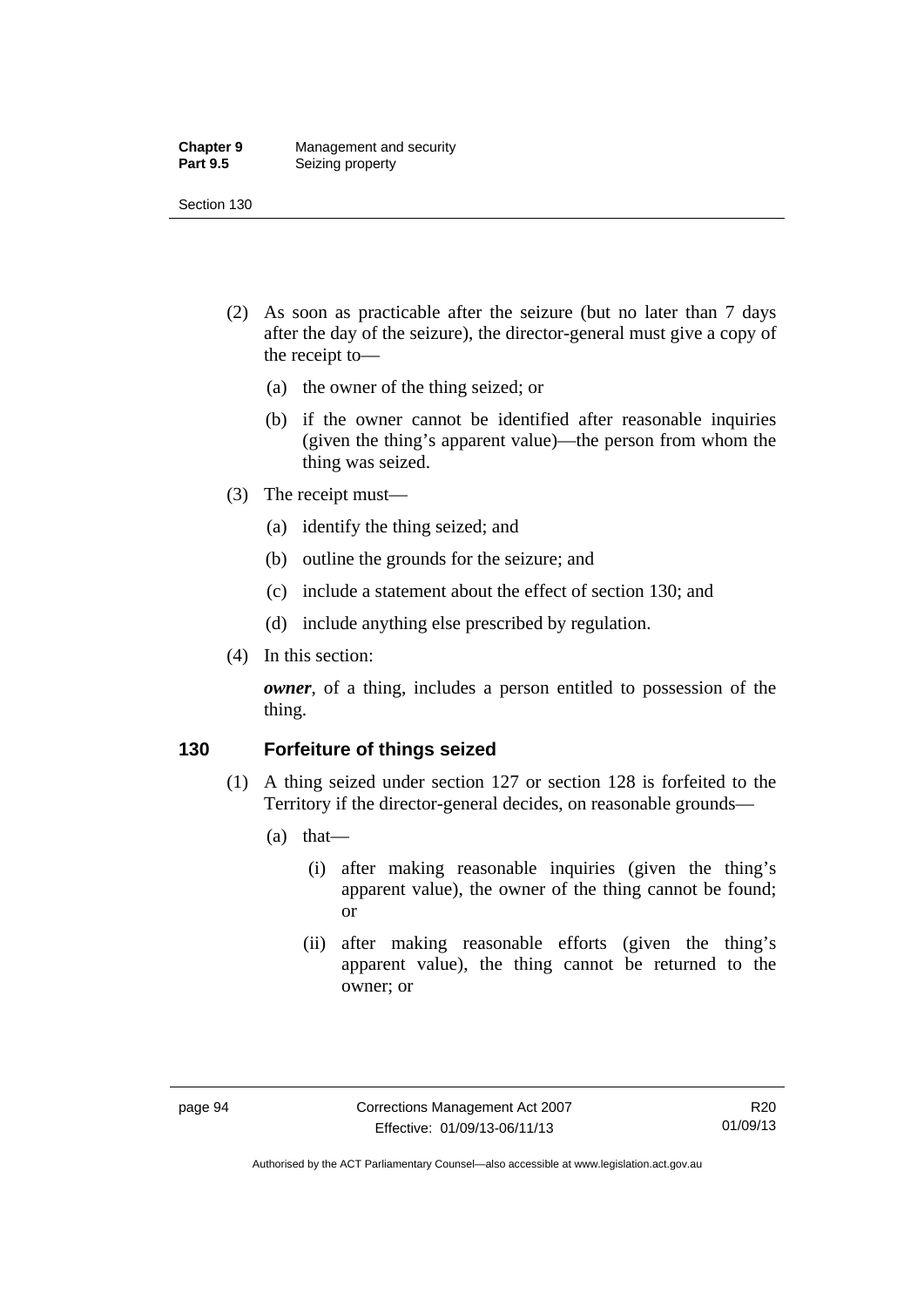(2) As soon as practicable after the seizure (but no later than 7 days after the day of the seizure), the director-general must give a copy of the receipt to—

(a) the owner of the thing seized; or

(b) if the owner cannot be identified after reasonable inquiries (given the thing's apparent value)—the person from whom the thing was seized.

(3) The receipt must—

(a) identify the thing seized; and

(b) outline the grounds for the seizure; and

(c) include a statement about the effect of section 130; and

(d) include anything else prescribed by regulation.

(4) In this section:

***owner***, of a thing, includes a person entitled to possession of the thing.

### 130 Forfeiture of things seized

(1) A thing seized under section 127 or section 128 is forfeited to the Territory if the director-general decides, on reasonable grounds—

(a) that—

(i) after making reasonable inquiries (given the thing's apparent value), the owner of the thing cannot be found; or

(ii) after making reasonable efforts (given the thing's apparent value), the thing cannot be returned to the owner; or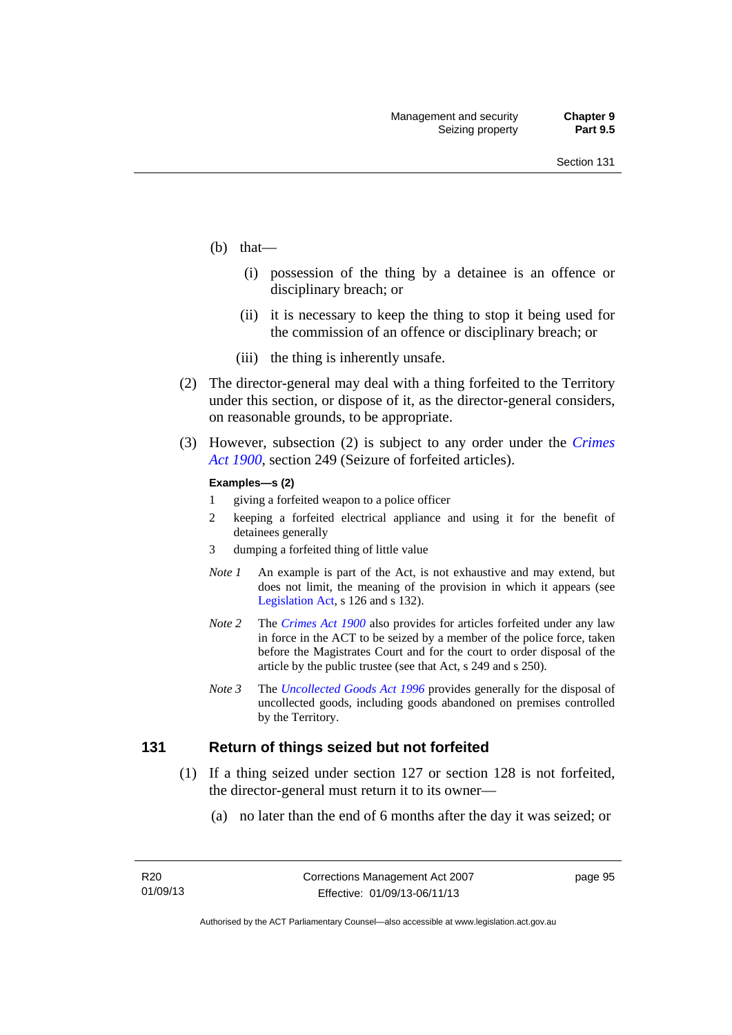(b) that—

   (i) possession of the thing by a detainee is an offence or disciplinary breach; or

   (ii) it is necessary to keep the thing to stop it being used for the commission of an offence or disciplinary breach; or

   (iii) the thing is inherently unsafe.

(2) The director-general may deal with a thing forfeited to the Territory under this section, or dispose of it, as the director-general considers, on reasonable grounds, to be appropriate.

(3) However, subsection (2) is subject to any order under the *Crimes Act 1900*, section 249 (Seizure of forfeited articles).

**Examples—s (2)**

1 giving a forfeited weapon to a police officer

2 keeping a forfeited electrical appliance and using it for the benefit of detainees generally

3 dumping a forfeited thing of little value

*Note 1* An example is part of the Act, is not exhaustive and may extend, but does not limit, the meaning of the provision in which it appears (see Legislation Act, s 126 and s 132).

*Note 2* The *Crimes Act 1900* also provides for articles forfeited under any law in force in the ACT to be seized by a member of the police force, taken before the Magistrates Court and for the court to order disposal of the article by the public trustee (see that Act, s 249 and s 250).

*Note 3* The *Uncollected Goods Act 1996* provides generally for the disposal of uncollected goods, including goods abandoned on premises controlled by the Territory.

## 131 Return of things seized but not forfeited

(1) If a thing seized under section 127 or section 128 is not forfeited, the director-general must return it to its owner—

   (a) no later than the end of 6 months after the day it was seized; or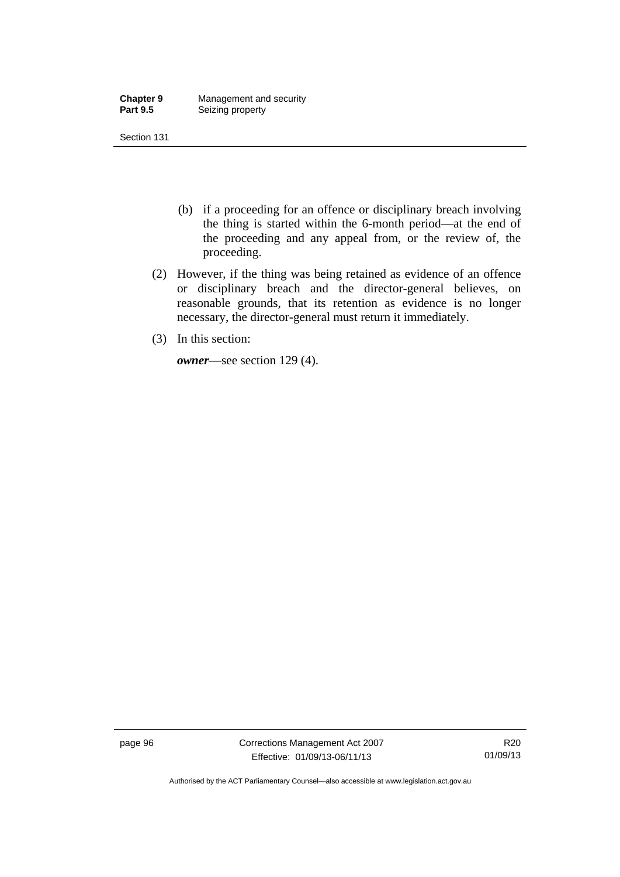(b) if a proceeding for an offence or disciplinary breach involving the thing is started within the 6-month period—at the end of the proceeding and any appeal from, or the review of, the proceeding.

(2) However, if the thing was being retained as evidence of an offence or disciplinary breach and the director-general believes, on reasonable grounds, that its retention as evidence is no longer necessary, the director-general must return it immediately.

(3) In this section:

***owner***—see section 129 (4).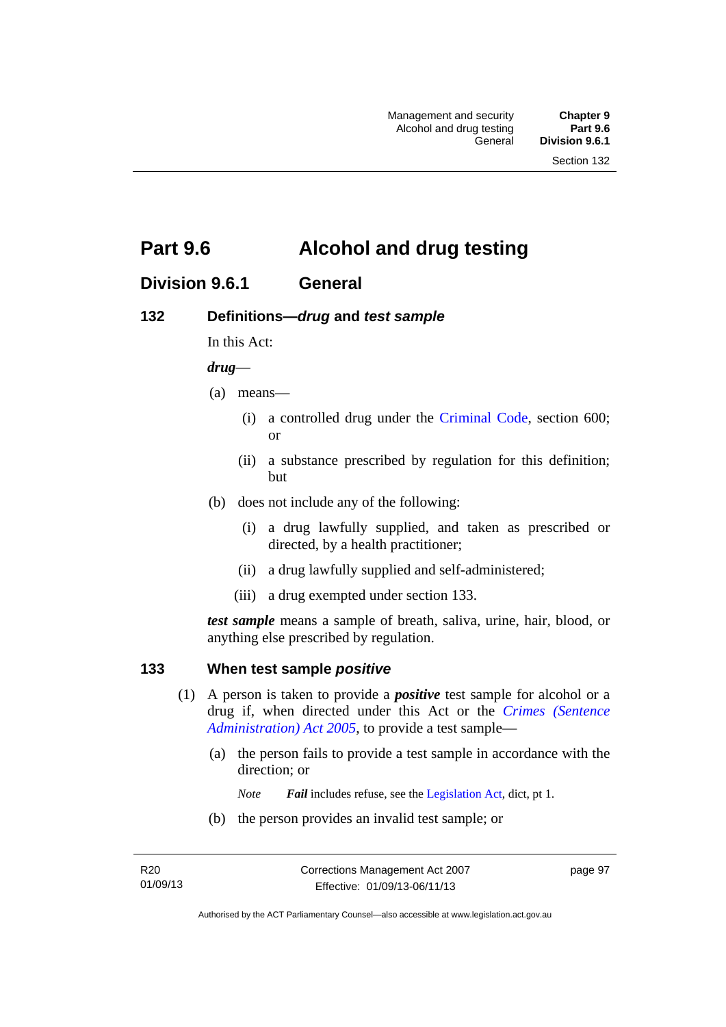# Part 9.6 Alcohol and drug testing

## Division 9.6.1 General

### 132 Definitions—*drug* and *test sample*

In this Act:

***drug***—

(a) means—

(i) a controlled drug under the Criminal Code, section 600; or

(ii) a substance prescribed by regulation for this definition; but

(b) does not include any of the following:

(i) a drug lawfully supplied, and taken as prescribed or directed, by a health practitioner;

(ii) a drug lawfully supplied and self-administered;

(iii) a drug exempted under section 133.

***test sample*** means a sample of breath, saliva, urine, hair, blood, or anything else prescribed by regulation.

### 133 When test sample *positive*

(1) A person is taken to provide a ***positive*** test sample for alcohol or a drug if, when directed under this Act or the *Crimes (Sentence Administration) Act 2005*, to provide a test sample—

(a) the person fails to provide a test sample in accordance with the direction; or

*Note* ***Fail*** includes refuse, see the Legislation Act, dict, pt 1.

(b) the person provides an invalid test sample; or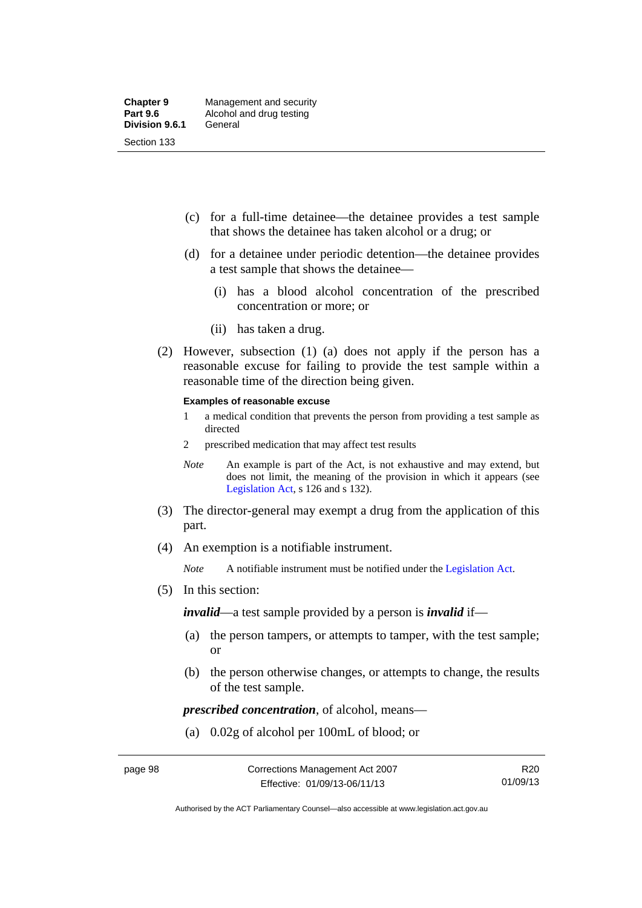(c) for a full-time detainee—the detainee provides a test sample that shows the detainee has taken alcohol or a drug; or

(d) for a detainee under periodic detention—the detainee provides a test sample that shows the detainee—

(i) has a blood alcohol concentration of the prescribed concentration or more; or

(ii) has taken a drug.

(2) However, subsection (1) (a) does not apply if the person has a reasonable excuse for failing to provide the test sample within a reasonable time of the direction being given.

**Examples of reasonable excuse**

1 a medical condition that prevents the person from providing a test sample as directed

2 prescribed medication that may affect test results

*Note* An example is part of the Act, is not exhaustive and may extend, but does not limit, the meaning of the provision in which it appears (see Legislation Act, s 126 and s 132).

(3) The director-general may exempt a drug from the application of this part.

(4) An exemption is a notifiable instrument.

*Note* A notifiable instrument must be notified under the Legislation Act.

(5) In this section:

***invalid***—a test sample provided by a person is ***invalid*** if—

(a) the person tampers, or attempts to tamper, with the test sample; or

(b) the person otherwise changes, or attempts to change, the results of the test sample.

***prescribed concentration***, of alcohol, means—

(a) 0.02g of alcohol per 100mL of blood; or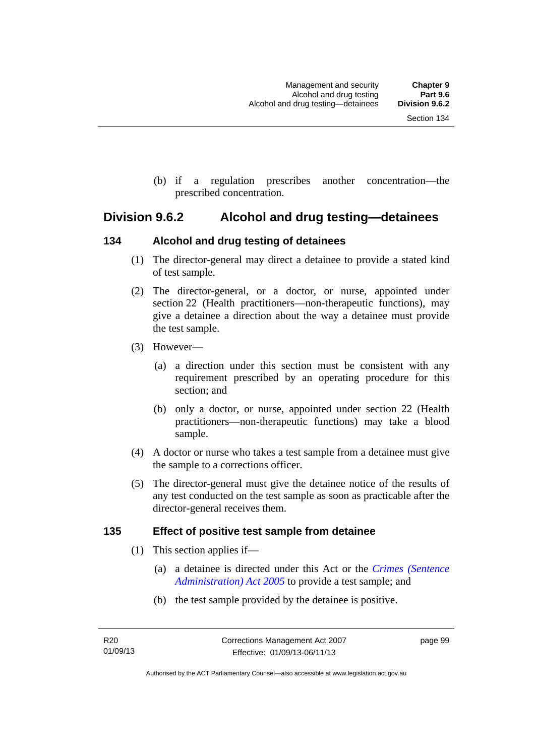(b) if a regulation prescribes another concentration—the prescribed concentration.

## Division 9.6.2 Alcohol and drug testing—detainees

### 134 Alcohol and drug testing of detainees

(1) The director-general may direct a detainee to provide a stated kind of test sample.

(2) The director-general, or a doctor, or nurse, appointed under section 22 (Health practitioners—non-therapeutic functions), may give a detainee a direction about the way a detainee must provide the test sample.

(3) However—

(a) a direction under this section must be consistent with any requirement prescribed by an operating procedure for this section; and

(b) only a doctor, or nurse, appointed under section 22 (Health practitioners—non-therapeutic functions) may take a blood sample.

(4) A doctor or nurse who takes a test sample from a detainee must give the sample to a corrections officer.

(5) The director-general must give the detainee notice of the results of any test conducted on the test sample as soon as practicable after the director-general receives them.

### 135 Effect of positive test sample from detainee

(1) This section applies if—

(a) a detainee is directed under this Act or the *Crimes (Sentence Administration) Act 2005* to provide a test sample; and

(b) the test sample provided by the detainee is positive.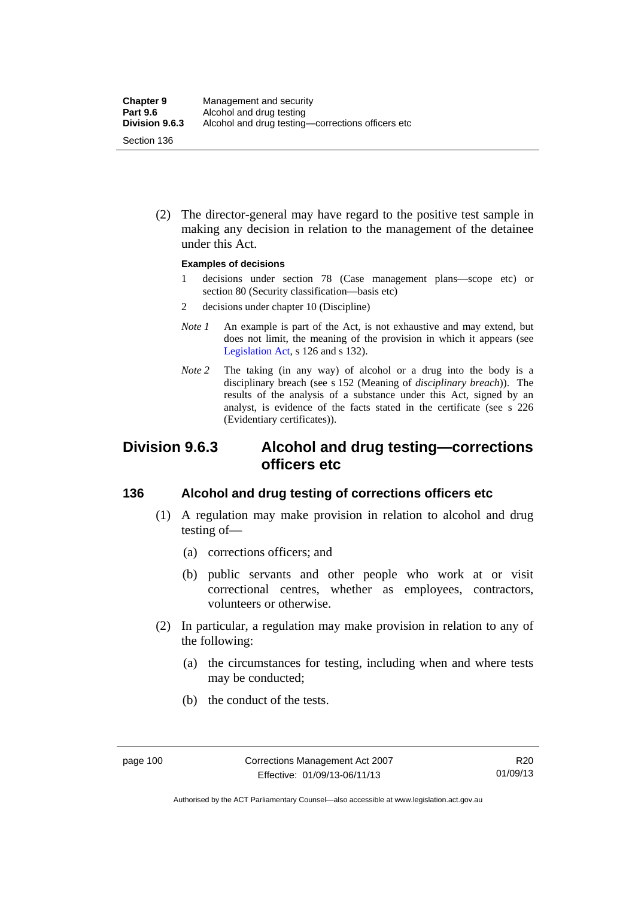(2) The director-general may have regard to the positive test sample in making any decision in relation to the management of the detainee under this Act.

**Examples of decisions**

1. decisions under section 78 (Case management plans—scope etc) or section 80 (Security classification—basis etc)
2. decisions under chapter 10 (Discipline)

*Note 1* An example is part of the Act, is not exhaustive and may extend, but does not limit, the meaning of the provision in which it appears (see Legislation Act, s 126 and s 132).

*Note 2* The taking (in any way) of alcohol or a drug into the body is a disciplinary breach (see s 152 (Meaning of *disciplinary breach*)). The results of the analysis of a substance under this Act, signed by an analyst, is evidence of the facts stated in the certificate (see s 226 (Evidentiary certificates)).

## Division 9.6.3 Alcohol and drug testing—corrections officers etc

### 136 Alcohol and drug testing of corrections officers etc

(1) A regulation may make provision in relation to alcohol and drug testing of—

(a) corrections officers; and

(b) public servants and other people who work at or visit correctional centres, whether as employees, contractors, volunteers or otherwise.

(2) In particular, a regulation may make provision in relation to any of the following:

(a) the circumstances for testing, including when and where tests may be conducted;

(b) the conduct of the tests.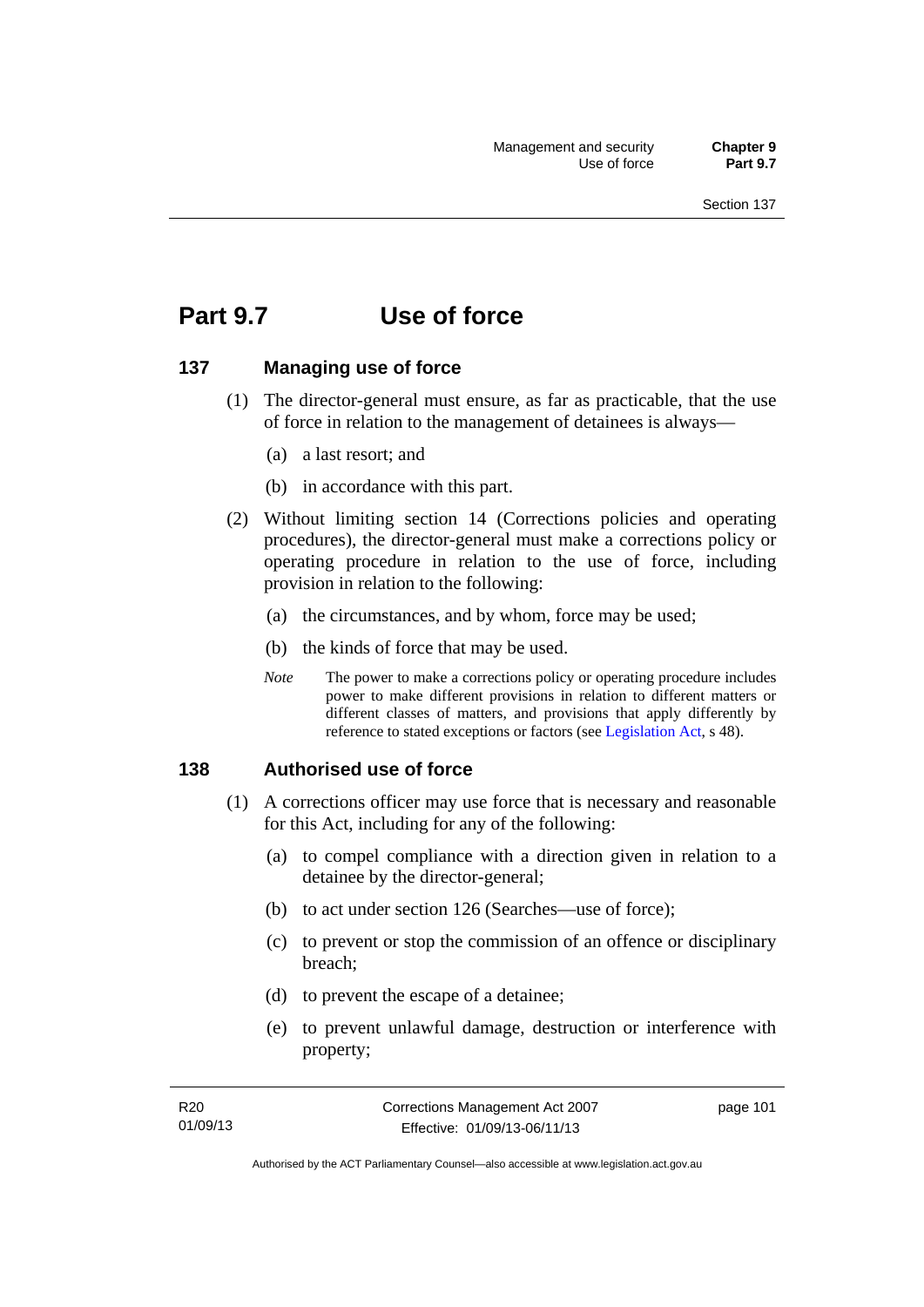# Part 9.7 Use of force

## 137 Managing use of force

(1) The director-general must ensure, as far as practicable, that the use of force in relation to the management of detainees is always—

(a) a last resort; and

(b) in accordance with this part.

(2) Without limiting section 14 (Corrections policies and operating procedures), the director-general must make a corrections policy or operating procedure in relation to the use of force, including provision in relation to the following:

(a) the circumstances, and by whom, force may be used;

(b) the kinds of force that may be used.

*Note* The power to make a corrections policy or operating procedure includes power to make different provisions in relation to different matters or different classes of matters, and provisions that apply differently by reference to stated exceptions or factors (see Legislation Act, s 48).

## 138 Authorised use of force

(1) A corrections officer may use force that is necessary and reasonable for this Act, including for any of the following:

(a) to compel compliance with a direction given in relation to a detainee by the director-general;

(b) to act under section 126 (Searches—use of force);

(c) to prevent or stop the commission of an offence or disciplinary breach;

(d) to prevent the escape of a detainee;

(e) to prevent unlawful damage, destruction or interference with property;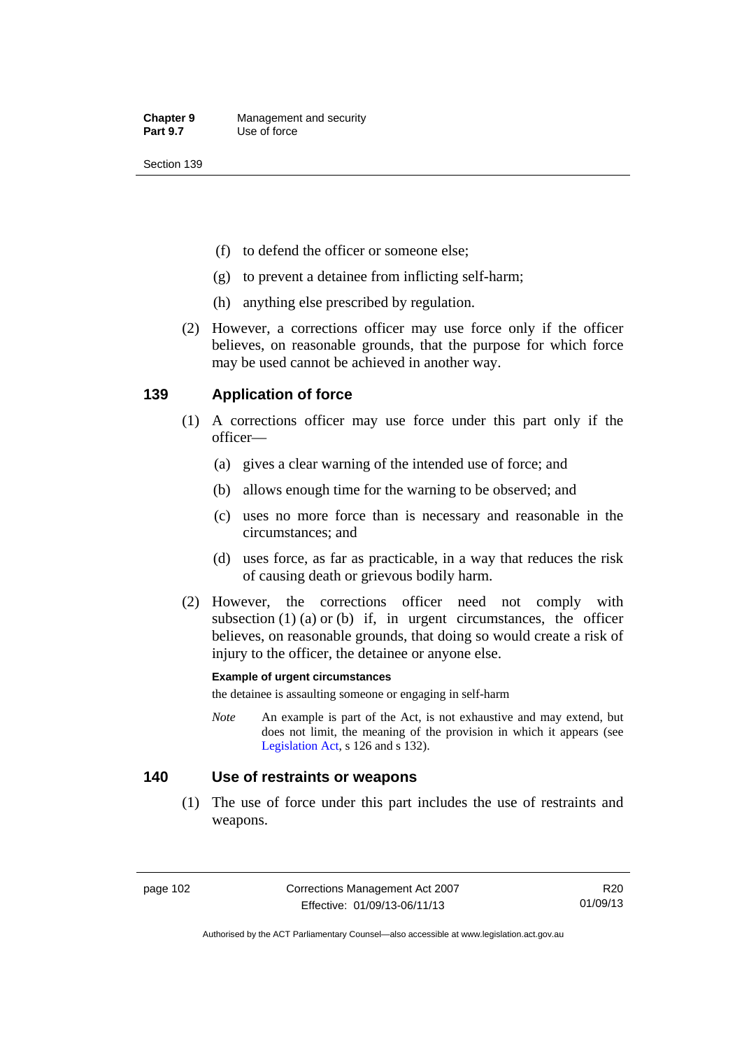(f) to defend the officer or someone else;

(g) to prevent a detainee from inflicting self-harm;

(h) anything else prescribed by regulation.

(2) However, a corrections officer may use force only if the officer believes, on reasonable grounds, that the purpose for which force may be used cannot be achieved in another way.

## 139 Application of force

(1) A corrections officer may use force under this part only if the officer—

(a) gives a clear warning of the intended use of force; and

(b) allows enough time for the warning to be observed; and

(c) uses no more force than is necessary and reasonable in the circumstances; and

(d) uses force, as far as practicable, in a way that reduces the risk of causing death or grievous bodily harm.

(2) However, the corrections officer need not comply with subsection (1) (a) or (b) if, in urgent circumstances, the officer believes, on reasonable grounds, that doing so would create a risk of injury to the officer, the detainee or anyone else.

**Example of urgent circumstances**

the detainee is assaulting someone or engaging in self-harm

*Note* An example is part of the Act, is not exhaustive and may extend, but does not limit, the meaning of the provision in which it appears (see Legislation Act, s 126 and s 132).

## 140 Use of restraints or weapons

(1) The use of force under this part includes the use of restraints and weapons.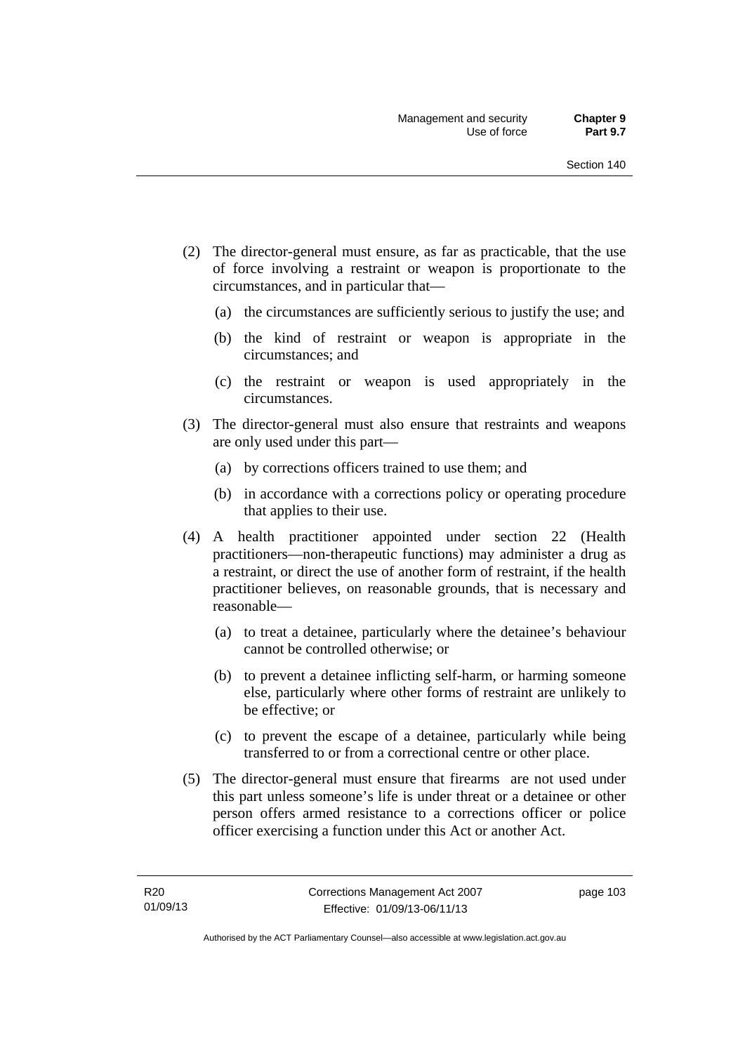(2) The director-general must ensure, as far as practicable, that the use of force involving a restraint or weapon is proportionate to the circumstances, and in particular that—

(a) the circumstances are sufficiently serious to justify the use; and

(b) the kind of restraint or weapon is appropriate in the circumstances; and

(c) the restraint or weapon is used appropriately in the circumstances.

(3) The director-general must also ensure that restraints and weapons are only used under this part—

(a) by corrections officers trained to use them; and

(b) in accordance with a corrections policy or operating procedure that applies to their use.

(4) A health practitioner appointed under section 22 (Health practitioners—non-therapeutic functions) may administer a drug as a restraint, or direct the use of another form of restraint, if the health practitioner believes, on reasonable grounds, that is necessary and reasonable—

(a) to treat a detainee, particularly where the detainee's behaviour cannot be controlled otherwise; or

(b) to prevent a detainee inflicting self-harm, or harming someone else, particularly where other forms of restraint are unlikely to be effective; or

(c) to prevent the escape of a detainee, particularly while being transferred to or from a correctional centre or other place.

(5) The director-general must ensure that firearms are not used under this part unless someone's life is under threat or a detainee or other person offers armed resistance to a corrections officer or police officer exercising a function under this Act or another Act.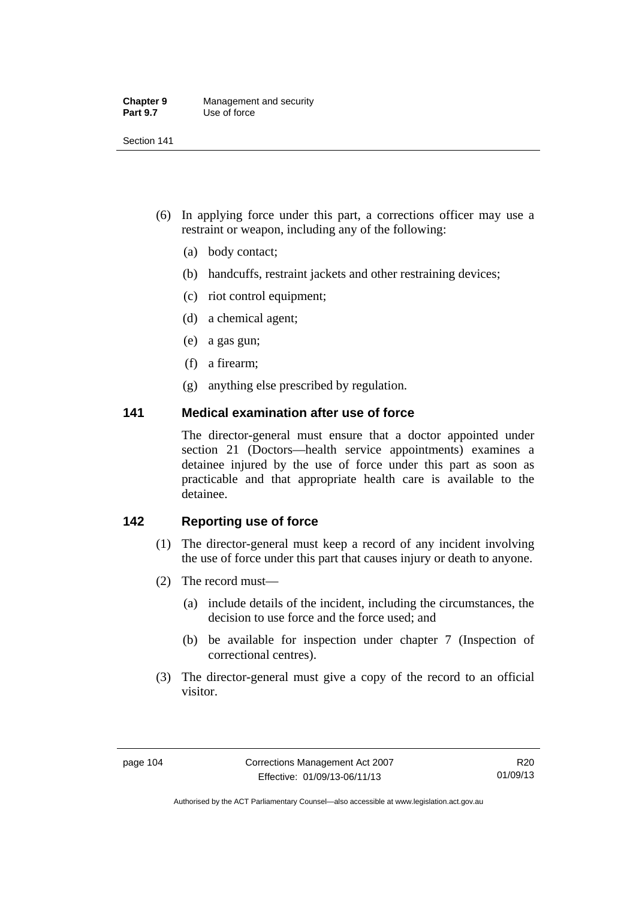(6) In applying force under this part, a corrections officer may use a restraint or weapon, including any of the following:

(a) body contact;

(b) handcuffs, restraint jackets and other restraining devices;

(c) riot control equipment;

(d) a chemical agent;

(e) a gas gun;

(f) a firearm;

(g) anything else prescribed by regulation.

### 141 Medical examination after use of force

The director-general must ensure that a doctor appointed under section 21 (Doctors—health service appointments) examines a detainee injured by the use of force under this part as soon as practicable and that appropriate health care is available to the detainee.

### 142 Reporting use of force

(1) The director-general must keep a record of any incident involving the use of force under this part that causes injury or death to anyone.

(2) The record must—

(a) include details of the incident, including the circumstances, the decision to use force and the force used; and

(b) be available for inspection under chapter 7 (Inspection of correctional centres).

(3) The director-general must give a copy of the record to an official visitor.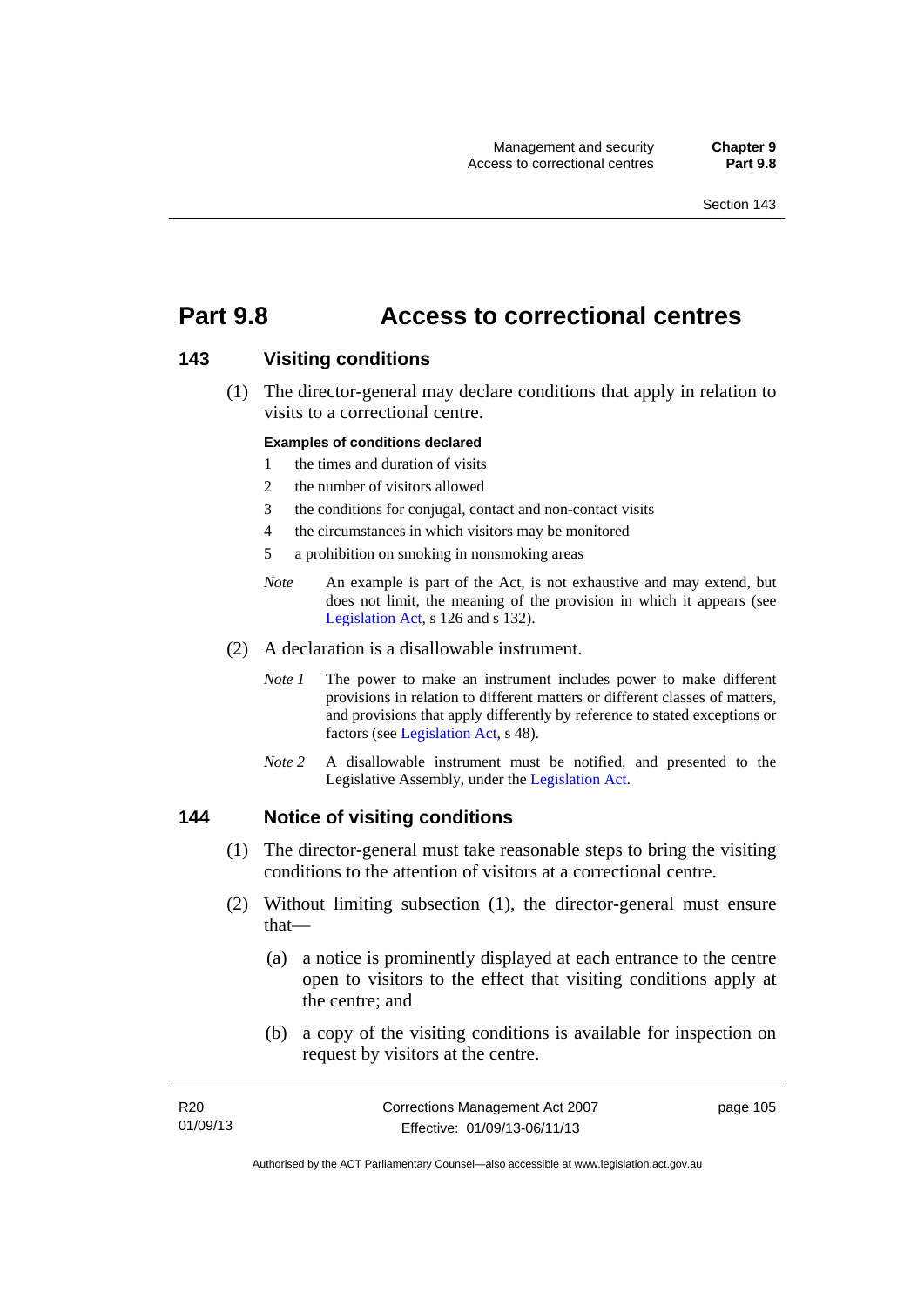# Part 9.8 Access to correctional centres

## 143 Visiting conditions

(1) The director-general may declare conditions that apply in relation to visits to a correctional centre.

**Examples of conditions declared**

1 the times and duration of visits
2 the number of visitors allowed
3 the conditions for conjugal, contact and non-contact visits
4 the circumstances in which visitors may be monitored
5 a prohibition on smoking in nonsmoking areas

*Note* An example is part of the Act, is not exhaustive and may extend, but does not limit, the meaning of the provision in which it appears (see Legislation Act, s 126 and s 132).

(2) A declaration is a disallowable instrument.

*Note 1* The power to make an instrument includes power to make different provisions in relation to different matters or different classes of matters, and provisions that apply differently by reference to stated exceptions or factors (see Legislation Act, s 48).

*Note 2* A disallowable instrument must be notified, and presented to the Legislative Assembly, under the Legislation Act.

## 144 Notice of visiting conditions

(1) The director-general must take reasonable steps to bring the visiting conditions to the attention of visitors at a correctional centre.

(2) Without limiting subsection (1), the director-general must ensure that—

(a) a notice is prominently displayed at each entrance to the centre open to visitors to the effect that visiting conditions apply at the centre; and

(b) a copy of the visiting conditions is available for inspection on request by visitors at the centre.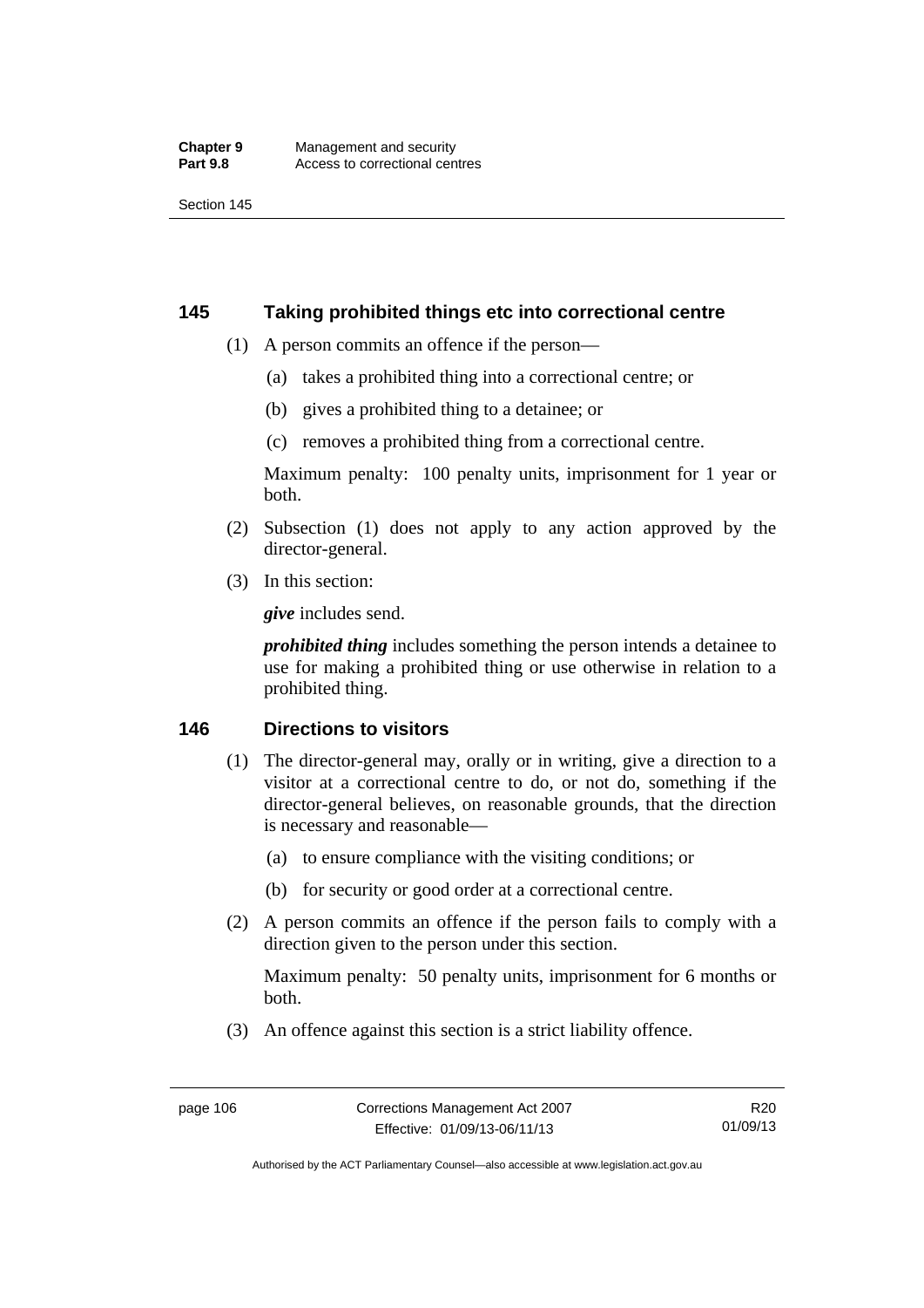## 145 Taking prohibited things etc into correctional centre

(1) A person commits an offence if the person—

(a) takes a prohibited thing into a correctional centre; or

(b) gives a prohibited thing to a detainee; or

(c) removes a prohibited thing from a correctional centre.

Maximum penalty: 100 penalty units, imprisonment for 1 year or both.

(2) Subsection (1) does not apply to any action approved by the director-general.

(3) In this section:

***give*** includes send.

***prohibited thing*** includes something the person intends a detainee to use for making a prohibited thing or use otherwise in relation to a prohibited thing.

## 146 Directions to visitors

(1) The director-general may, orally or in writing, give a direction to a visitor at a correctional centre to do, or not do, something if the director-general believes, on reasonable grounds, that the direction is necessary and reasonable—

(a) to ensure compliance with the visiting conditions; or

(b) for security or good order at a correctional centre.

(2) A person commits an offence if the person fails to comply with a direction given to the person under this section.

Maximum penalty: 50 penalty units, imprisonment for 6 months or both.

(3) An offence against this section is a strict liability offence.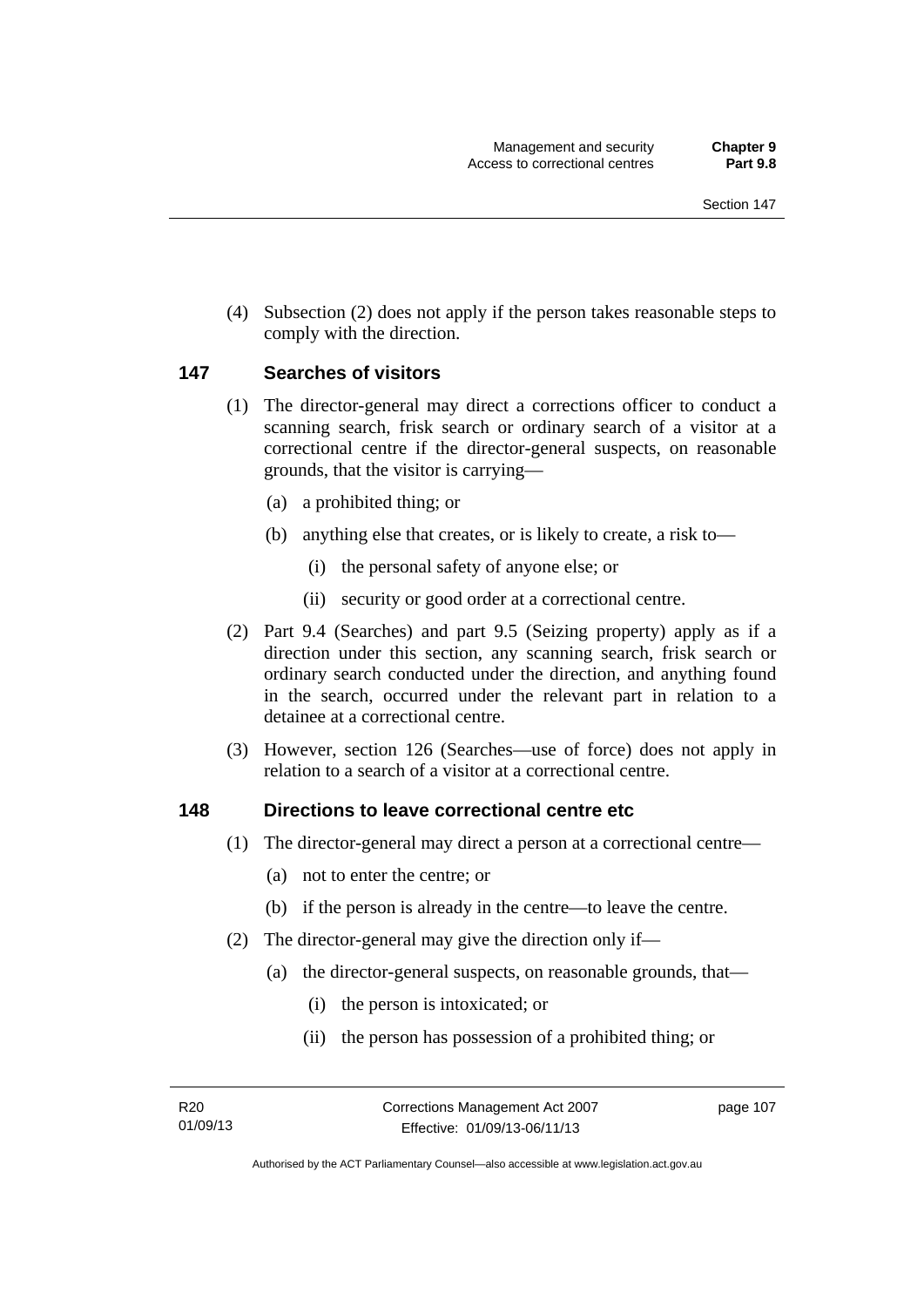(4) Subsection (2) does not apply if the person takes reasonable steps to comply with the direction.

## 147 Searches of visitors

(1) The director-general may direct a corrections officer to conduct a scanning search, frisk search or ordinary search of a visitor at a correctional centre if the director-general suspects, on reasonable grounds, that the visitor is carrying—

(a) a prohibited thing; or

(b) anything else that creates, or is likely to create, a risk to—

(i) the personal safety of anyone else; or

(ii) security or good order at a correctional centre.

(2) Part 9.4 (Searches) and part 9.5 (Seizing property) apply as if a direction under this section, any scanning search, frisk search or ordinary search conducted under the direction, and anything found in the search, occurred under the relevant part in relation to a detainee at a correctional centre.

(3) However, section 126 (Searches—use of force) does not apply in relation to a search of a visitor at a correctional centre.

## 148 Directions to leave correctional centre etc

(1) The director-general may direct a person at a correctional centre—

(a) not to enter the centre; or

(b) if the person is already in the centre—to leave the centre.

(2) The director-general may give the direction only if—

(a) the director-general suspects, on reasonable grounds, that—

(i) the person is intoxicated; or

(ii) the person has possession of a prohibited thing; or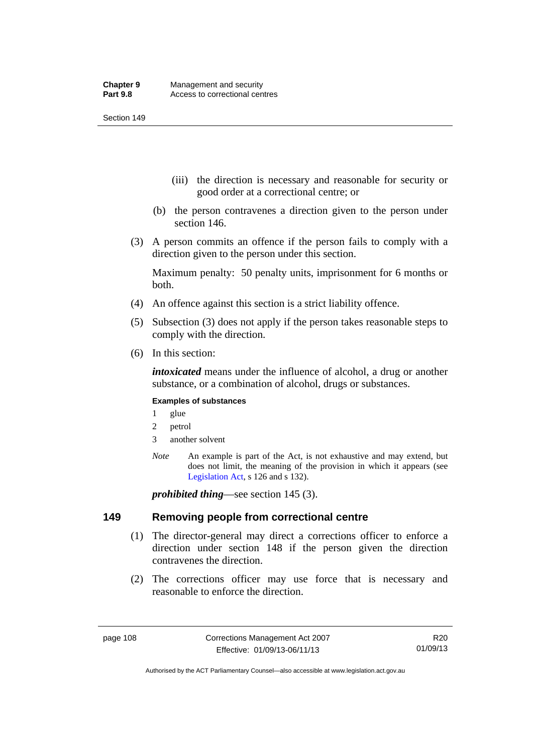(iii) the direction is necessary and reasonable for security or good order at a correctional centre; or

(b) the person contravenes a direction given to the person under section 146.

(3) A person commits an offence if the person fails to comply with a direction given to the person under this section.

Maximum penalty: 50 penalty units, imprisonment for 6 months or both.

(4) An offence against this section is a strict liability offence.

(5) Subsection (3) does not apply if the person takes reasonable steps to comply with the direction.

(6) In this section:

***intoxicated*** means under the influence of alcohol, a drug or another substance, or a combination of alcohol, drugs or substances.

**Examples of substances**

1 glue

2 petrol

3 another solvent

*Note* An example is part of the Act, is not exhaustive and may extend, but does not limit, the meaning of the provision in which it appears (see Legislation Act, s 126 and s 132).

***prohibited thing***—see section 145 (3).

## 149 Removing people from correctional centre

(1) The director-general may direct a corrections officer to enforce a direction under section 148 if the person given the direction contravenes the direction.

(2) The corrections officer may use force that is necessary and reasonable to enforce the direction.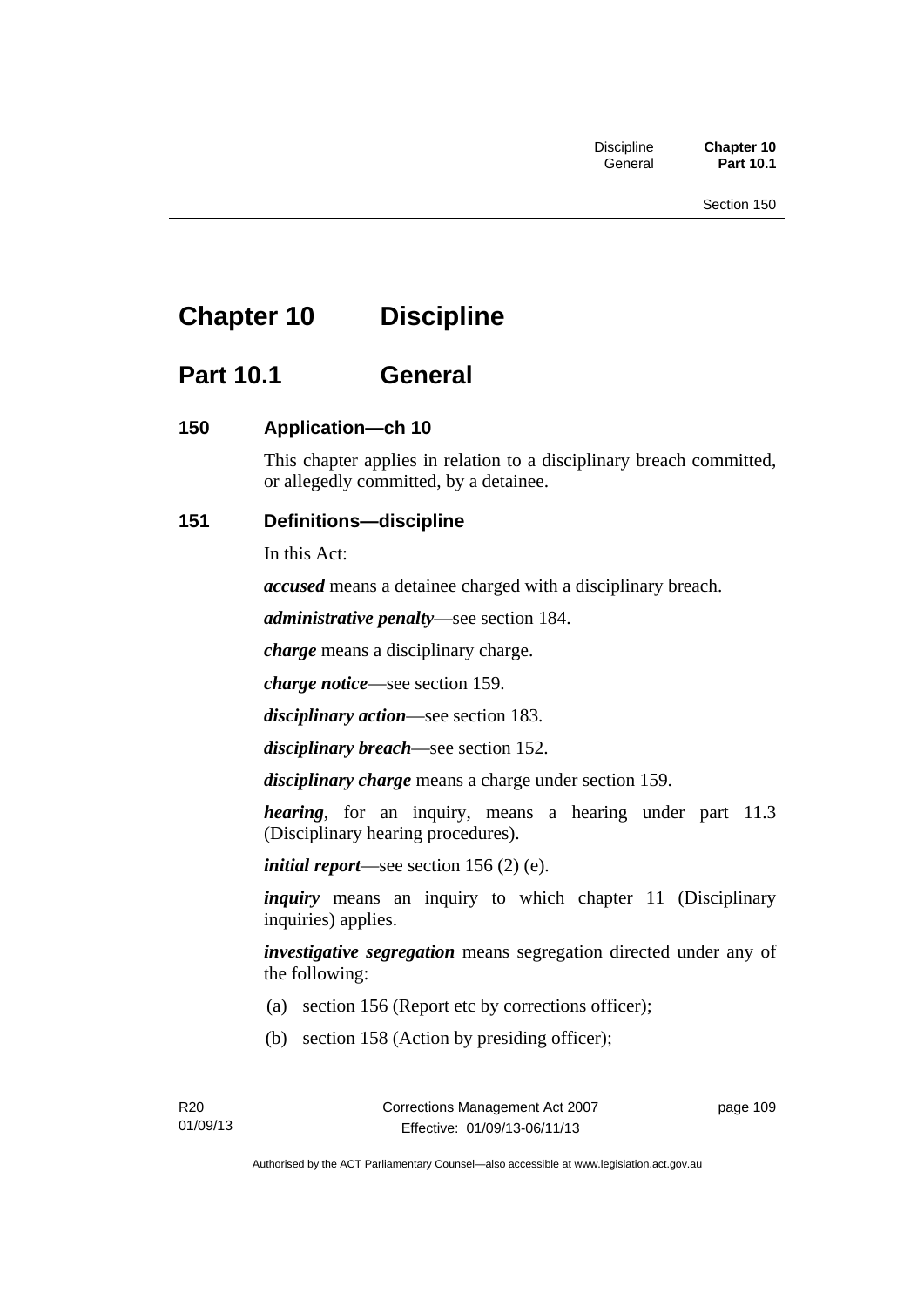# Chapter 10 Discipline

## Part 10.1 General

### 150 Application—ch 10

This chapter applies in relation to a disciplinary breach committed, or allegedly committed, by a detainee.

### 151 Definitions—discipline

In this Act:

***accused*** means a detainee charged with a disciplinary breach.

***administrative penalty***—see section 184.

***charge*** means a disciplinary charge.

***charge notice***—see section 159.

***disciplinary action***—see section 183.

***disciplinary breach***—see section 152.

***disciplinary charge*** means a charge under section 159.

***hearing***, for an inquiry, means a hearing under part 11.3 (Disciplinary hearing procedures).

***initial report***—see section 156 (2) (e).

***inquiry*** means an inquiry to which chapter 11 (Disciplinary inquiries) applies.

***investigative segregation*** means segregation directed under any of the following:

(a) section 156 (Report etc by corrections officer);

(b) section 158 (Action by presiding officer);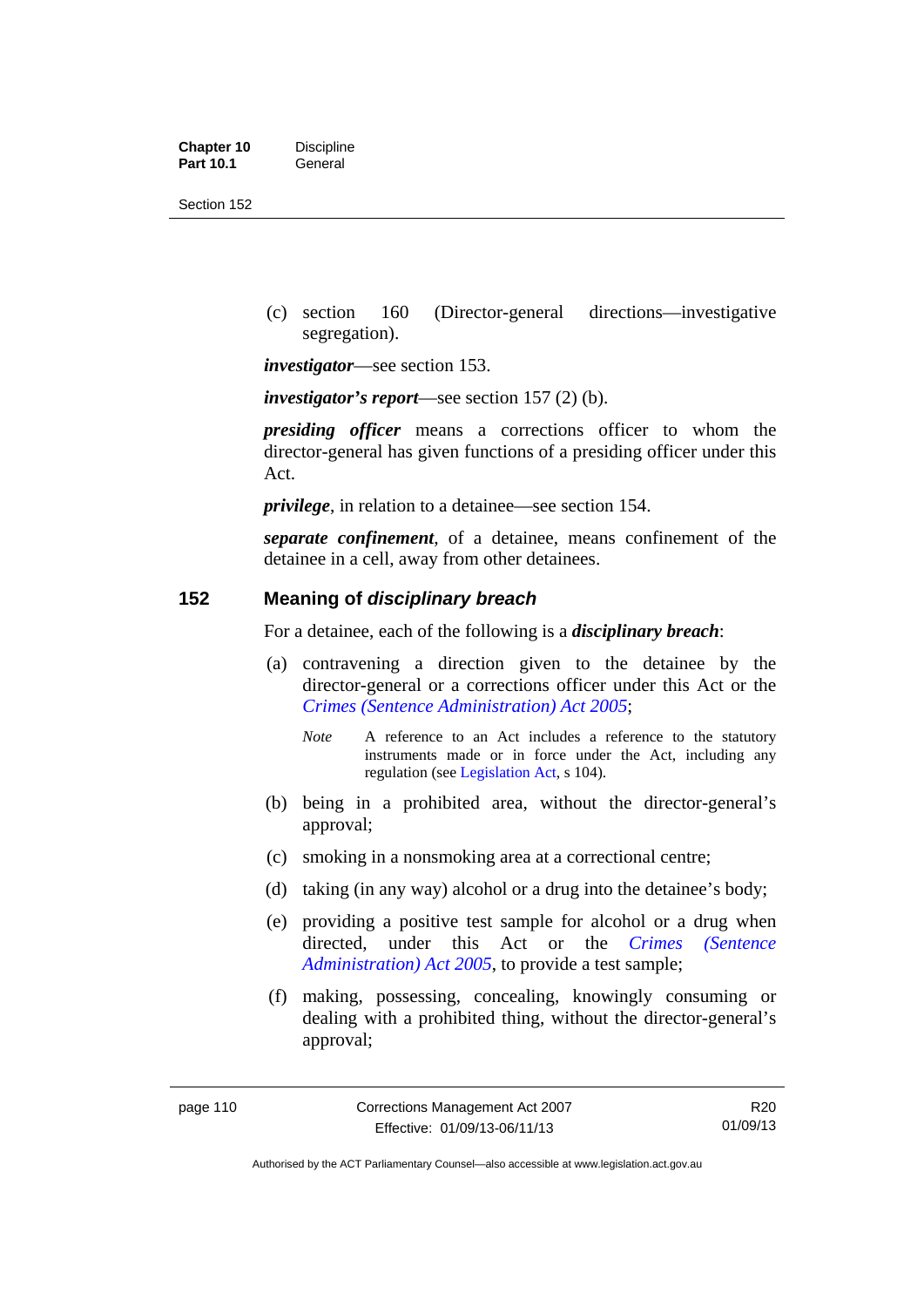(c) section 160 (Director-general directions—investigative segregation).

***investigator***—see section 153.

***investigator's report***—see section 157 (2) (b).

***presiding officer*** means a corrections officer to whom the director-general has given functions of a presiding officer under this Act.

***privilege***, in relation to a detainee—see section 154.

***separate confinement***, of a detainee, means confinement of the detainee in a cell, away from other detainees.

## 152 Meaning of *disciplinary breach*

For a detainee, each of the following is a ***disciplinary breach***:

(a) contravening a direction given to the detainee by the director-general or a corrections officer under this Act or the *Crimes (Sentence Administration) Act 2005*;

*Note* A reference to an Act includes a reference to the statutory instruments made or in force under the Act, including any regulation (see Legislation Act, s 104).

(b) being in a prohibited area, without the director-general's approval;

(c) smoking in a nonsmoking area at a correctional centre;

(d) taking (in any way) alcohol or a drug into the detainee's body;

(e) providing a positive test sample for alcohol or a drug when directed, under this Act or the *Crimes (Sentence Administration) Act 2005*, to provide a test sample;

(f) making, possessing, concealing, knowingly consuming or dealing with a prohibited thing, without the director-general's approval;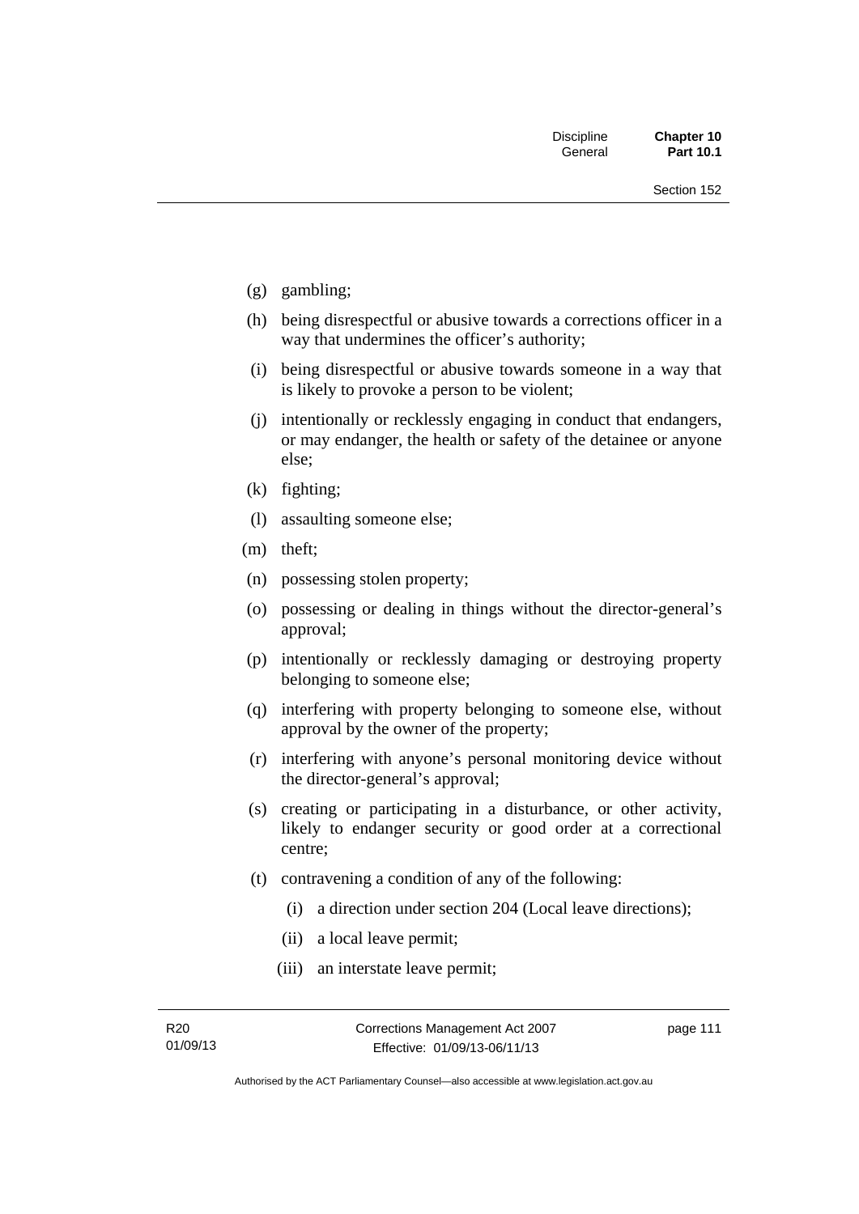(g) gambling;

(h) being disrespectful or abusive towards a corrections officer in a way that undermines the officer's authority;

(i) being disrespectful or abusive towards someone in a way that is likely to provoke a person to be violent;

(j) intentionally or recklessly engaging in conduct that endangers, or may endanger, the health or safety of the detainee or anyone else;

(k) fighting;

(l) assaulting someone else;

(m) theft;

(n) possessing stolen property;

(o) possessing or dealing in things without the director-general's approval;

(p) intentionally or recklessly damaging or destroying property belonging to someone else;

(q) interfering with property belonging to someone else, without approval by the owner of the property;

(r) interfering with anyone's personal monitoring device without the director-general's approval;

(s) creating or participating in a disturbance, or other activity, likely to endanger security or good order at a correctional centre;

(t) contravening a condition of any of the following:

   (i) a direction under section 204 (Local leave directions);

   (ii) a local leave permit;

   (iii) an interstate leave permit;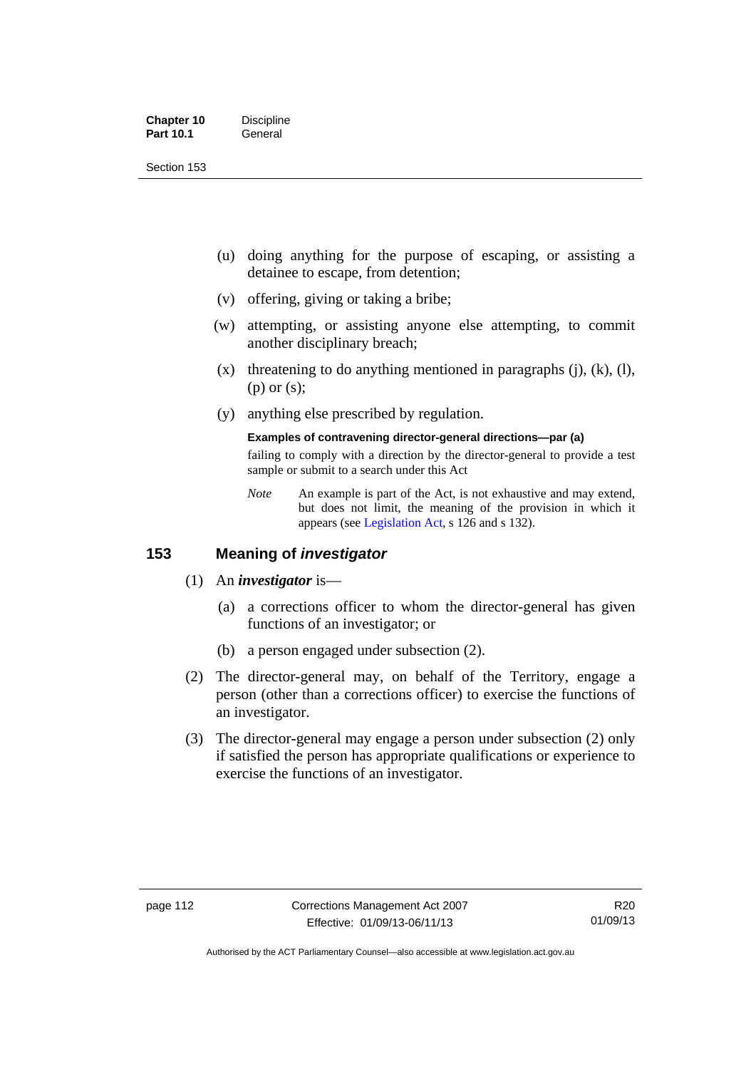(u) doing anything for the purpose of escaping, or assisting a detainee to escape, from detention;

(v) offering, giving or taking a bribe;

(w) attempting, or assisting anyone else attempting, to commit another disciplinary breach;

(x) threatening to do anything mentioned in paragraphs (j), (k), (l), (p) or (s);

(y) anything else prescribed by regulation.

**Examples of contravening director-general directions—par (a)**

failing to comply with a direction by the director-general to provide a test sample or submit to a search under this Act

*Note* An example is part of the Act, is not exhaustive and may extend, but does not limit, the meaning of the provision in which it appears (see Legislation Act, s 126 and s 132).

## 153 Meaning of *investigator*

(1) An ***investigator*** is—

(a) a corrections officer to whom the director-general has given functions of an investigator; or

(b) a person engaged under subsection (2).

(2) The director-general may, on behalf of the Territory, engage a person (other than a corrections officer) to exercise the functions of an investigator.

(3) The director-general may engage a person under subsection (2) only if satisfied the person has appropriate qualifications or experience to exercise the functions of an investigator.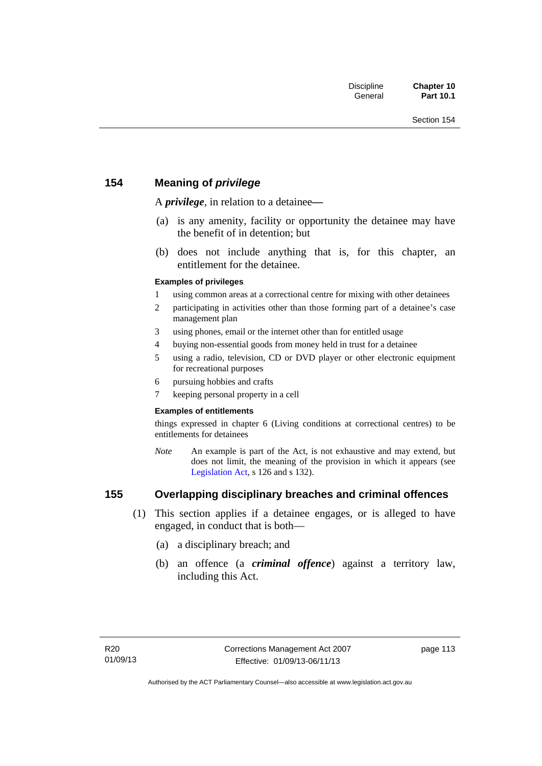## 154 Meaning of *privilege*

A ***privilege***, in relation to a detainee—

(a) is any amenity, facility or opportunity the detainee may have the benefit of in detention; but

(b) does not include anything that is, for this chapter, an entitlement for the detainee.

#### Examples of privileges

1 using common areas at a correctional centre for mixing with other detainees

2 participating in activities other than those forming part of a detainee's case management plan

3 using phones, email or the internet other than for entitled usage

4 buying non-essential goods from money held in trust for a detainee

5 using a radio, television, CD or DVD player or other electronic equipment for recreational purposes

6 pursuing hobbies and crafts

7 keeping personal property in a cell

#### Examples of entitlements

things expressed in chapter 6 (Living conditions at correctional centres) to be entitlements for detainees

*Note* An example is part of the Act, is not exhaustive and may extend, but does not limit, the meaning of the provision in which it appears (see Legislation Act, s 126 and s 132).

## 155 Overlapping disciplinary breaches and criminal offences

(1) This section applies if a detainee engages, or is alleged to have engaged, in conduct that is both—

(a) a disciplinary breach; and

(b) an offence (a ***criminal offence***) against a territory law, including this Act.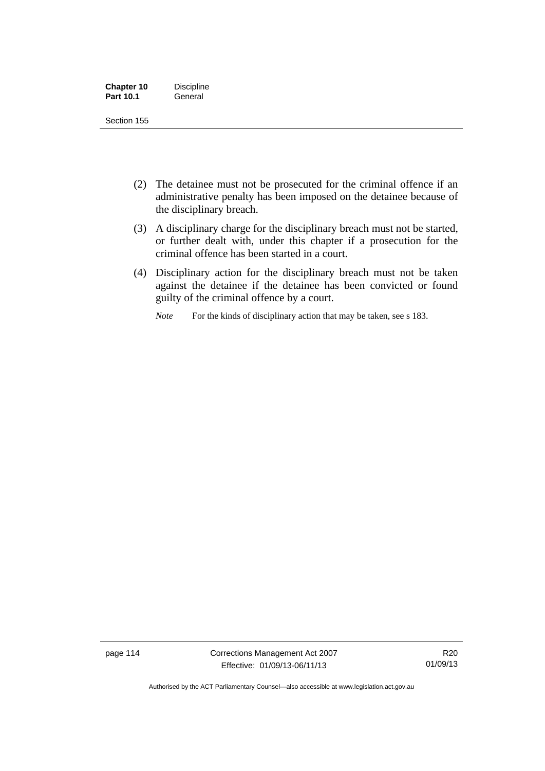(2) The detainee must not be prosecuted for the criminal offence if an administrative penalty has been imposed on the detainee because of the disciplinary breach.

(3) A disciplinary charge for the disciplinary breach must not be started, or further dealt with, under this chapter if a prosecution for the criminal offence has been started in a court.

(4) Disciplinary action for the disciplinary breach must not be taken against the detainee if the detainee has been convicted or found guilty of the criminal offence by a court.

*Note* For the kinds of disciplinary action that may be taken, see s 183.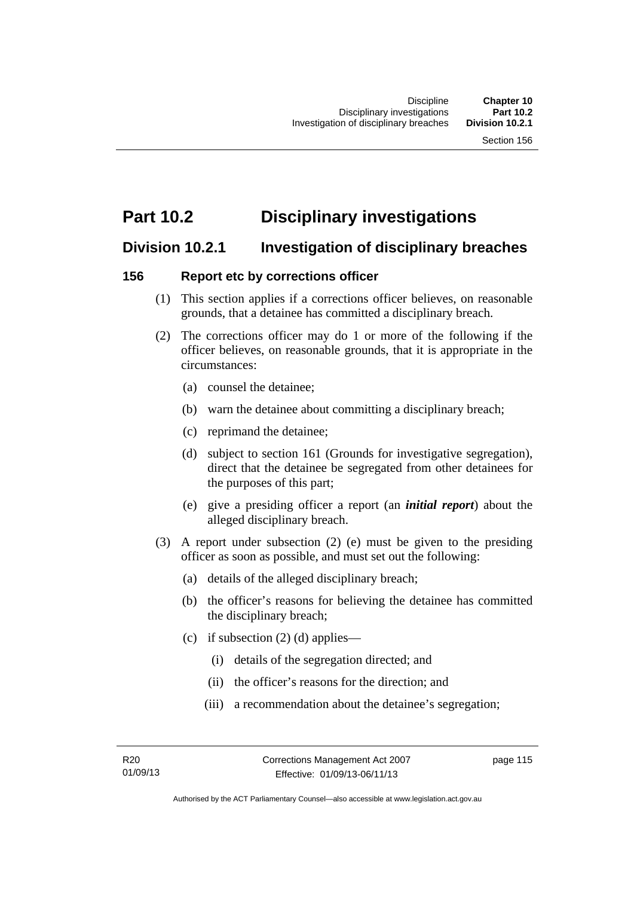# Part 10.2 Disciplinary investigations

## Division 10.2.1 Investigation of disciplinary breaches

### 156 Report etc by corrections officer

(1) This section applies if a corrections officer believes, on reasonable grounds, that a detainee has committed a disciplinary breach.

(2) The corrections officer may do 1 or more of the following if the officer believes, on reasonable grounds, that it is appropriate in the circumstances:

- (a) counsel the detainee;
- (b) warn the detainee about committing a disciplinary breach;
- (c) reprimand the detainee;
- (d) subject to section 161 (Grounds for investigative segregation), direct that the detainee be segregated from other detainees for the purposes of this part;
- (e) give a presiding officer a report (an ***initial report***) about the alleged disciplinary breach.

(3) A report under subsection (2) (e) must be given to the presiding officer as soon as possible, and must set out the following:

- (a) details of the alleged disciplinary breach;
- (b) the officer's reasons for believing the detainee has committed the disciplinary breach;
- (c) if subsection (2) (d) applies—
  - (i) details of the segregation directed; and
  - (ii) the officer's reasons for the direction; and
  - (iii) a recommendation about the detainee's segregation;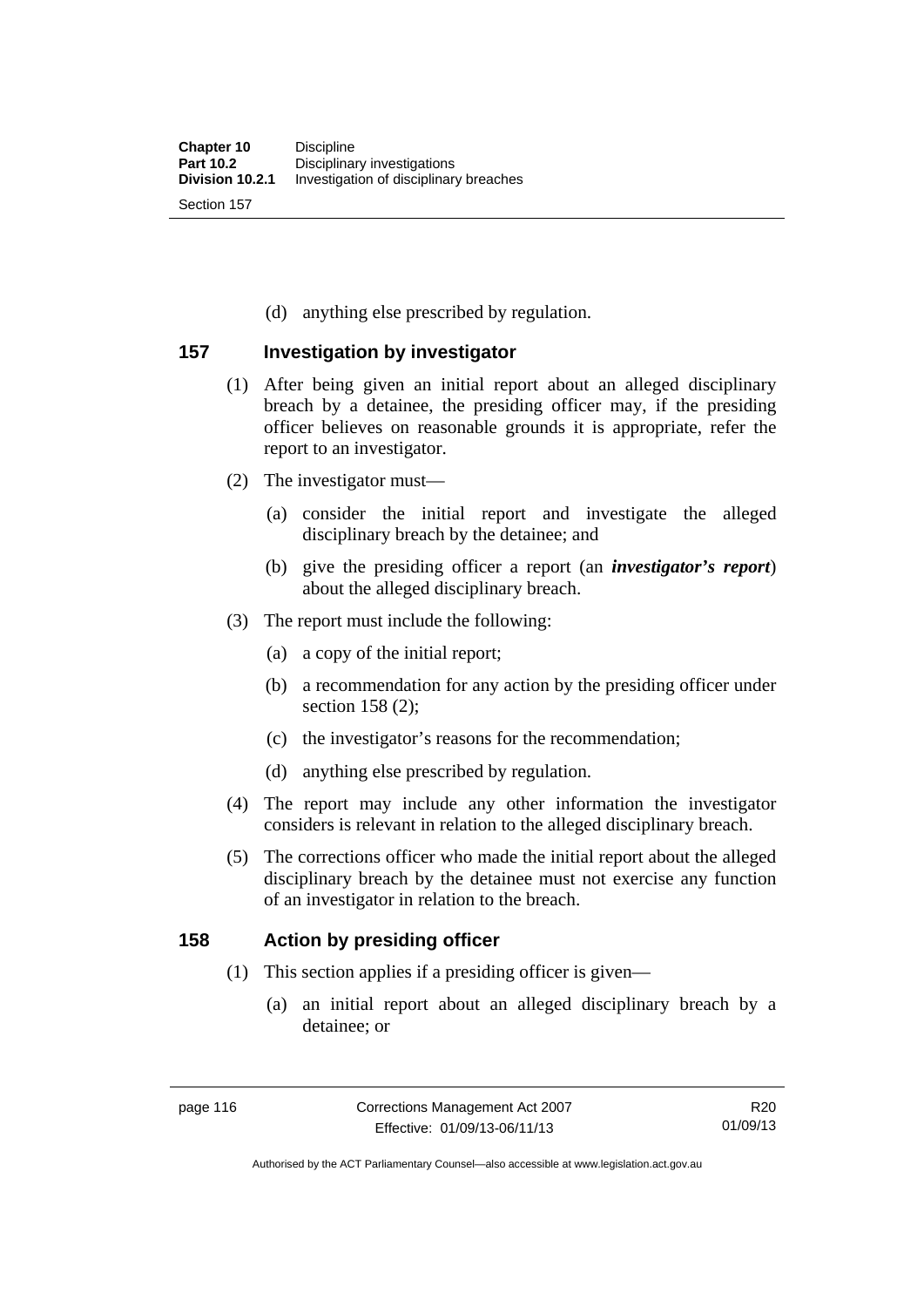(d) anything else prescribed by regulation.

## 157 Investigation by investigator

(1) After being given an initial report about an alleged disciplinary breach by a detainee, the presiding officer may, if the presiding officer believes on reasonable grounds it is appropriate, refer the report to an investigator.

(2) The investigator must—

(a) consider the initial report and investigate the alleged disciplinary breach by the detainee; and

(b) give the presiding officer a report (an ***investigator's report***) about the alleged disciplinary breach.

(3) The report must include the following:

(a) a copy of the initial report;

(b) a recommendation for any action by the presiding officer under section 158 (2);

(c) the investigator's reasons for the recommendation;

(d) anything else prescribed by regulation.

(4) The report may include any other information the investigator considers is relevant in relation to the alleged disciplinary breach.

(5) The corrections officer who made the initial report about the alleged disciplinary breach by the detainee must not exercise any function of an investigator in relation to the breach.

## 158 Action by presiding officer

(1) This section applies if a presiding officer is given—

(a) an initial report about an alleged disciplinary breach by a detainee; or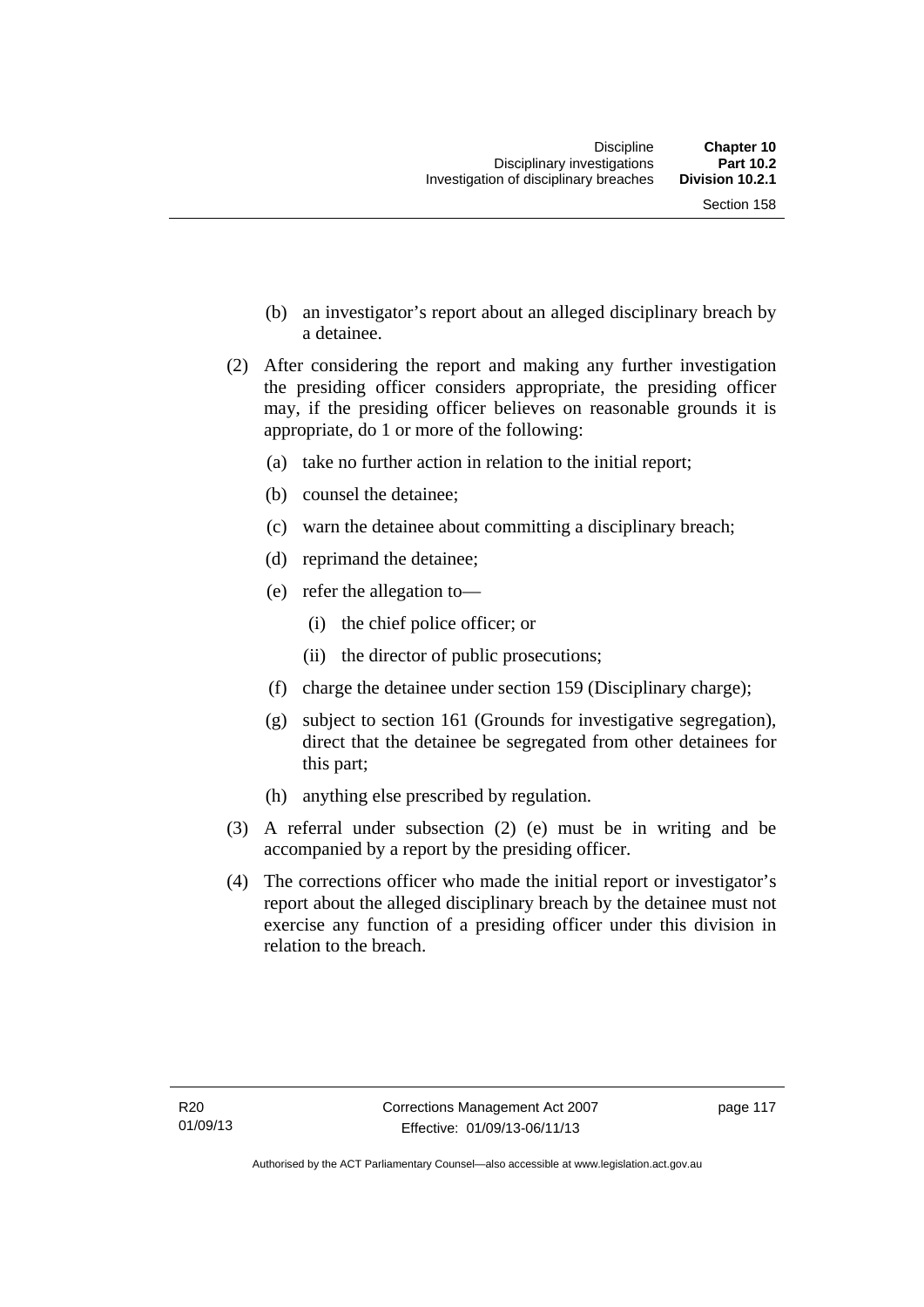(b) an investigator's report about an alleged disciplinary breach by a detainee.

(2) After considering the report and making any further investigation the presiding officer considers appropriate, the presiding officer may, if the presiding officer believes on reasonable grounds it is appropriate, do 1 or more of the following:

(a) take no further action in relation to the initial report;

(b) counsel the detainee;

(c) warn the detainee about committing a disciplinary breach;

(d) reprimand the detainee;

(e) refer the allegation to—

(i) the chief police officer; or

(ii) the director of public prosecutions;

(f) charge the detainee under section 159 (Disciplinary charge);

(g) subject to section 161 (Grounds for investigative segregation), direct that the detainee be segregated from other detainees for this part;

(h) anything else prescribed by regulation.

(3) A referral under subsection (2) (e) must be in writing and be accompanied by a report by the presiding officer.

(4) The corrections officer who made the initial report or investigator's report about the alleged disciplinary breach by the detainee must not exercise any function of a presiding officer under this division in relation to the breach.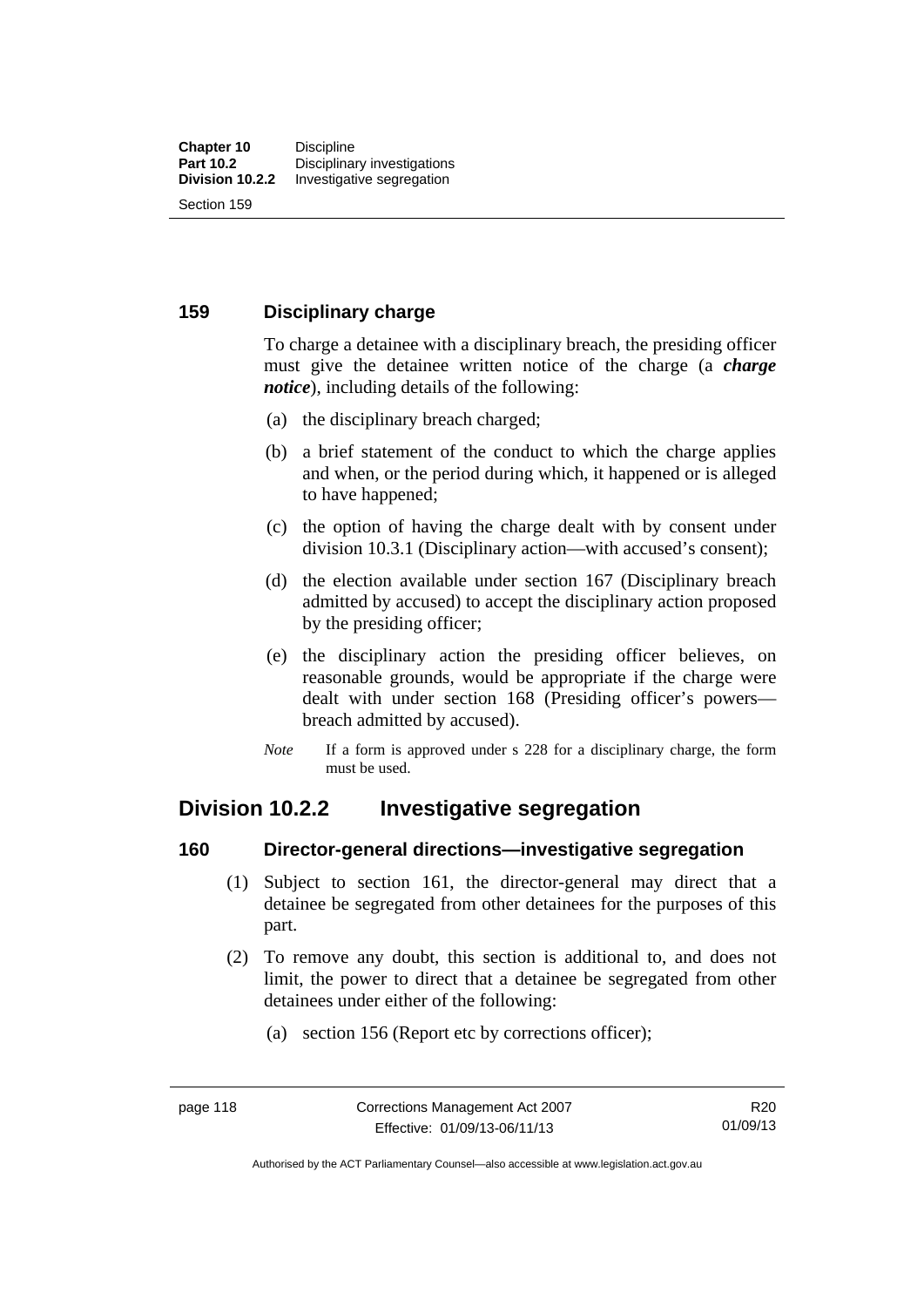### 159 Disciplinary charge

To charge a detainee with a disciplinary breach, the presiding officer must give the detainee written notice of the charge (a ***charge notice***), including details of the following:

(a) the disciplinary breach charged;

(b) a brief statement of the conduct to which the charge applies and when, or the period during which, it happened or is alleged to have happened;

(c) the option of having the charge dealt with by consent under division 10.3.1 (Disciplinary action—with accused's consent);

(d) the election available under section 167 (Disciplinary breach admitted by accused) to accept the disciplinary action proposed by the presiding officer;

(e) the disciplinary action the presiding officer believes, on reasonable grounds, would be appropriate if the charge were dealt with under section 168 (Presiding officer's powers—breach admitted by accused).

*Note* If a form is approved under s 228 for a disciplinary charge, the form must be used.

## Division 10.2.2 Investigative segregation

### 160 Director-general directions—investigative segregation

(1) Subject to section 161, the director-general may direct that a detainee be segregated from other detainees for the purposes of this part.

(2) To remove any doubt, this section is additional to, and does not limit, the power to direct that a detainee be segregated from other detainees under either of the following:

(a) section 156 (Report etc by corrections officer);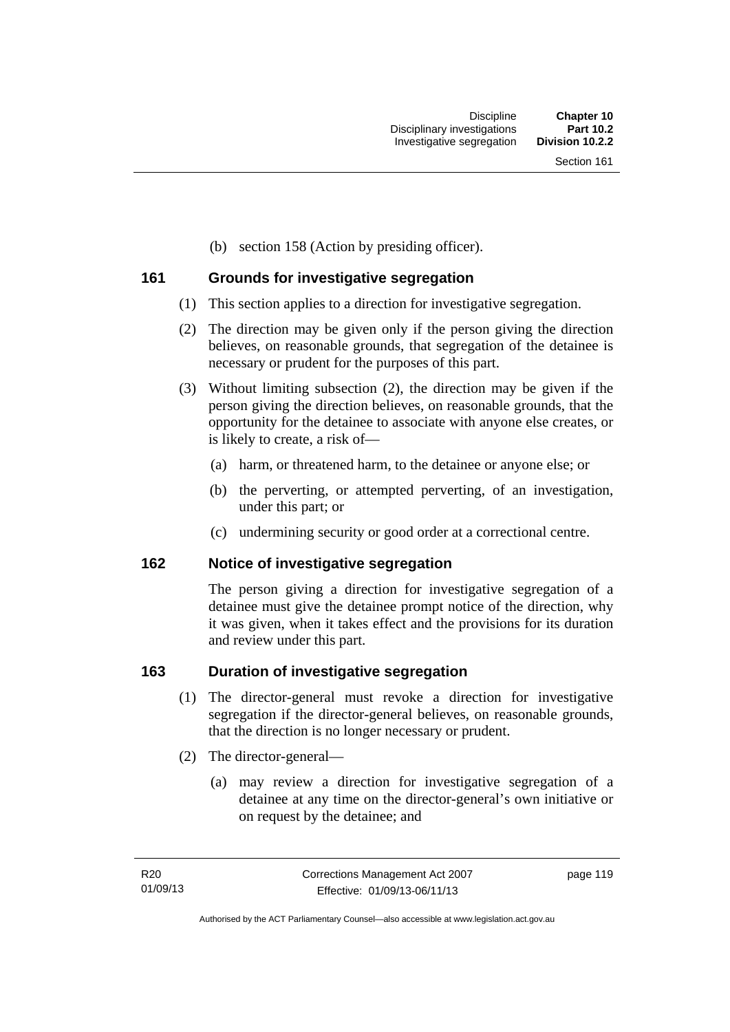(b) section 158 (Action by presiding officer).

## 161 Grounds for investigative segregation

(1) This section applies to a direction for investigative segregation.

(2) The direction may be given only if the person giving the direction believes, on reasonable grounds, that segregation of the detainee is necessary or prudent for the purposes of this part.

(3) Without limiting subsection (2), the direction may be given if the person giving the direction believes, on reasonable grounds, that the opportunity for the detainee to associate with anyone else creates, or is likely to create, a risk of—

(a) harm, or threatened harm, to the detainee or anyone else; or

(b) the perverting, or attempted perverting, of an investigation, under this part; or

(c) undermining security or good order at a correctional centre.

## 162 Notice of investigative segregation

The person giving a direction for investigative segregation of a detainee must give the detainee prompt notice of the direction, why it was given, when it takes effect and the provisions for its duration and review under this part.

## 163 Duration of investigative segregation

(1) The director-general must revoke a direction for investigative segregation if the director-general believes, on reasonable grounds, that the direction is no longer necessary or prudent.

(2) The director-general—

(a) may review a direction for investigative segregation of a detainee at any time on the director-general's own initiative or on request by the detainee; and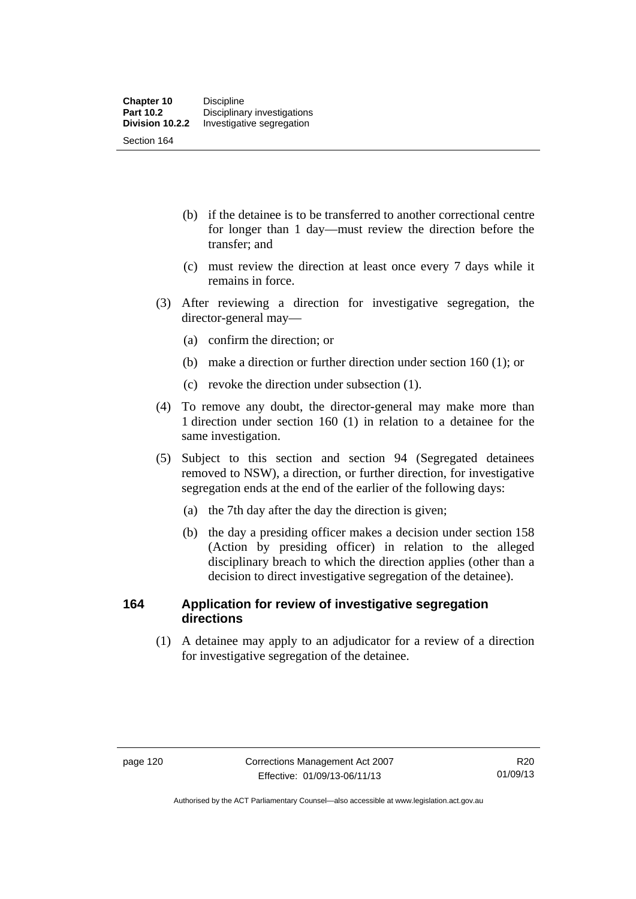(b) if the detainee is to be transferred to another correctional centre for longer than 1 day—must review the direction before the transfer; and

(c) must review the direction at least once every 7 days while it remains in force.

(3) After reviewing a direction for investigative segregation, the director-general may—

(a) confirm the direction; or

(b) make a direction or further direction under section 160 (1); or

(c) revoke the direction under subsection (1).

(4) To remove any doubt, the director-general may make more than 1 direction under section 160 (1) in relation to a detainee for the same investigation.

(5) Subject to this section and section 94 (Segregated detainees removed to NSW), a direction, or further direction, for investigative segregation ends at the end of the earlier of the following days:

(a) the 7th day after the day the direction is given;

(b) the day a presiding officer makes a decision under section 158 (Action by presiding officer) in relation to the alleged disciplinary breach to which the direction applies (other than a decision to direct investigative segregation of the detainee).

## 164 Application for review of investigative segregation directions

(1) A detainee may apply to an adjudicator for a review of a direction for investigative segregation of the detainee.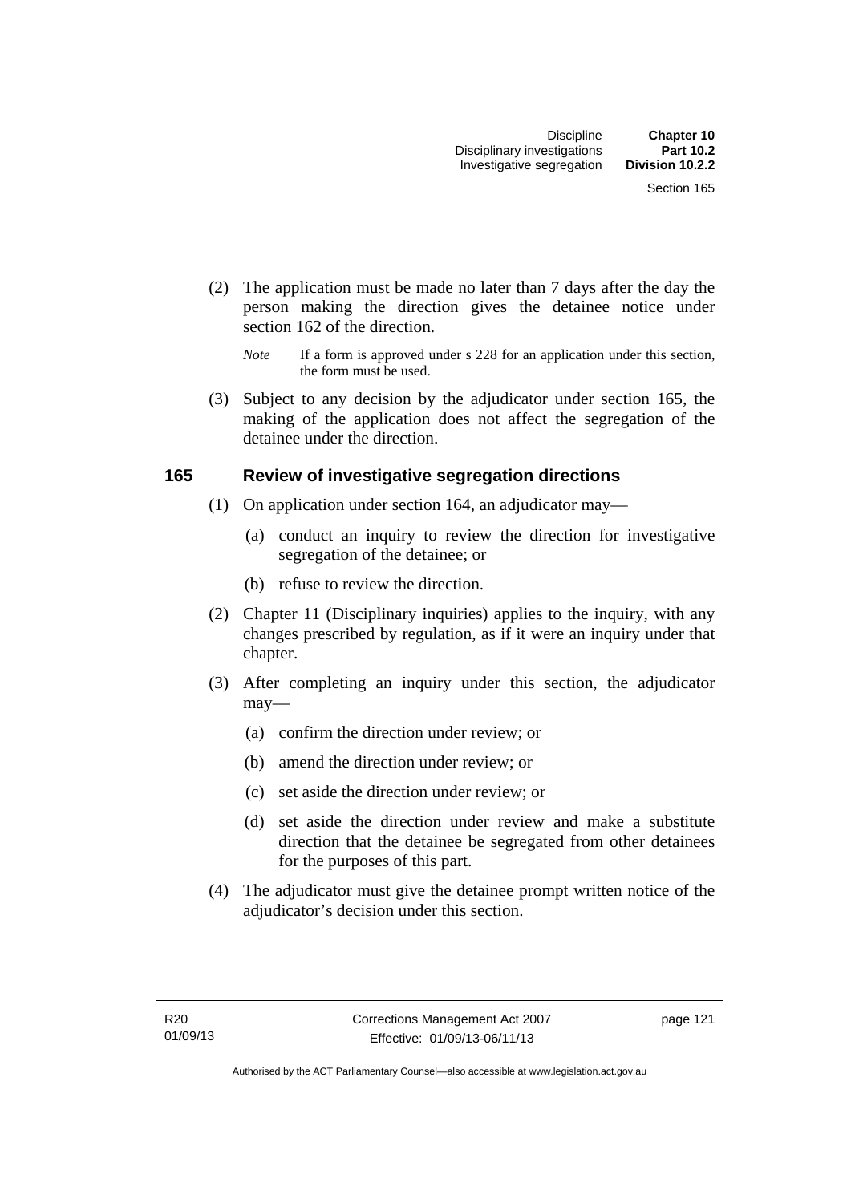(2) The application must be made no later than 7 days after the day the person making the direction gives the detainee notice under section 162 of the direction.

*Note* If a form is approved under s 228 for an application under this section, the form must be used.

(3) Subject to any decision by the adjudicator under section 165, the making of the application does not affect the segregation of the detainee under the direction.

## 165 Review of investigative segregation directions

(1) On application under section 164, an adjudicator may—

(a) conduct an inquiry to review the direction for investigative segregation of the detainee; or

(b) refuse to review the direction.

(2) Chapter 11 (Disciplinary inquiries) applies to the inquiry, with any changes prescribed by regulation, as if it were an inquiry under that chapter.

(3) After completing an inquiry under this section, the adjudicator may—

(a) confirm the direction under review; or

(b) amend the direction under review; or

(c) set aside the direction under review; or

(d) set aside the direction under review and make a substitute direction that the detainee be segregated from other detainees for the purposes of this part.

(4) The adjudicator must give the detainee prompt written notice of the adjudicator's decision under this section.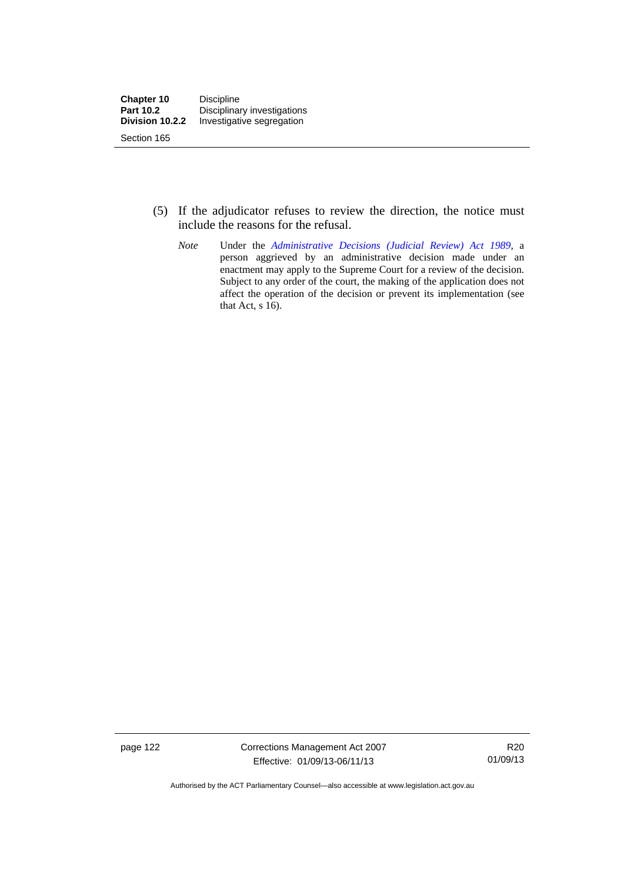(5) If the adjudicator refuses to review the direction, the notice must include the reasons for the refusal.

*Note* Under the *Administrative Decisions (Judicial Review) Act 1989*, a person aggrieved by an administrative decision made under an enactment may apply to the Supreme Court for a review of the decision. Subject to any order of the court, the making of the application does not affect the operation of the decision or prevent its implementation (see that Act, s 16).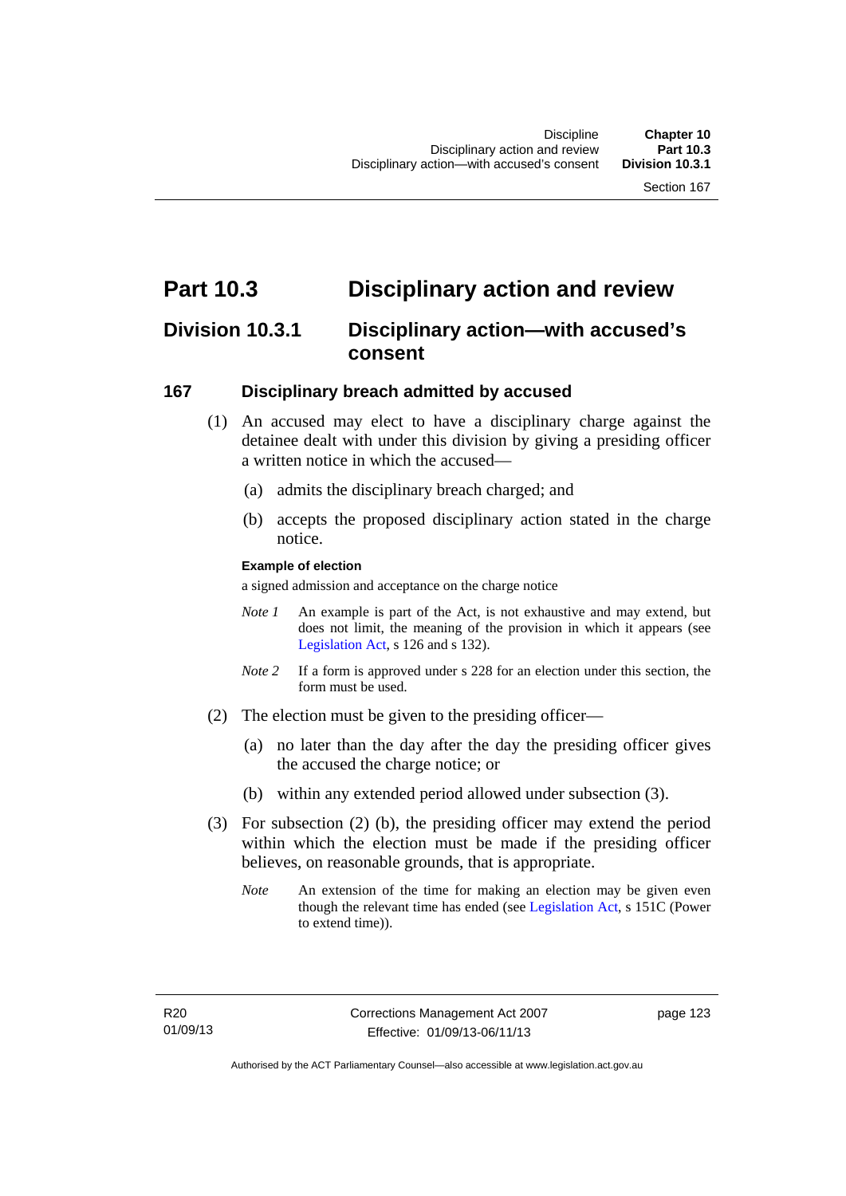# Part 10.3 Disciplinary action and review

## Division 10.3.1 Disciplinary action—with accused's consent

### 167 Disciplinary breach admitted by accused

(1) An accused may elect to have a disciplinary charge against the detainee dealt with under this division by giving a presiding officer a written notice in which the accused—

(a) admits the disciplinary breach charged; and

(b) accepts the proposed disciplinary action stated in the charge notice.

**Example of election**

a signed admission and acceptance on the charge notice

*Note 1* An example is part of the Act, is not exhaustive and may extend, but does not limit, the meaning of the provision in which it appears (see Legislation Act, s 126 and s 132).

*Note 2* If a form is approved under s 228 for an election under this section, the form must be used.

(2) The election must be given to the presiding officer—

(a) no later than the day after the day the presiding officer gives the accused the charge notice; or

(b) within any extended period allowed under subsection (3).

(3) For subsection (2) (b), the presiding officer may extend the period within which the election must be made if the presiding officer believes, on reasonable grounds, that is appropriate.

*Note* An extension of the time for making an election may be given even though the relevant time has ended (see Legislation Act, s 151C (Power to extend time)).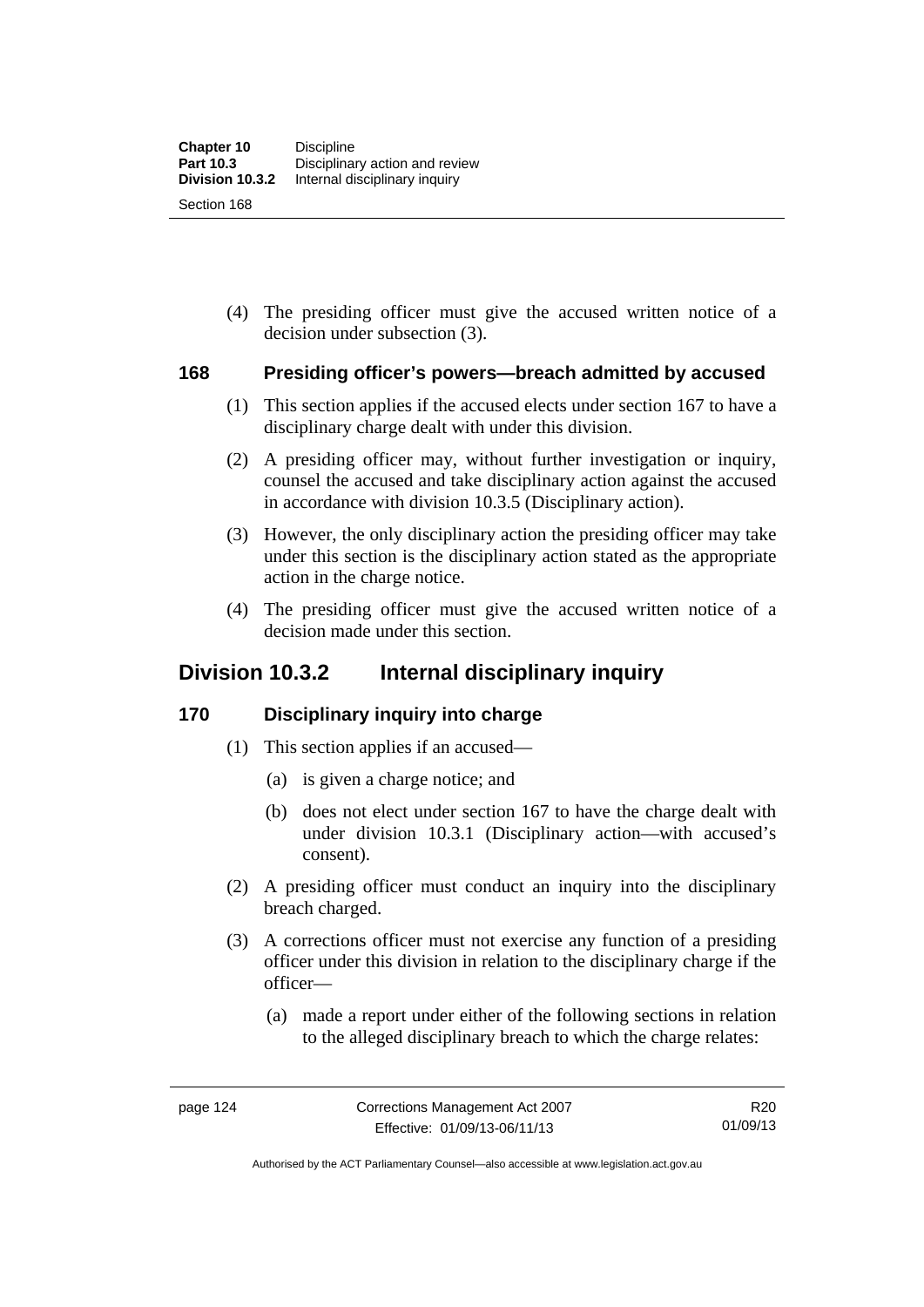(4) The presiding officer must give the accused written notice of a decision under subsection (3).

### 168 Presiding officer's powers—breach admitted by accused

(1) This section applies if the accused elects under section 167 to have a disciplinary charge dealt with under this division.

(2) A presiding officer may, without further investigation or inquiry, counsel the accused and take disciplinary action against the accused in accordance with division 10.3.5 (Disciplinary action).

(3) However, the only disciplinary action the presiding officer may take under this section is the disciplinary action stated as the appropriate action in the charge notice.

(4) The presiding officer must give the accused written notice of a decision made under this section.

## Division 10.3.2 Internal disciplinary inquiry

### 170 Disciplinary inquiry into charge

(1) This section applies if an accused—

(a) is given a charge notice; and

(b) does not elect under section 167 to have the charge dealt with under division 10.3.1 (Disciplinary action—with accused's consent).

(2) A presiding officer must conduct an inquiry into the disciplinary breach charged.

(3) A corrections officer must not exercise any function of a presiding officer under this division in relation to the disciplinary charge if the officer—

(a) made a report under either of the following sections in relation to the alleged disciplinary breach to which the charge relates: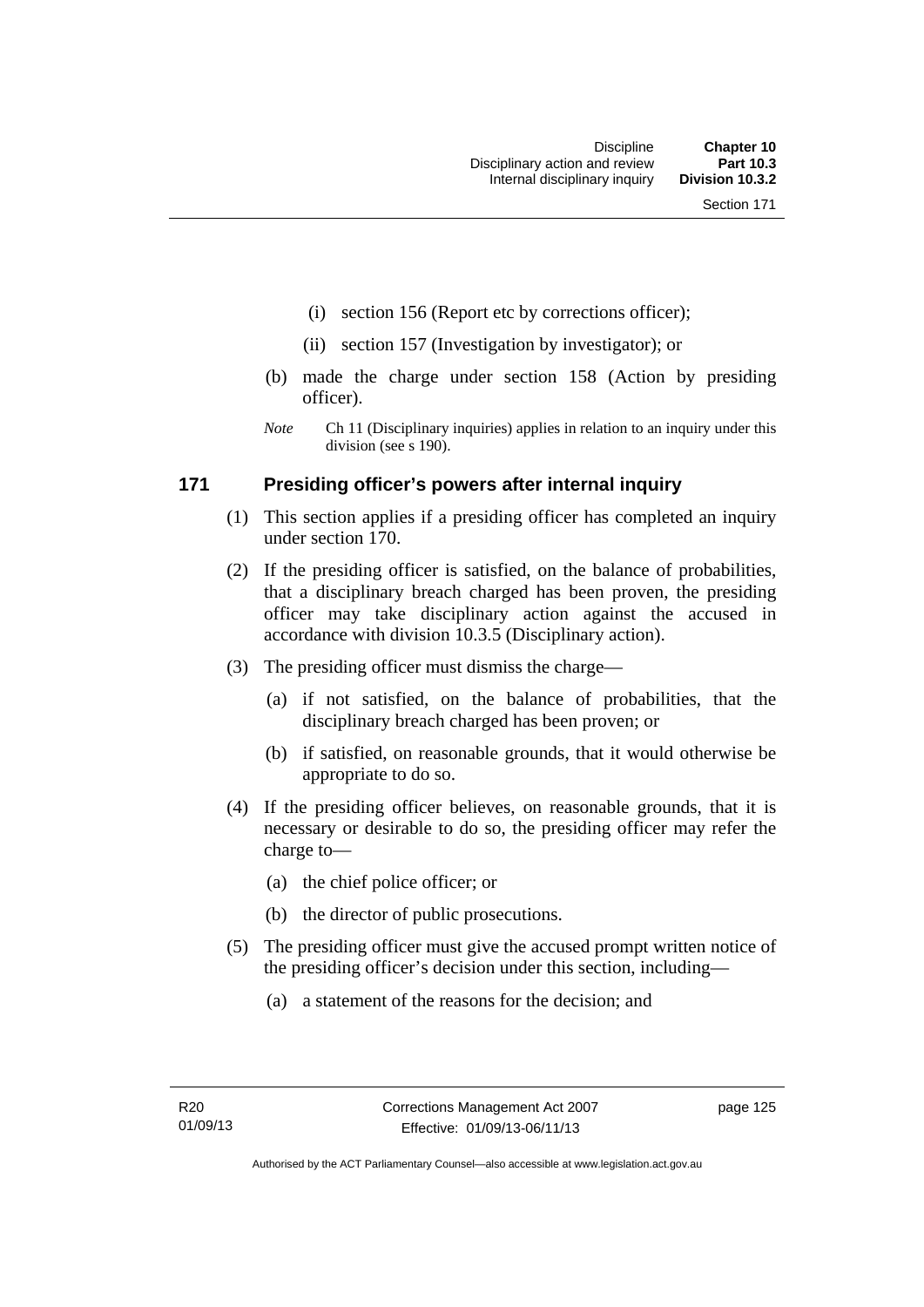(i) section 156 (Report etc by corrections officer);

(ii) section 157 (Investigation by investigator); or

(b) made the charge under section 158 (Action by presiding officer).

*Note* Ch 11 (Disciplinary inquiries) applies in relation to an inquiry under this division (see s 190).

## 171 Presiding officer's powers after internal inquiry

(1) This section applies if a presiding officer has completed an inquiry under section 170.

(2) If the presiding officer is satisfied, on the balance of probabilities, that a disciplinary breach charged has been proven, the presiding officer may take disciplinary action against the accused in accordance with division 10.3.5 (Disciplinary action).

(3) The presiding officer must dismiss the charge—

(a) if not satisfied, on the balance of probabilities, that the disciplinary breach charged has been proven; or

(b) if satisfied, on reasonable grounds, that it would otherwise be appropriate to do so.

(4) If the presiding officer believes, on reasonable grounds, that it is necessary or desirable to do so, the presiding officer may refer the charge to—

(a) the chief police officer; or

(b) the director of public prosecutions.

(5) The presiding officer must give the accused prompt written notice of the presiding officer's decision under this section, including—

(a) a statement of the reasons for the decision; and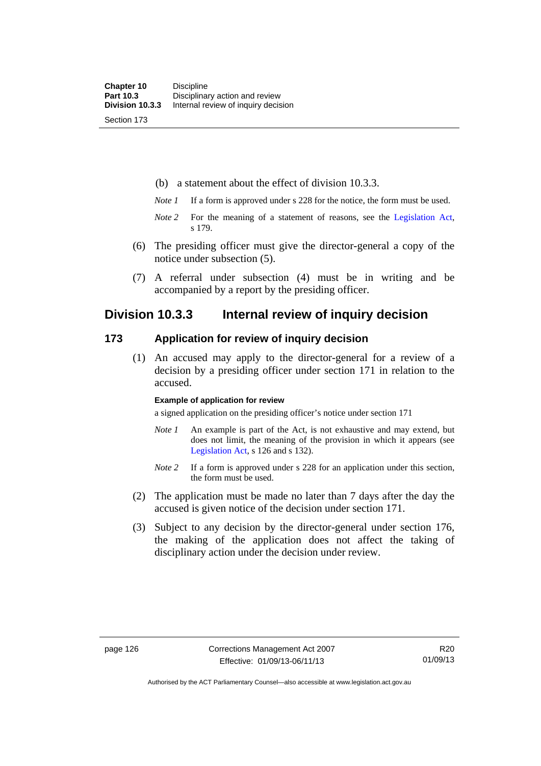(b) a statement about the effect of division 10.3.3.

*Note 1* If a form is approved under s 228 for the notice, the form must be used.

*Note 2* For the meaning of a statement of reasons, see the Legislation Act, s 179.

(6) The presiding officer must give the director-general a copy of the notice under subsection (5).

(7) A referral under subsection (4) must be in writing and be accompanied by a report by the presiding officer.

## Division 10.3.3 Internal review of inquiry decision

### 173 Application for review of inquiry decision

(1) An accused may apply to the director-general for a review of a decision by a presiding officer under section 171 in relation to the accused.

**Example of application for review**

a signed application on the presiding officer's notice under section 171

*Note 1* An example is part of the Act, is not exhaustive and may extend, but does not limit, the meaning of the provision in which it appears (see Legislation Act, s 126 and s 132).

*Note 2* If a form is approved under s 228 for an application under this section, the form must be used.

(2) The application must be made no later than 7 days after the day the accused is given notice of the decision under section 171.

(3) Subject to any decision by the director-general under section 176, the making of the application does not affect the taking of disciplinary action under the decision under review.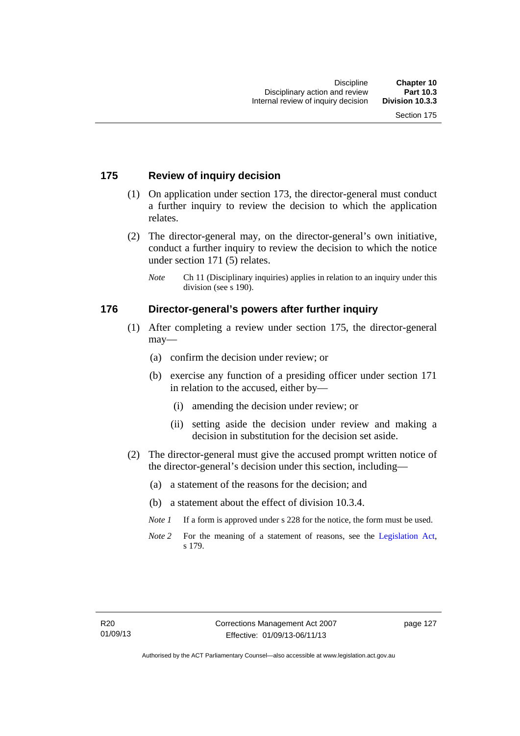## 175 Review of inquiry decision

(1) On application under section 173, the director-general must conduct a further inquiry to review the decision to which the application relates.

(2) The director-general may, on the director-general's own initiative, conduct a further inquiry to review the decision to which the notice under section 171 (5) relates.

*Note* Ch 11 (Disciplinary inquiries) applies in relation to an inquiry under this division (see s 190).

## 176 Director-general's powers after further inquiry

(1) After completing a review under section 175, the director-general may—

(a) confirm the decision under review; or

(b) exercise any function of a presiding officer under section 171 in relation to the accused, either by—

(i) amending the decision under review; or

(ii) setting aside the decision under review and making a decision in substitution for the decision set aside.

(2) The director-general must give the accused prompt written notice of the director-general's decision under this section, including—

(a) a statement of the reasons for the decision; and

(b) a statement about the effect of division 10.3.4.

*Note 1* If a form is approved under s 228 for the notice, the form must be used.

*Note 2* For the meaning of a statement of reasons, see the Legislation Act, s 179.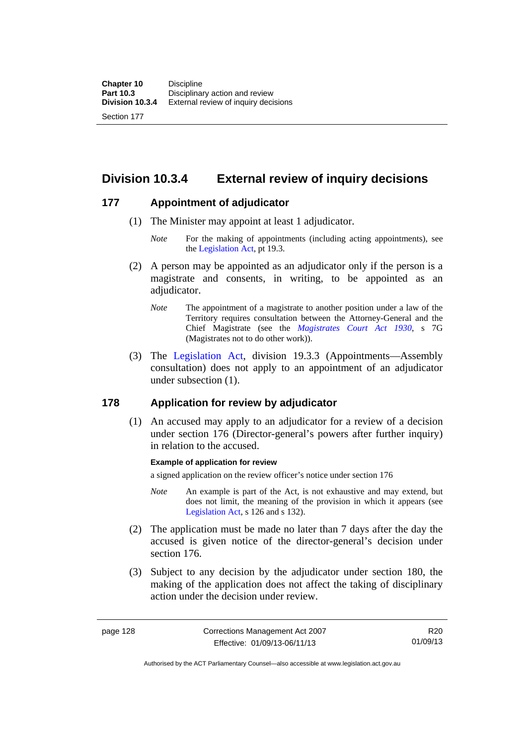## Division 10.3.4 External review of inquiry decisions

### 177 Appointment of adjudicator

(1) The Minister may appoint at least 1 adjudicator.

*Note* For the making of appointments (including acting appointments), see the Legislation Act, pt 19.3.

(2) A person may be appointed as an adjudicator only if the person is a magistrate and consents, in writing, to be appointed as an adjudicator.

*Note* The appointment of a magistrate to another position under a law of the Territory requires consultation between the Attorney-General and the Chief Magistrate (see the *Magistrates Court Act 1930*, s 7G (Magistrates not to do other work)).

(3) The Legislation Act, division 19.3.3 (Appointments—Assembly consultation) does not apply to an appointment of an adjudicator under subsection (1).

### 178 Application for review by adjudicator

(1) An accused may apply to an adjudicator for a review of a decision under section 176 (Director-general's powers after further inquiry) in relation to the accused.

**Example of application for review**

a signed application on the review officer's notice under section 176

*Note* An example is part of the Act, is not exhaustive and may extend, but does not limit, the meaning of the provision in which it appears (see Legislation Act, s 126 and s 132).

(2) The application must be made no later than 7 days after the day the accused is given notice of the director-general's decision under section 176.

(3) Subject to any decision by the adjudicator under section 180, the making of the application does not affect the taking of disciplinary action under the decision under review.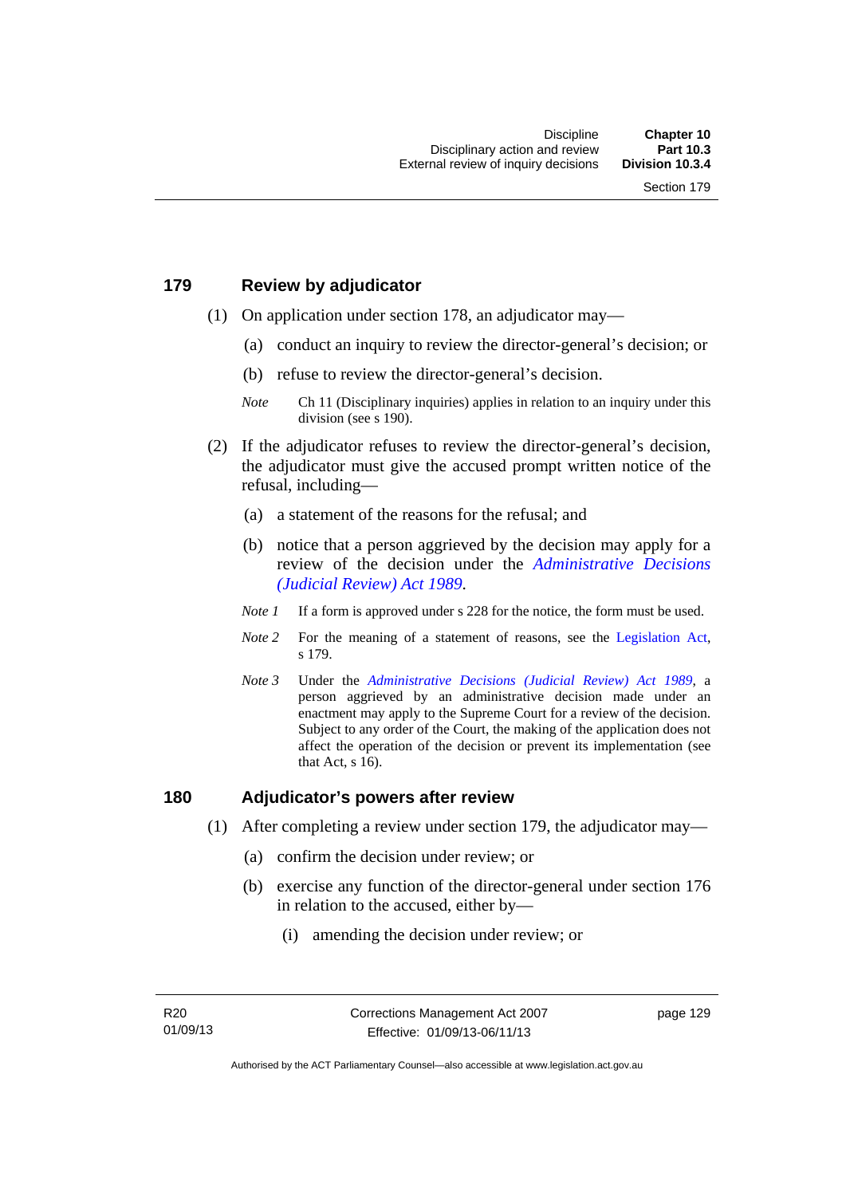## 179 Review by adjudicator

(1) On application under section 178, an adjudicator may—

(a) conduct an inquiry to review the director-general's decision; or

(b) refuse to review the director-general's decision.

*Note* Ch 11 (Disciplinary inquiries) applies in relation to an inquiry under this division (see s 190).

(2) If the adjudicator refuses to review the director-general's decision, the adjudicator must give the accused prompt written notice of the refusal, including—

(a) a statement of the reasons for the refusal; and

(b) notice that a person aggrieved by the decision may apply for a review of the decision under the *Administrative Decisions (Judicial Review) Act 1989*.

*Note 1* If a form is approved under s 228 for the notice, the form must be used.

*Note 2* For the meaning of a statement of reasons, see the Legislation Act, s 179.

*Note 3* Under the *Administrative Decisions (Judicial Review) Act 1989*, a person aggrieved by an administrative decision made under an enactment may apply to the Supreme Court for a review of the decision. Subject to any order of the Court, the making of the application does not affect the operation of the decision or prevent its implementation (see that Act, s 16).

## 180 Adjudicator's powers after review

(1) After completing a review under section 179, the adjudicator may—

(a) confirm the decision under review; or

(b) exercise any function of the director-general under section 176 in relation to the accused, either by—

(i) amending the decision under review; or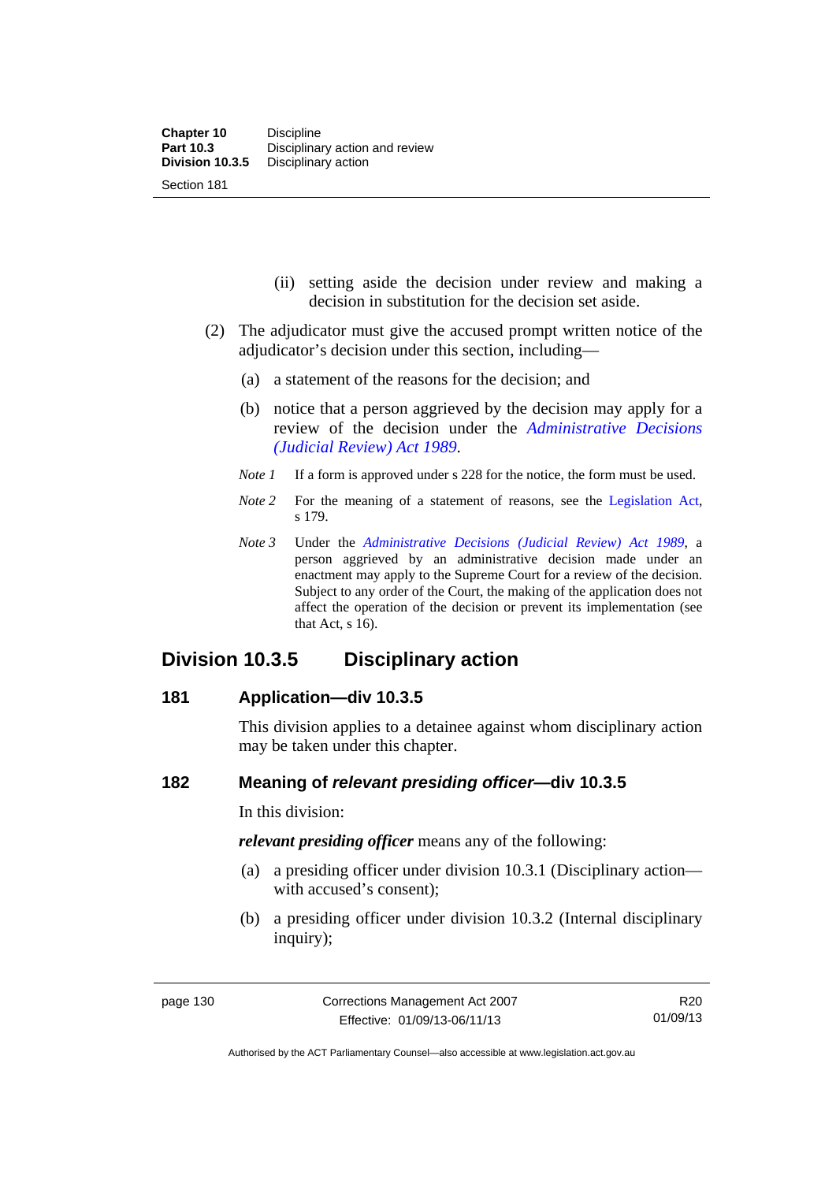(ii) setting aside the decision under review and making a decision in substitution for the decision set aside.

(2) The adjudicator must give the accused prompt written notice of the adjudicator's decision under this section, including—

(a) a statement of the reasons for the decision; and

(b) notice that a person aggrieved by the decision may apply for a review of the decision under the *Administrative Decisions (Judicial Review) Act 1989*.

*Note 1* If a form is approved under s 228 for the notice, the form must be used.

*Note 2* For the meaning of a statement of reasons, see the Legislation Act, s 179.

*Note 3* Under the *Administrative Decisions (Judicial Review) Act 1989*, a person aggrieved by an administrative decision made under an enactment may apply to the Supreme Court for a review of the decision. Subject to any order of the Court, the making of the application does not affect the operation of the decision or prevent its implementation (see that Act, s 16).

## Division 10.3.5 Disciplinary action

### 181 Application—div 10.3.5

This division applies to a detainee against whom disciplinary action may be taken under this chapter.

### 182 Meaning of *relevant presiding officer*—div 10.3.5

In this division:

***relevant presiding officer*** means any of the following:

(a) a presiding officer under division 10.3.1 (Disciplinary action—with accused's consent);

(b) a presiding officer under division 10.3.2 (Internal disciplinary inquiry);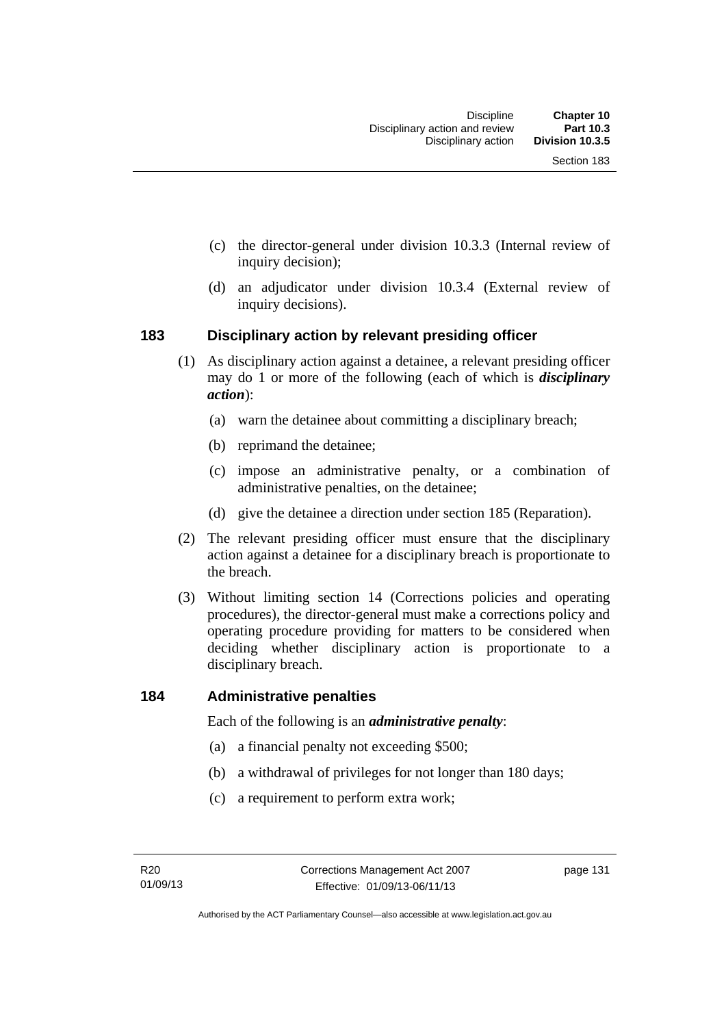(c) the director-general under division 10.3.3 (Internal review of inquiry decision);

(d) an adjudicator under division 10.3.4 (External review of inquiry decisions).

### 183 Disciplinary action by relevant presiding officer

(1) As disciplinary action against a detainee, a relevant presiding officer may do 1 or more of the following (each of which is ***disciplinary action***):

(a) warn the detainee about committing a disciplinary breach;

(b) reprimand the detainee;

(c) impose an administrative penalty, or a combination of administrative penalties, on the detainee;

(d) give the detainee a direction under section 185 (Reparation).

(2) The relevant presiding officer must ensure that the disciplinary action against a detainee for a disciplinary breach is proportionate to the breach.

(3) Without limiting section 14 (Corrections policies and operating procedures), the director-general must make a corrections policy and operating procedure providing for matters to be considered when deciding whether disciplinary action is proportionate to a disciplinary breach.

### 184 Administrative penalties

Each of the following is an ***administrative penalty***:

(a) a financial penalty not exceeding $500;

(b) a withdrawal of privileges for not longer than 180 days;

(c) a requirement to perform extra work;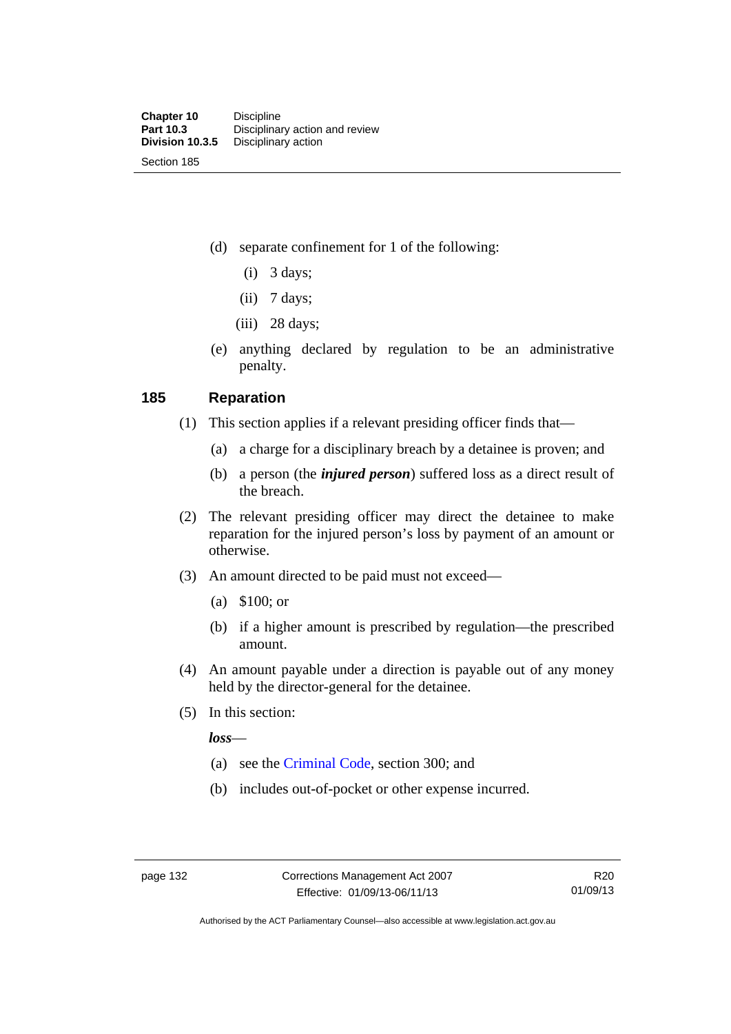(d) separate confinement for 1 of the following:

(i) 3 days;

(ii) 7 days;

(iii) 28 days;

(e) anything declared by regulation to be an administrative penalty.

## 185 Reparation

(1) This section applies if a relevant presiding officer finds that—

(a) a charge for a disciplinary breach by a detainee is proven; and

(b) a person (the ***injured person***) suffered loss as a direct result of the breach.

(2) The relevant presiding officer may direct the detainee to make reparation for the injured person's loss by payment of an amount or otherwise.

(3) An amount directed to be paid must not exceed—

(a) $100; or

(b) if a higher amount is prescribed by regulation—the prescribed amount.

(4) An amount payable under a direction is payable out of any money held by the director-general for the detainee.

(5) In this section:

***loss***—

(a) see the Criminal Code, section 300; and

(b) includes out-of-pocket or other expense incurred.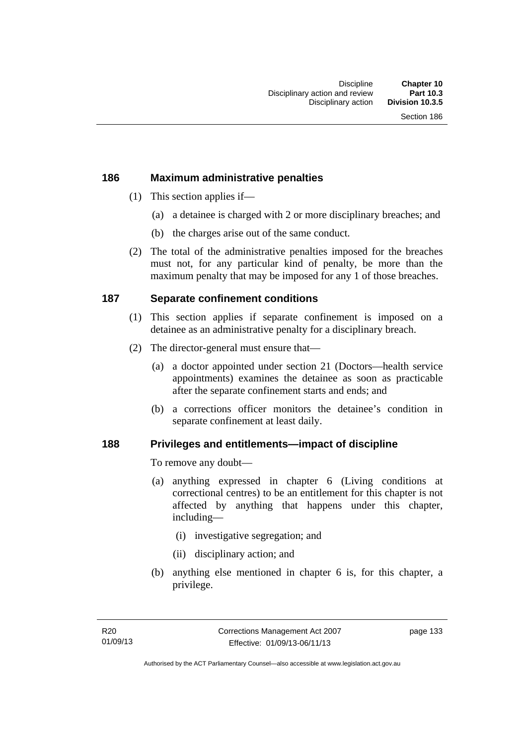## 186 Maximum administrative penalties

(1) This section applies if—

(a) a detainee is charged with 2 or more disciplinary breaches; and

(b) the charges arise out of the same conduct.

(2) The total of the administrative penalties imposed for the breaches must not, for any particular kind of penalty, be more than the maximum penalty that may be imposed for any 1 of those breaches.

## 187 Separate confinement conditions

(1) This section applies if separate confinement is imposed on a detainee as an administrative penalty for a disciplinary breach.

(2) The director-general must ensure that—

(a) a doctor appointed under section 21 (Doctors—health service appointments) examines the detainee as soon as practicable after the separate confinement starts and ends; and

(b) a corrections officer monitors the detainee's condition in separate confinement at least daily.

## 188 Privileges and entitlements—impact of discipline

To remove any doubt—

(a) anything expressed in chapter 6 (Living conditions at correctional centres) to be an entitlement for this chapter is not affected by anything that happens under this chapter, including—

(i) investigative segregation; and

(ii) disciplinary action; and

(b) anything else mentioned in chapter 6 is, for this chapter, a privilege.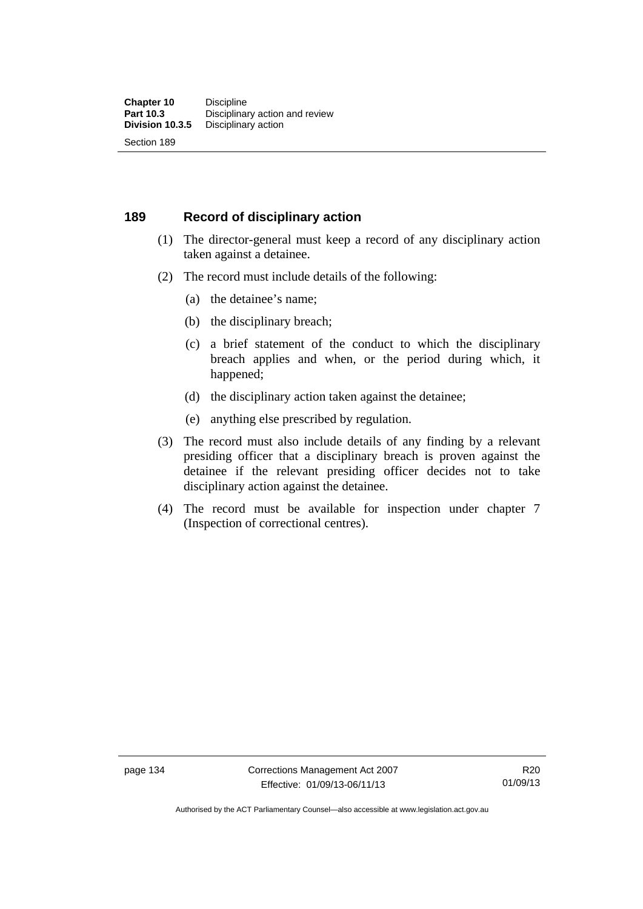## 189 Record of disciplinary action

(1) The director-general must keep a record of any disciplinary action taken against a detainee.

(2) The record must include details of the following:

(a) the detainee's name;

(b) the disciplinary breach;

(c) a brief statement of the conduct to which the disciplinary breach applies and when, or the period during which, it happened;

(d) the disciplinary action taken against the detainee;

(e) anything else prescribed by regulation.

(3) The record must also include details of any finding by a relevant presiding officer that a disciplinary breach is proven against the detainee if the relevant presiding officer decides not to take disciplinary action against the detainee.

(4) The record must be available for inspection under chapter 7 (Inspection of correctional centres).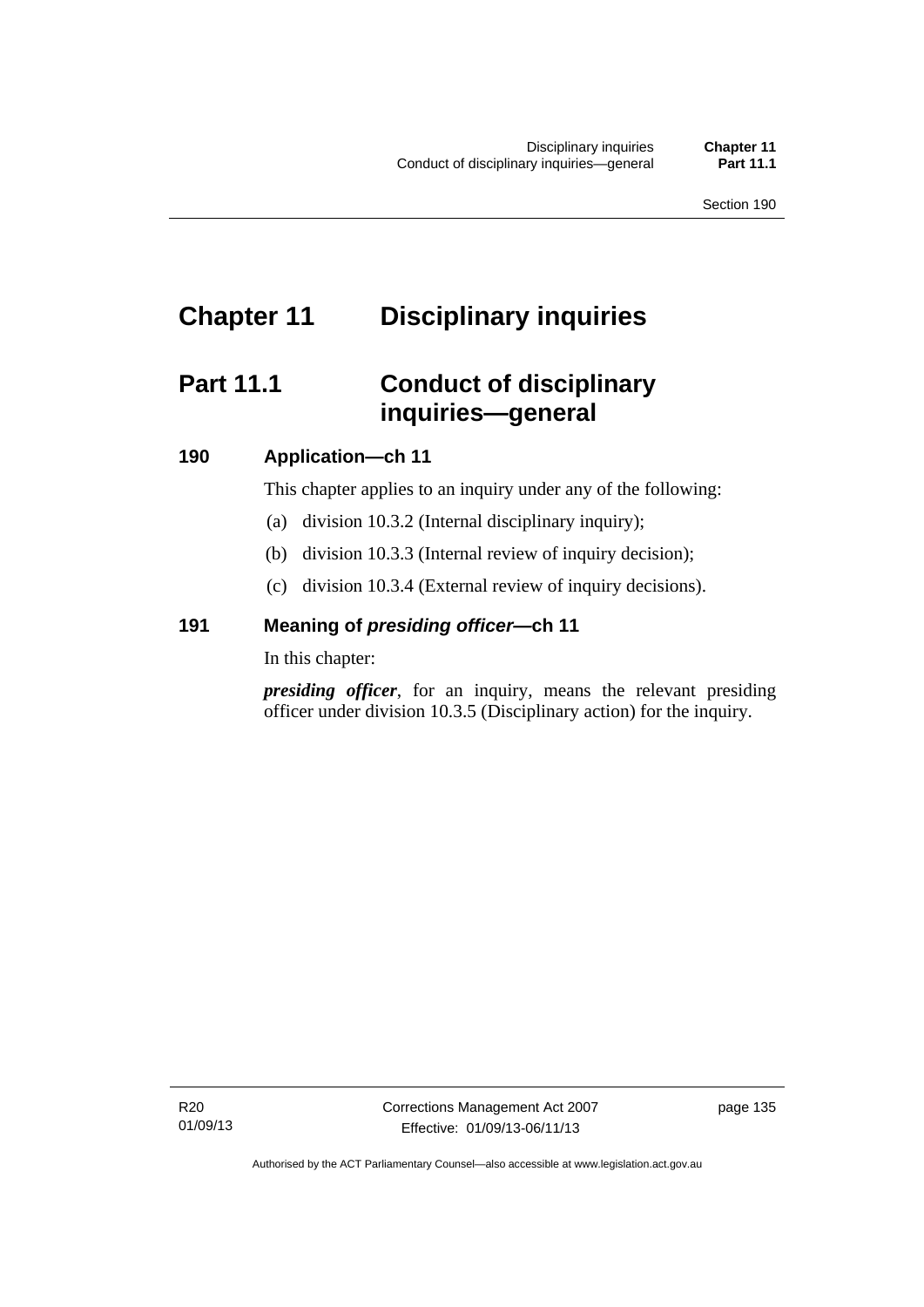# Chapter 11 Disciplinary inquiries

## Part 11.1 Conduct of disciplinary inquiries—general

### 190 Application—ch 11

This chapter applies to an inquiry under any of the following:

(a) division 10.3.2 (Internal disciplinary inquiry);

(b) division 10.3.3 (Internal review of inquiry decision);

(c) division 10.3.4 (External review of inquiry decisions).

### 191 Meaning of *presiding officer*—ch 11

In this chapter:

***presiding officer***, for an inquiry, means the relevant presiding officer under division 10.3.5 (Disciplinary action) for the inquiry.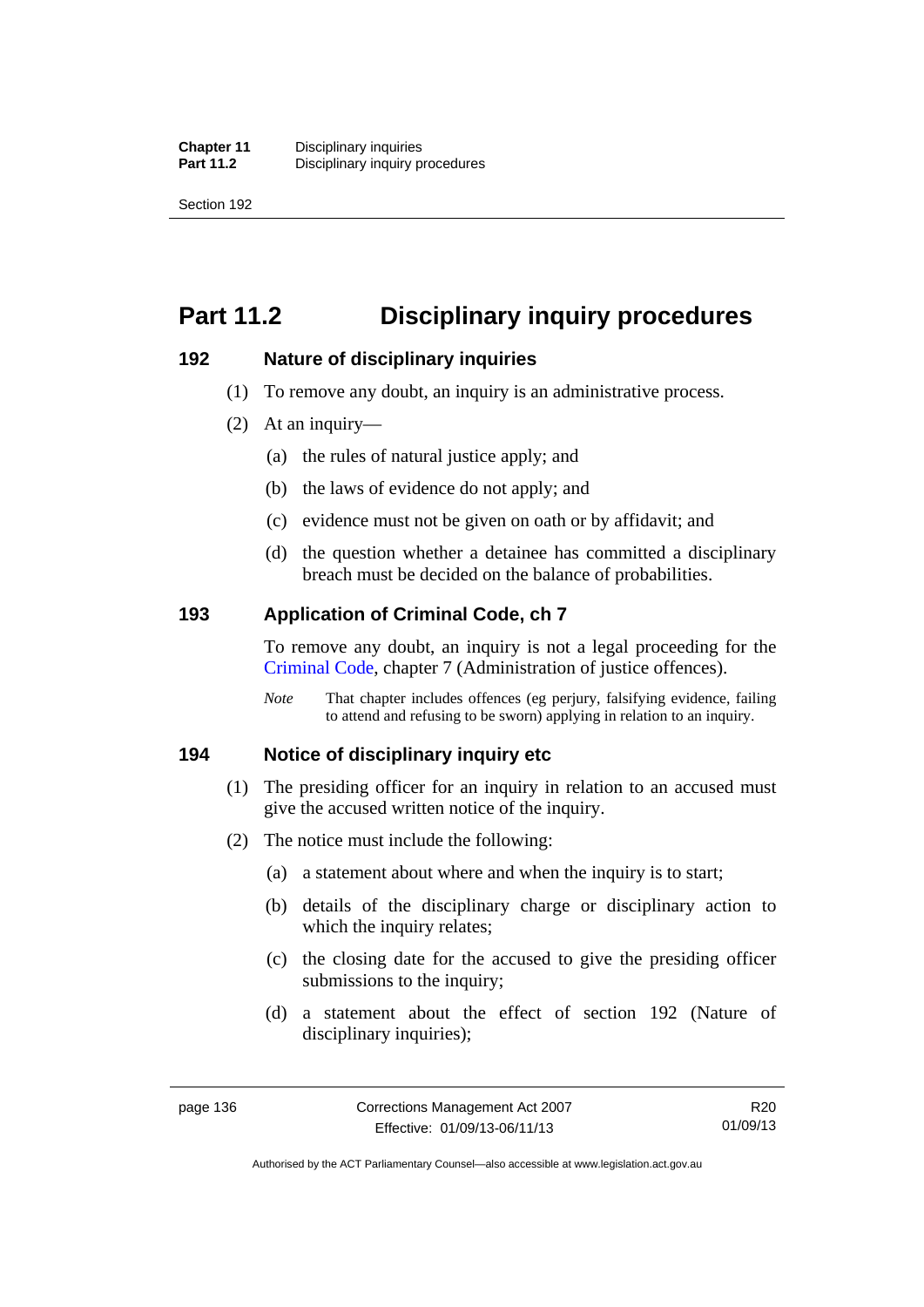# Part 11.2 Disciplinary inquiry procedures

## 192 Nature of disciplinary inquiries

(1) To remove any doubt, an inquiry is an administrative process.

(2) At an inquiry—

(a) the rules of natural justice apply; and

(b) the laws of evidence do not apply; and

(c) evidence must not be given on oath or by affidavit; and

(d) the question whether a detainee has committed a disciplinary breach must be decided on the balance of probabilities.

## 193 Application of Criminal Code, ch 7

To remove any doubt, an inquiry is not a legal proceeding for the Criminal Code, chapter 7 (Administration of justice offences).

*Note* That chapter includes offences (eg perjury, falsifying evidence, failing to attend and refusing to be sworn) applying in relation to an inquiry.

## 194 Notice of disciplinary inquiry etc

(1) The presiding officer for an inquiry in relation to an accused must give the accused written notice of the inquiry.

(2) The notice must include the following:

(a) a statement about where and when the inquiry is to start;

(b) details of the disciplinary charge or disciplinary action to which the inquiry relates;

(c) the closing date for the accused to give the presiding officer submissions to the inquiry;

(d) a statement about the effect of section 192 (Nature of disciplinary inquiries);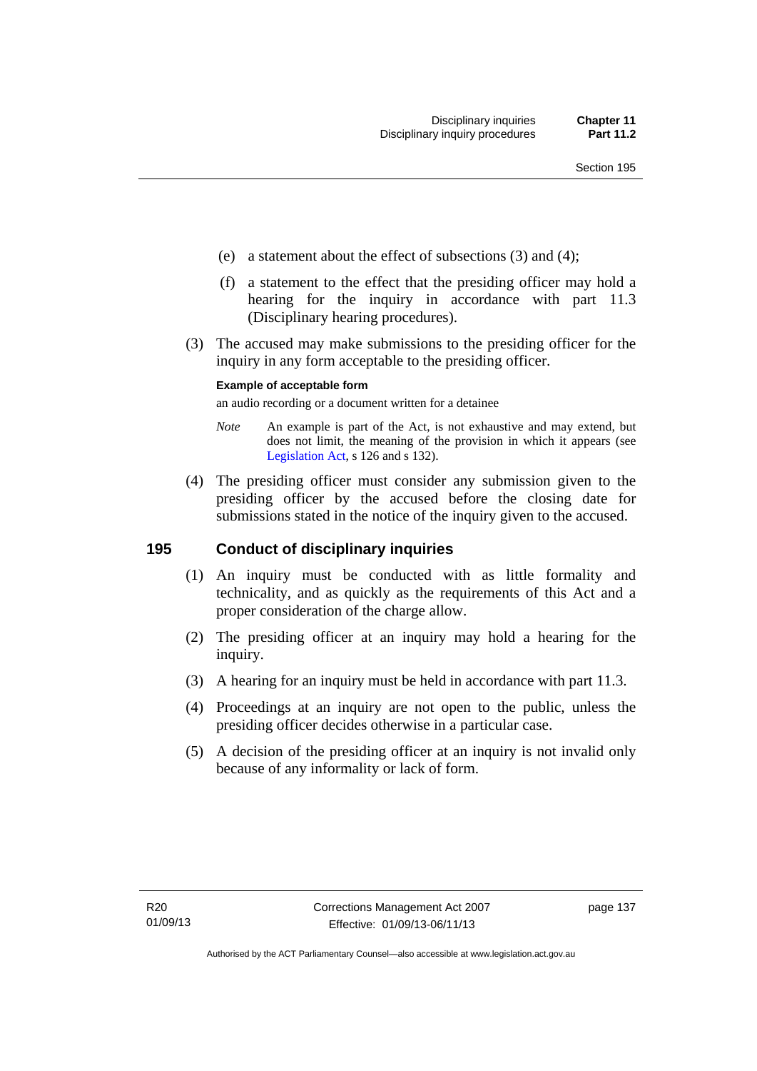(e) a statement about the effect of subsections (3) and (4);

(f) a statement to the effect that the presiding officer may hold a hearing for the inquiry in accordance with part 11.3 (Disciplinary hearing procedures).

(3) The accused may make submissions to the presiding officer for the inquiry in any form acceptable to the presiding officer.

**Example of acceptable form**

an audio recording or a document written for a detainee

*Note* An example is part of the Act, is not exhaustive and may extend, but does not limit, the meaning of the provision in which it appears (see Legislation Act, s 126 and s 132).

(4) The presiding officer must consider any submission given to the presiding officer by the accused before the closing date for submissions stated in the notice of the inquiry given to the accused.

## 195 Conduct of disciplinary inquiries

(1) An inquiry must be conducted with as little formality and technicality, and as quickly as the requirements of this Act and a proper consideration of the charge allow.

(2) The presiding officer at an inquiry may hold a hearing for the inquiry.

(3) A hearing for an inquiry must be held in accordance with part 11.3.

(4) Proceedings at an inquiry are not open to the public, unless the presiding officer decides otherwise in a particular case.

(5) A decision of the presiding officer at an inquiry is not invalid only because of any informality or lack of form.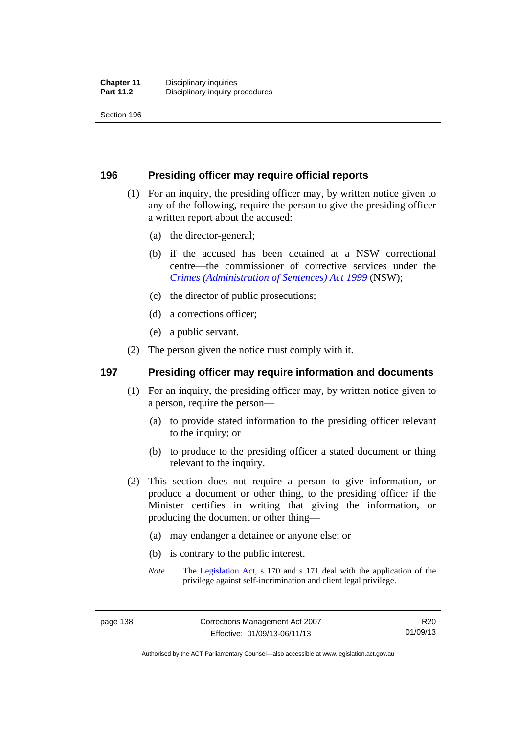## 196 Presiding officer may require official reports

(1) For an inquiry, the presiding officer may, by written notice given to any of the following, require the person to give the presiding officer a written report about the accused:

(a) the director-general;

(b) if the accused has been detained at a NSW correctional centre—the commissioner of corrective services under the *Crimes (Administration of Sentences) Act 1999* (NSW);

(c) the director of public prosecutions;

(d) a corrections officer;

(e) a public servant.

(2) The person given the notice must comply with it.

## 197 Presiding officer may require information and documents

(1) For an inquiry, the presiding officer may, by written notice given to a person, require the person—

(a) to provide stated information to the presiding officer relevant to the inquiry; or

(b) to produce to the presiding officer a stated document or thing relevant to the inquiry.

(2) This section does not require a person to give information, or produce a document or other thing, to the presiding officer if the Minister certifies in writing that giving the information, or producing the document or other thing—

(a) may endanger a detainee or anyone else; or

(b) is contrary to the public interest.

*Note* The Legislation Act, s 170 and s 171 deal with the application of the privilege against self-incrimination and client legal privilege.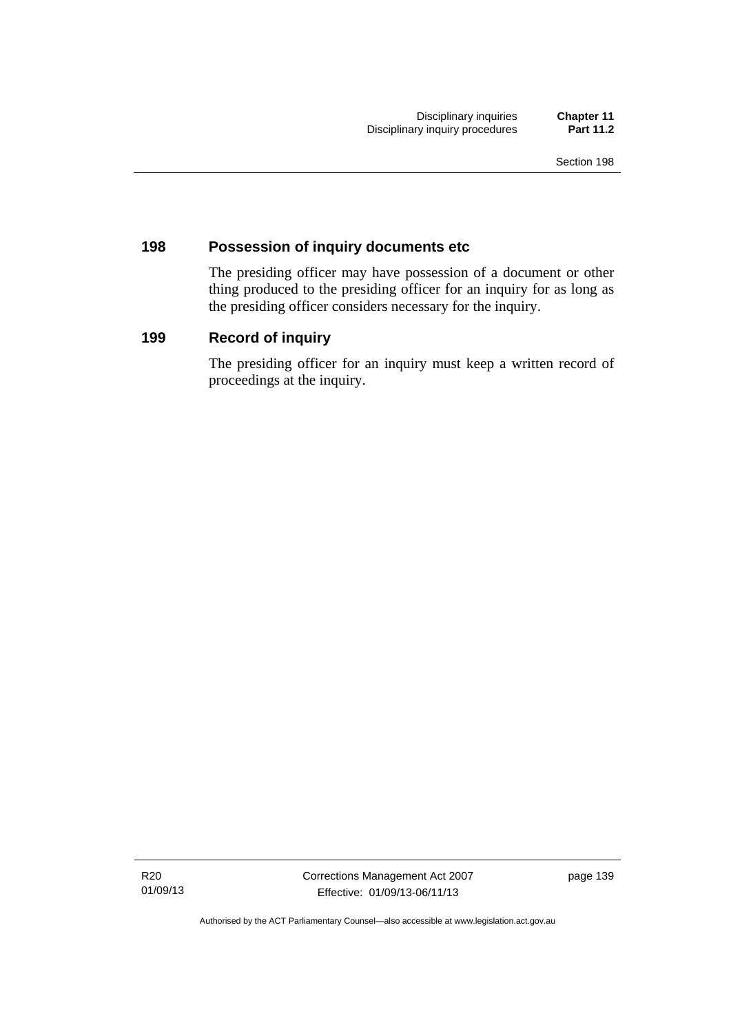## 198 Possession of inquiry documents etc

The presiding officer may have possession of a document or other thing produced to the presiding officer for an inquiry for as long as the presiding officer considers necessary for the inquiry.

## 199 Record of inquiry

The presiding officer for an inquiry must keep a written record of proceedings at the inquiry.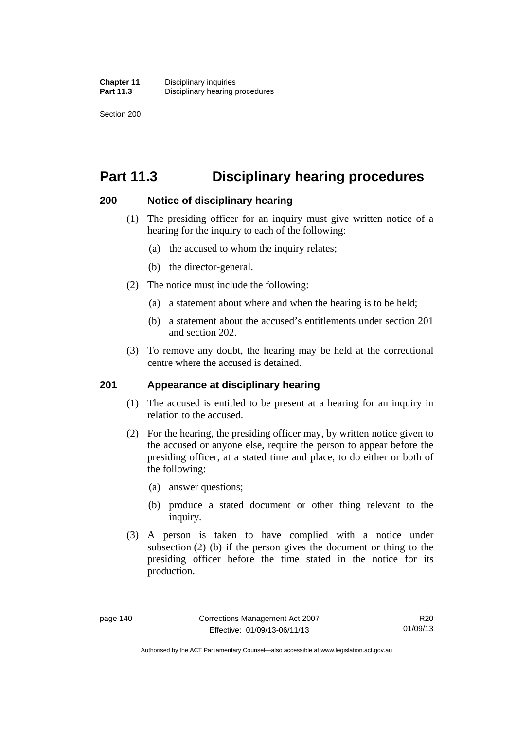# Part 11.3 Disciplinary hearing procedures

## 200 Notice of disciplinary hearing

(1) The presiding officer for an inquiry must give written notice of a hearing for the inquiry to each of the following:

(a) the accused to whom the inquiry relates;

(b) the director-general.

(2) The notice must include the following:

(a) a statement about where and when the hearing is to be held;

(b) a statement about the accused's entitlements under section 201 and section 202.

(3) To remove any doubt, the hearing may be held at the correctional centre where the accused is detained.

## 201 Appearance at disciplinary hearing

(1) The accused is entitled to be present at a hearing for an inquiry in relation to the accused.

(2) For the hearing, the presiding officer may, by written notice given to the accused or anyone else, require the person to appear before the presiding officer, at a stated time and place, to do either or both of the following:

(a) answer questions;

(b) produce a stated document or other thing relevant to the inquiry.

(3) A person is taken to have complied with a notice under subsection (2) (b) if the person gives the document or thing to the presiding officer before the time stated in the notice for its production.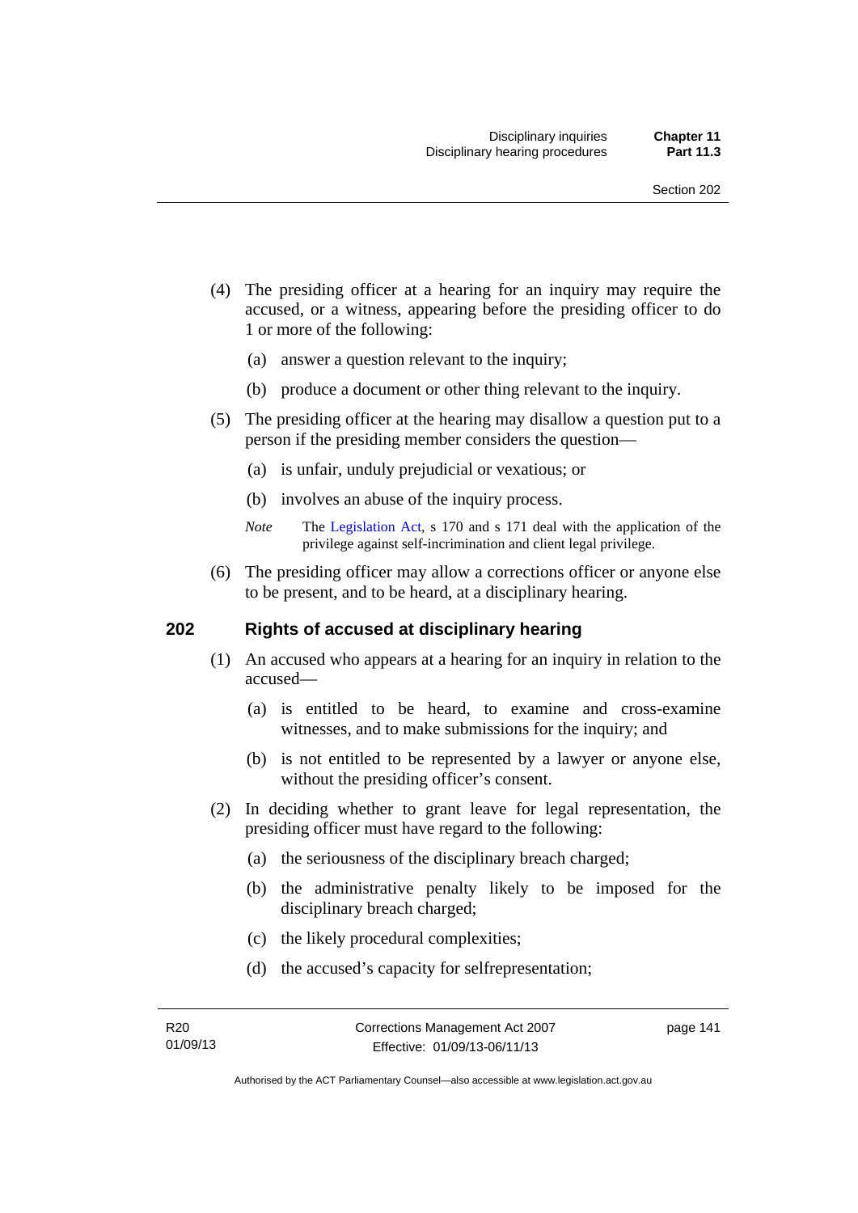(4) The presiding officer at a hearing for an inquiry may require the accused, or a witness, appearing before the presiding officer to do 1 or more of the following:

   (a) answer a question relevant to the inquiry;

   (b) produce a document or other thing relevant to the inquiry.

(5) The presiding officer at the hearing may disallow a question put to a person if the presiding member considers the question—

   (a) is unfair, unduly prejudicial or vexatious; or

   (b) involves an abuse of the inquiry process.

*Note* The Legislation Act, s 170 and s 171 deal with the application of the privilege against self-incrimination and client legal privilege.

(6) The presiding officer may allow a corrections officer or anyone else to be present, and to be heard, at a disciplinary hearing.

## 202 Rights of accused at disciplinary hearing

(1) An accused who appears at a hearing for an inquiry in relation to the accused—

   (a) is entitled to be heard, to examine and cross-examine witnesses, and to make submissions for the inquiry; and

   (b) is not entitled to be represented by a lawyer or anyone else, without the presiding officer's consent.

(2) In deciding whether to grant leave for legal representation, the presiding officer must have regard to the following:

   (a) the seriousness of the disciplinary breach charged;

   (b) the administrative penalty likely to be imposed for the disciplinary breach charged;

   (c) the likely procedural complexities;

   (d) the accused's capacity for selfrepresentation;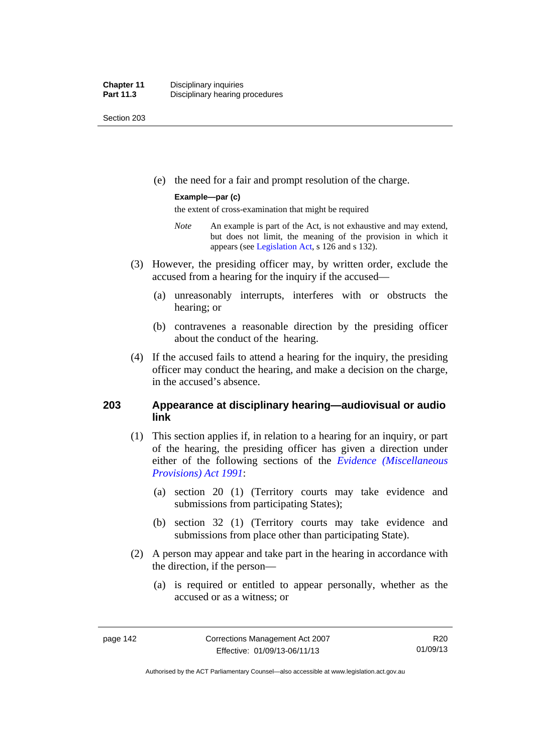(e) the need for a fair and prompt resolution of the charge.

**Example—par (c)**

the extent of cross-examination that might be required

*Note* An example is part of the Act, is not exhaustive and may extend, but does not limit, the meaning of the provision in which it appears (see Legislation Act, s 126 and s 132).

(3) However, the presiding officer may, by written order, exclude the accused from a hearing for the inquiry if the accused—

(a) unreasonably interrupts, interferes with or obstructs the hearing; or

(b) contravenes a reasonable direction by the presiding officer about the conduct of the hearing.

(4) If the accused fails to attend a hearing for the inquiry, the presiding officer may conduct the hearing, and make a decision on the charge, in the accused's absence.

## 203 Appearance at disciplinary hearing—audiovisual or audio link

(1) This section applies if, in relation to a hearing for an inquiry, or part of the hearing, the presiding officer has given a direction under either of the following sections of the *Evidence (Miscellaneous Provisions) Act 1991*:

(a) section 20 (1) (Territory courts may take evidence and submissions from participating States);

(b) section 32 (1) (Territory courts may take evidence and submissions from place other than participating State).

(2) A person may appear and take part in the hearing in accordance with the direction, if the person—

(a) is required or entitled to appear personally, whether as the accused or as a witness; or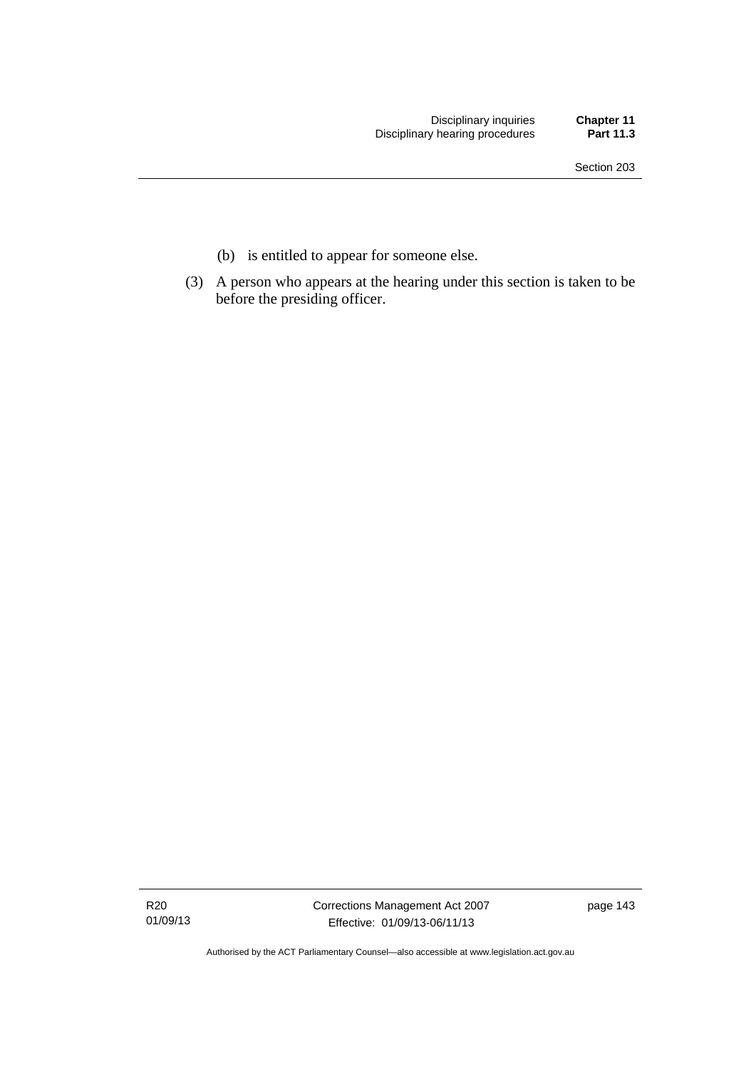(b) is entitled to appear for someone else.

(3) A person who appears at the hearing under this section is taken to be before the presiding officer.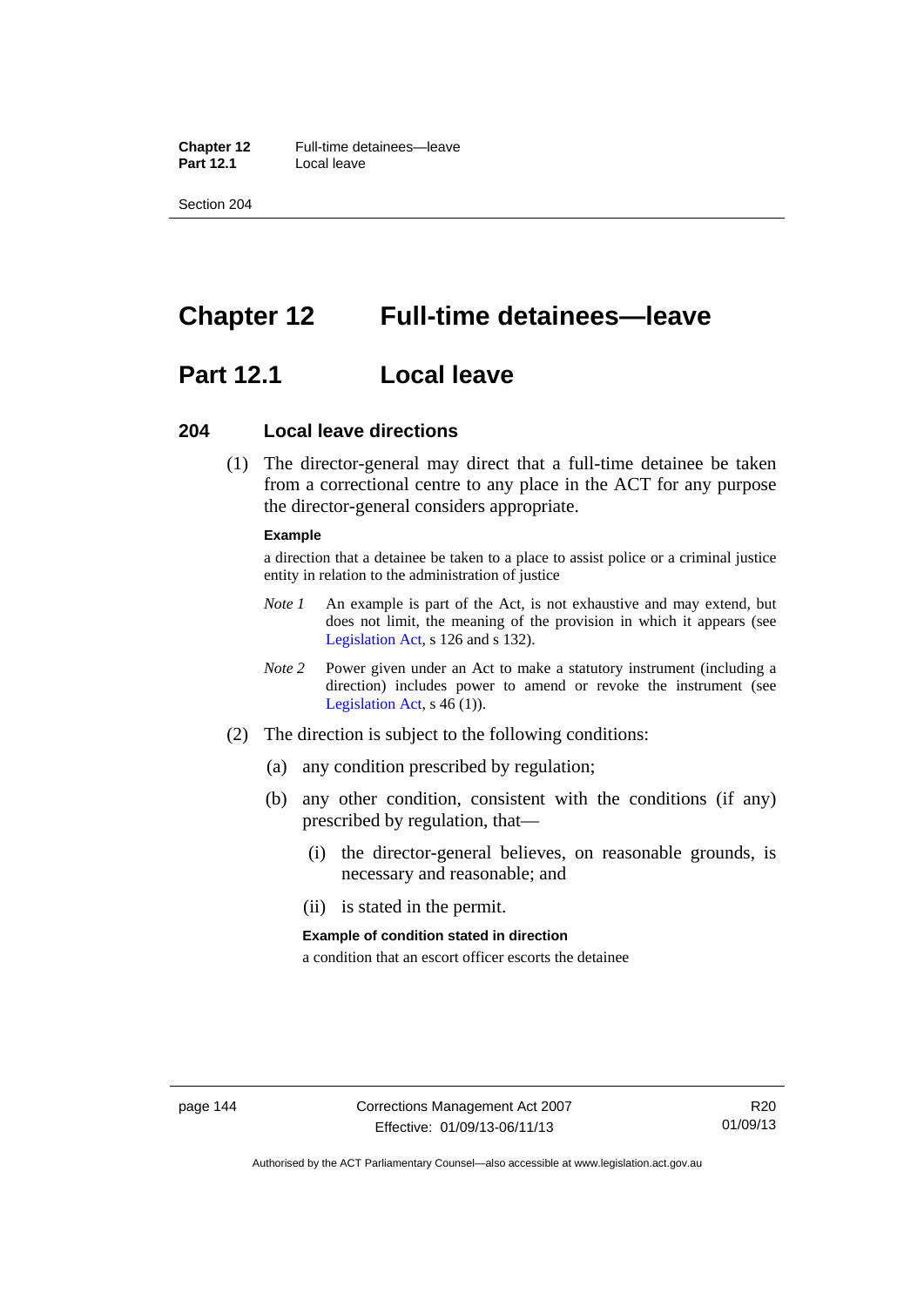# Chapter 12 Full-time detainees—leave

## Part 12.1 Local leave

### 204 Local leave directions

(1) The director-general may direct that a full-time detainee be taken from a correctional centre to any place in the ACT for any purpose the director-general considers appropriate.

**Example**

a direction that a detainee be taken to a place to assist police or a criminal justice entity in relation to the administration of justice

*Note 1* An example is part of the Act, is not exhaustive and may extend, but does not limit, the meaning of the provision in which it appears (see Legislation Act, s 126 and s 132).

*Note 2* Power given under an Act to make a statutory instrument (including a direction) includes power to amend or revoke the instrument (see Legislation Act, s 46 (1)).

(2) The direction is subject to the following conditions:

(a) any condition prescribed by regulation;

(b) any other condition, consistent with the conditions (if any) prescribed by regulation, that—

(i) the director-general believes, on reasonable grounds, is necessary and reasonable; and

(ii) is stated in the permit.

**Example of condition stated in direction**

a condition that an escort officer escorts the detainee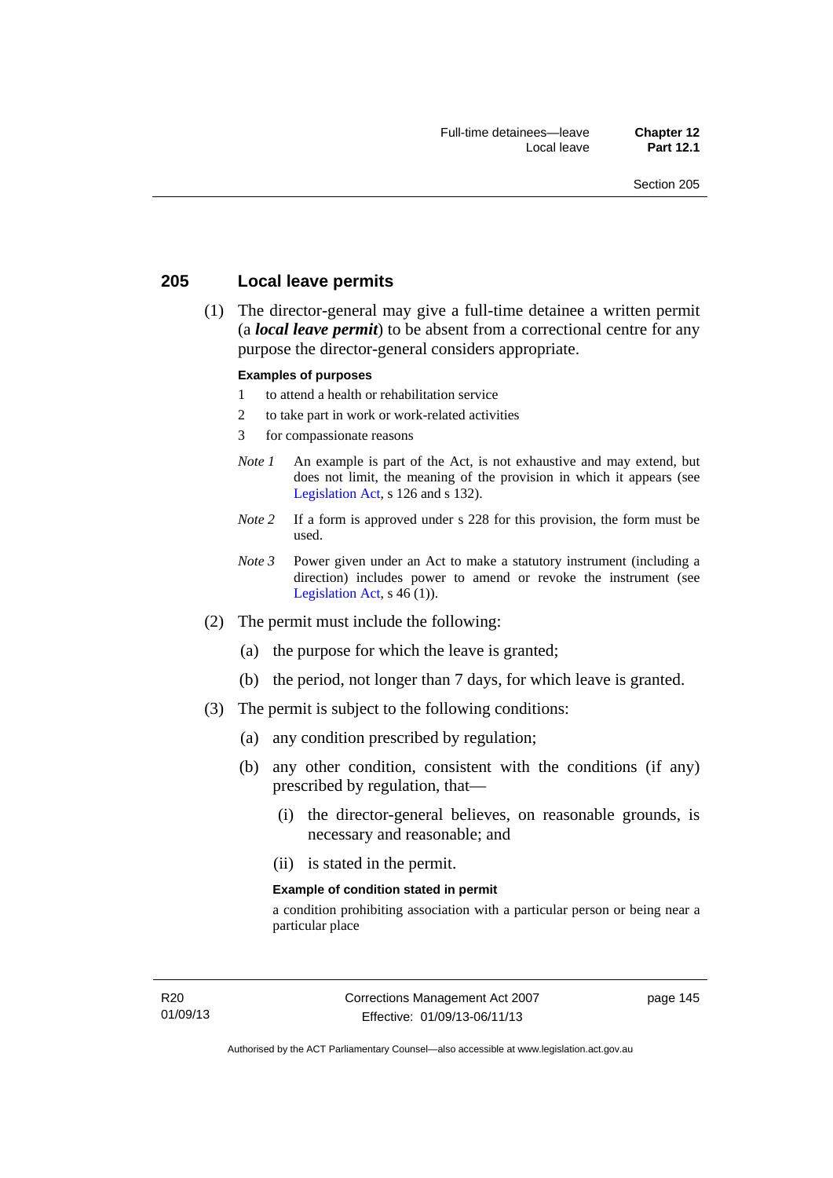## 205 Local leave permits

(1) The director-general may give a full-time detainee a written permit (a ***local leave permit***) to be absent from a correctional centre for any purpose the director-general considers appropriate.

**Examples of purposes**

1 to attend a health or rehabilitation service

2 to take part in work or work-related activities

3 for compassionate reasons

*Note 1* An example is part of the Act, is not exhaustive and may extend, but does not limit, the meaning of the provision in which it appears (see Legislation Act, s 126 and s 132).

*Note 2* If a form is approved under s 228 for this provision, the form must be used.

*Note 3* Power given under an Act to make a statutory instrument (including a direction) includes power to amend or revoke the instrument (see Legislation Act, s 46 (1)).

(2) The permit must include the following:

(a) the purpose for which the leave is granted;

(b) the period, not longer than 7 days, for which leave is granted.

(3) The permit is subject to the following conditions:

(a) any condition prescribed by regulation;

(b) any other condition, consistent with the conditions (if any) prescribed by regulation, that—

(i) the director-general believes, on reasonable grounds, is necessary and reasonable; and

(ii) is stated in the permit.

**Example of condition stated in permit**

a condition prohibiting association with a particular person or being near a particular place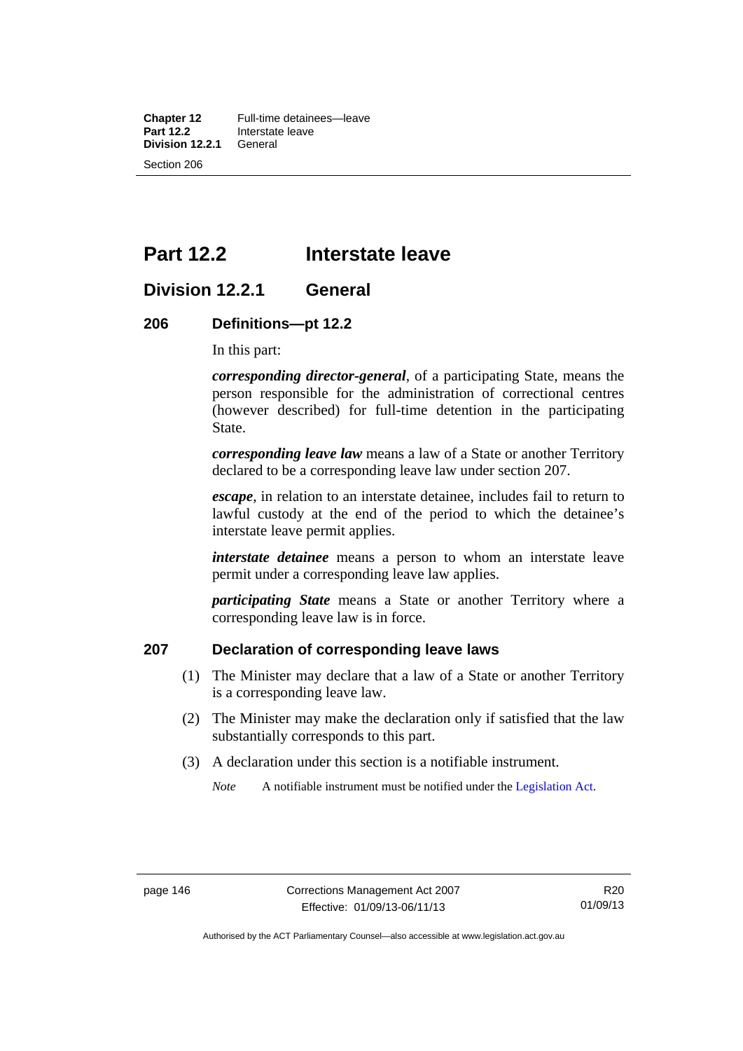# Part 12.2 Interstate leave

## Division 12.2.1 General

### 206 Definitions—pt 12.2

In this part:

***corresponding director-general***, of a participating State, means the person responsible for the administration of correctional centres (however described) for full-time detention in the participating State.

***corresponding leave law*** means a law of a State or another Territory declared to be a corresponding leave law under section 207.

***escape***, in relation to an interstate detainee, includes fail to return to lawful custody at the end of the period to which the detainee's interstate leave permit applies.

***interstate detainee*** means a person to whom an interstate leave permit under a corresponding leave law applies.

***participating State*** means a State or another Territory where a corresponding leave law is in force.

### 207 Declaration of corresponding leave laws

(1) The Minister may declare that a law of a State or another Territory is a corresponding leave law.

(2) The Minister may make the declaration only if satisfied that the law substantially corresponds to this part.

(3) A declaration under this section is a notifiable instrument.

*Note* A notifiable instrument must be notified under the Legislation Act.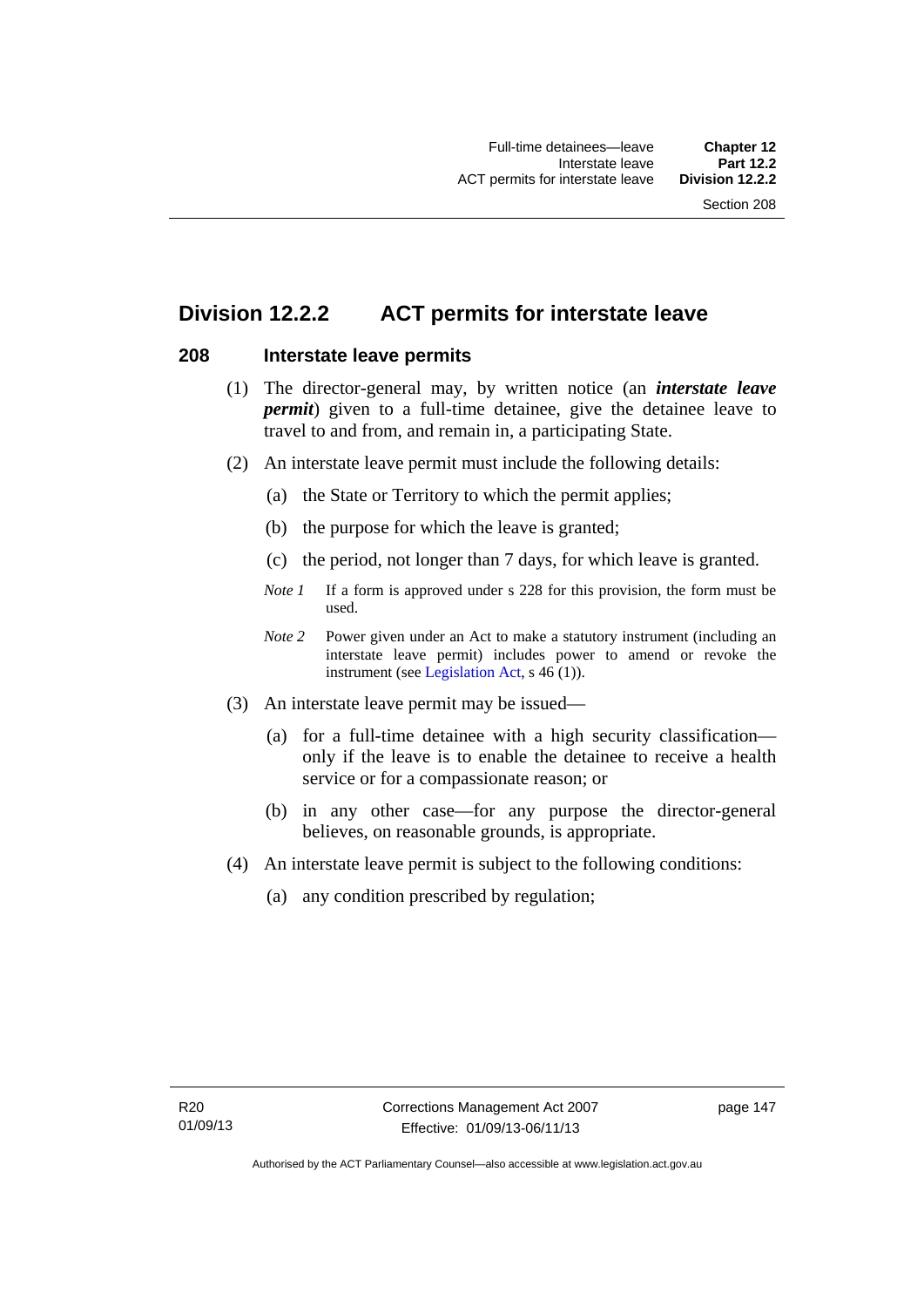## Division 12.2.2 ACT permits for interstate leave

### 208 Interstate leave permits

(1) The director-general may, by written notice (an ***interstate leave permit***) given to a full-time detainee, give the detainee leave to travel to and from, and remain in, a participating State.

(2) An interstate leave permit must include the following details:

(a) the State or Territory to which the permit applies;

(b) the purpose for which the leave is granted;

(c) the period, not longer than 7 days, for which leave is granted.

*Note 1* If a form is approved under s 228 for this provision, the form must be used.

*Note 2* Power given under an Act to make a statutory instrument (including an interstate leave permit) includes power to amend or revoke the instrument (see Legislation Act, s 46 (1)).

(3) An interstate leave permit may be issued—

(a) for a full-time detainee with a high security classification—only if the leave is to enable the detainee to receive a health service or for a compassionate reason; or

(b) in any other case—for any purpose the director-general believes, on reasonable grounds, is appropriate.

(4) An interstate leave permit is subject to the following conditions:

(a) any condition prescribed by regulation;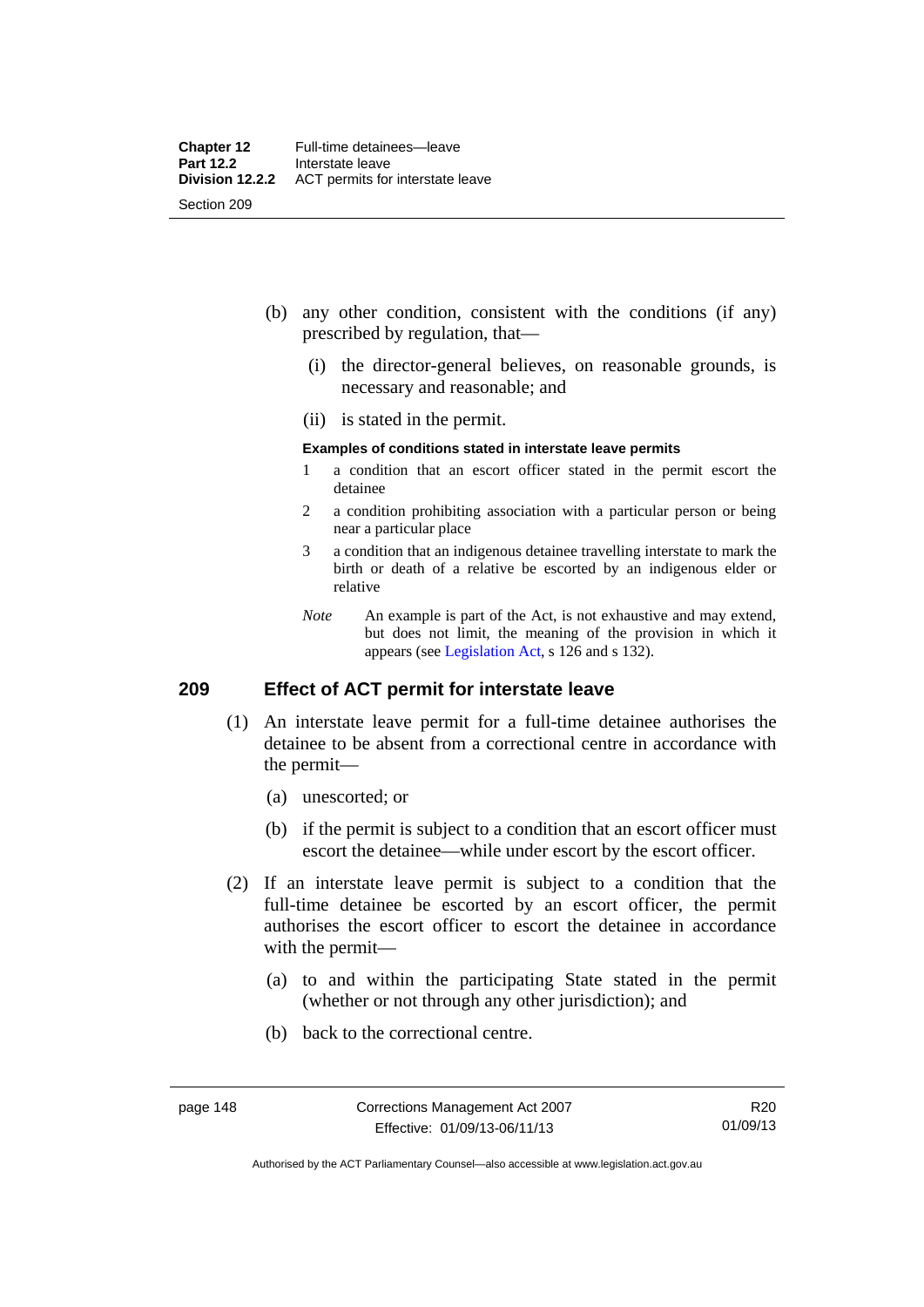(b) any other condition, consistent with the conditions (if any) prescribed by regulation, that—

   (i) the director-general believes, on reasonable grounds, is necessary and reasonable; and

   (ii) is stated in the permit.

**Examples of conditions stated in interstate leave permits**

1 a condition that an escort officer stated in the permit escort the detainee

2 a condition prohibiting association with a particular person or being near a particular place

3 a condition that an indigenous detainee travelling interstate to mark the birth or death of a relative be escorted by an indigenous elder or relative

*Note* An example is part of the Act, is not exhaustive and may extend, but does not limit, the meaning of the provision in which it appears (see Legislation Act, s 126 and s 132).

## 209 Effect of ACT permit for interstate leave

(1) An interstate leave permit for a full-time detainee authorises the detainee to be absent from a correctional centre in accordance with the permit—

   (a) unescorted; or

   (b) if the permit is subject to a condition that an escort officer must escort the detainee—while under escort by the escort officer.

(2) If an interstate leave permit is subject to a condition that the full-time detainee be escorted by an escort officer, the permit authorises the escort officer to escort the detainee in accordance with the permit—

   (a) to and within the participating State stated in the permit (whether or not through any other jurisdiction); and

   (b) back to the correctional centre.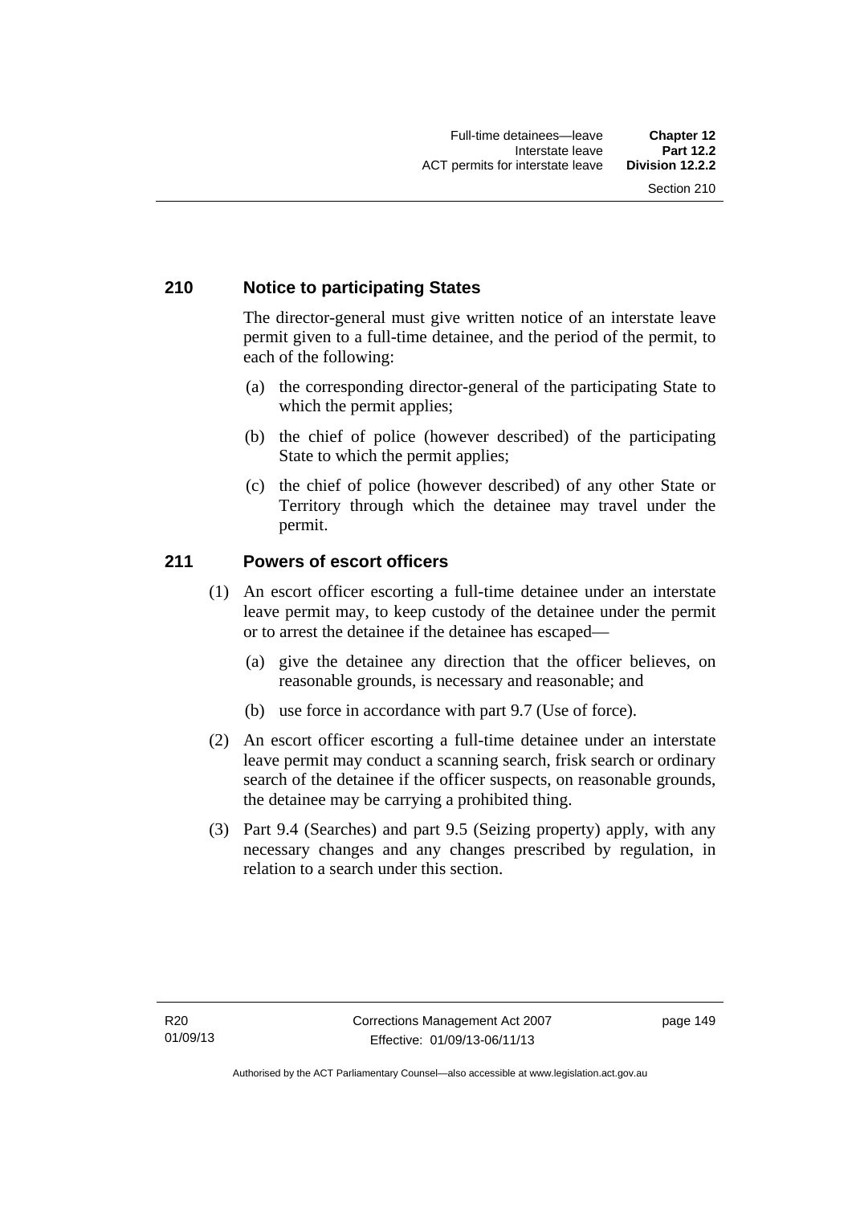## 210 Notice to participating States

The director-general must give written notice of an interstate leave permit given to a full-time detainee, and the period of the permit, to each of the following:

(a) the corresponding director-general of the participating State to which the permit applies;

(b) the chief of police (however described) of the participating State to which the permit applies;

(c) the chief of police (however described) of any other State or Territory through which the detainee may travel under the permit.

## 211 Powers of escort officers

(1) An escort officer escorting a full-time detainee under an interstate leave permit may, to keep custody of the detainee under the permit or to arrest the detainee if the detainee has escaped—

(a) give the detainee any direction that the officer believes, on reasonable grounds, is necessary and reasonable; and

(b) use force in accordance with part 9.7 (Use of force).

(2) An escort officer escorting a full-time detainee under an interstate leave permit may conduct a scanning search, frisk search or ordinary search of the detainee if the officer suspects, on reasonable grounds, the detainee may be carrying a prohibited thing.

(3) Part 9.4 (Searches) and part 9.5 (Seizing property) apply, with any necessary changes and any changes prescribed by regulation, in relation to a search under this section.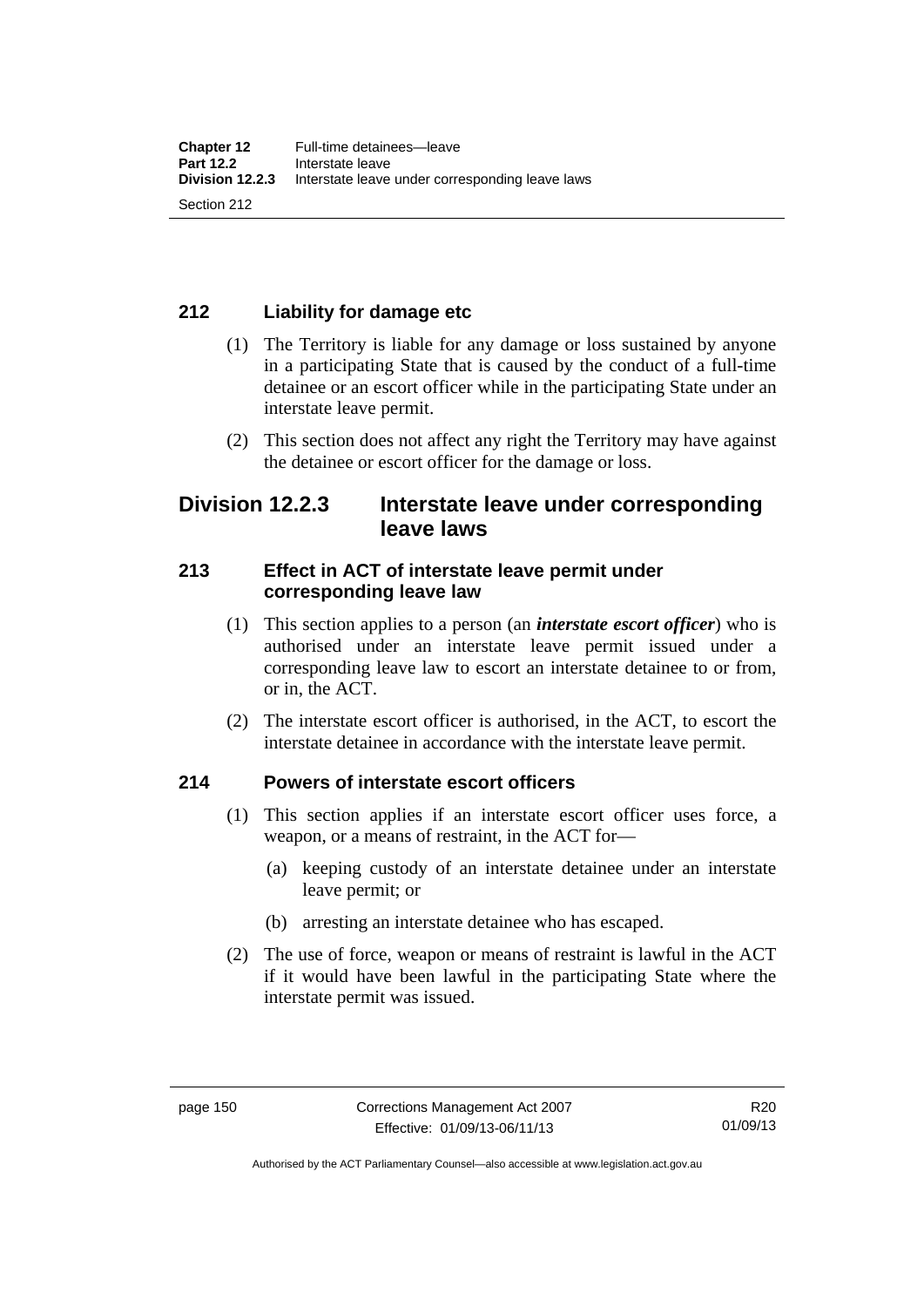## 212 Liability for damage etc

(1) The Territory is liable for any damage or loss sustained by anyone in a participating State that is caused by the conduct of a full-time detainee or an escort officer while in the participating State under an interstate leave permit.

(2) This section does not affect any right the Territory may have against the detainee or escort officer for the damage or loss.

# Division 12.2.3 Interstate leave under corresponding leave laws

## 213 Effect in ACT of interstate leave permit under corresponding leave law

(1) This section applies to a person (an ***interstate escort officer***) who is authorised under an interstate leave permit issued under a corresponding leave law to escort an interstate detainee to or from, or in, the ACT.

(2) The interstate escort officer is authorised, in the ACT, to escort the interstate detainee in accordance with the interstate leave permit.

## 214 Powers of interstate escort officers

(1) This section applies if an interstate escort officer uses force, a weapon, or a means of restraint, in the ACT for—

(a) keeping custody of an interstate detainee under an interstate leave permit; or

(b) arresting an interstate detainee who has escaped.

(2) The use of force, weapon or means of restraint is lawful in the ACT if it would have been lawful in the participating State where the interstate permit was issued.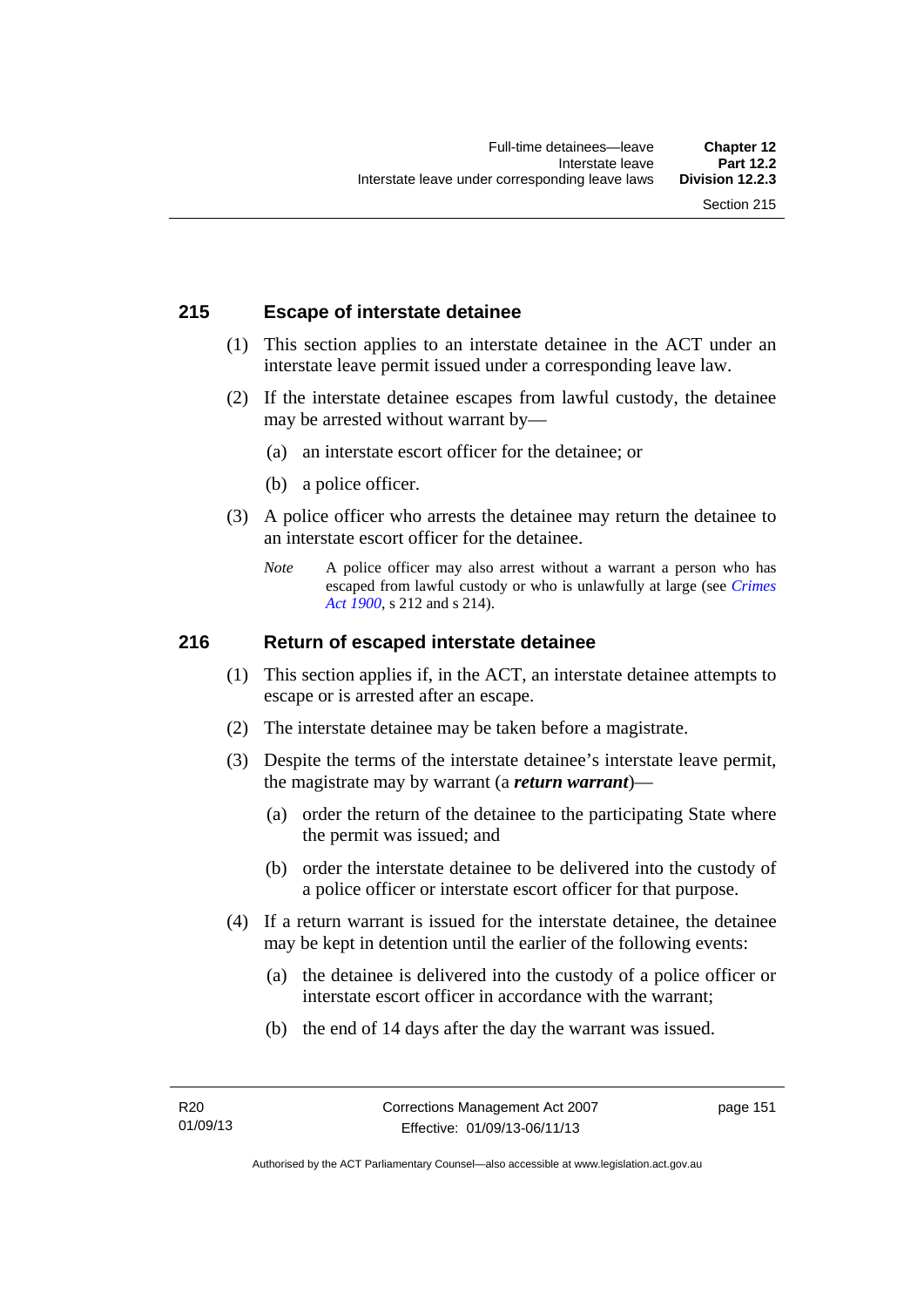## 215 Escape of interstate detainee

(1) This section applies to an interstate detainee in the ACT under an interstate leave permit issued under a corresponding leave law.

(2) If the interstate detainee escapes from lawful custody, the detainee may be arrested without warrant by—

(a) an interstate escort officer for the detainee; or

(b) a police officer.

(3) A police officer who arrests the detainee may return the detainee to an interstate escort officer for the detainee.

*Note* A police officer may also arrest without a warrant a person who has escaped from lawful custody or who is unlawfully at large (see *Crimes Act 1900*, s 212 and s 214).

## 216 Return of escaped interstate detainee

(1) This section applies if, in the ACT, an interstate detainee attempts to escape or is arrested after an escape.

(2) The interstate detainee may be taken before a magistrate.

(3) Despite the terms of the interstate detainee's interstate leave permit, the magistrate may by warrant (a ***return warrant***)—

(a) order the return of the detainee to the participating State where the permit was issued; and

(b) order the interstate detainee to be delivered into the custody of a police officer or interstate escort officer for that purpose.

(4) If a return warrant is issued for the interstate detainee, the detainee may be kept in detention until the earlier of the following events:

(a) the detainee is delivered into the custody of a police officer or interstate escort officer in accordance with the warrant;

(b) the end of 14 days after the day the warrant was issued.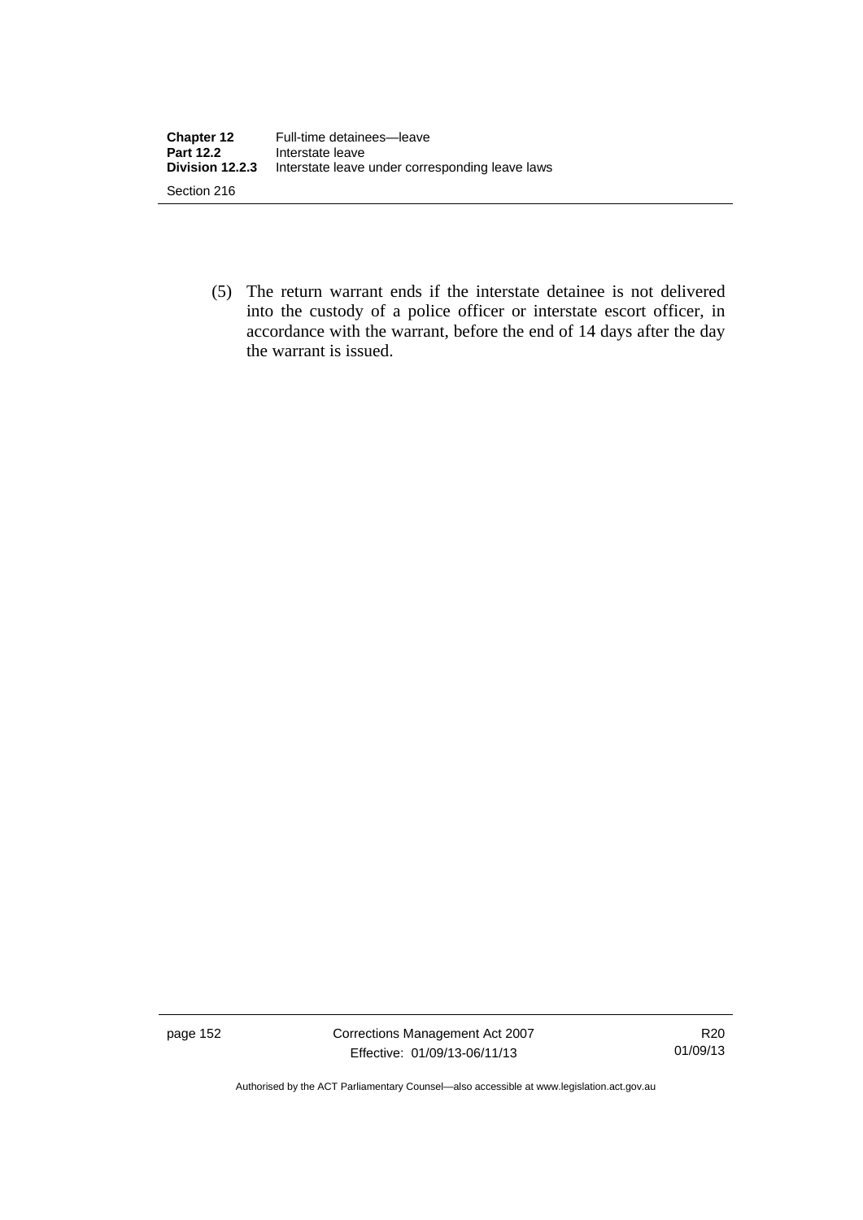(5) The return warrant ends if the interstate detainee is not delivered into the custody of a police officer or interstate escort officer, in accordance with the warrant, before the end of 14 days after the day the warrant is issued.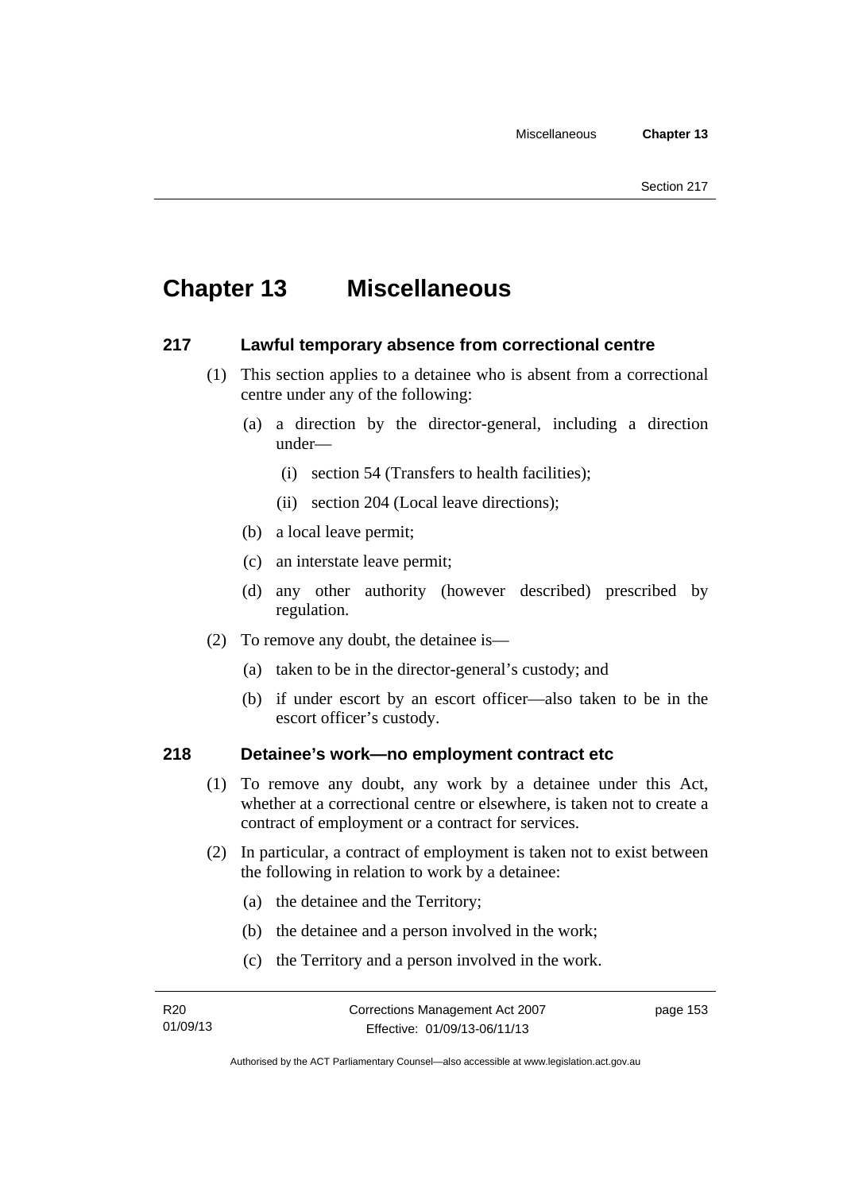# Chapter 13 Miscellaneous

## 217 Lawful temporary absence from correctional centre

(1) This section applies to a detainee who is absent from a correctional centre under any of the following:

(a) a direction by the director-general, including a direction under—

(i) section 54 (Transfers to health facilities);

(ii) section 204 (Local leave directions);

(b) a local leave permit;

(c) an interstate leave permit;

(d) any other authority (however described) prescribed by regulation.

(2) To remove any doubt, the detainee is—

(a) taken to be in the director-general's custody; and

(b) if under escort by an escort officer—also taken to be in the escort officer's custody.

## 218 Detainee's work—no employment contract etc

(1) To remove any doubt, any work by a detainee under this Act, whether at a correctional centre or elsewhere, is taken not to create a contract of employment or a contract for services.

(2) In particular, a contract of employment is taken not to exist between the following in relation to work by a detainee:

(a) the detainee and the Territory;

(b) the detainee and a person involved in the work;

(c) the Territory and a person involved in the work.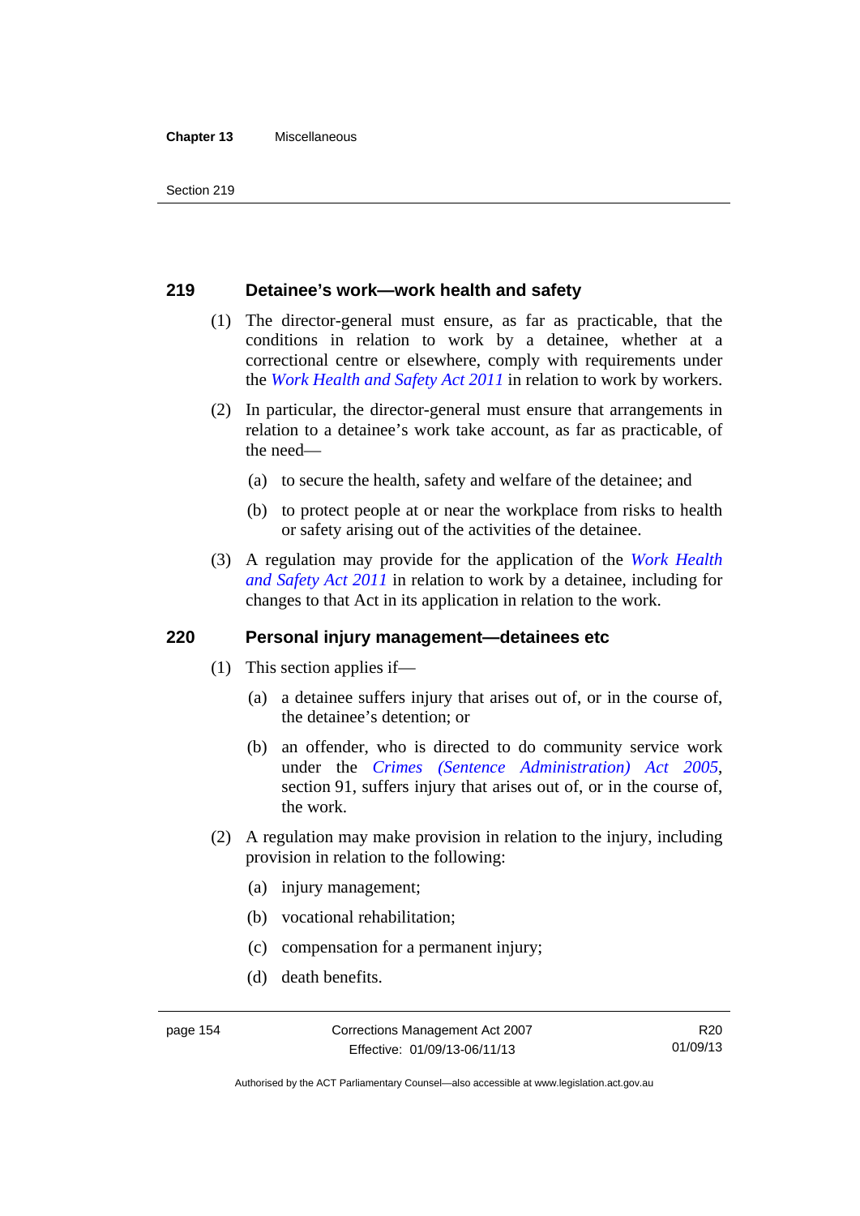## 219 Detainee's work—work health and safety

(1) The director-general must ensure, as far as practicable, that the conditions in relation to work by a detainee, whether at a correctional centre or elsewhere, comply with requirements under the *Work Health and Safety Act 2011* in relation to work by workers.

(2) In particular, the director-general must ensure that arrangements in relation to a detainee's work take account, as far as practicable, of the need—

(a) to secure the health, safety and welfare of the detainee; and

(b) to protect people at or near the workplace from risks to health or safety arising out of the activities of the detainee.

(3) A regulation may provide for the application of the *Work Health and Safety Act 2011* in relation to work by a detainee, including for changes to that Act in its application in relation to the work.

## 220 Personal injury management—detainees etc

(1) This section applies if—

(a) a detainee suffers injury that arises out of, or in the course of, the detainee's detention; or

(b) an offender, who is directed to do community service work under the *Crimes (Sentence Administration) Act 2005*, section 91, suffers injury that arises out of, or in the course of, the work.

(2) A regulation may make provision in relation to the injury, including provision in relation to the following:

(a) injury management;

(b) vocational rehabilitation;

(c) compensation for a permanent injury;

(d) death benefits.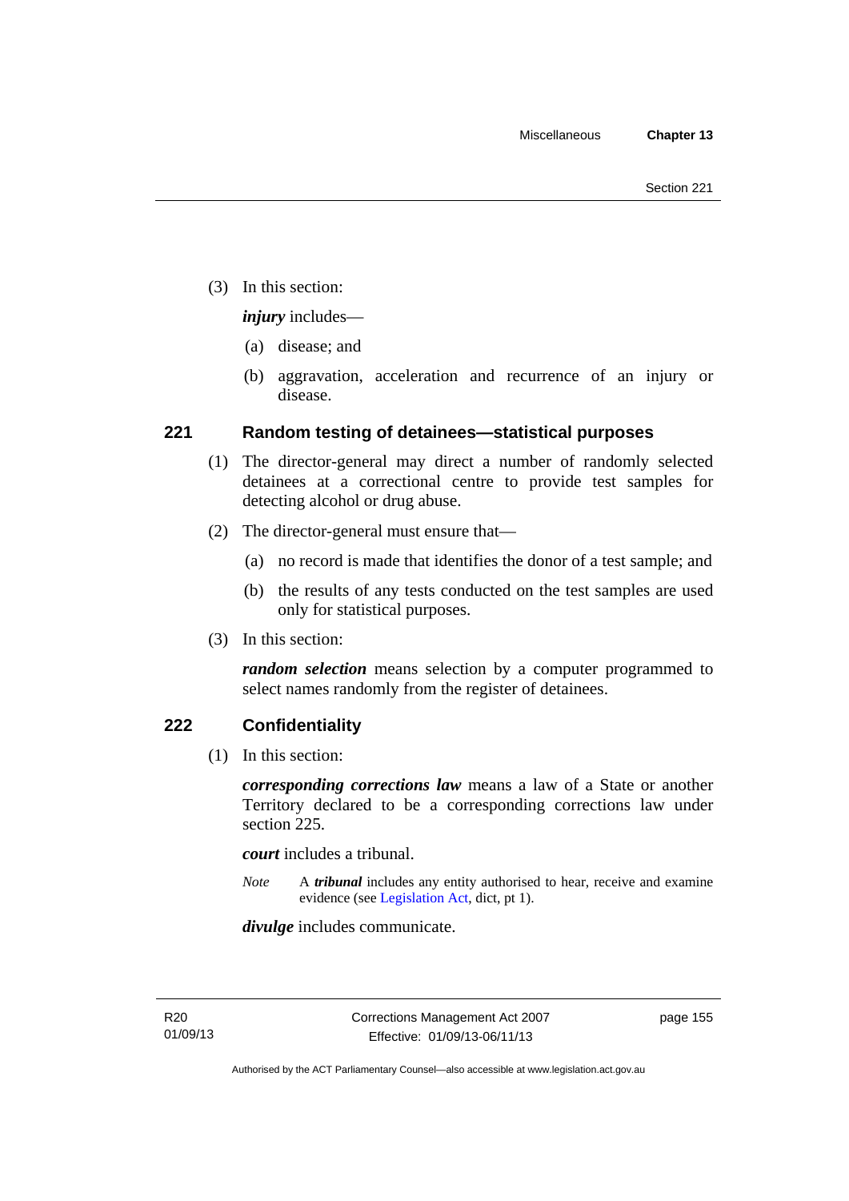(3) In this section:

***injury*** includes—

(a) disease; and

(b) aggravation, acceleration and recurrence of an injury or disease.

## 221 Random testing of detainees—statistical purposes

(1) The director-general may direct a number of randomly selected detainees at a correctional centre to provide test samples for detecting alcohol or drug abuse.

(2) The director-general must ensure that—

(a) no record is made that identifies the donor of a test sample; and

(b) the results of any tests conducted on the test samples are used only for statistical purposes.

(3) In this section:

***random selection*** means selection by a computer programmed to select names randomly from the register of detainees.

## 222 Confidentiality

(1) In this section:

***corresponding corrections law*** means a law of a State or another Territory declared to be a corresponding corrections law under section 225.

***court*** includes a tribunal.

*Note* A ***tribunal*** includes any entity authorised to hear, receive and examine evidence (see Legislation Act, dict, pt 1).

***divulge*** includes communicate.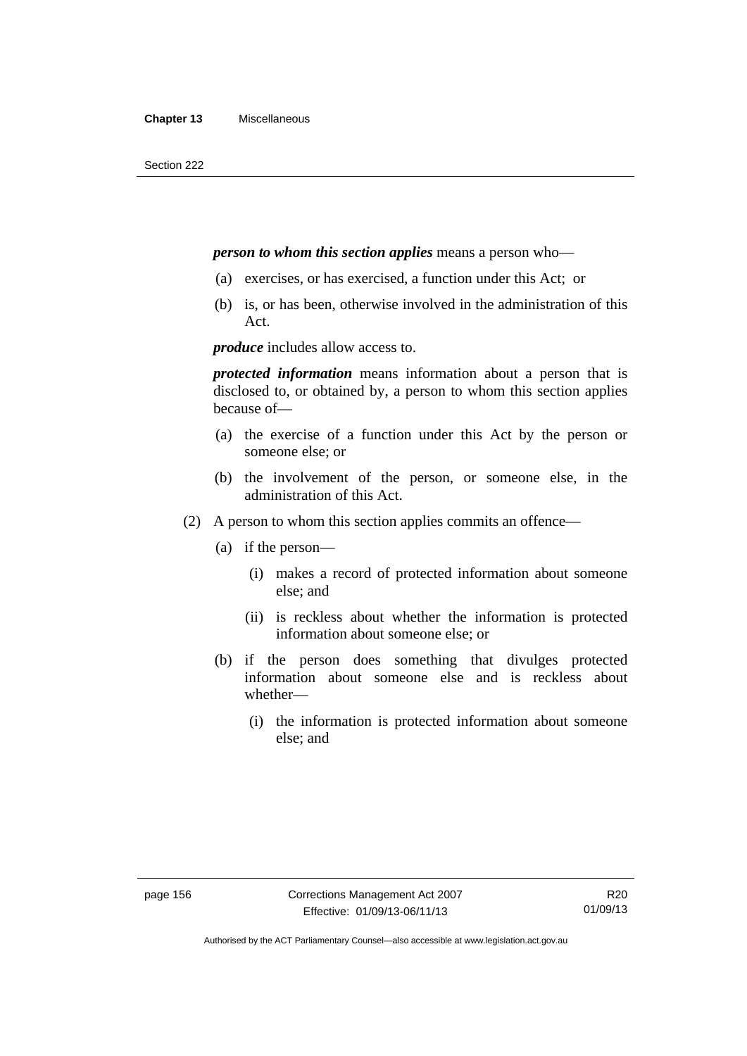***person to whom this section applies*** means a person who—

(a) exercises, or has exercised, a function under this Act; or

(b) is, or has been, otherwise involved in the administration of this Act.

***produce*** includes allow access to.

***protected information*** means information about a person that is disclosed to, or obtained by, a person to whom this section applies because of—

(a) the exercise of a function under this Act by the person or someone else; or

(b) the involvement of the person, or someone else, in the administration of this Act.

(2) A person to whom this section applies commits an offence—

(a) if the person—

(i) makes a record of protected information about someone else; and

(ii) is reckless about whether the information is protected information about someone else; or

(b) if the person does something that divulges protected information about someone else and is reckless about whether—

(i) the information is protected information about someone else; and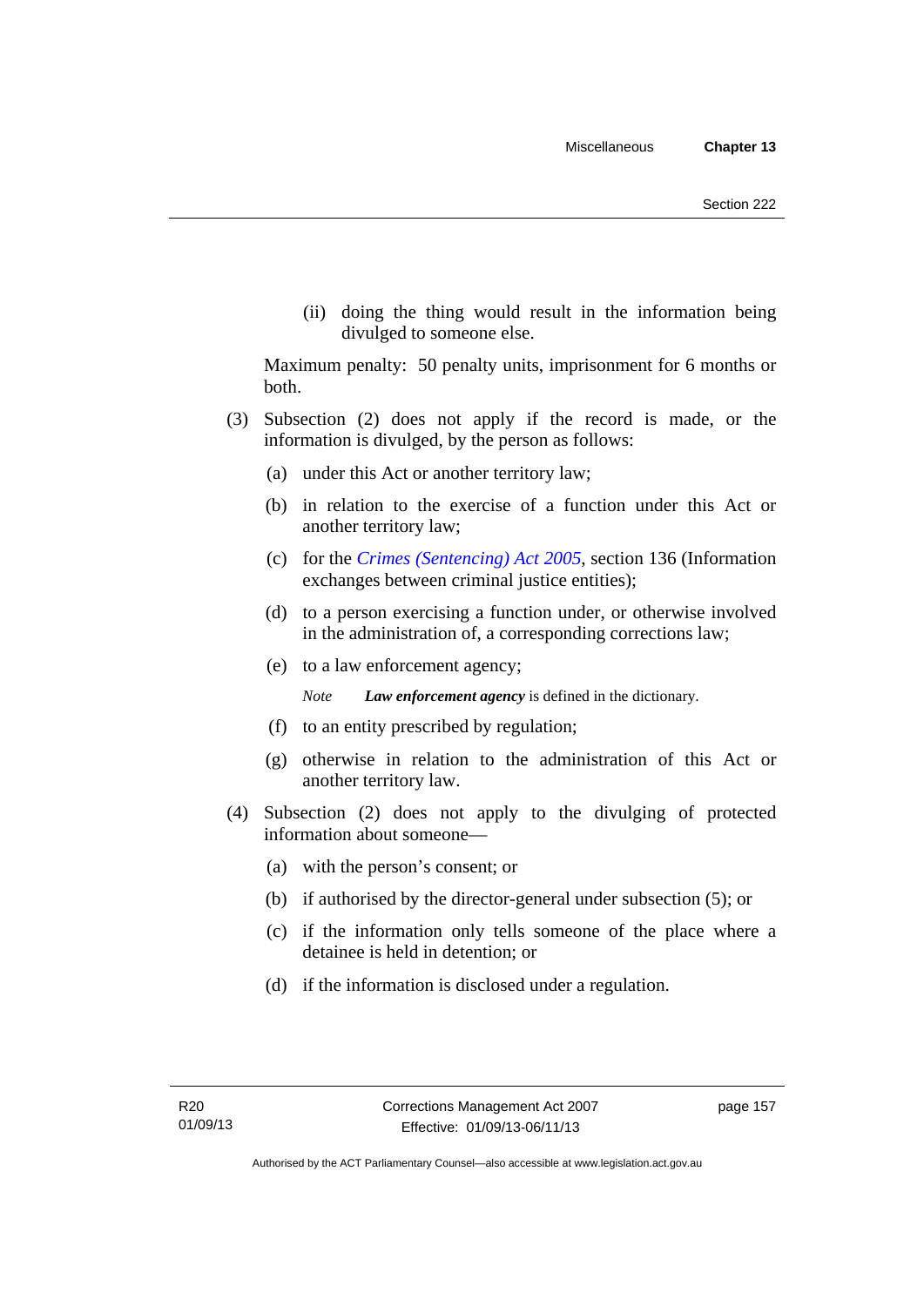(ii) doing the thing would result in the information being divulged to someone else.

Maximum penalty: 50 penalty units, imprisonment for 6 months or both.

(3) Subsection (2) does not apply if the record is made, or the information is divulged, by the person as follows:

(a) under this Act or another territory law;

(b) in relation to the exercise of a function under this Act or another territory law;

(c) for the *Crimes (Sentencing) Act 2005*, section 136 (Information exchanges between criminal justice entities);

(d) to a person exercising a function under, or otherwise involved in the administration of, a corresponding corrections law;

(e) to a law enforcement agency;

*Note* ***Law enforcement agency*** is defined in the dictionary.

(f) to an entity prescribed by regulation;

(g) otherwise in relation to the administration of this Act or another territory law.

(4) Subsection (2) does not apply to the divulging of protected information about someone—

(a) with the person's consent; or

(b) if authorised by the director-general under subsection (5); or

(c) if the information only tells someone of the place where a detainee is held in detention; or

(d) if the information is disclosed under a regulation.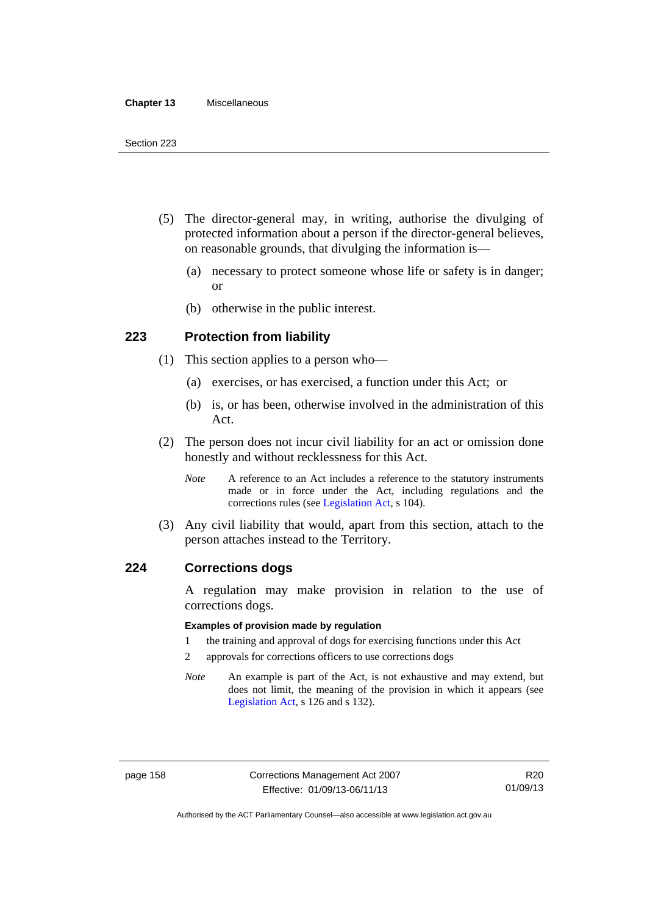(5) The director-general may, in writing, authorise the divulging of protected information about a person if the director-general believes, on reasonable grounds, that divulging the information is—

(a) necessary to protect someone whose life or safety is in danger; or

(b) otherwise in the public interest.

## 223 Protection from liability

(1) This section applies to a person who—

(a) exercises, or has exercised, a function under this Act; or

(b) is, or has been, otherwise involved in the administration of this Act.

(2) The person does not incur civil liability for an act or omission done honestly and without recklessness for this Act.

*Note* A reference to an Act includes a reference to the statutory instruments made or in force under the Act, including regulations and the corrections rules (see Legislation Act, s 104).

(3) Any civil liability that would, apart from this section, attach to the person attaches instead to the Territory.

## 224 Corrections dogs

A regulation may make provision in relation to the use of corrections dogs.

**Examples of provision made by regulation**

1 the training and approval of dogs for exercising functions under this Act

2 approvals for corrections officers to use corrections dogs

*Note* An example is part of the Act, is not exhaustive and may extend, but does not limit, the meaning of the provision in which it appears (see Legislation Act, s 126 and s 132).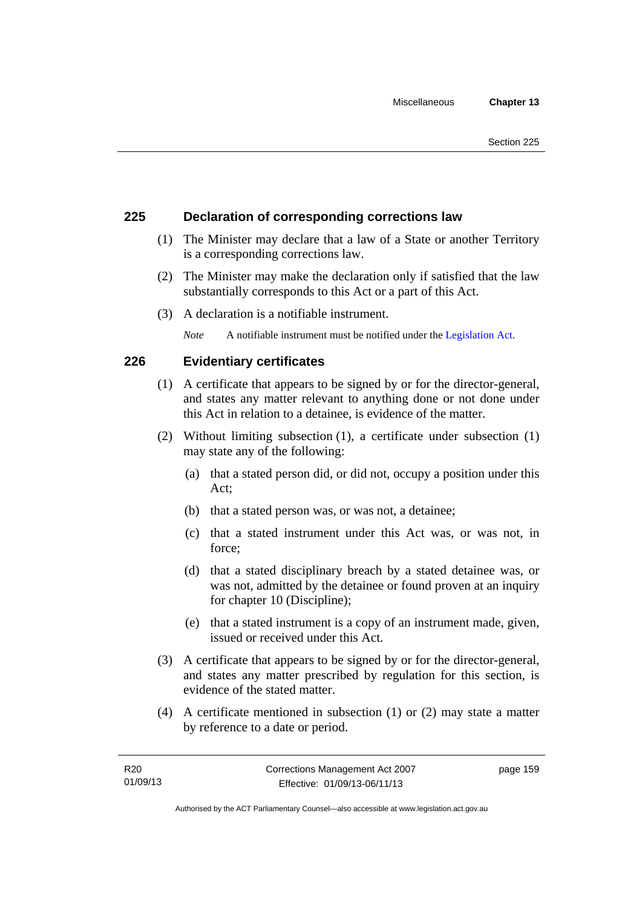## 225 Declaration of corresponding corrections law

(1) The Minister may declare that a law of a State or another Territory is a corresponding corrections law.

(2) The Minister may make the declaration only if satisfied that the law substantially corresponds to this Act or a part of this Act.

(3) A declaration is a notifiable instrument.

*Note* A notifiable instrument must be notified under the Legislation Act.

## 226 Evidentiary certificates

(1) A certificate that appears to be signed by or for the director-general, and states any matter relevant to anything done or not done under this Act in relation to a detainee, is evidence of the matter.

(2) Without limiting subsection (1), a certificate under subsection (1) may state any of the following:

(a) that a stated person did, or did not, occupy a position under this Act;

(b) that a stated person was, or was not, a detainee;

(c) that a stated instrument under this Act was, or was not, in force;

(d) that a stated disciplinary breach by a stated detainee was, or was not, admitted by the detainee or found proven at an inquiry for chapter 10 (Discipline);

(e) that a stated instrument is a copy of an instrument made, given, issued or received under this Act.

(3) A certificate that appears to be signed by or for the director-general, and states any matter prescribed by regulation for this section, is evidence of the stated matter.

(4) A certificate mentioned in subsection (1) or (2) may state a matter by reference to a date or period.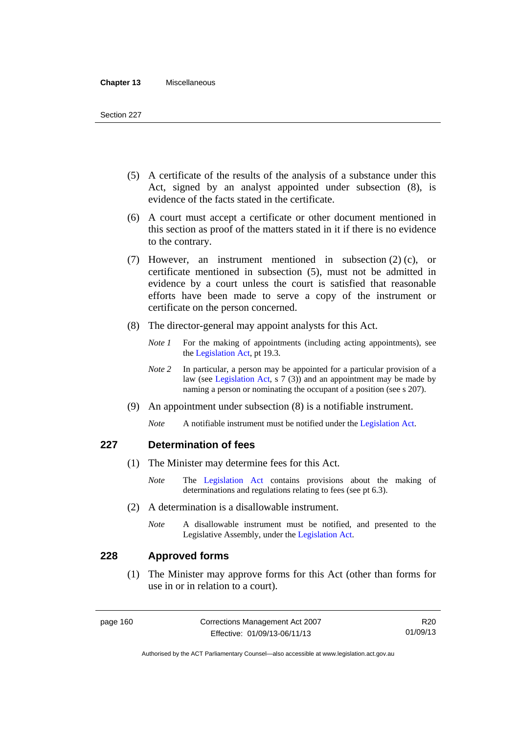(5) A certificate of the results of the analysis of a substance under this Act, signed by an analyst appointed under subsection (8), is evidence of the facts stated in the certificate.

(6) A court must accept a certificate or other document mentioned in this section as proof of the matters stated in it if there is no evidence to the contrary.

(7) However, an instrument mentioned in subsection (2) (c), or certificate mentioned in subsection (5), must not be admitted in evidence by a court unless the court is satisfied that reasonable efforts have been made to serve a copy of the instrument or certificate on the person concerned.

(8) The director-general may appoint analysts for this Act.

*Note 1* For the making of appointments (including acting appointments), see the Legislation Act, pt 19.3.

*Note 2* In particular, a person may be appointed for a particular provision of a law (see Legislation Act, s 7 (3)) and an appointment may be made by naming a person or nominating the occupant of a position (see s 207).

(9) An appointment under subsection (8) is a notifiable instrument.

*Note* A notifiable instrument must be notified under the Legislation Act.

## 227 Determination of fees

(1) The Minister may determine fees for this Act.

*Note* The Legislation Act contains provisions about the making of determinations and regulations relating to fees (see pt 6.3).

(2) A determination is a disallowable instrument.

*Note* A disallowable instrument must be notified, and presented to the Legislative Assembly, under the Legislation Act.

## 228 Approved forms

(1) The Minister may approve forms for this Act (other than forms for use in or in relation to a court).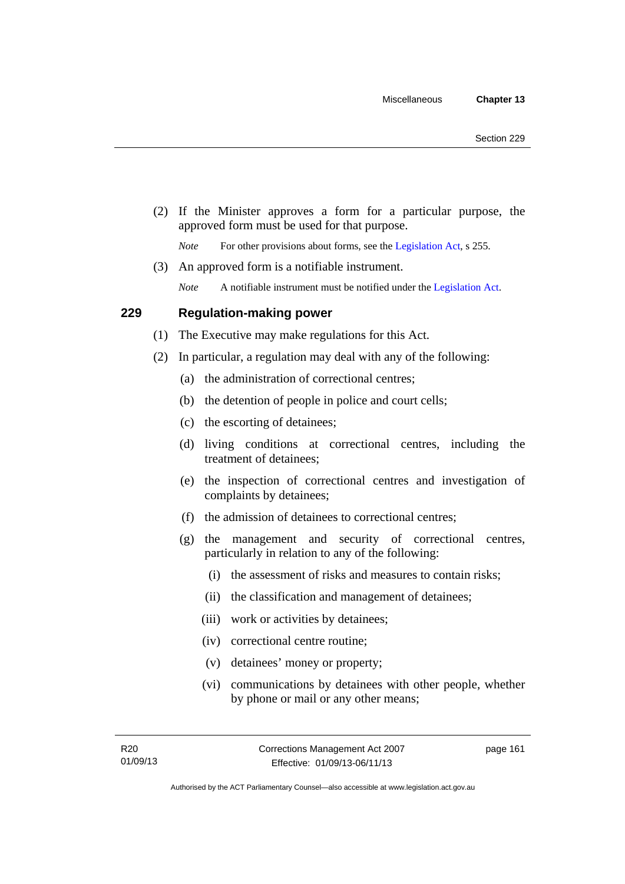(2) If the Minister approves a form for a particular purpose, the approved form must be used for that purpose.

*Note* For other provisions about forms, see the Legislation Act, s 255.

(3) An approved form is a notifiable instrument.

*Note* A notifiable instrument must be notified under the Legislation Act.

## 229 Regulation-making power

(1) The Executive may make regulations for this Act.

(2) In particular, a regulation may deal with any of the following:

(a) the administration of correctional centres;

(b) the detention of people in police and court cells;

(c) the escorting of detainees;

(d) living conditions at correctional centres, including the treatment of detainees;

(e) the inspection of correctional centres and investigation of complaints by detainees;

(f) the admission of detainees to correctional centres;

(g) the management and security of correctional centres, particularly in relation to any of the following:

(i) the assessment of risks and measures to contain risks;

(ii) the classification and management of detainees;

(iii) work or activities by detainees;

(iv) correctional centre routine;

(v) detainees' money or property;

(vi) communications by detainees with other people, whether by phone or mail or any other means;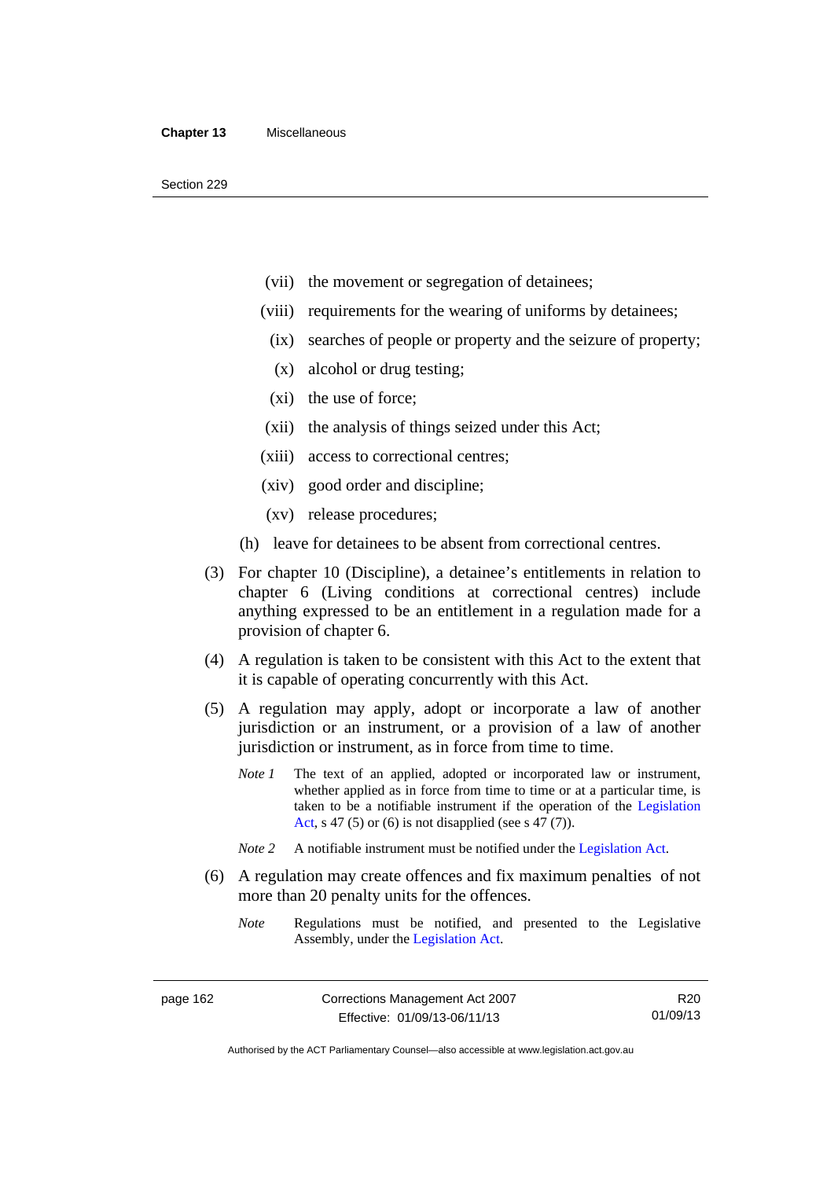(vii) the movement or segregation of detainees;

(viii) requirements for the wearing of uniforms by detainees;

(ix) searches of people or property and the seizure of property;

(x) alcohol or drug testing;

(xi) the use of force;

(xii) the analysis of things seized under this Act;

(xiii) access to correctional centres;

(xiv) good order and discipline;

(xv) release procedures;

(h) leave for detainees to be absent from correctional centres.

(3) For chapter 10 (Discipline), a detainee's entitlements in relation to chapter 6 (Living conditions at correctional centres) include anything expressed to be an entitlement in a regulation made for a provision of chapter 6.

(4) A regulation is taken to be consistent with this Act to the extent that it is capable of operating concurrently with this Act.

(5) A regulation may apply, adopt or incorporate a law of another jurisdiction or an instrument, or a provision of a law of another jurisdiction or instrument, as in force from time to time.

*Note 1* The text of an applied, adopted or incorporated law or instrument, whether applied as in force from time to time or at a particular time, is taken to be a notifiable instrument if the operation of the Legislation Act, s 47 (5) or (6) is not disapplied (see s 47 (7)).

*Note 2* A notifiable instrument must be notified under the Legislation Act.

(6) A regulation may create offences and fix maximum penalties of not more than 20 penalty units for the offences.

*Note* Regulations must be notified, and presented to the Legislative Assembly, under the Legislation Act.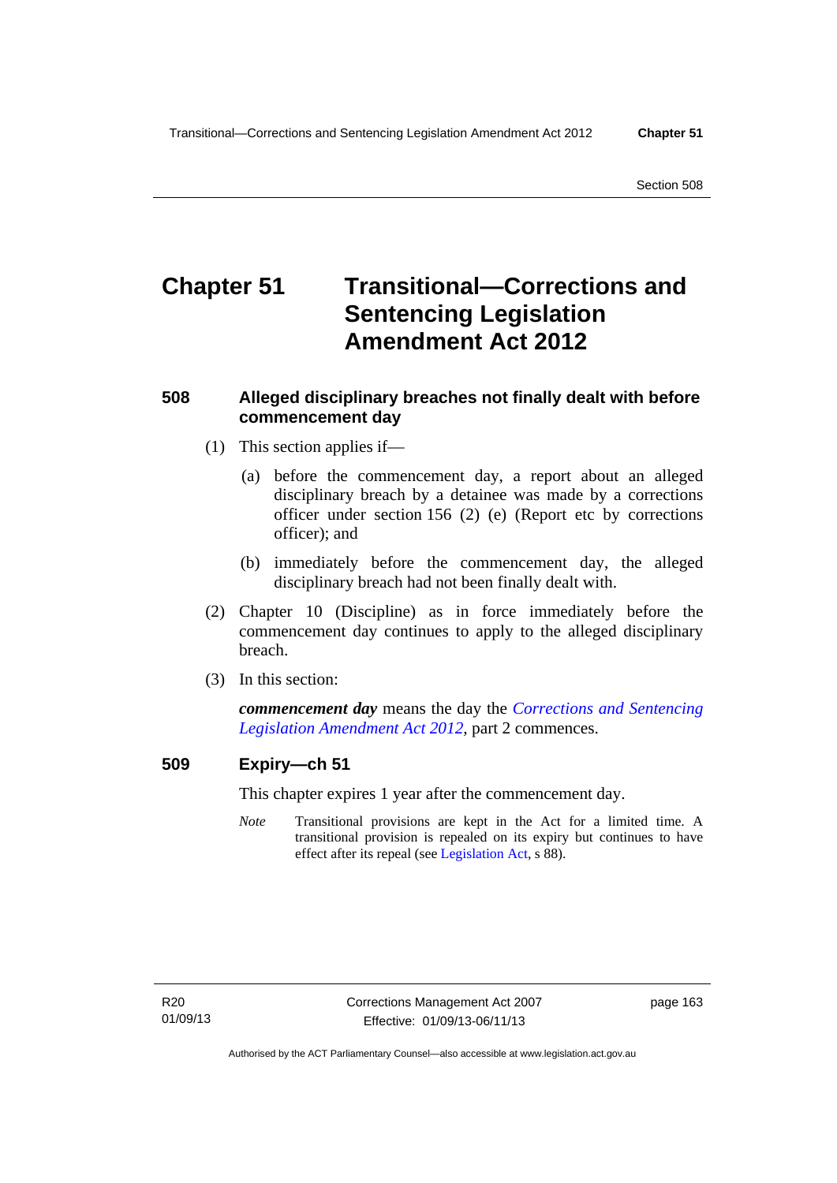# Chapter 51 Transitional—Corrections and Sentencing Legislation Amendment Act 2012

### 508 Alleged disciplinary breaches not finally dealt with before commencement day

(1) This section applies if—

(a) before the commencement day, a report about an alleged disciplinary breach by a detainee was made by a corrections officer under section 156 (2) (e) (Report etc by corrections officer); and

(b) immediately before the commencement day, the alleged disciplinary breach had not been finally dealt with.

(2) Chapter 10 (Discipline) as in force immediately before the commencement day continues to apply to the alleged disciplinary breach.

(3) In this section:

***commencement day*** means the day the *Corrections and Sentencing Legislation Amendment Act 2012*, part 2 commences.

### 509 Expiry—ch 51

This chapter expires 1 year after the commencement day.

*Note* Transitional provisions are kept in the Act for a limited time. A transitional provision is repealed on its expiry but continues to have effect after its repeal (see Legislation Act, s 88).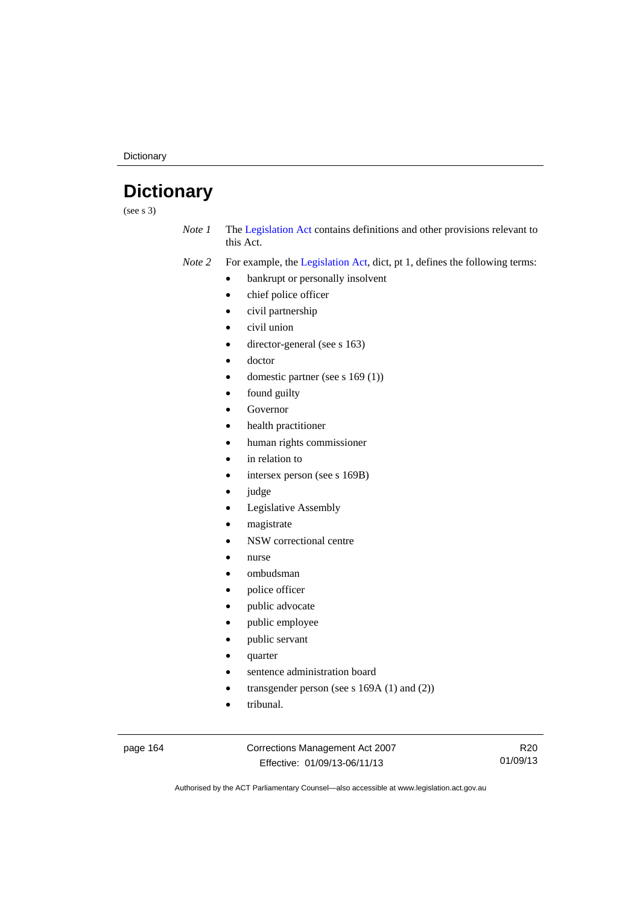# Dictionary

(see s 3)

*Note 1* The Legislation Act contains definitions and other provisions relevant to this Act.

*Note 2* For example, the Legislation Act, dict, pt 1, defines the following terms:

- bankrupt or personally insolvent
- chief police officer
- civil partnership
- civil union
- director-general (see s 163)
- doctor
- domestic partner (see s 169 (1))
- found guilty
- Governor
- health practitioner
- human rights commissioner
- in relation to
- intersex person (see s 169B)
- judge
- Legislative Assembly
- magistrate
- NSW correctional centre
- nurse
- ombudsman
- police officer
- public advocate
- public employee
- public servant
- quarter
- sentence administration board
- transgender person (see s 169A (1) and (2))
- tribunal.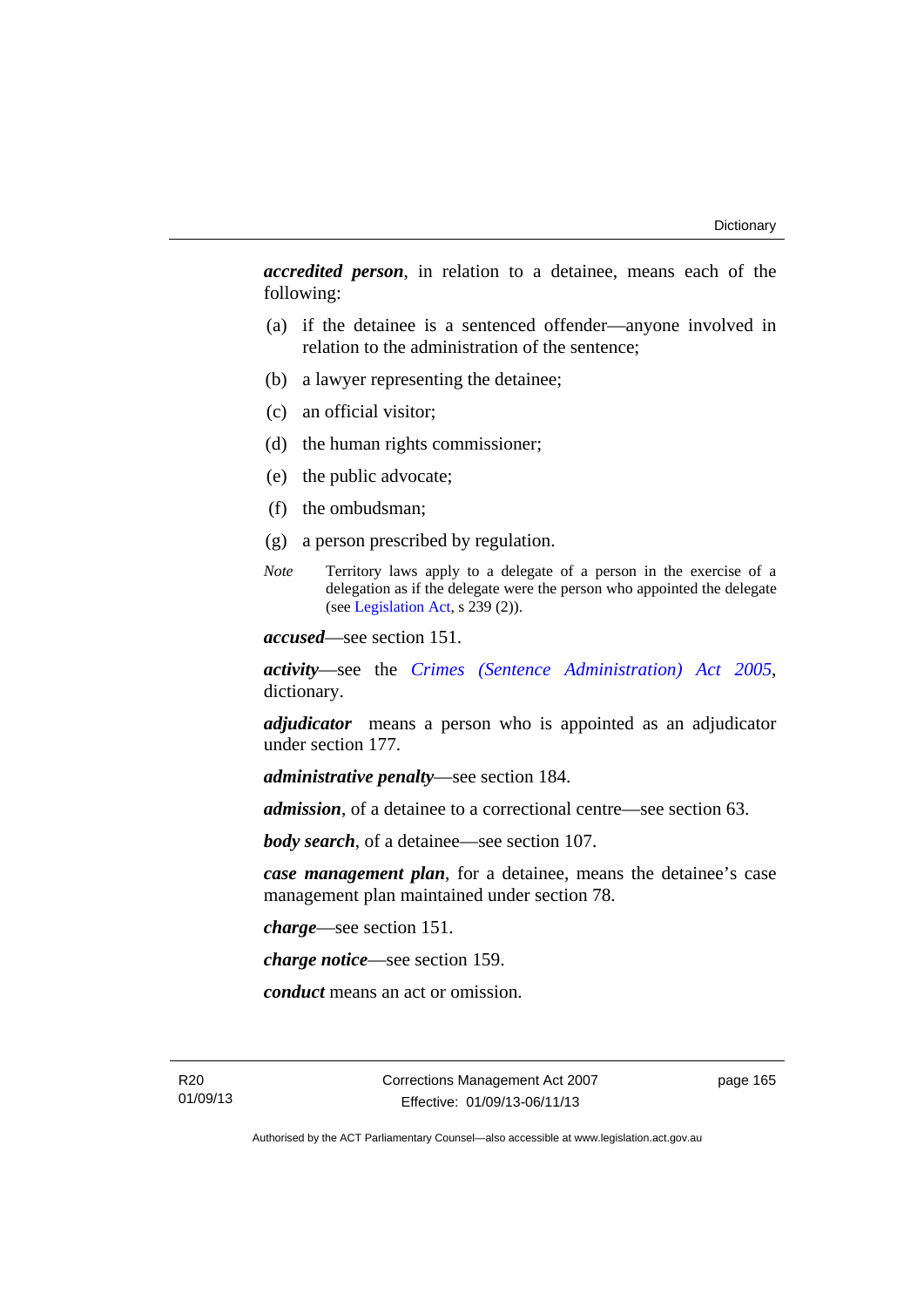***accredited person***, in relation to a detainee, means each of the following:

(a) if the detainee is a sentenced offender—anyone involved in relation to the administration of the sentence;

(b) a lawyer representing the detainee;

(c) an official visitor;

(d) the human rights commissioner;

(e) the public advocate;

(f) the ombudsman;

(g) a person prescribed by regulation.

*Note* Territory laws apply to a delegate of a person in the exercise of a delegation as if the delegate were the person who appointed the delegate (see Legislation Act, s 239 (2)).

***accused***—see section 151.

***activity***—see the *Crimes (Sentence Administration) Act 2005*, dictionary.

***adjudicator*** means a person who is appointed as an adjudicator under section 177.

***administrative penalty***—see section 184.

***admission***, of a detainee to a correctional centre—see section 63.

***body search***, of a detainee—see section 107.

***case management plan***, for a detainee, means the detainee's case management plan maintained under section 78.

***charge***—see section 151.

***charge notice***—see section 159.

***conduct*** means an act or omission.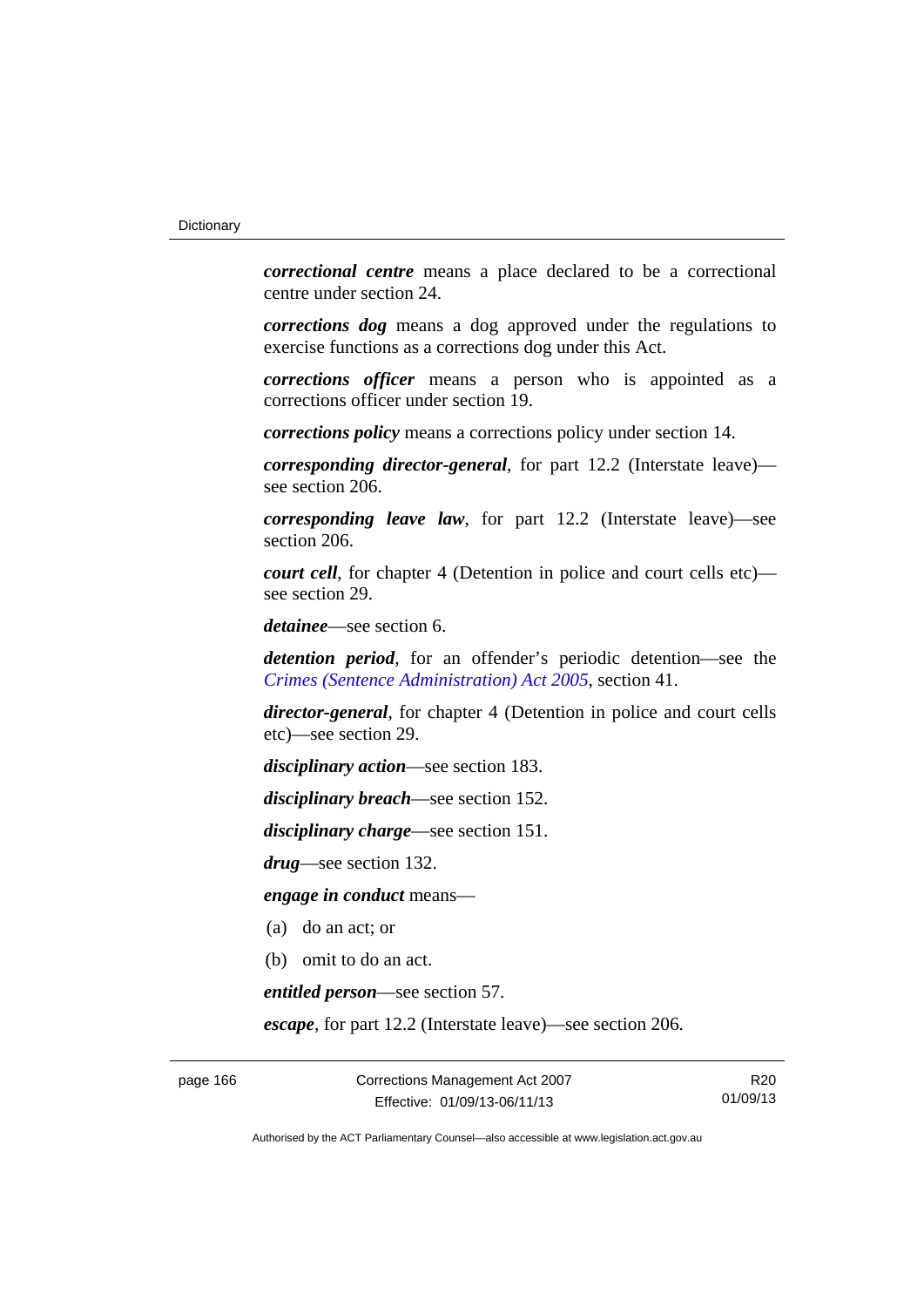***correctional centre*** means a place declared to be a correctional centre under section 24.

***corrections dog*** means a dog approved under the regulations to exercise functions as a corrections dog under this Act.

***corrections officer*** means a person who is appointed as a corrections officer under section 19.

***corrections policy*** means a corrections policy under section 14.

***corresponding director-general***, for part 12.2 (Interstate leave)—see section 206.

***corresponding leave law***, for part 12.2 (Interstate leave)—see section 206.

***court cell***, for chapter 4 (Detention in police and court cells etc)—see section 29.

***detainee***—see section 6.

***detention period***, for an offender's periodic detention—see the *Crimes (Sentence Administration) Act 2005*, section 41.

***director-general***, for chapter 4 (Detention in police and court cells etc)—see section 29.

***disciplinary action***—see section 183.

***disciplinary breach***—see section 152.

***disciplinary charge***—see section 151.

***drug***—see section 132.

***engage in conduct*** means—

(a) do an act; or

(b) omit to do an act.

***entitled person***—see section 57.

***escape***, for part 12.2 (Interstate leave)—see section 206.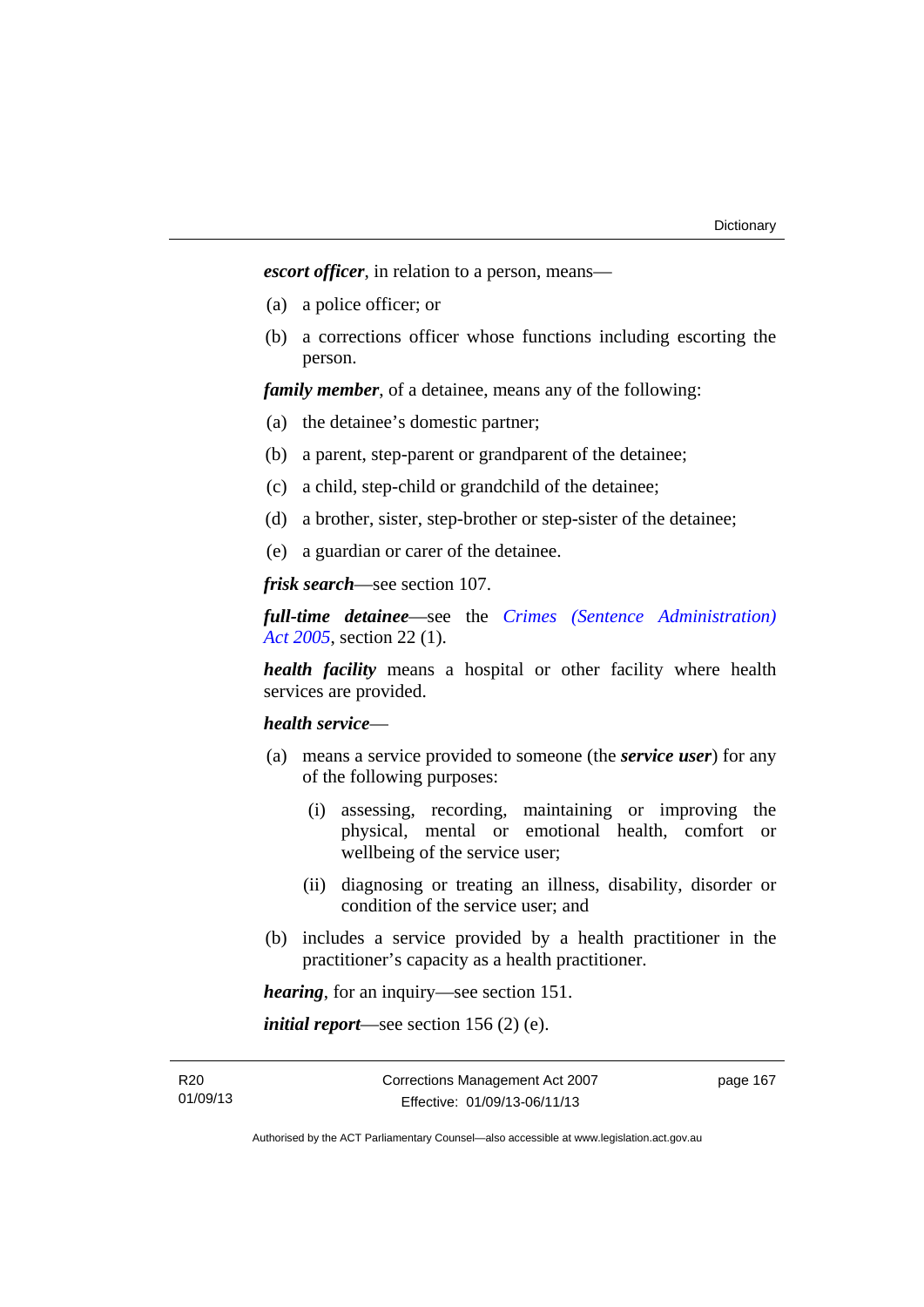***escort officer***, in relation to a person, means—

(a) a police officer; or

(b) a corrections officer whose functions including escorting the person.

***family member***, of a detainee, means any of the following:

(a) the detainee's domestic partner;

(b) a parent, step-parent or grandparent of the detainee;

(c) a child, step-child or grandchild of the detainee;

(d) a brother, sister, step-brother or step-sister of the detainee;

(e) a guardian or carer of the detainee.

***frisk search***—see section 107.

***full-time detainee***—see the *Crimes (Sentence Administration) Act 2005*, section 22 (1).

***health facility*** means a hospital or other facility where health services are provided.

***health service***—

(a) means a service provided to someone (the ***service user***) for any of the following purposes:

  (i) assessing, recording, maintaining or improving the physical, mental or emotional health, comfort or wellbeing of the service user;

  (ii) diagnosing or treating an illness, disability, disorder or condition of the service user; and

(b) includes a service provided by a health practitioner in the practitioner's capacity as a health practitioner.

***hearing***, for an inquiry—see section 151.

***initial report***—see section 156 (2) (e).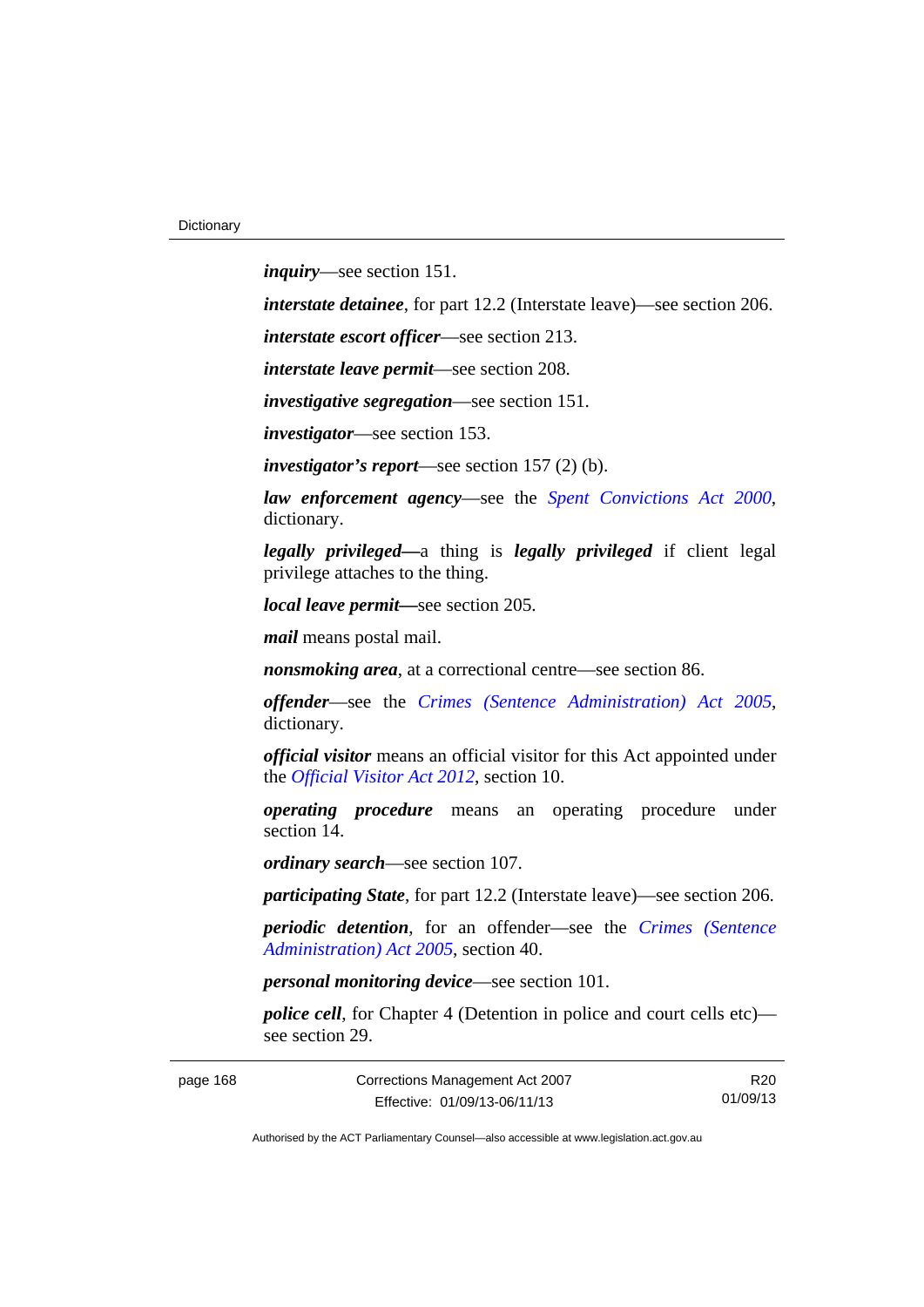***inquiry***—see section 151.

***interstate detainee***, for part 12.2 (Interstate leave)—see section 206.

***interstate escort officer***—see section 213.

***interstate leave permit***—see section 208.

***investigative segregation***—see section 151.

***investigator***—see section 153.

***investigator's report***—see section 157 (2) (b).

***law enforcement agency***—see the *Spent Convictions Act 2000*, dictionary.

***legally privileged***—a thing is ***legally privileged*** if client legal privilege attaches to the thing.

***local leave permit***—see section 205.

***mail*** means postal mail.

***nonsmoking area***, at a correctional centre—see section 86.

***offender***—see the *Crimes (Sentence Administration) Act 2005*, dictionary.

***official visitor*** means an official visitor for this Act appointed under the *Official Visitor Act 2012*, section 10.

***operating procedure*** means an operating procedure under section 14.

***ordinary search***—see section 107.

***participating State***, for part 12.2 (Interstate leave)—see section 206.

***periodic detention***, for an offender—see the *Crimes (Sentence Administration) Act 2005*, section 40.

***personal monitoring device***—see section 101.

***police cell***, for Chapter 4 (Detention in police and court cells etc)—see section 29.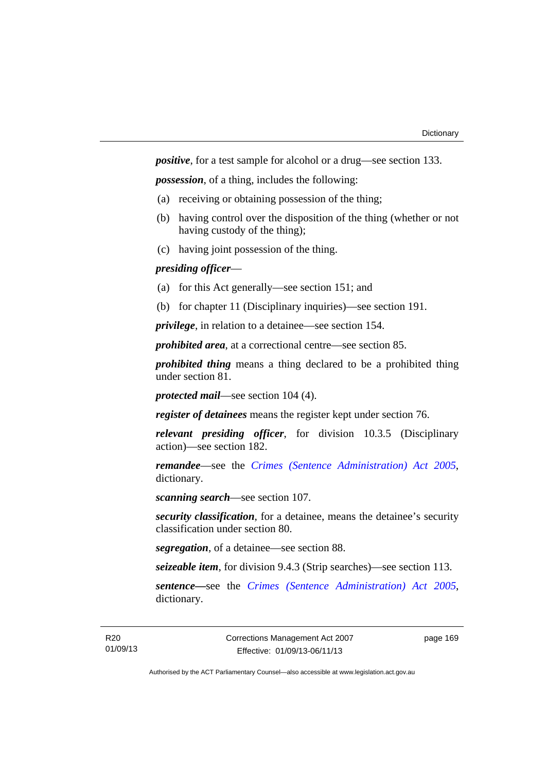***positive***, for a test sample for alcohol or a drug—see section 133.

***possession***, of a thing, includes the following:

(a) receiving or obtaining possession of the thing;

(b) having control over the disposition of the thing (whether or not having custody of the thing);

(c) having joint possession of the thing.

***presiding officer***—

(a) for this Act generally—see section 151; and

(b) for chapter 11 (Disciplinary inquiries)—see section 191.

***privilege***, in relation to a detainee—see section 154.

***prohibited area***, at a correctional centre—see section 85.

***prohibited thing*** means a thing declared to be a prohibited thing under section 81.

***protected mail***—see section 104 (4).

***register of detainees*** means the register kept under section 76.

***relevant presiding officer***, for division 10.3.5 (Disciplinary action)—see section 182.

***remandee***—see the *Crimes (Sentence Administration) Act 2005*, dictionary.

***scanning search***—see section 107.

***security classification***, for a detainee, means the detainee's security classification under section 80.

***segregation***, of a detainee—see section 88.

***seizeable item***, for division 9.4.3 (Strip searches)—see section 113.

***sentence*****—**see the *Crimes (Sentence Administration) Act 2005*, dictionary.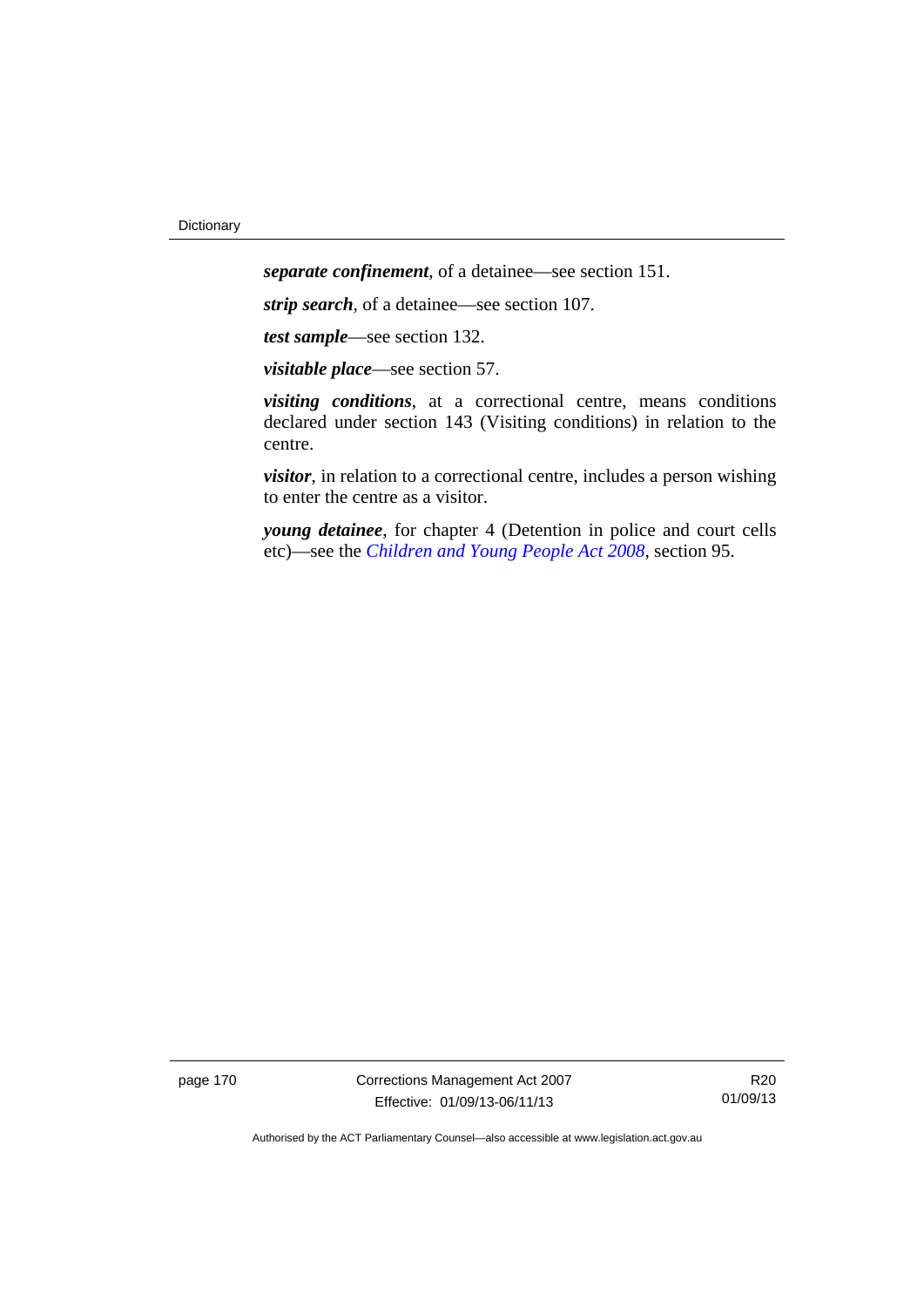***separate confinement***, of a detainee—see section 151.

***strip search***, of a detainee—see section 107.

***test sample***—see section 132.

***visitable place***—see section 57.

***visiting conditions***, at a correctional centre, means conditions declared under section 143 (Visiting conditions) in relation to the centre.

***visitor***, in relation to a correctional centre, includes a person wishing to enter the centre as a visitor.

***young detainee***, for chapter 4 (Detention in police and court cells etc)—see the *Children and Young People Act 2008*, section 95.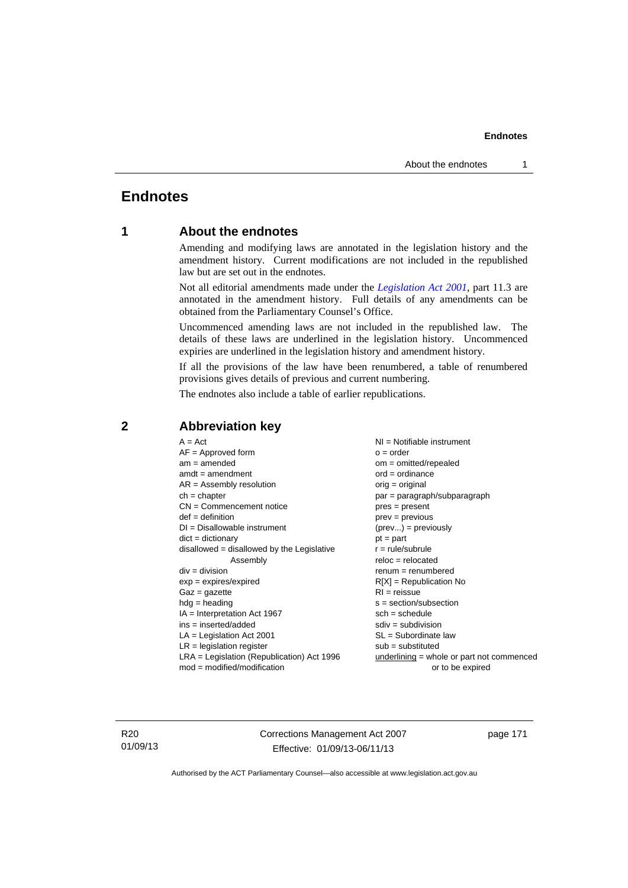# Endnotes

## 1 About the endnotes

Amending and modifying laws are annotated in the legislation history and the amendment history. Current modifications are not included in the republished law but are set out in the endnotes.

Not all editorial amendments made under the *Legislation Act 2001*, part 11.3 are annotated in the amendment history. Full details of any amendments can be obtained from the Parliamentary Counsel's Office.

Uncommenced amending laws are not included in the republished law. The details of these laws are underlined in the legislation history. Uncommenced expiries are underlined in the legislation history and amendment history.

If all the provisions of the law have been renumbered, a table of renumbered provisions gives details of previous and current numbering.

The endnotes also include a table of earlier republications.

## 2 Abbreviation key

A = Act
AF = Approved form
am = amended
amdt = amendment
AR = Assembly resolution
ch = chapter
CN = Commencement notice
def = definition
DI = Disallowable instrument
dict = dictionary
disallowed = disallowed by the Legislative Assembly
div = division
exp = expires/expired
Gaz = gazette
hdg = heading
IA = Interpretation Act 1967
ins = inserted/added
LA = Legislation Act 2001
LR = legislation register
LRA = Legislation (Republication) Act 1996
mod = modified/modification
NI = Notifiable instrument
o = order
om = omitted/repealed
ord = ordinance
orig = original
par = paragraph/subparagraph
pres = present
prev = previous
(prev...) = previously
pt = part
r = rule/subrule
reloc = relocated
renum = renumbered
R[X] = Republication No
RI = reissue
s = section/subsection
sch = schedule
sdiv = subdivision
SL = Subordinate law
sub = substituted
underlining = whole or part not commenced or to be expired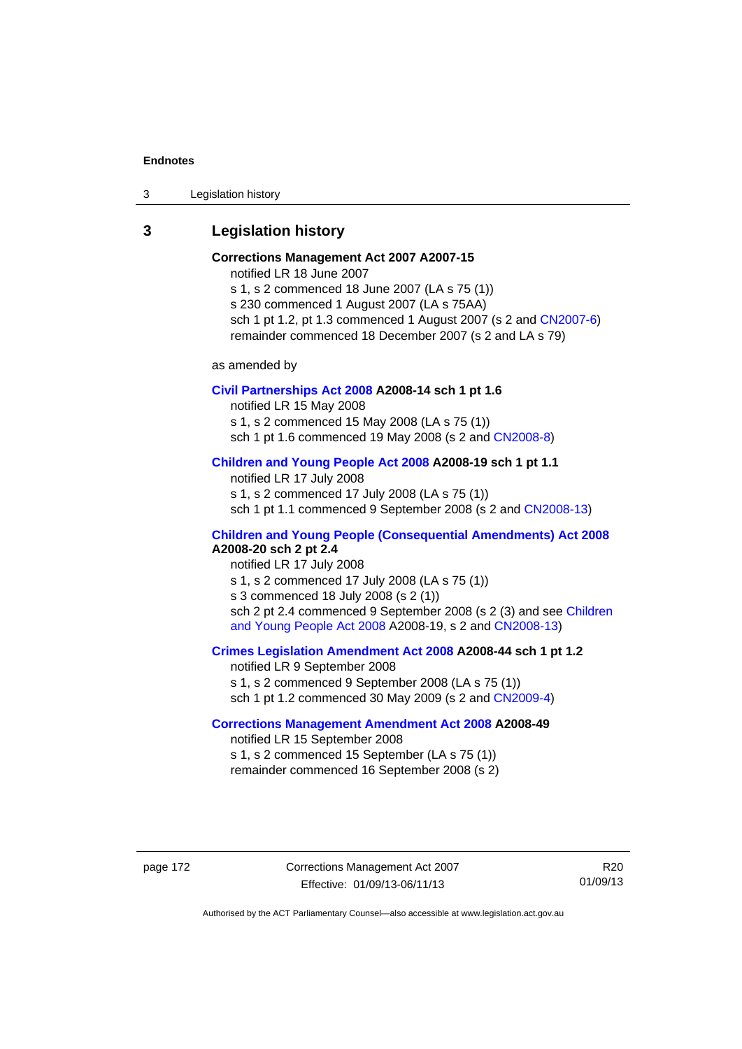## 3 Legislation history

**Corrections Management Act 2007 A2007-15**

notified LR 18 June 2007

s 1, s 2 commenced 18 June 2007 (LA s 75 (1))

s 230 commenced 1 August 2007 (LA s 75AA)

sch 1 pt 1.2, pt 1.3 commenced 1 August 2007 (s 2 and CN2007-6)

remainder commenced 18 December 2007 (s 2 and LA s 79)

as amended by

**Civil Partnerships Act 2008 A2008-14 sch 1 pt 1.6**

notified LR 15 May 2008

s 1, s 2 commenced 15 May 2008 (LA s 75 (1))

sch 1 pt 1.6 commenced 19 May 2008 (s 2 and CN2008-8)

**Children and Young People Act 2008 A2008-19 sch 1 pt 1.1**

notified LR 17 July 2008

s 1, s 2 commenced 17 July 2008 (LA s 75 (1))

sch 1 pt 1.1 commenced 9 September 2008 (s 2 and CN2008-13)

**Children and Young People (Consequential Amendments) Act 2008 A2008-20 sch 2 pt 2.4**

notified LR 17 July 2008

s 1, s 2 commenced 17 July 2008 (LA s 75 (1))

s 3 commenced 18 July 2008 (s 2 (1))

sch 2 pt 2.4 commenced 9 September 2008 (s 2 (3) and see Children and Young People Act 2008 A2008-19, s 2 and CN2008-13)

**Crimes Legislation Amendment Act 2008 A2008-44 sch 1 pt 1.2**

notified LR 9 September 2008

s 1, s 2 commenced 9 September 2008 (LA s 75 (1))

sch 1 pt 1.2 commenced 30 May 2009 (s 2 and CN2009-4)

**Corrections Management Amendment Act 2008 A2008-49**

notified LR 15 September 2008

s 1, s 2 commenced 15 September (LA s 75 (1))

remainder commenced 16 September 2008 (s 2)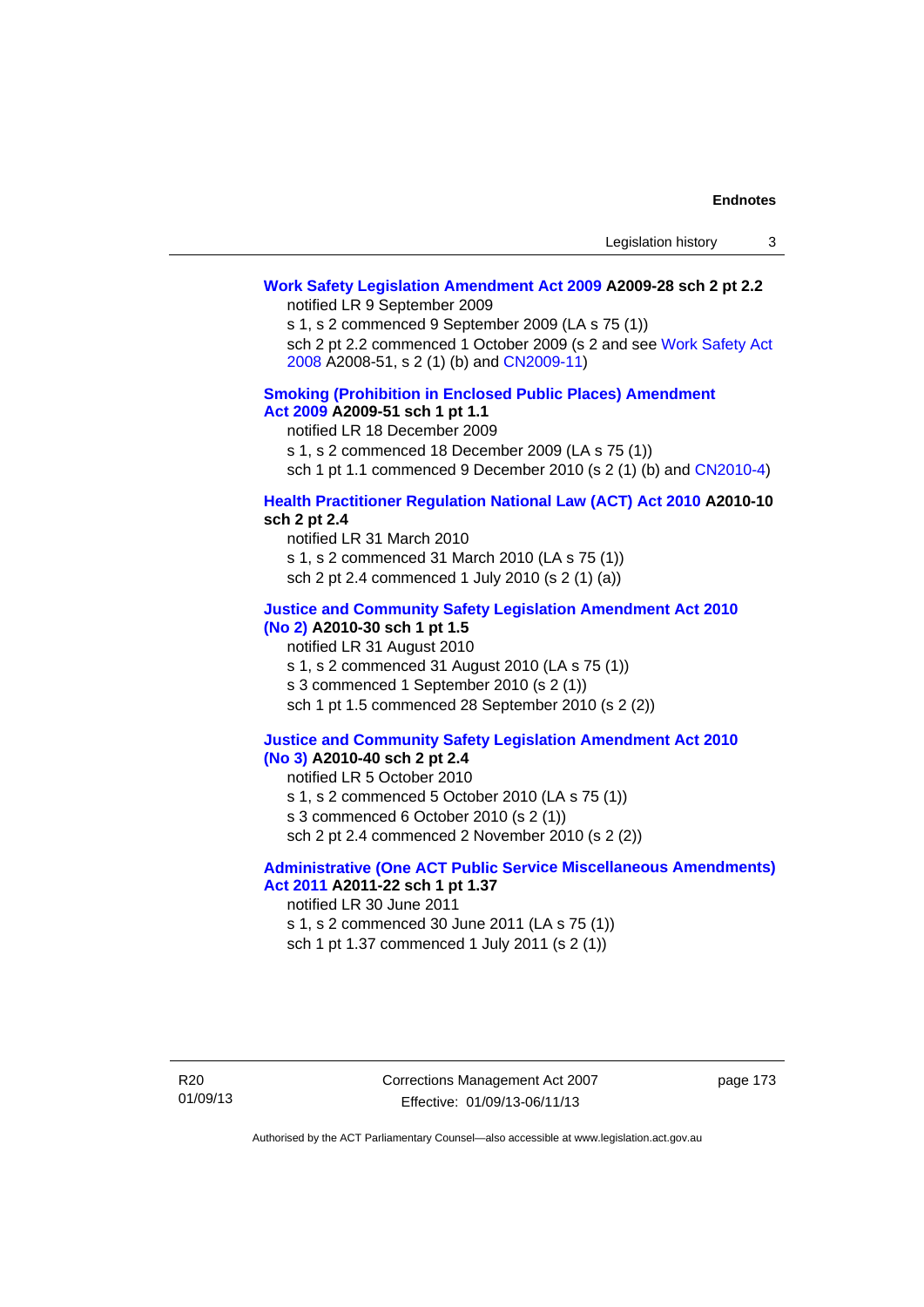**Work Safety Legislation Amendment Act 2009 A2009-28 sch 2 pt 2.2**

notified LR 9 September 2009

s 1, s 2 commenced 9 September 2009 (LA s 75 (1))

sch 2 pt 2.2 commenced 1 October 2009 (s 2 and see Work Safety Act 2008 A2008-51, s 2 (1) (b) and CN2009-11)

**Smoking (Prohibition in Enclosed Public Places) Amendment Act 2009 A2009-51 sch 1 pt 1.1**

notified LR 18 December 2009

s 1, s 2 commenced 18 December 2009 (LA s 75 (1))

sch 1 pt 1.1 commenced 9 December 2010 (s 2 (1) (b) and CN2010-4)

**Health Practitioner Regulation National Law (ACT) Act 2010 A2010-10 sch 2 pt 2.4**

notified LR 31 March 2010

s 1, s 2 commenced 31 March 2010 (LA s 75 (1))

sch 2 pt 2.4 commenced 1 July 2010 (s 2 (1) (a))

**Justice and Community Safety Legislation Amendment Act 2010 (No 2) A2010-30 sch 1 pt 1.5**

notified LR 31 August 2010

s 1, s 2 commenced 31 August 2010 (LA s 75 (1))

s 3 commenced 1 September 2010 (s 2 (1))

sch 1 pt 1.5 commenced 28 September 2010 (s 2 (2))

**Justice and Community Safety Legislation Amendment Act 2010 (No 3) A2010-40 sch 2 pt 2.4**

notified LR 5 October 2010

s 1, s 2 commenced 5 October 2010 (LA s 75 (1))

s 3 commenced 6 October 2010 (s 2 (1))

sch 2 pt 2.4 commenced 2 November 2010 (s 2 (2))

**Administrative (One ACT Public Service Miscellaneous Amendments) Act 2011 A2011-22 sch 1 pt 1.37**

notified LR 30 June 2011

s 1, s 2 commenced 30 June 2011 (LA s 75 (1))

sch 1 pt 1.37 commenced 1 July 2011 (s 2 (1))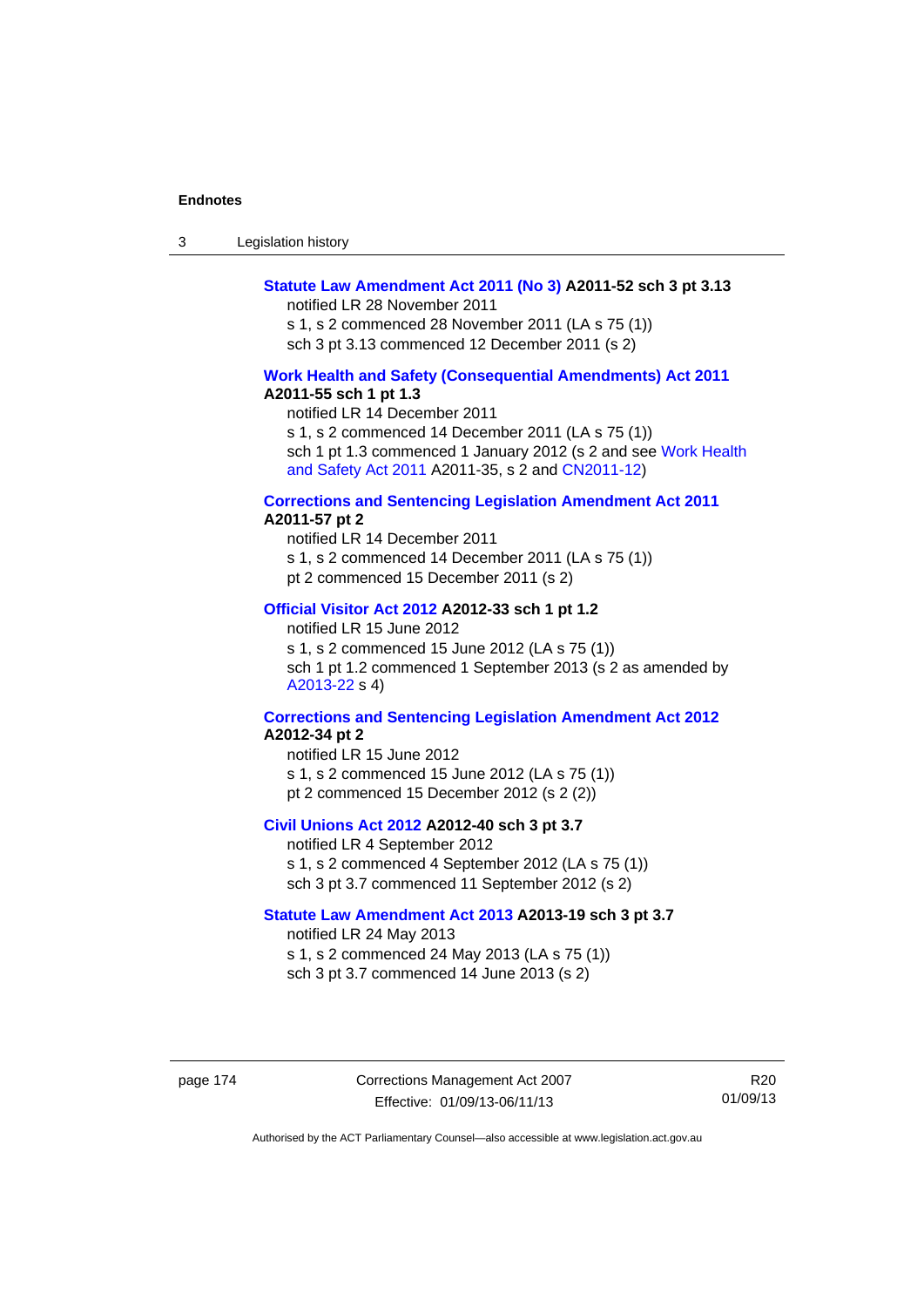**Statute Law Amendment Act 2011 (No 3) A2011-52 sch 3 pt 3.13**

notified LR 28 November 2011

s 1, s 2 commenced 28 November 2011 (LA s 75 (1))

sch 3 pt 3.13 commenced 12 December 2011 (s 2)

**Work Health and Safety (Consequential Amendments) Act 2011 A2011-55 sch 1 pt 1.3**

notified LR 14 December 2011

s 1, s 2 commenced 14 December 2011 (LA s 75 (1))

sch 1 pt 1.3 commenced 1 January 2012 (s 2 and see Work Health and Safety Act 2011 A2011-35, s 2 and CN2011-12)

**Corrections and Sentencing Legislation Amendment Act 2011 A2011-57 pt 2**

notified LR 14 December 2011

s 1, s 2 commenced 14 December 2011 (LA s 75 (1))

pt 2 commenced 15 December 2011 (s 2)

**Official Visitor Act 2012 A2012-33 sch 1 pt 1.2**

notified LR 15 June 2012

s 1, s 2 commenced 15 June 2012 (LA s 75 (1))

sch 1 pt 1.2 commenced 1 September 2013 (s 2 as amended by A2013-22 s 4)

**Corrections and Sentencing Legislation Amendment Act 2012 A2012-34 pt 2**

notified LR 15 June 2012

s 1, s 2 commenced 15 June 2012 (LA s 75 (1))

pt 2 commenced 15 December 2012 (s 2 (2))

**Civil Unions Act 2012 A2012-40 sch 3 pt 3.7**

notified LR 4 September 2012

s 1, s 2 commenced 4 September 2012 (LA s 75 (1))

sch 3 pt 3.7 commenced 11 September 2012 (s 2)

**Statute Law Amendment Act 2013 A2013-19 sch 3 pt 3.7**

notified LR 24 May 2013

s 1, s 2 commenced 24 May 2013 (LA s 75 (1))

sch 3 pt 3.7 commenced 14 June 2013 (s 2)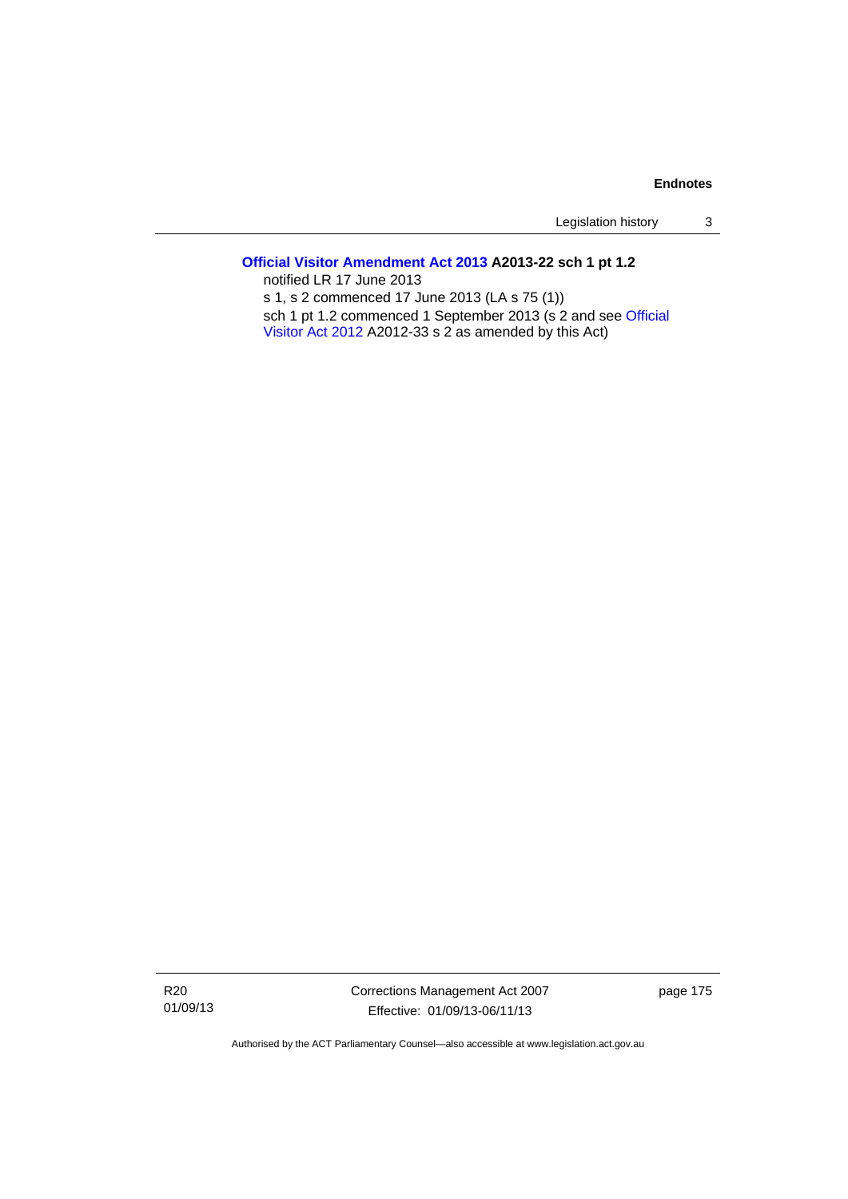**Official Visitor Amendment Act 2013 A2013-22 sch 1 pt 1.2**

notified LR 17 June 2013

s 1, s 2 commenced 17 June 2013 (LA s 75 (1))

sch 1 pt 1.2 commenced 1 September 2013 (s 2 and see Official Visitor Act 2012 A2012-33 s 2 as amended by this Act)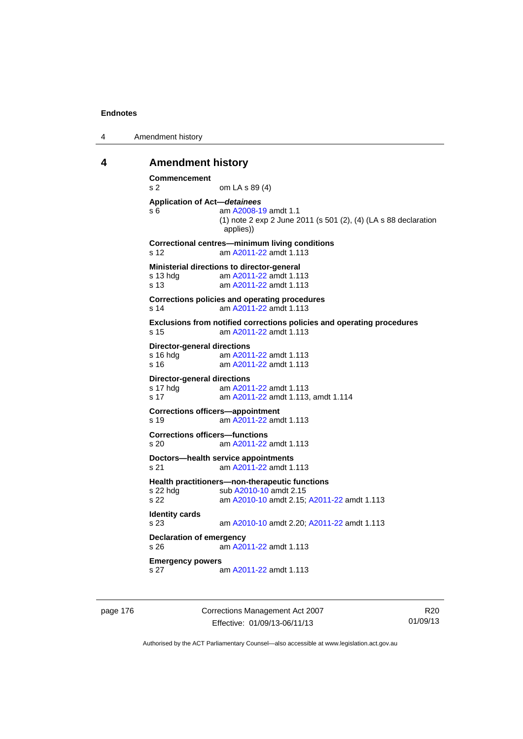## 4 Amendment history

**Commencement**
s 2 om LA s 89 (4)

**Application of Act—*detainees***
s 6 am A2008-19 amdt 1.1
(1) note 2 exp 2 June 2011 (s 501 (2), (4) (LA s 88 declaration applies))

**Correctional centres—minimum living conditions**
s 12 am A2011-22 amdt 1.113

**Ministerial directions to director-general**
s 13 hdg am A2011-22 amdt 1.113
s 13 am A2011-22 amdt 1.113

**Corrections policies and operating procedures**
s 14 am A2011-22 amdt 1.113

**Exclusions from notified corrections policies and operating procedures**
s 15 am A2011-22 amdt 1.113

**Director-general directions**
s 16 hdg am A2011-22 amdt 1.113
s 16 am A2011-22 amdt 1.113

**Director-general directions**
s 17 hdg am A2011-22 amdt 1.113
s 17 am A2011-22 amdt 1.113, amdt 1.114

**Corrections officers—appointment**
s 19 am A2011-22 amdt 1.113

**Corrections officers—functions**
s 20 am A2011-22 amdt 1.113

**Doctors—health service appointments**
s 21 am A2011-22 amdt 1.113

**Health practitioners—non-therapeutic functions**
s 22 hdg sub A2010-10 amdt 2.15
s 22 am A2010-10 amdt 2.15; A2011-22 amdt 1.113

**Identity cards**
s 23 am A2010-10 amdt 2.20; A2011-22 amdt 1.113

**Declaration of emergency**
s 26 am A2011-22 amdt 1.113

**Emergency powers**
s 27 am A2011-22 amdt 1.113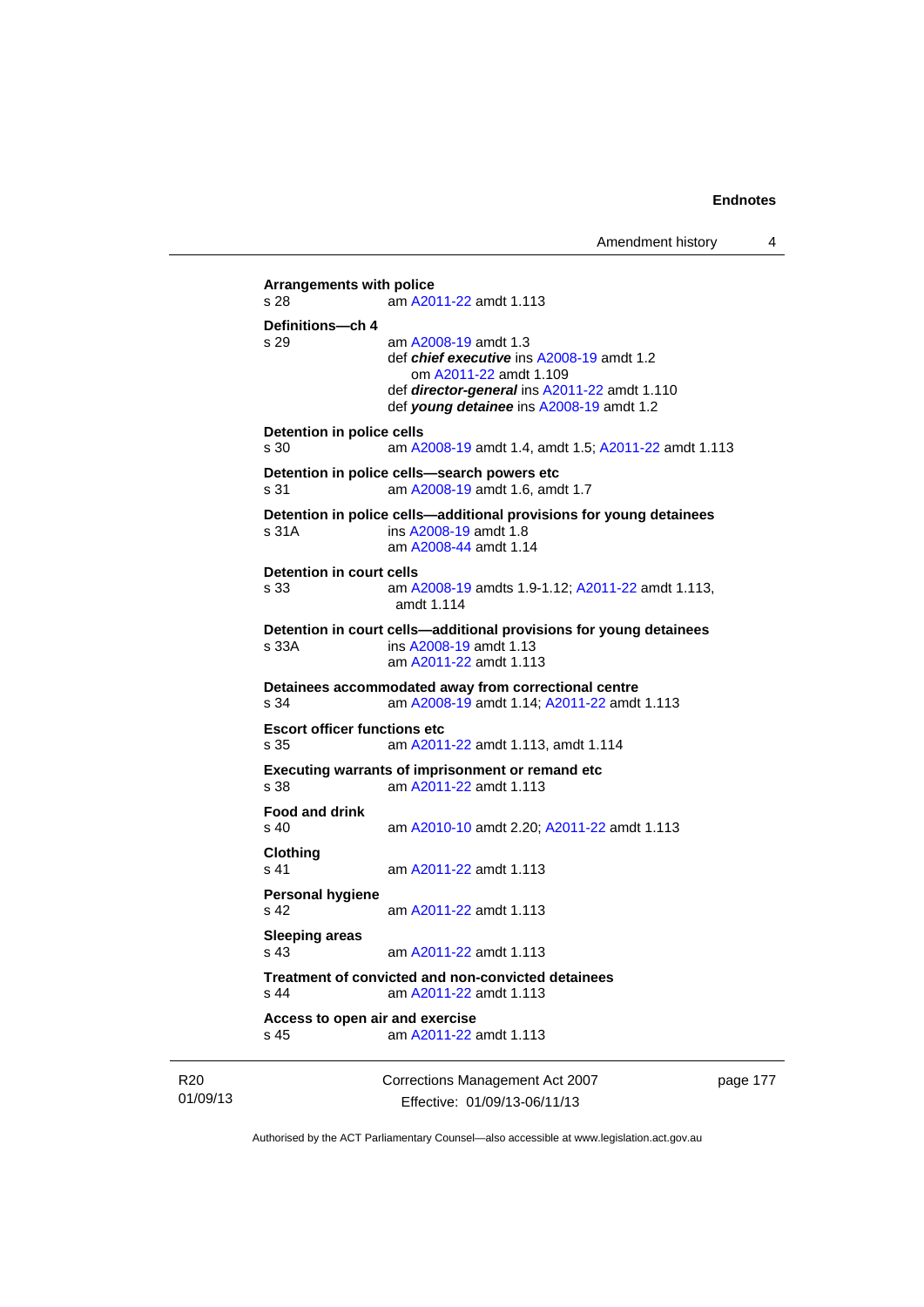**Arrangements with police**
s 28 am A2011-22 amdt 1.113

**Definitions—ch 4**
s 29 am A2008-19 amdt 1.3
def ***chief executive*** ins A2008-19 amdt 1.2
om A2011-22 amdt 1.109
def ***director-general*** ins A2011-22 amdt 1.110
def ***young detainee*** ins A2008-19 amdt 1.2

**Detention in police cells**
s 30 am A2008-19 amdt 1.4, amdt 1.5; A2011-22 amdt 1.113

**Detention in police cells—search powers etc**
s 31 am A2008-19 amdt 1.6, amdt 1.7

**Detention in police cells—additional provisions for young detainees**
s 31A ins A2008-19 amdt 1.8
am A2008-44 amdt 1.14

**Detention in court cells**
s 33 am A2008-19 amdts 1.9-1.12; A2011-22 amdt 1.113, amdt 1.114

**Detention in court cells—additional provisions for young detainees**
s 33A ins A2008-19 amdt 1.13
am A2011-22 amdt 1.113

**Detainees accommodated away from correctional centre**
s 34 am A2008-19 amdt 1.14; A2011-22 amdt 1.113

**Escort officer functions etc**
s 35 am A2011-22 amdt 1.113, amdt 1.114

**Executing warrants of imprisonment or remand etc**
s 38 am A2011-22 amdt 1.113

**Food and drink**
s 40 am A2010-10 amdt 2.20; A2011-22 amdt 1.113

**Clothing**
s 41 am A2011-22 amdt 1.113

**Personal hygiene**
s 42 am A2011-22 amdt 1.113

**Sleeping areas**
s 43 am A2011-22 amdt 1.113

**Treatment of convicted and non-convicted detainees**
s 44 am A2011-22 amdt 1.113

**Access to open air and exercise**
s 45 am A2011-22 amdt 1.113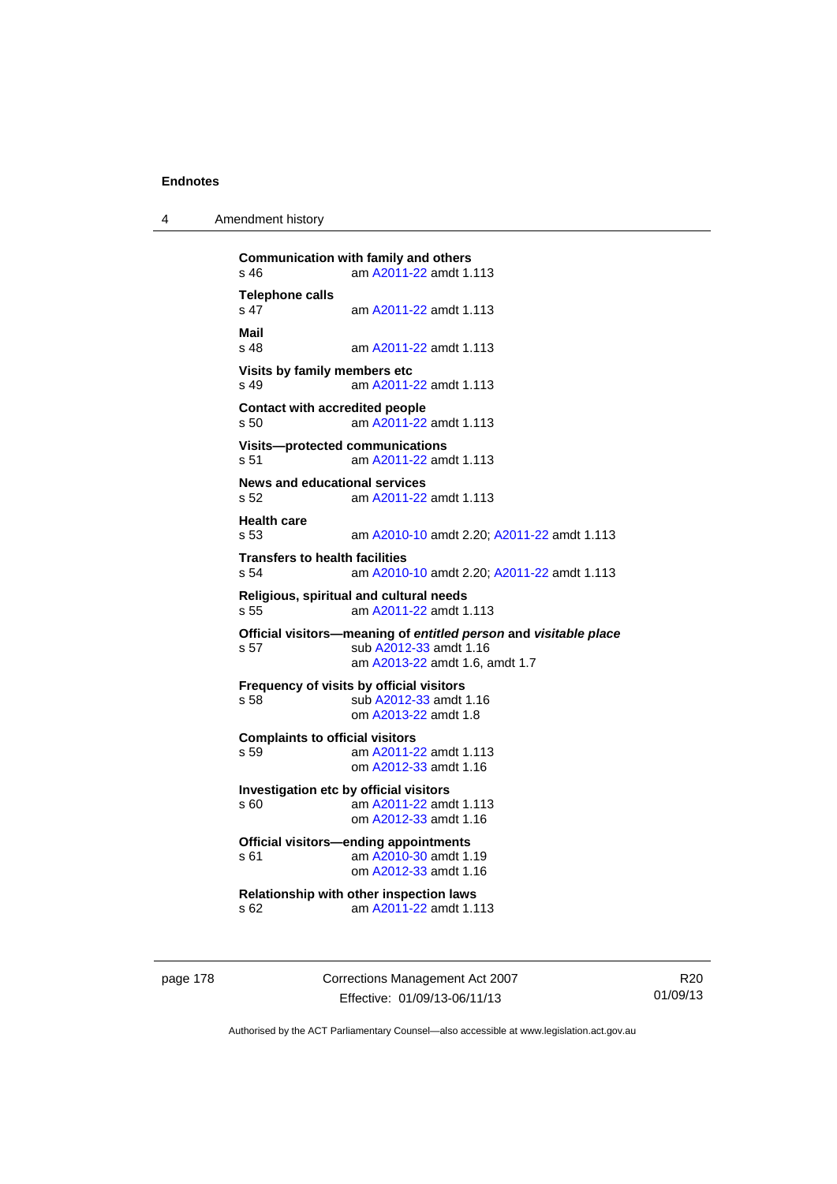**Communication with family and others**
s 46 am A2011-22 amdt 1.113

**Telephone calls**
s 47 am A2011-22 amdt 1.113

**Mail**
s 48 am A2011-22 amdt 1.113

**Visits by family members etc**
s 49 am A2011-22 amdt 1.113

**Contact with accredited people**
s 50 am A2011-22 amdt 1.113

**Visits—protected communications**
s 51 am A2011-22 amdt 1.113

**News and educational services**
s 52 am A2011-22 amdt 1.113

**Health care**
s 53 am A2010-10 amdt 2.20; A2011-22 amdt 1.113

**Transfers to health facilities**
s 54 am A2010-10 amdt 2.20; A2011-22 amdt 1.113

**Religious, spiritual and cultural needs**
s 55 am A2011-22 amdt 1.113

**Official visitors—meaning of *entitled person* and *visitable place***
s 57 sub A2012-33 amdt 1.16
am A2013-22 amdt 1.6, amdt 1.7

**Frequency of visits by official visitors**
s 58 sub A2012-33 amdt 1.16
om A2013-22 amdt 1.8

**Complaints to official visitors**
s 59 am A2011-22 amdt 1.113
om A2012-33 amdt 1.16

**Investigation etc by official visitors**
s 60 am A2011-22 amdt 1.113
om A2012-33 amdt 1.16

**Official visitors—ending appointments**
s 61 am A2010-30 amdt 1.19
om A2012-33 amdt 1.16

**Relationship with other inspection laws**
s 62 am A2011-22 amdt 1.113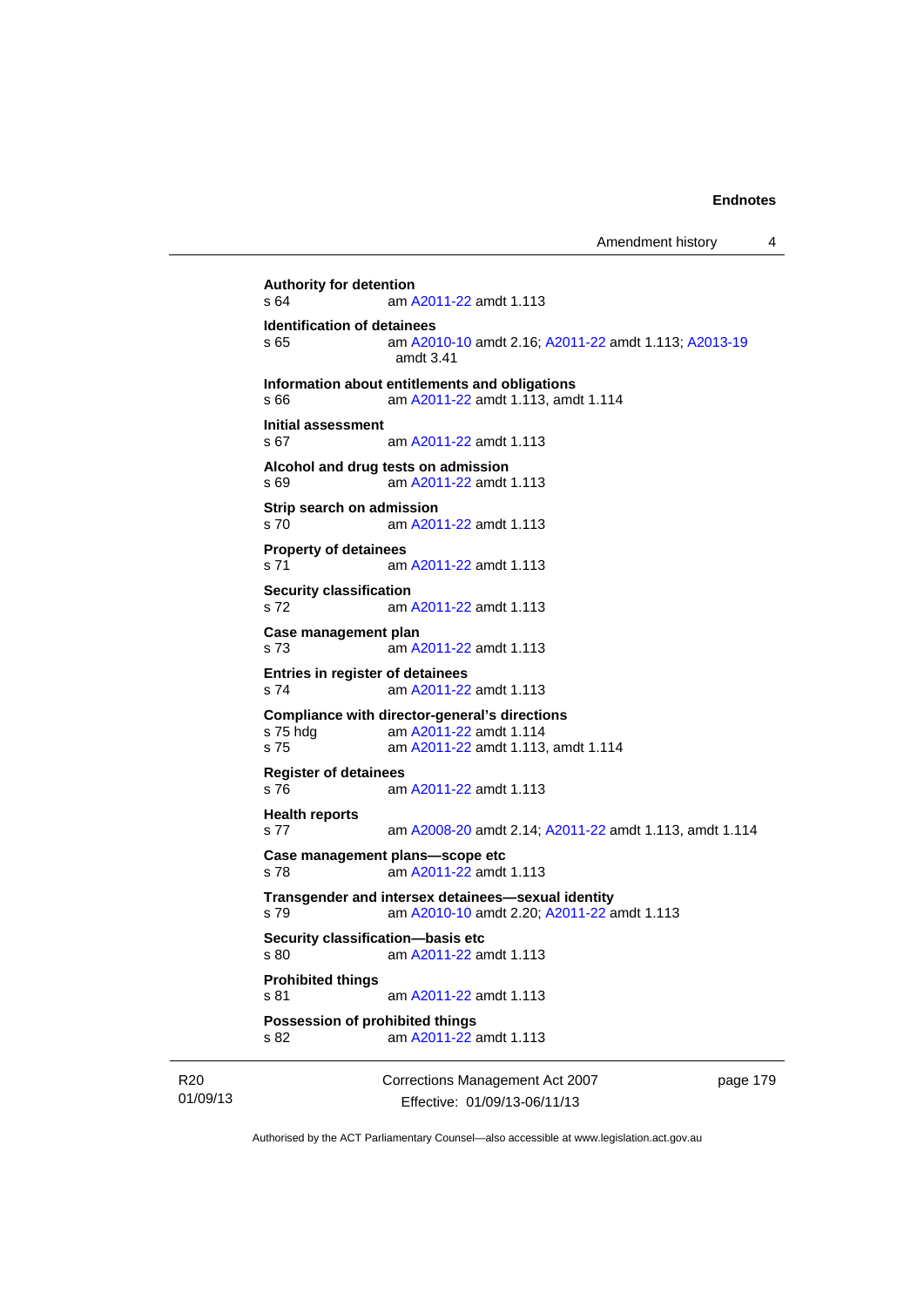**Authority for detention**
s 64 am A2011-22 amdt 1.113

**Identification of detainees**
s 65 am A2010-10 amdt 2.16; A2011-22 amdt 1.113; A2013-19 amdt 3.41

**Information about entitlements and obligations**
s 66 am A2011-22 amdt 1.113, amdt 1.114

**Initial assessment**
s 67 am A2011-22 amdt 1.113

**Alcohol and drug tests on admission**
s 69 am A2011-22 amdt 1.113

**Strip search on admission**
s 70 am A2011-22 amdt 1.113

**Property of detainees**
s 71 am A2011-22 amdt 1.113

**Security classification**
s 72 am A2011-22 amdt 1.113

**Case management plan**
s 73 am A2011-22 amdt 1.113

**Entries in register of detainees**
s 74 am A2011-22 amdt 1.113

**Compliance with director-general's directions**
s 75 hdg am A2011-22 amdt 1.114
s 75 am A2011-22 amdt 1.113, amdt 1.114

**Register of detainees**
s 76 am A2011-22 amdt 1.113

**Health reports**
s 77 am A2008-20 amdt 2.14; A2011-22 amdt 1.113, amdt 1.114

**Case management plans—scope etc**
s 78 am A2011-22 amdt 1.113

**Transgender and intersex detainees—sexual identity**
s 79 am A2010-10 amdt 2.20; A2011-22 amdt 1.113

**Security classification—basis etc**
s 80 am A2011-22 amdt 1.113

**Prohibited things**
s 81 am A2011-22 amdt 1.113

**Possession of prohibited things**
s 82 am A2011-22 amdt 1.113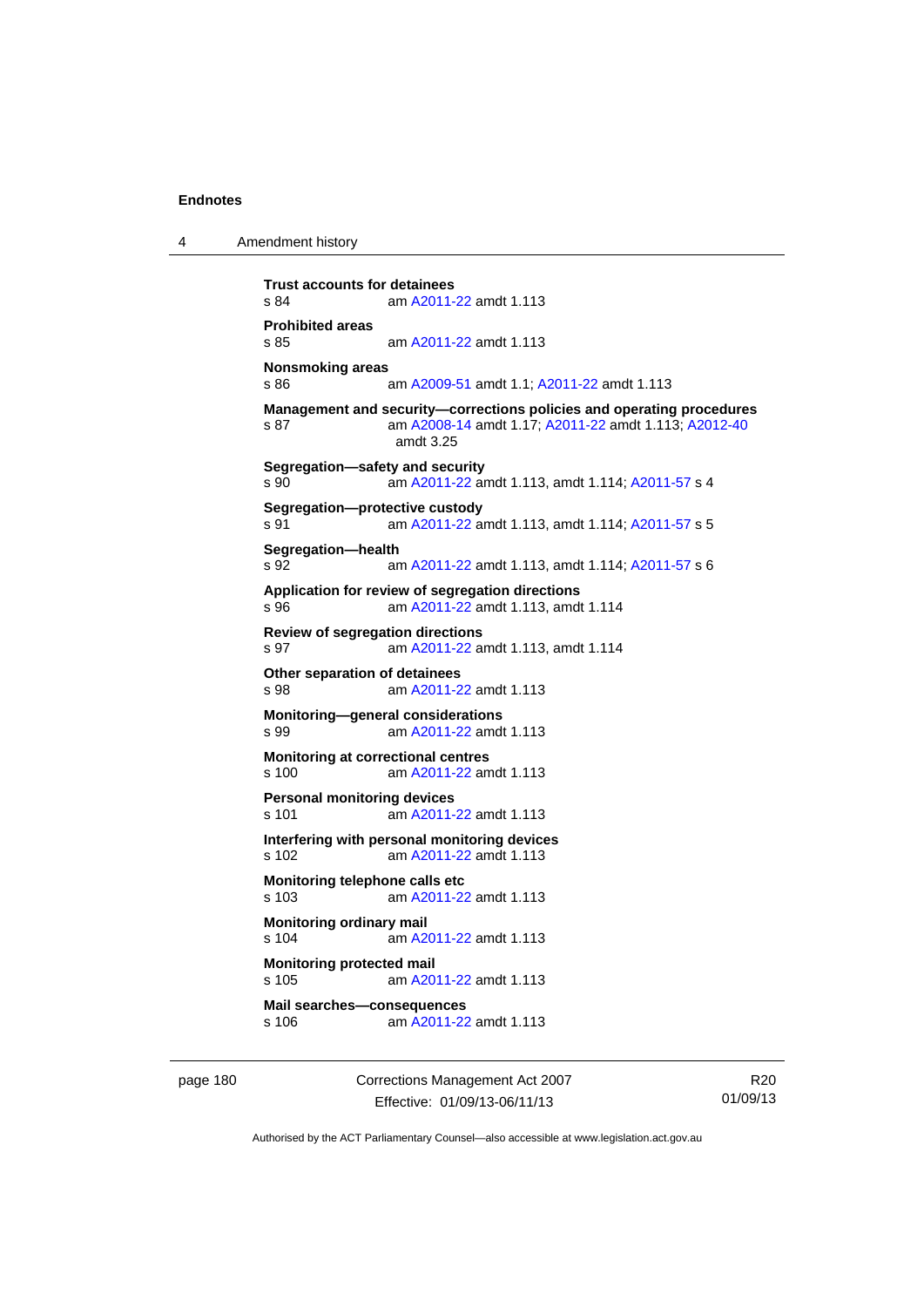**Trust accounts for detainees**
s 84 am A2011-22 amdt 1.113

**Prohibited areas**
s 85 am A2011-22 amdt 1.113

**Nonsmoking areas**
s 86 am A2009-51 amdt 1.1; A2011-22 amdt 1.113

**Management and security—corrections policies and operating procedures**
s 87 am A2008-14 amdt 1.17; A2011-22 amdt 1.113; A2012-40 amdt 3.25

**Segregation—safety and security**
s 90 am A2011-22 amdt 1.113, amdt 1.114; A2011-57 s 4

**Segregation—protective custody**
s 91 am A2011-22 amdt 1.113, amdt 1.114; A2011-57 s 5

**Segregation—health**
s 92 am A2011-22 amdt 1.113, amdt 1.114; A2011-57 s 6

**Application for review of segregation directions**
s 96 am A2011-22 amdt 1.113, amdt 1.114

**Review of segregation directions**
s 97 am A2011-22 amdt 1.113, amdt 1.114

**Other separation of detainees**
s 98 am A2011-22 amdt 1.113

**Monitoring—general considerations**
s 99 am A2011-22 amdt 1.113

**Monitoring at correctional centres**
s 100 am A2011-22 amdt 1.113

**Personal monitoring devices**
s 101 am A2011-22 amdt 1.113

**Interfering with personal monitoring devices**
s 102 am A2011-22 amdt 1.113

**Monitoring telephone calls etc**
s 103 am A2011-22 amdt 1.113

**Monitoring ordinary mail**
s 104 am A2011-22 amdt 1.113

**Monitoring protected mail**
s 105 am A2011-22 amdt 1.113

**Mail searches—consequences**
s 106 am A2011-22 amdt 1.113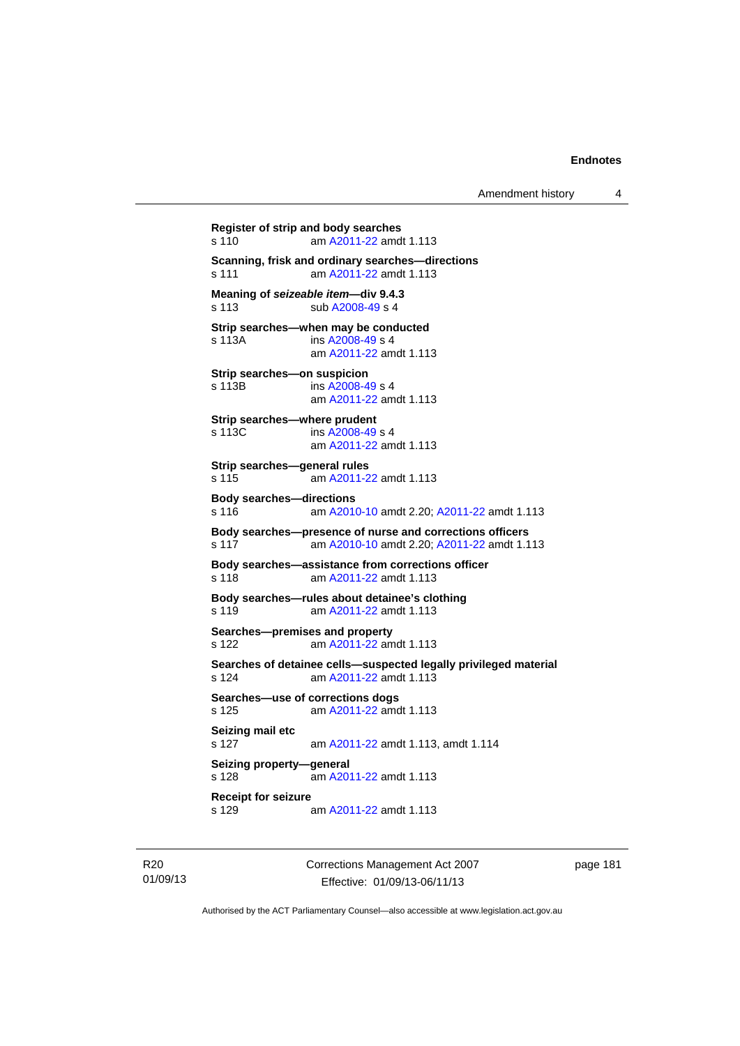**Register of strip and body searches**
s 110 am A2011-22 amdt 1.113

**Scanning, frisk and ordinary searches—directions**
s 111 am A2011-22 amdt 1.113

**Meaning of *seizeable item*—div 9.4.3**
s 113 sub A2008-49 s 4

**Strip searches—when may be conducted**
s 113A ins A2008-49 s 4
am A2011-22 amdt 1.113

**Strip searches—on suspicion**
s 113B ins A2008-49 s 4
am A2011-22 amdt 1.113

**Strip searches—where prudent**
s 113C ins A2008-49 s 4
am A2011-22 amdt 1.113

**Strip searches—general rules**
s 115 am A2011-22 amdt 1.113

**Body searches—directions**
s 116 am A2010-10 amdt 2.20; A2011-22 amdt 1.113

**Body searches—presence of nurse and corrections officers**
s 117 am A2010-10 amdt 2.20; A2011-22 amdt 1.113

**Body searches—assistance from corrections officer**
s 118 am A2011-22 amdt 1.113

**Body searches—rules about detainee's clothing**
s 119 am A2011-22 amdt 1.113

**Searches—premises and property**
s 122 am A2011-22 amdt 1.113

**Searches of detainee cells—suspected legally privileged material**
s 124 am A2011-22 amdt 1.113

**Searches—use of corrections dogs**
s 125 am A2011-22 amdt 1.113

**Seizing mail etc**
s 127 am A2011-22 amdt 1.113, amdt 1.114

**Seizing property—general**
s 128 am A2011-22 amdt 1.113

**Receipt for seizure**
s 129 am A2011-22 amdt 1.113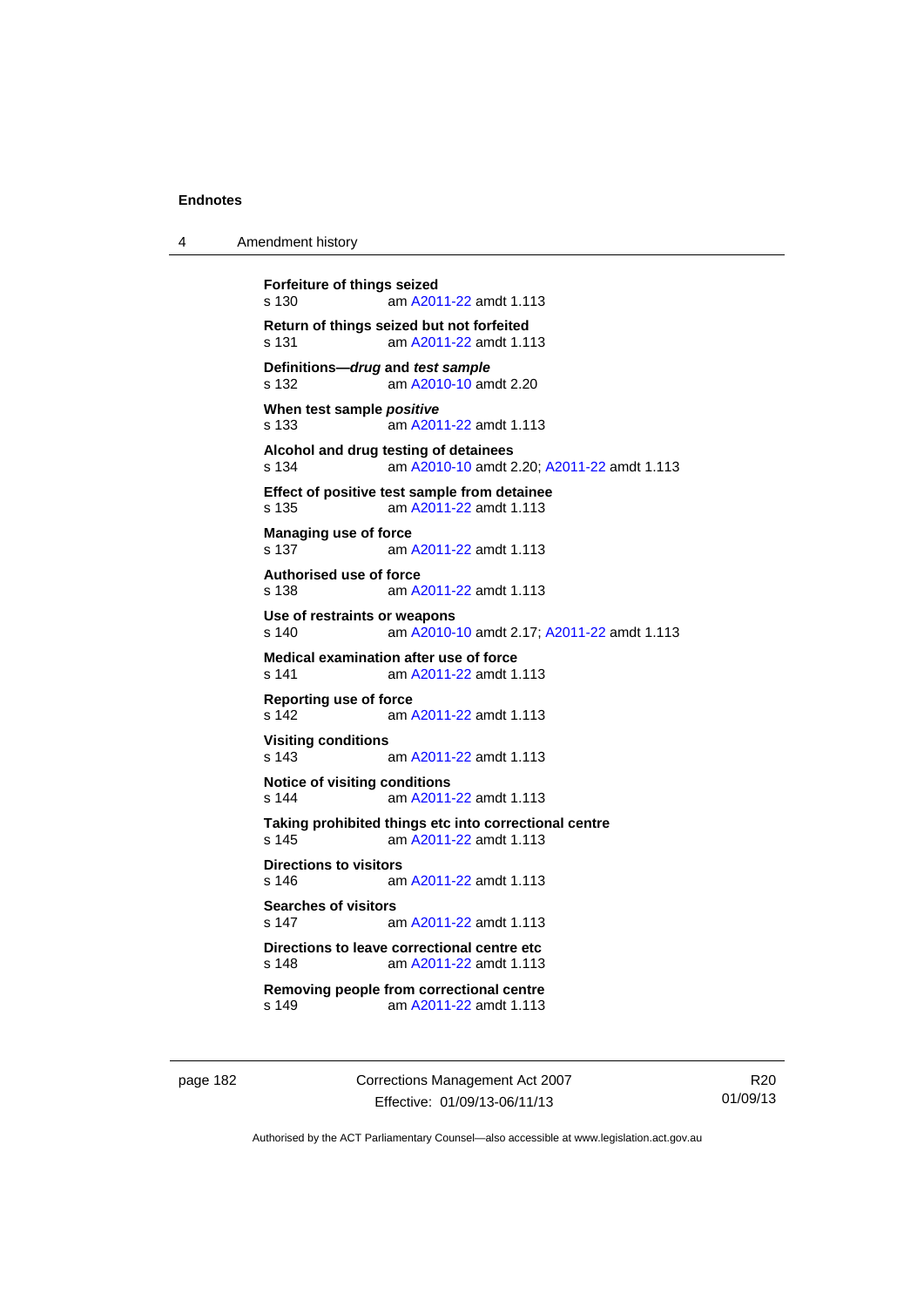**Forfeiture of things seized**
s 130 am A2011-22 amdt 1.113

**Return of things seized but not forfeited**
s 131 am A2011-22 amdt 1.113

**Definitions—*drug* and *test sample***
s 132 am A2010-10 amdt 2.20

**When test sample *positive***
s 133 am A2011-22 amdt 1.113

**Alcohol and drug testing of detainees**
s 134 am A2010-10 amdt 2.20; A2011-22 amdt 1.113

**Effect of positive test sample from detainee**
s 135 am A2011-22 amdt 1.113

**Managing use of force**
s 137 am A2011-22 amdt 1.113

**Authorised use of force**
s 138 am A2011-22 amdt 1.113

**Use of restraints or weapons**
s 140 am A2010-10 amdt 2.17; A2011-22 amdt 1.113

**Medical examination after use of force**
s 141 am A2011-22 amdt 1.113

**Reporting use of force**
s 142 am A2011-22 amdt 1.113

**Visiting conditions**
s 143 am A2011-22 amdt 1.113

**Notice of visiting conditions**
s 144 am A2011-22 amdt 1.113

**Taking prohibited things etc into correctional centre**
s 145 am A2011-22 amdt 1.113

**Directions to visitors**
s 146 am A2011-22 amdt 1.113

**Searches of visitors**
s 147 am A2011-22 amdt 1.113

**Directions to leave correctional centre etc**
s 148 am A2011-22 amdt 1.113

**Removing people from correctional centre**
s 149 am A2011-22 amdt 1.113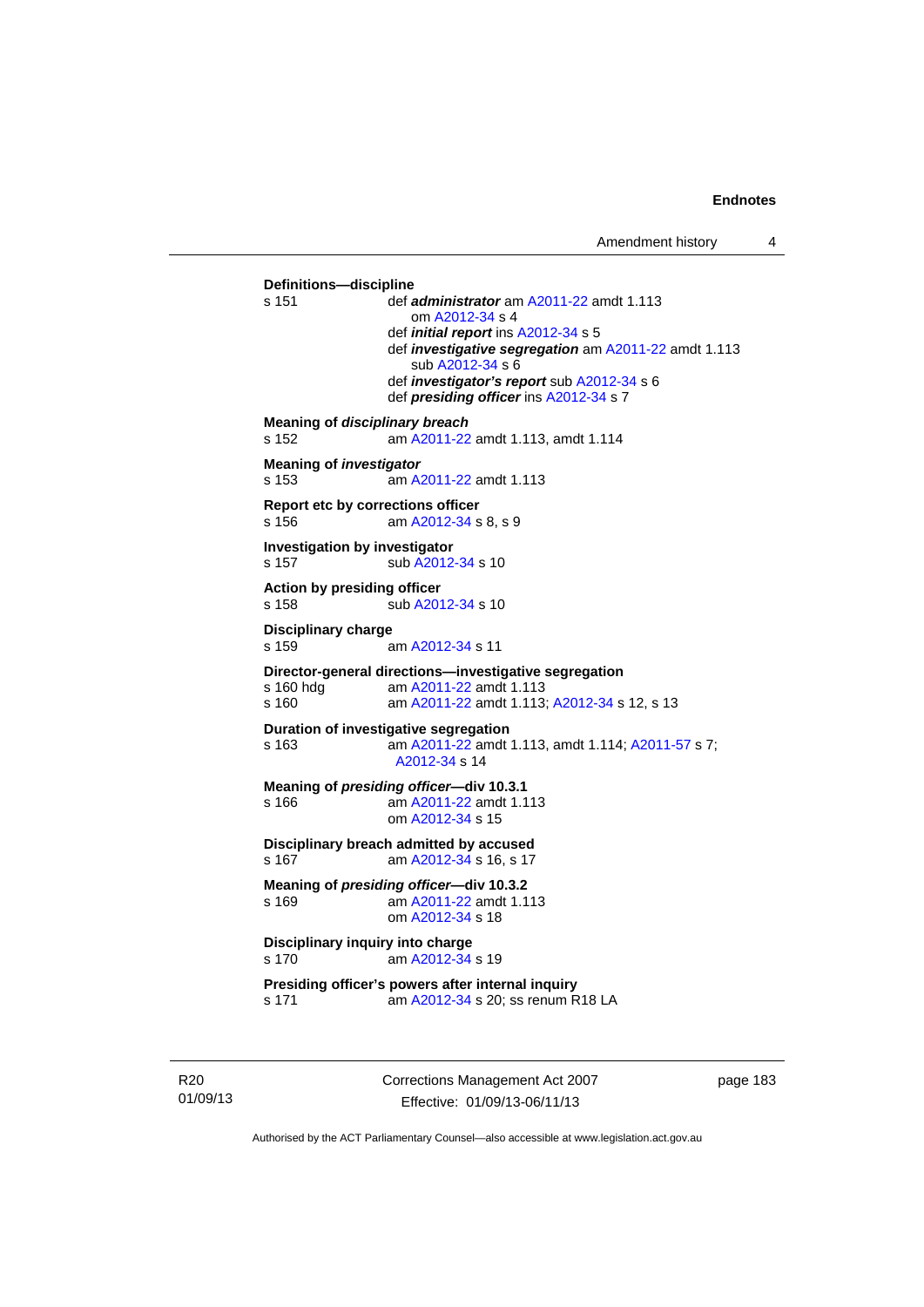**Definitions—discipline**
s 151 def ***administrator*** am A2011-22 amdt 1.113
om A2012-34 s 4
def ***initial report*** ins A2012-34 s 5
def ***investigative segregation*** am A2011-22 amdt 1.113
sub A2012-34 s 6
def ***investigator's report*** sub A2012-34 s 6
def ***presiding officer*** ins A2012-34 s 7

**Meaning of *disciplinary breach***
s 152 am A2011-22 amdt 1.113, amdt 1.114

**Meaning of *investigator***
s 153 am A2011-22 amdt 1.113

**Report etc by corrections officer**
s 156 am A2012-34 s 8, s 9

**Investigation by investigator**
s 157 sub A2012-34 s 10

**Action by presiding officer**
s 158 sub A2012-34 s 10

**Disciplinary charge**
s 159 am A2012-34 s 11

**Director-general directions—investigative segregation**
s 160 hdg am A2011-22 amdt 1.113
s 160 am A2011-22 amdt 1.113; A2012-34 s 12, s 13

**Duration of investigative segregation**
s 163 am A2011-22 amdt 1.113, amdt 1.114; A2011-57 s 7; A2012-34 s 14

**Meaning of *presiding officer*—div 10.3.1**
s 166 am A2011-22 amdt 1.113
om A2012-34 s 15

**Disciplinary breach admitted by accused**
s 167 am A2012-34 s 16, s 17

**Meaning of *presiding officer*—div 10.3.2**
s 169 am A2011-22 amdt 1.113
om A2012-34 s 18

**Disciplinary inquiry into charge**
s 170 am A2012-34 s 19

**Presiding officer's powers after internal inquiry**
s 171 am A2012-34 s 20; ss renum R18 LA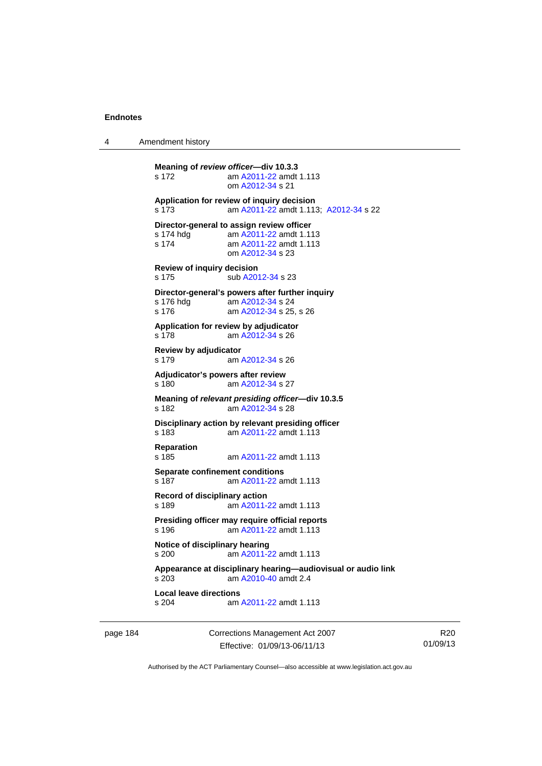**Meaning of *review officer*—div 10.3.3**
s 172 am A2011-22 amdt 1.113
om A2012-34 s 21

**Application for review of inquiry decision**
s 173 am A2011-22 amdt 1.113; A2012-34 s 22

**Director-general to assign review officer**
s 174 hdg am A2011-22 amdt 1.113
s 174 am A2011-22 amdt 1.113
om A2012-34 s 23

**Review of inquiry decision**
s 175 sub A2012-34 s 23

**Director-general's powers after further inquiry**
s 176 hdg am A2012-34 s 24
s 176 am A2012-34 s 25, s 26

**Application for review by adjudicator**
s 178 am A2012-34 s 26

**Review by adjudicator**
s 179 am A2012-34 s 26

**Adjudicator's powers after review**
s 180 am A2012-34 s 27

**Meaning of *relevant presiding officer*—div 10.3.5**
s 182 am A2012-34 s 28

**Disciplinary action by relevant presiding officer**
s 183 am A2011-22 amdt 1.113

**Reparation**
s 185 am A2011-22 amdt 1.113

**Separate confinement conditions**
s 187 am A2011-22 amdt 1.113

**Record of disciplinary action**
s 189 am A2011-22 amdt 1.113

**Presiding officer may require official reports**
s 196 am A2011-22 amdt 1.113

**Notice of disciplinary hearing**
s 200 am A2011-22 amdt 1.113

**Appearance at disciplinary hearing—audiovisual or audio link**
s 203 am A2010-40 amdt 2.4

**Local leave directions**
s 204 am A2011-22 amdt 1.113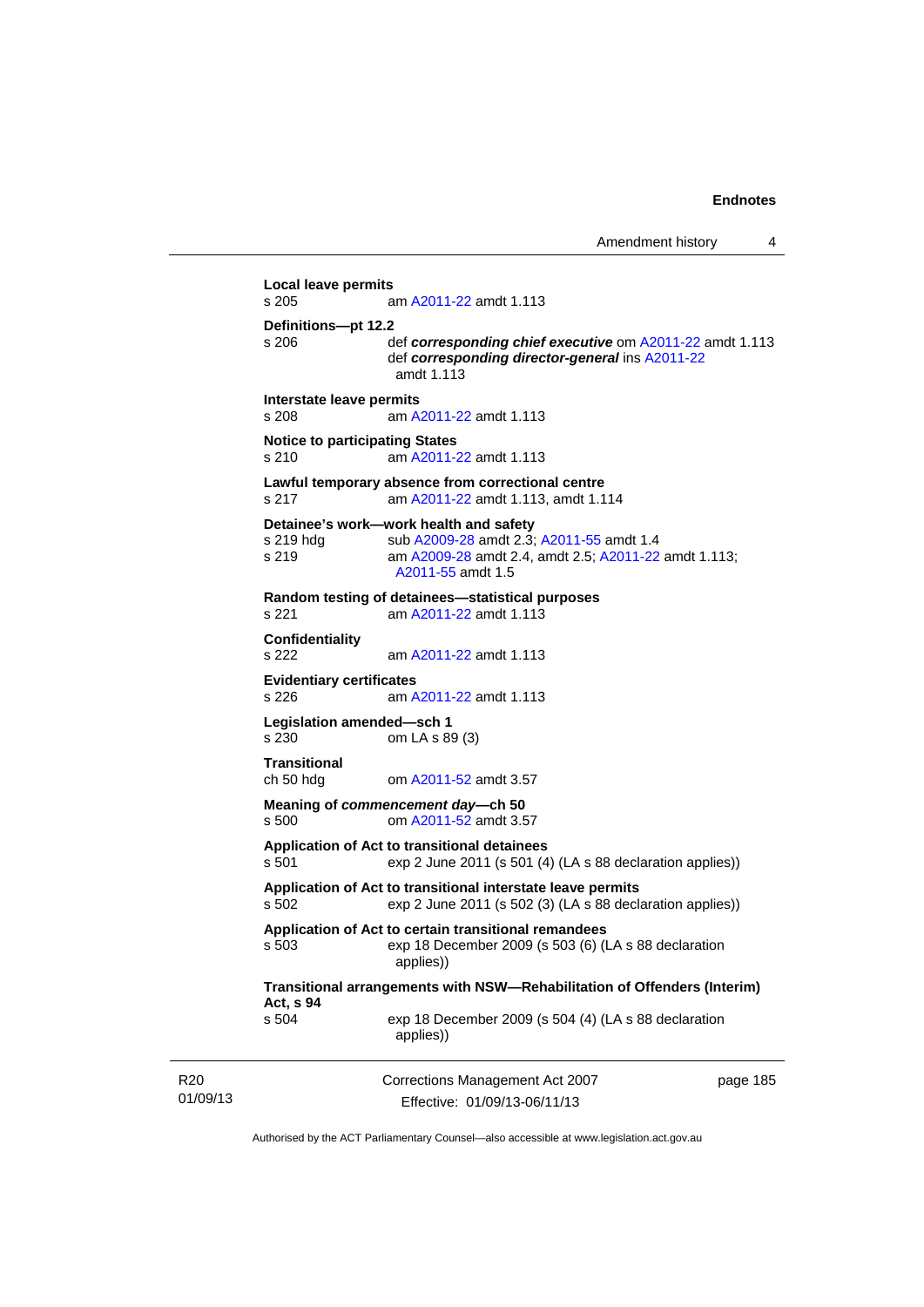**Local leave permits**
s 205 am A2011-22 amdt 1.113

**Definitions—pt 12.2**
s 206 def ***corresponding chief executive*** om A2011-22 amdt 1.113
def ***corresponding director-general*** ins A2011-22 amdt 1.113

**Interstate leave permits**
s 208 am A2011-22 amdt 1.113

**Notice to participating States**
s 210 am A2011-22 amdt 1.113

**Lawful temporary absence from correctional centre**
s 217 am A2011-22 amdt 1.113, amdt 1.114

**Detainee's work—work health and safety**
s 219 hdg sub A2009-28 amdt 2.3; A2011-55 amdt 1.4
s 219 am A2009-28 amdt 2.4, amdt 2.5; A2011-22 amdt 1.113; A2011-55 amdt 1.5

**Random testing of detainees—statistical purposes**
s 221 am A2011-22 amdt 1.113

**Confidentiality**
s 222 am A2011-22 amdt 1.113

**Evidentiary certificates**
s 226 am A2011-22 amdt 1.113

**Legislation amended—sch 1**
s 230 om LA s 89 (3)

**Transitional**
ch 50 hdg om A2011-52 amdt 3.57

**Meaning of *commencement day*—ch 50**
s 500 om A2011-52 amdt 3.57

**Application of Act to transitional detainees**
s 501 exp 2 June 2011 (s 501 (4) (LA s 88 declaration applies))

**Application of Act to transitional interstate leave permits**
s 502 exp 2 June 2011 (s 502 (3) (LA s 88 declaration applies))

**Application of Act to certain transitional remandees**
s 503 exp 18 December 2009 (s 503 (6) (LA s 88 declaration applies))

**Transitional arrangements with NSW—Rehabilitation of Offenders (Interim) Act, s 94**
s 504 exp 18 December 2009 (s 504 (4) (LA s 88 declaration applies))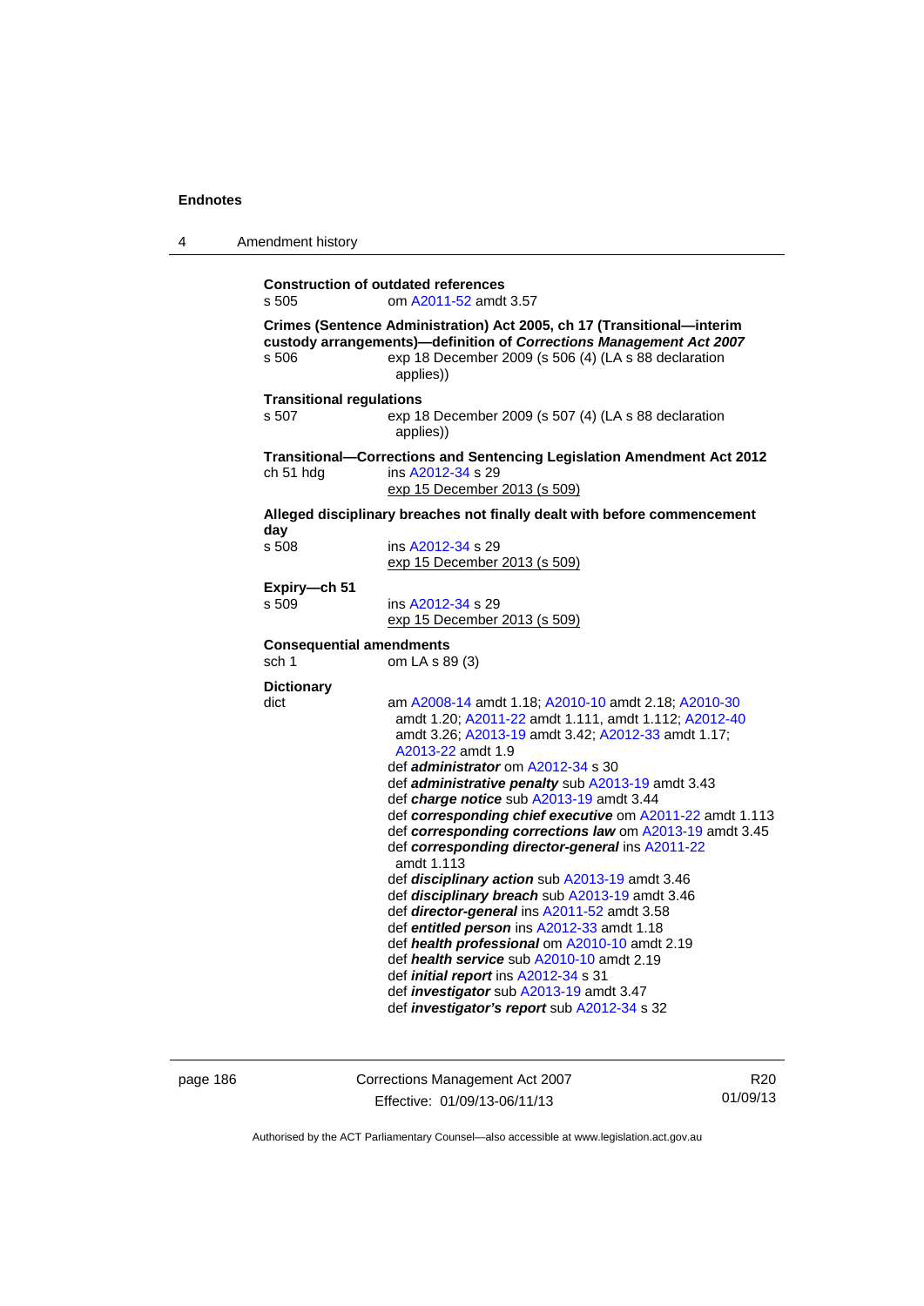**Construction of outdated references**

s 505 om A2011-52 amdt 3.57

**Crimes (Sentence Administration) Act 2005, ch 17 (Transitional—interim custody arrangements)—definition of *Corrections Management Act 2007***

s 506 exp 18 December 2009 (s 506 (4) (LA s 88 declaration applies))

**Transitional regulations**

s 507 exp 18 December 2009 (s 507 (4) (LA s 88 declaration applies))

**Transitional—Corrections and Sentencing Legislation Amendment Act 2012**

ch 51 hdg ins A2012-34 s 29
exp 15 December 2013 (s 509)

**Alleged disciplinary breaches not finally dealt with before commencement day**

s 508 ins A2012-34 s 29
exp 15 December 2013 (s 509)

**Expiry—ch 51**

s 509 ins A2012-34 s 29
exp 15 December 2013 (s 509)

**Consequential amendments**

sch 1 om LA s 89 (3)

**Dictionary**

dict am A2008-14 amdt 1.18; A2010-10 amdt 2.18; A2010-30 amdt 1.20; A2011-22 amdt 1.111, amdt 1.112; A2012-40 amdt 3.26; A2013-19 amdt 3.42; A2012-33 amdt 1.17; A2013-22 amdt 1.9
def ***administrator*** om A2012-34 s 30
def ***administrative penalty*** sub A2013-19 amdt 3.43
def ***charge notice*** sub A2013-19 amdt 3.44
def ***corresponding chief executive*** om A2011-22 amdt 1.113
def ***corresponding corrections law*** om A2013-19 amdt 3.45
def ***corresponding director-general*** ins A2011-22 amdt 1.113
def ***disciplinary action*** sub A2013-19 amdt 3.46
def ***disciplinary breach*** sub A2013-19 amdt 3.46
def ***director-general*** ins A2011-52 amdt 3.58
def ***entitled person*** ins A2012-33 amdt 1.18
def ***health professional*** om A2010-10 amdt 2.19
def ***health service*** sub A2010-10 amdt 2.19
def ***initial report*** ins A2012-34 s 31
def ***investigator*** sub A2013-19 amdt 3.47
def ***investigator's report*** sub A2012-34 s 32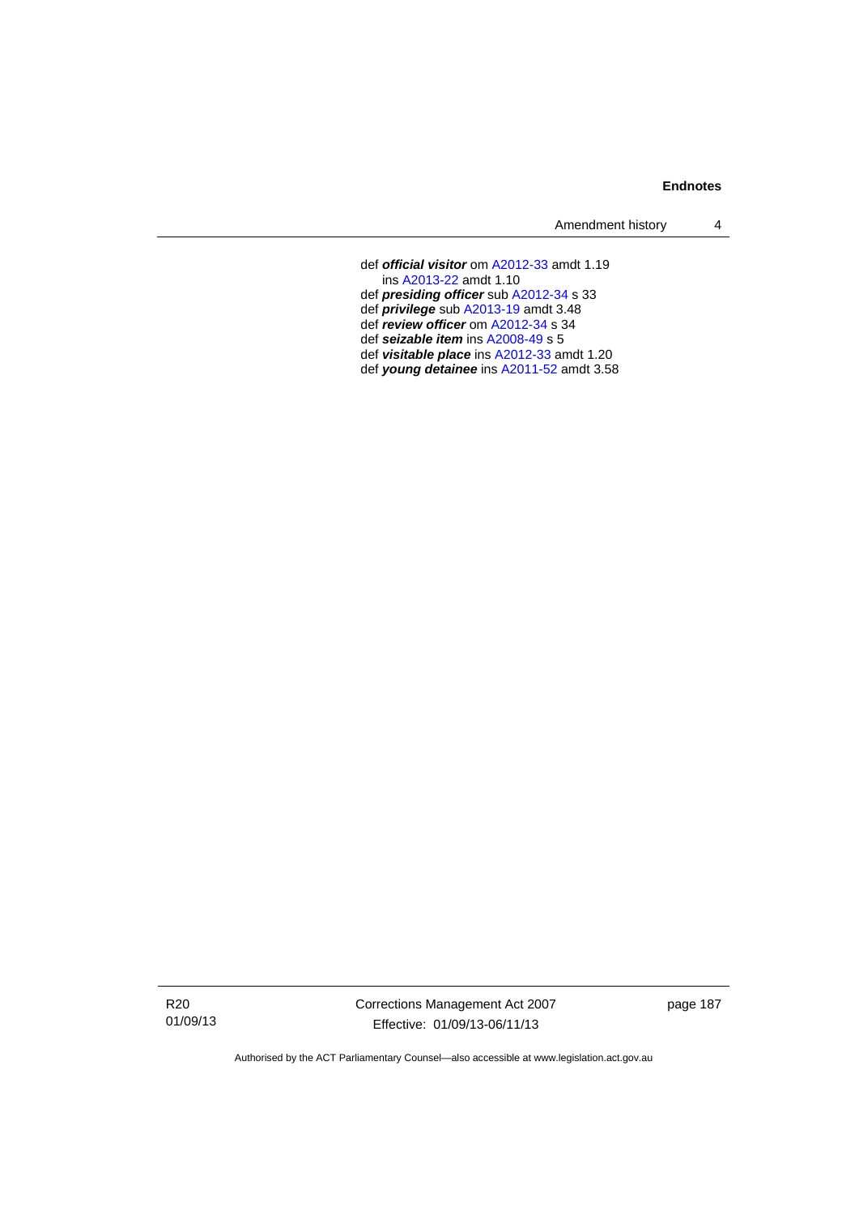def ***official visitor*** om A2012-33 amdt 1.19
    ins A2013-22 amdt 1.10
def ***presiding officer*** sub A2012-34 s 33
def ***privilege*** sub A2013-19 amdt 3.48
def ***review officer*** om A2012-34 s 34
def ***seizable item*** ins A2008-49 s 5
def ***visitable place*** ins A2012-33 amdt 1.20
def ***young detainee*** ins A2011-52 amdt 3.58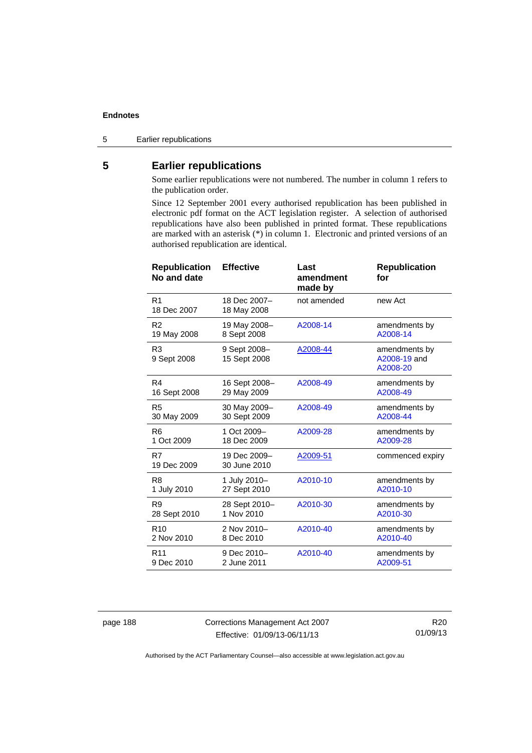## 5 Earlier republications

Some earlier republications were not numbered. The number in column 1 refers to the publication order.

Since 12 September 2001 every authorised republication has been published in electronic pdf format on the ACT legislation register. A selection of authorised republications have also been published in printed format. These republications are marked with an asterisk (*) in column 1. Electronic and printed versions of an authorised republication are identical.

| Republication No and date | Effective | Last amendment made by | Republication for |
|---|---|---|---|
| R1<br>18 Dec 2007 | 18 Dec 2007–<br>18 May 2008 | not amended | new Act |
| R2<br>19 May 2008 | 19 May 2008–<br>8 Sept 2008 | A2008-14 | amendments by A2008-14 |
| R3<br>9 Sept 2008 | 9 Sept 2008–<br>15 Sept 2008 | A2008-44 | amendments by A2008-19 and A2008-20 |
| R4<br>16 Sept 2008 | 16 Sept 2008–<br>29 May 2009 | A2008-49 | amendments by A2008-49 |
| R5<br>30 May 2009 | 30 May 2009–<br>30 Sept 2009 | A2008-49 | amendments by A2008-44 |
| R6<br>1 Oct 2009 | 1 Oct 2009–<br>18 Dec 2009 | A2009-28 | amendments by A2009-28 |
| R7<br>19 Dec 2009 | 19 Dec 2009–<br>30 June 2010 | A2009-51 | commenced expiry |
| R8<br>1 July 2010 | 1 July 2010–<br>27 Sept 2010 | A2010-10 | amendments by A2010-10 |
| R9<br>28 Sept 2010 | 28 Sept 2010–<br>1 Nov 2010 | A2010-30 | amendments by A2010-30 |
| R10<br>2 Nov 2010 | 2 Nov 2010–<br>8 Dec 2010 | A2010-40 | amendments by A2010-40 |
| R11<br>9 Dec 2010 | 9 Dec 2010–<br>2 June 2011 | A2010-40 | amendments by A2009-51 |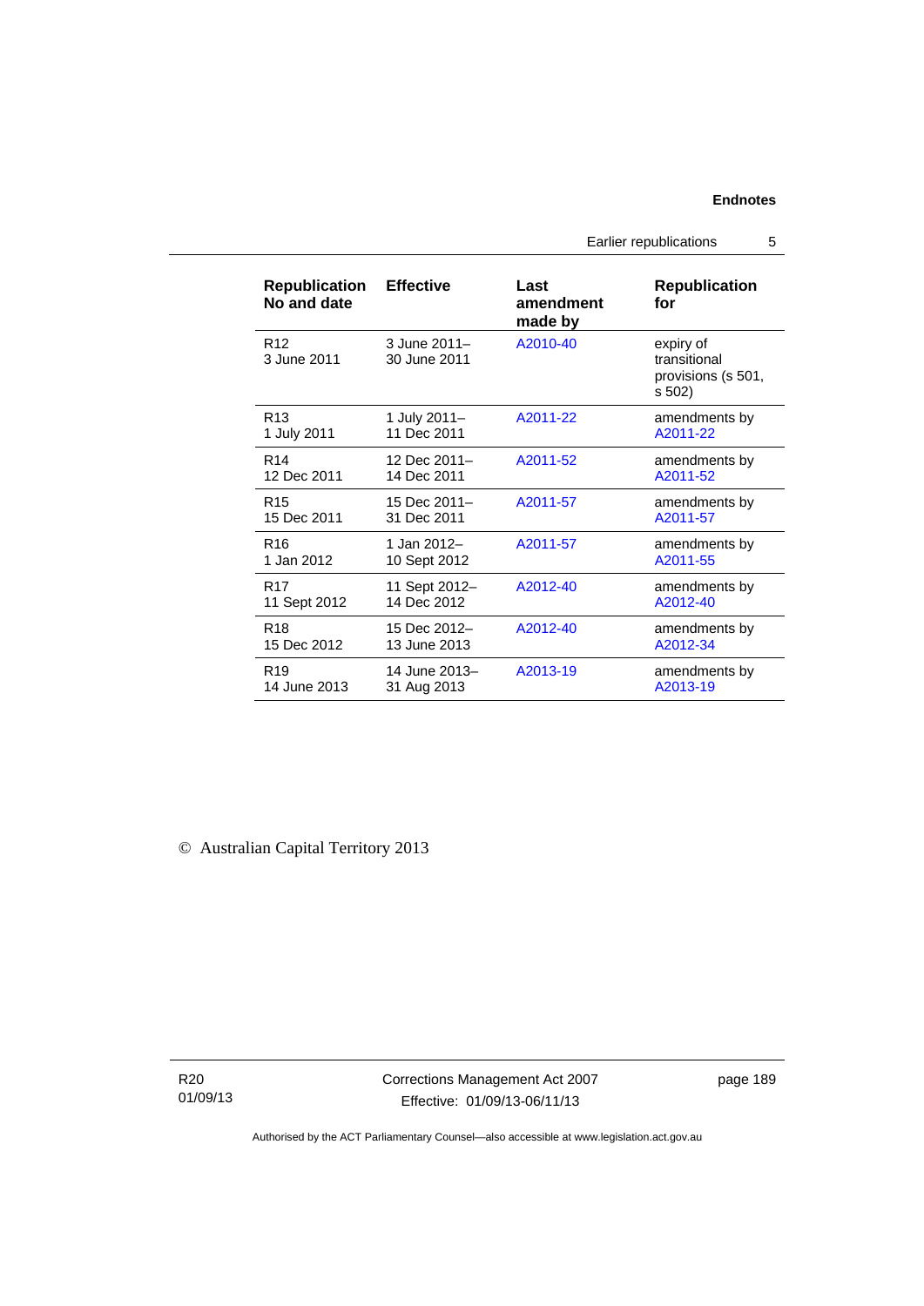| Republication No and date | Effective | Last amendment made by | Republication for |
|---|---|---|---|
| R12 3 June 2011 | 3 June 2011– 30 June 2011 | A2010-40 | expiry of transitional provisions (s 501, s 502) |
| R13 1 July 2011 | 1 July 2011– 11 Dec 2011 | A2011-22 | amendments by A2011-22 |
| R14 12 Dec 2011 | 12 Dec 2011– 14 Dec 2011 | A2011-52 | amendments by A2011-52 |
| R15 15 Dec 2011 | 15 Dec 2011– 31 Dec 2011 | A2011-57 | amendments by A2011-57 |
| R16 1 Jan 2012 | 1 Jan 2012– 10 Sept 2012 | A2011-57 | amendments by A2011-55 |
| R17 11 Sept 2012 | 11 Sept 2012– 14 Dec 2012 | A2012-40 | amendments by A2012-40 |
| R18 15 Dec 2012 | 15 Dec 2012– 13 June 2013 | A2012-40 | amendments by A2012-34 |
| R19 14 June 2013 | 14 June 2013– 31 Aug 2013 | A2013-19 | amendments by A2013-19 |

© Australian Capital Territory 2013